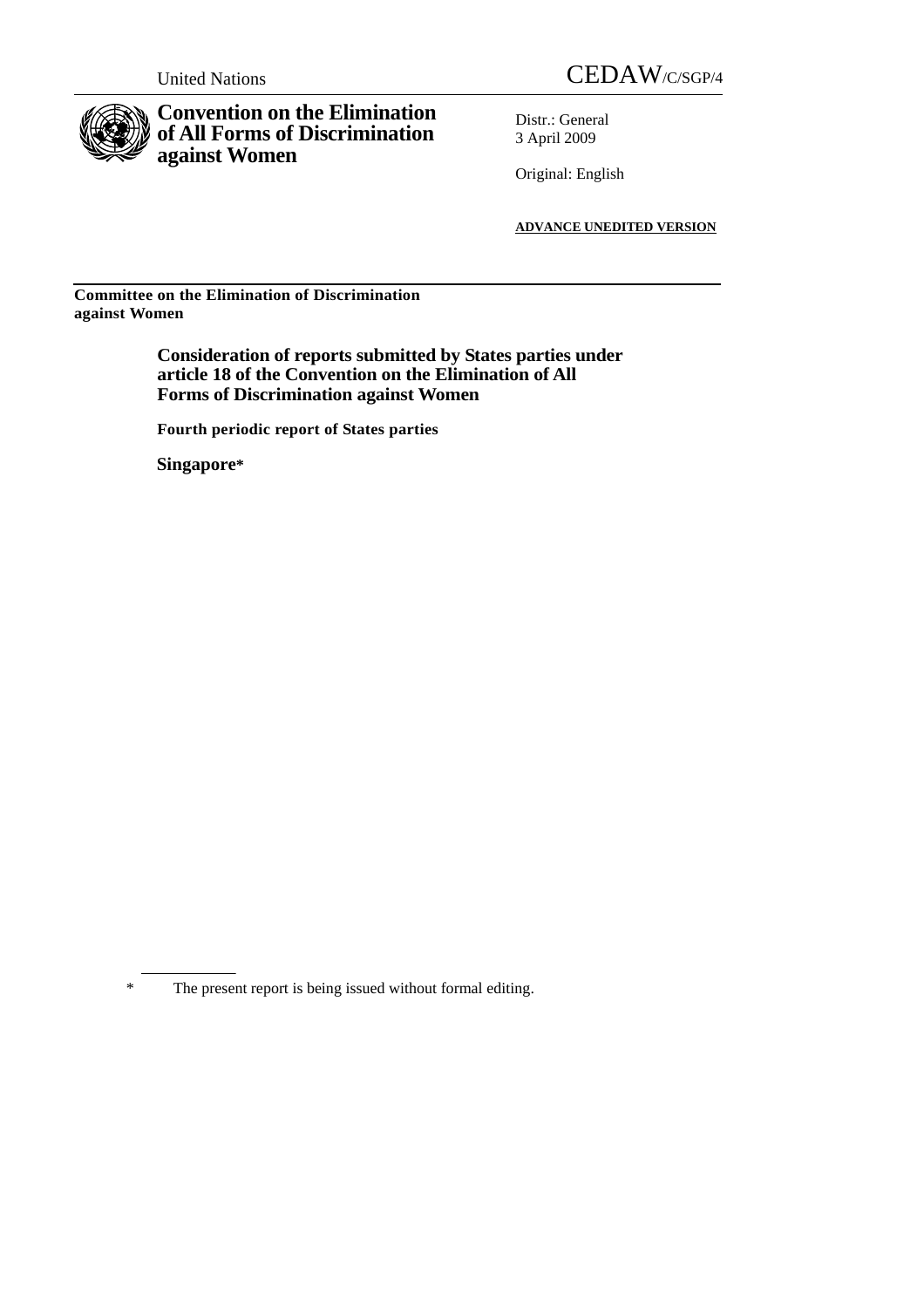United Nations

# CEDAW/C/SGP/4

**Convention on the Elimination of All Forms of Discrimination against Women**

Distr.: General
3 April 2009

Original: English

**ADVANCE UNEDITED VERSION**

**Committee on the Elimination of Discrimination against Women**

## Consideration of reports submitted by States parties under article 18 of the Convention on the Elimination of All Forms of Discrimination against Women

**Fourth periodic report of States parties**

**Singapore***

\* The present report is being issued without formal editing.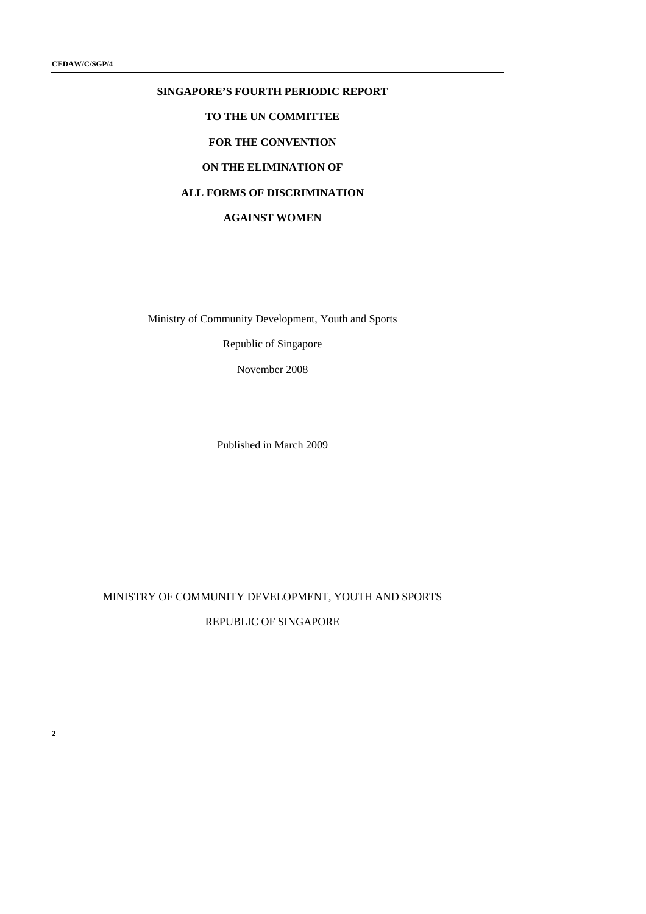# SINGAPORE'S FOURTH PERIODIC REPORT

# TO THE UN COMMITTEE

# FOR THE CONVENTION

# ON THE ELIMINATION OF

# ALL FORMS OF DISCRIMINATION

# AGAINST WOMEN

Ministry of Community Development, Youth and Sports

Republic of Singapore

November 2008

Published in March 2009

MINISTRY OF COMMUNITY DEVELOPMENT, YOUTH AND SPORTS

REPUBLIC OF SINGAPORE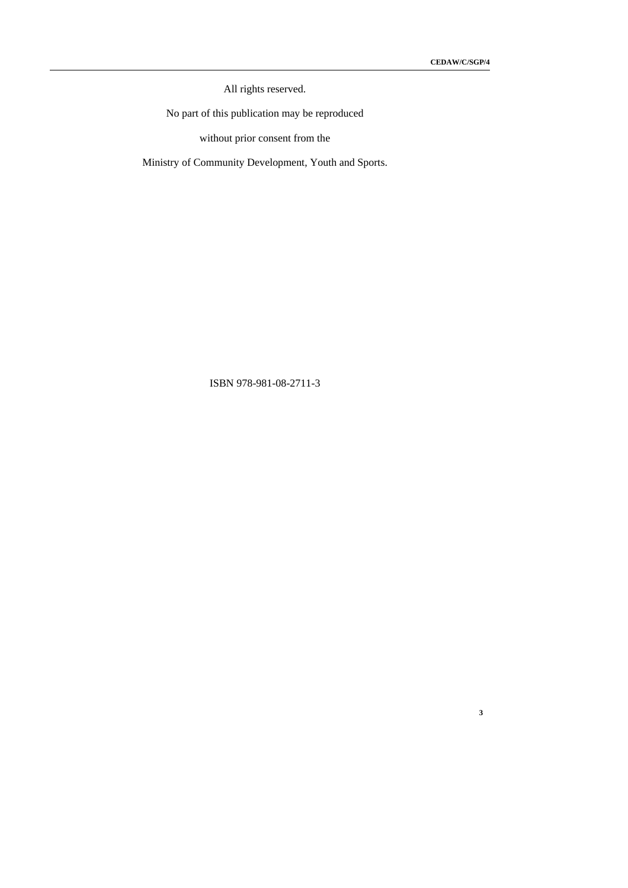All rights reserved.

No part of this publication may be reproduced

without prior consent from the

Ministry of Community Development, Youth and Sports.

ISBN 978-981-08-2711-3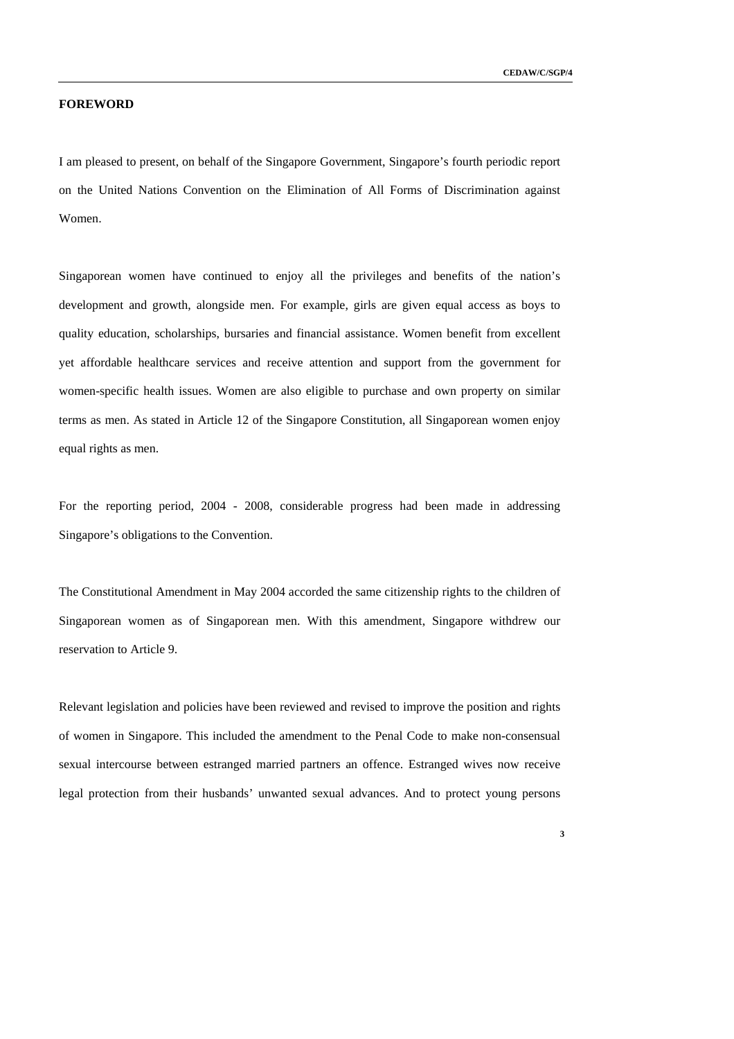## FOREWORD

I am pleased to present, on behalf of the Singapore Government, Singapore's fourth periodic report on the United Nations Convention on the Elimination of All Forms of Discrimination against Women.

Singaporean women have continued to enjoy all the privileges and benefits of the nation's development and growth, alongside men. For example, girls are given equal access as boys to quality education, scholarships, bursaries and financial assistance. Women benefit from excellent yet affordable healthcare services and receive attention and support from the government for women-specific health issues. Women are also eligible to purchase and own property on similar terms as men. As stated in Article 12 of the Singapore Constitution, all Singaporean women enjoy equal rights as men.

For the reporting period, 2004 - 2008, considerable progress had been made in addressing Singapore's obligations to the Convention.

The Constitutional Amendment in May 2004 accorded the same citizenship rights to the children of Singaporean women as of Singaporean men. With this amendment, Singapore withdrew our reservation to Article 9.

Relevant legislation and policies have been reviewed and revised to improve the position and rights of women in Singapore. This included the amendment to the Penal Code to make non-consensual sexual intercourse between estranged married partners an offence. Estranged wives now receive legal protection from their husbands' unwanted sexual advances. And to protect young persons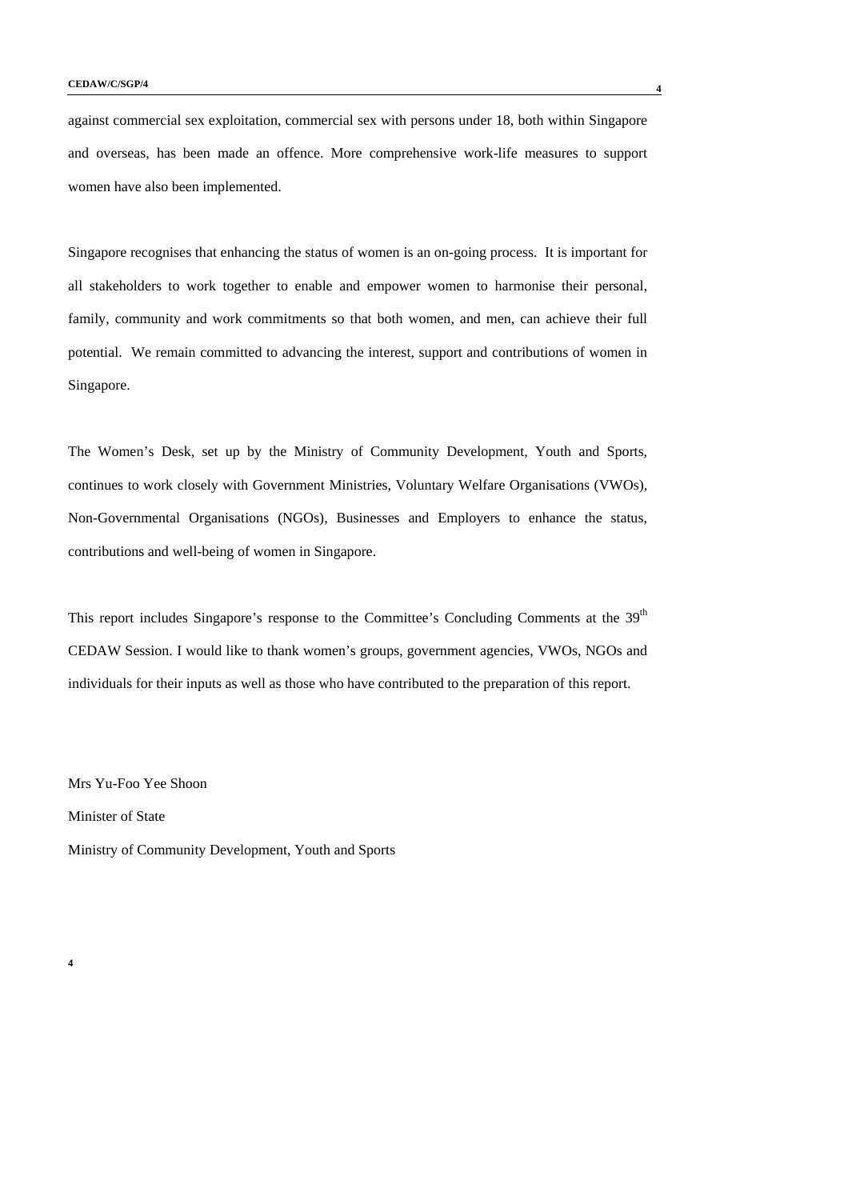against commercial sex exploitation, commercial sex with persons under 18, both within Singapore and overseas, has been made an offence. More comprehensive work-life measures to support women have also been implemented.

Singapore recognises that enhancing the status of women is an on-going process. It is important for all stakeholders to work together to enable and empower women to harmonise their personal, family, community and work commitments so that both women, and men, can achieve their full potential. We remain committed to advancing the interest, support and contributions of women in Singapore.

The Women's Desk, set up by the Ministry of Community Development, Youth and Sports, continues to work closely with Government Ministries, Voluntary Welfare Organisations (VWOs), Non-Governmental Organisations (NGOs), Businesses and Employers to enhance the status, contributions and well-being of women in Singapore.

This report includes Singapore's response to the Committee's Concluding Comments at the 39th CEDAW Session. I would like to thank women's groups, government agencies, VWOs, NGOs and individuals for their inputs as well as those who have contributed to the preparation of this report.

Mrs Yu-Foo Yee Shoon

Minister of State

Ministry of Community Development, Youth and Sports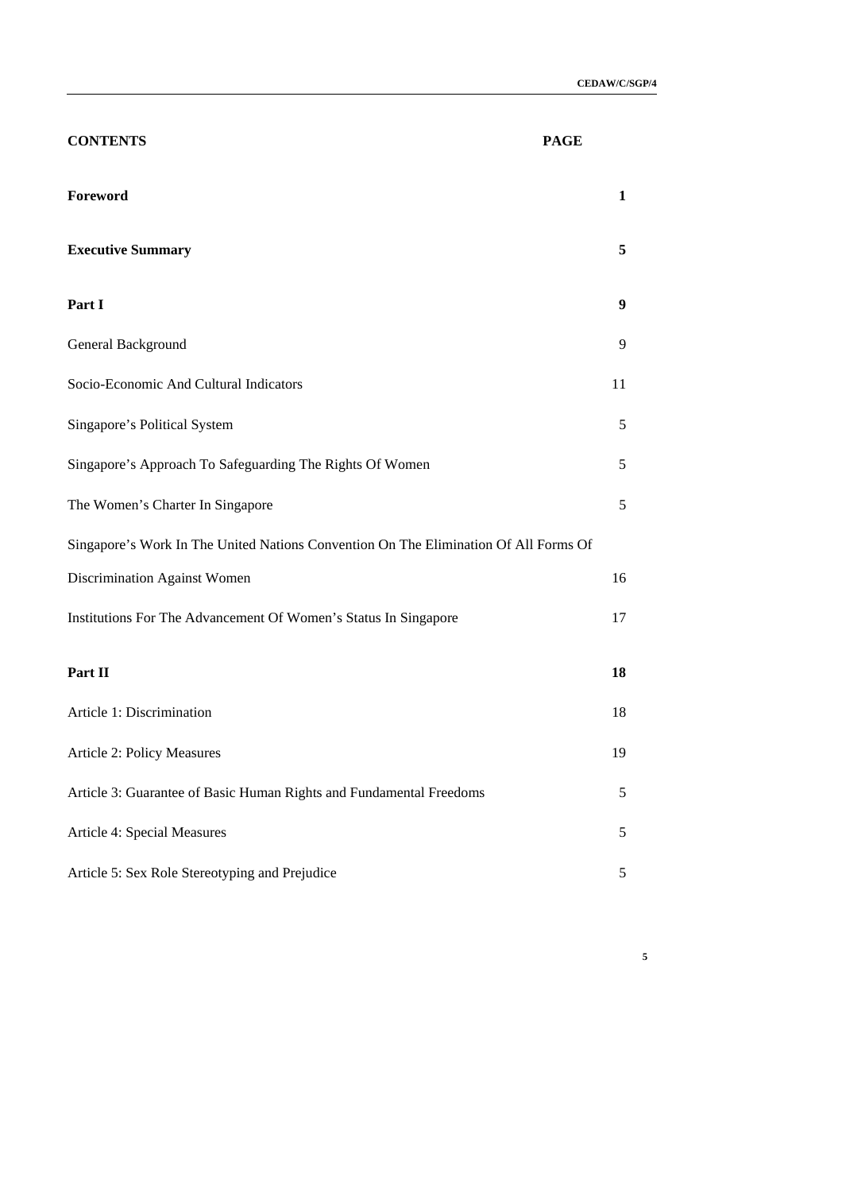| CONTENTS | PAGE |
|---|---|
| **Foreword** | **1** |
| **Executive Summary** | **5** |
| **Part I** | **9** |
| General Background | 9 |
| Socio-Economic And Cultural Indicators | 11 |
| Singapore's Political System | 5 |
| Singapore's Approach To Safeguarding The Rights Of Women | 5 |
| The Women's Charter In Singapore | 5 |
| Singapore's Work In The United Nations Convention On The Elimination Of All Forms Of Discrimination Against Women | 16 |
| Institutions For The Advancement Of Women's Status In Singapore | 17 |
| **Part II** | **18** |
| Article 1: Discrimination | 18 |
| Article 2: Policy Measures | 19 |
| Article 3: Guarantee of Basic Human Rights and Fundamental Freedoms | 5 |
| Article 4: Special Measures | 5 |
| Article 5: Sex Role Stereotyping and Prejudice | 5 |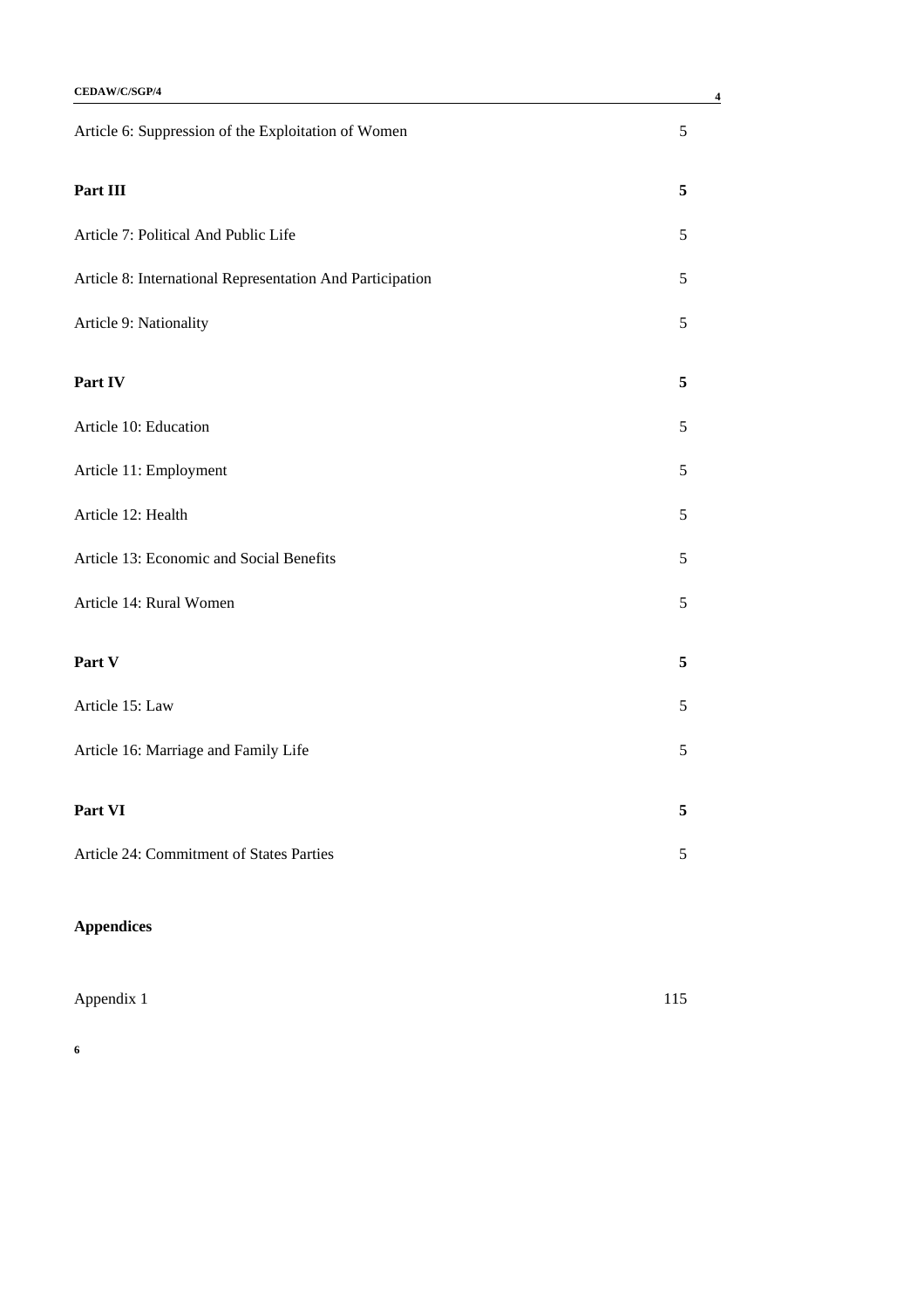| | |
|---|---|
| Article 6: Suppression of the Exploitation of Women | 5 |
| **Part III** | **5** |
| Article 7: Political And Public Life | 5 |
| Article 8: International Representation And Participation | 5 |
| Article 9: Nationality | 5 |
| **Part IV** | **5** |
| Article 10: Education | 5 |
| Article 11: Employment | 5 |
| Article 12: Health | 5 |
| Article 13: Economic and Social Benefits | 5 |
| Article 14: Rural Women | 5 |
| **Part V** | **5** |
| Article 15: Law | 5 |
| Article 16: Marriage and Family Life | 5 |
| **Part VI** | **5** |
| Article 24: Commitment of States Parties | 5 |

**Appendices**

| | |
|---|---|
| Appendix 1 | 115 |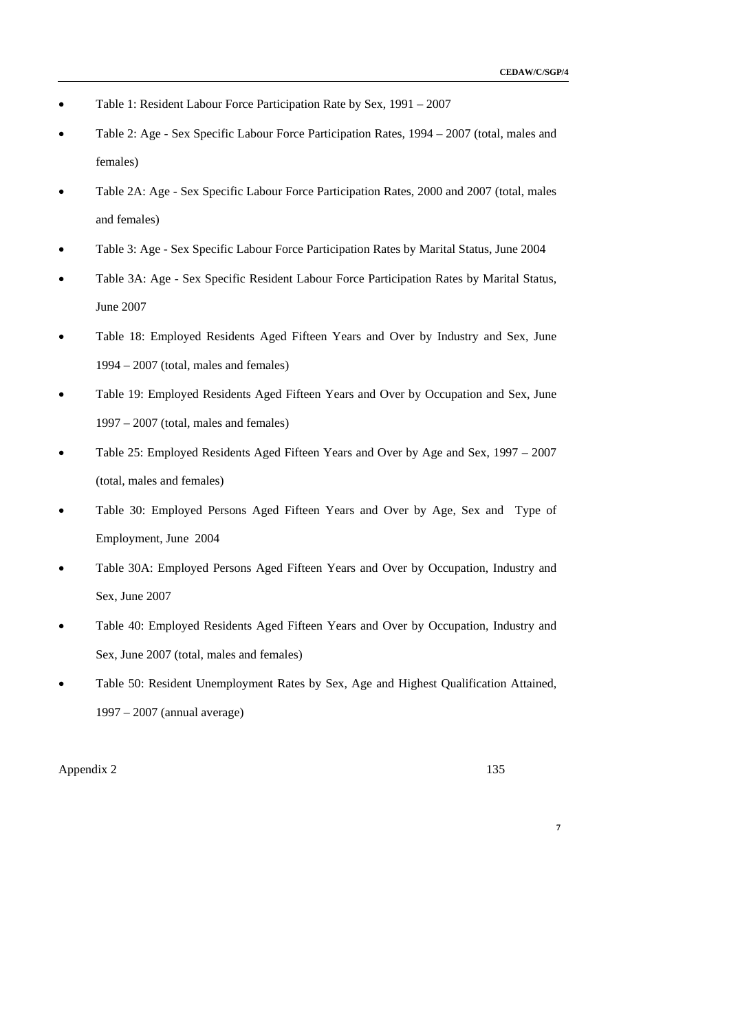- Table 1: Resident Labour Force Participation Rate by Sex, 1991 – 2007
- Table 2: Age - Sex Specific Labour Force Participation Rates, 1994 – 2007 (total, males and females)
- Table 2A: Age - Sex Specific Labour Force Participation Rates, 2000 and 2007 (total, males and females)
- Table 3: Age - Sex Specific Labour Force Participation Rates by Marital Status, June 2004
- Table 3A: Age - Sex Specific Resident Labour Force Participation Rates by Marital Status, June 2007
- Table 18: Employed Residents Aged Fifteen Years and Over by Industry and Sex, June 1994 – 2007 (total, males and females)
- Table 19: Employed Residents Aged Fifteen Years and Over by Occupation and Sex, June 1997 – 2007 (total, males and females)
- Table 25: Employed Residents Aged Fifteen Years and Over by Age and Sex, 1997 – 2007 (total, males and females)
- Table 30: Employed Persons Aged Fifteen Years and Over by Age, Sex and Type of Employment, June 2004
- Table 30A: Employed Persons Aged Fifteen Years and Over by Occupation, Industry and Sex, June 2007
- Table 40: Employed Residents Aged Fifteen Years and Over by Occupation, Industry and Sex, June 2007 (total, males and females)
- Table 50: Resident Unemployment Rates by Sex, Age and Highest Qualification Attained, 1997 – 2007 (annual average)

Appendix 2 135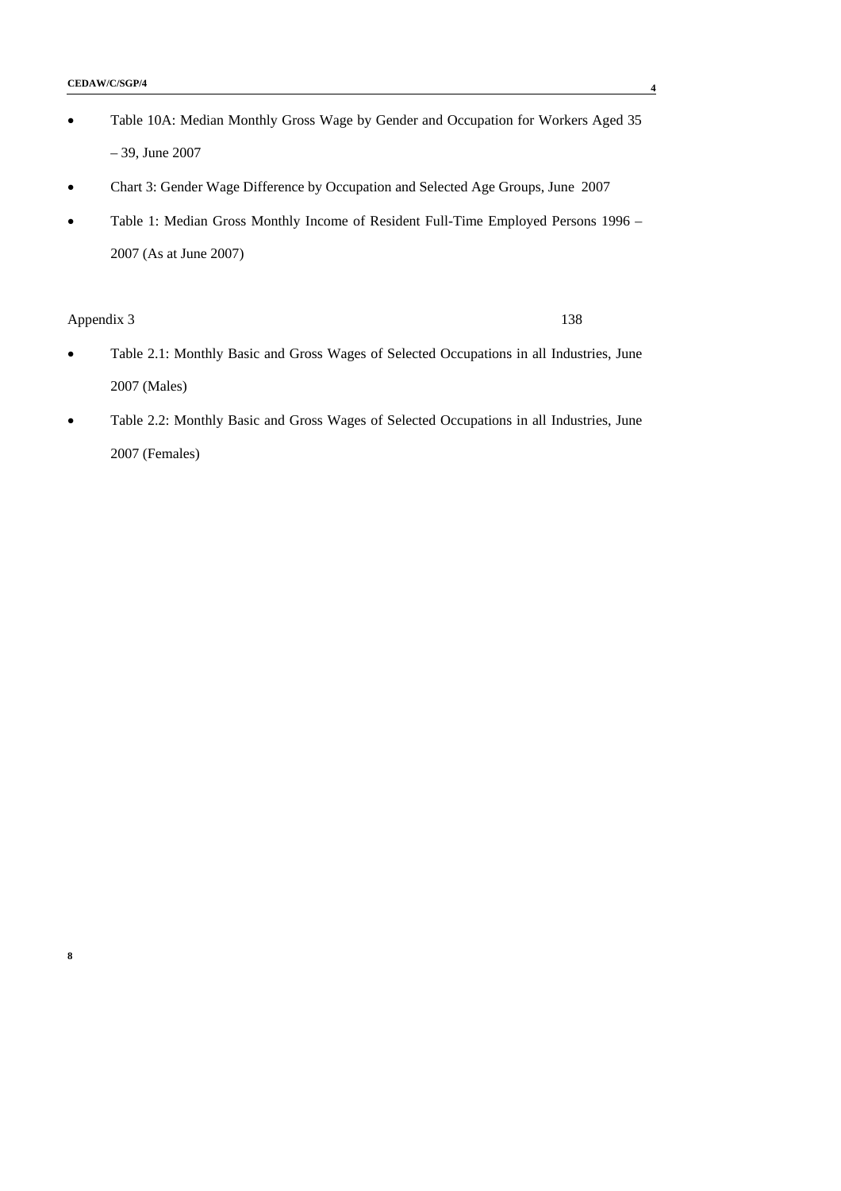- Table 10A: Median Monthly Gross Wage by Gender and Occupation for Workers Aged 35 – 39, June 2007
- Chart 3: Gender Wage Difference by Occupation and Selected Age Groups, June 2007
- Table 1: Median Gross Monthly Income of Resident Full-Time Employed Persons 1996 – 2007 (As at June 2007)

Appendix 3 138

- Table 2.1: Monthly Basic and Gross Wages of Selected Occupations in all Industries, June 2007 (Males)
- Table 2.2: Monthly Basic and Gross Wages of Selected Occupations in all Industries, June 2007 (Females)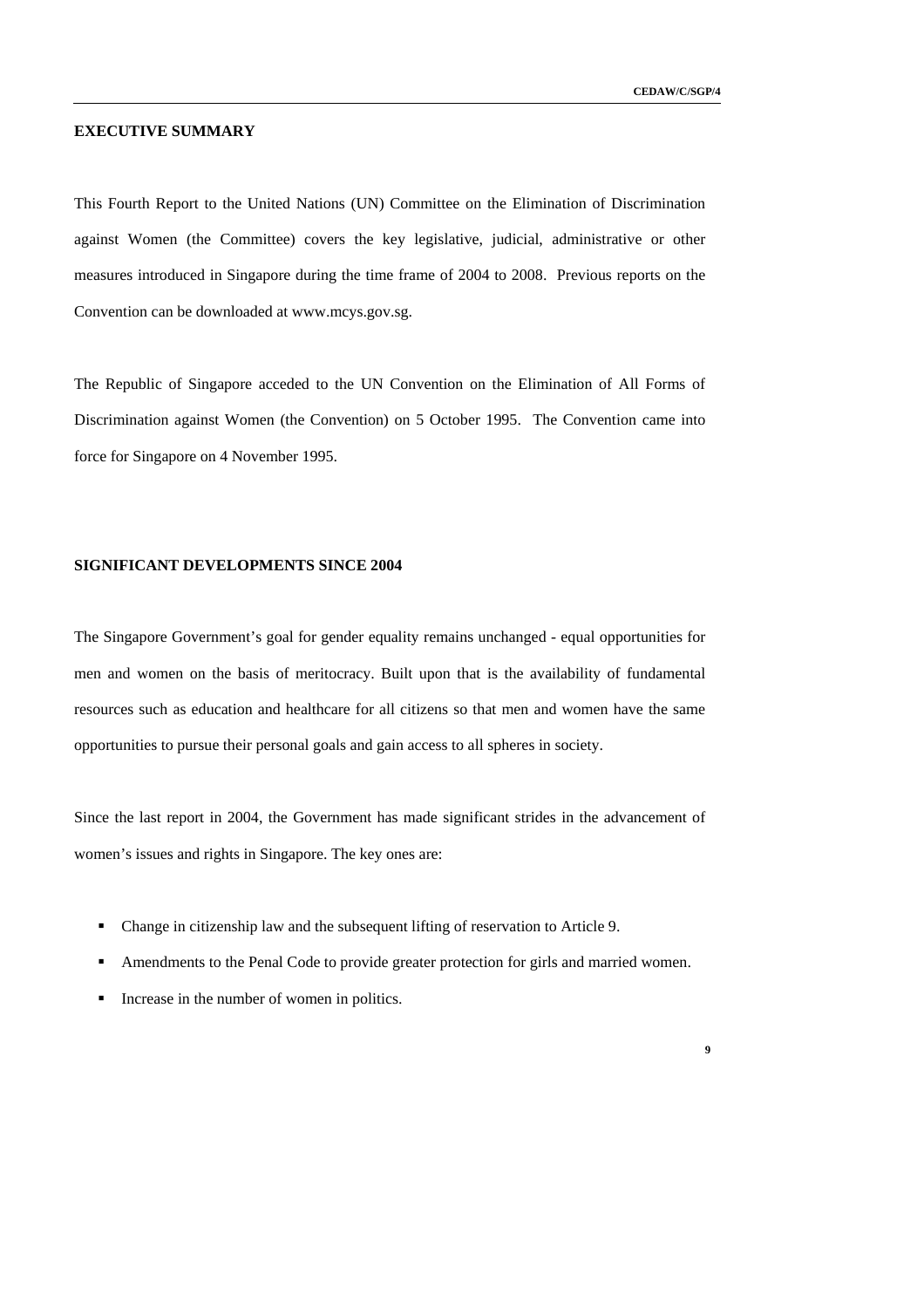## EXECUTIVE SUMMARY

This Fourth Report to the United Nations (UN) Committee on the Elimination of Discrimination against Women (the Committee) covers the key legislative, judicial, administrative or other measures introduced in Singapore during the time frame of 2004 to 2008. Previous reports on the Convention can be downloaded at www.mcys.gov.sg.

The Republic of Singapore acceded to the UN Convention on the Elimination of All Forms of Discrimination against Women (the Convention) on 5 October 1995. The Convention came into force for Singapore on 4 November 1995.

## SIGNIFICANT DEVELOPMENTS SINCE 2004

The Singapore Government's goal for gender equality remains unchanged - equal opportunities for men and women on the basis of meritocracy. Built upon that is the availability of fundamental resources such as education and healthcare for all citizens so that men and women have the same opportunities to pursue their personal goals and gain access to all spheres in society.

Since the last report in 2004, the Government has made significant strides in the advancement of women's issues and rights in Singapore. The key ones are:

- Change in citizenship law and the subsequent lifting of reservation to Article 9.
- Amendments to the Penal Code to provide greater protection for girls and married women.
- Increase in the number of women in politics.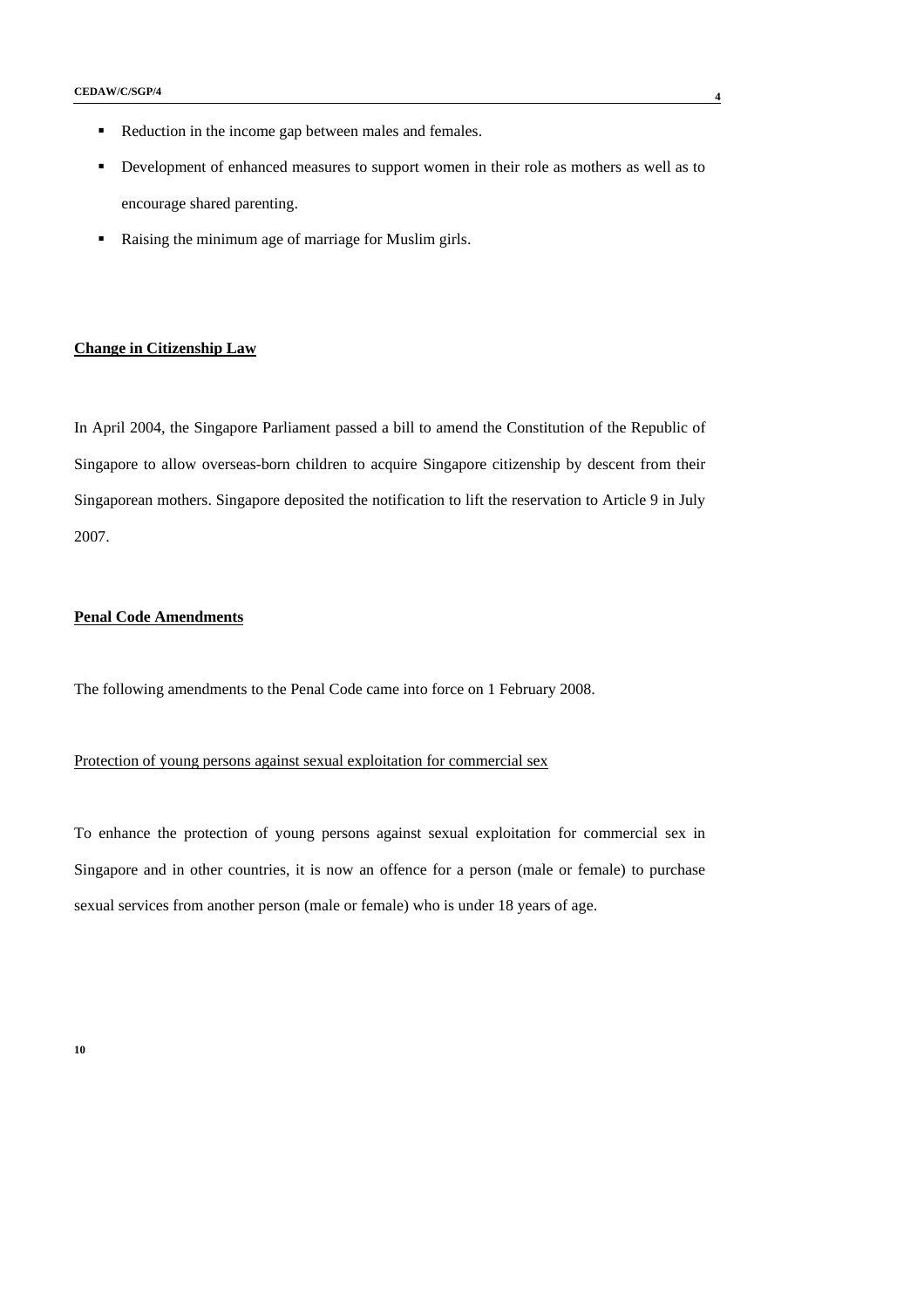- Reduction in the income gap between males and females.
- Development of enhanced measures to support women in their role as mothers as well as to encourage shared parenting.
- Raising the minimum age of marriage for Muslim girls.

## Change in Citizenship Law

In April 2004, the Singapore Parliament passed a bill to amend the Constitution of the Republic of Singapore to allow overseas-born children to acquire Singapore citizenship by descent from their Singaporean mothers. Singapore deposited the notification to lift the reservation to Article 9 in July 2007.

## Penal Code Amendments

The following amendments to the Penal Code came into force on 1 February 2008.

### Protection of young persons against sexual exploitation for commercial sex

To enhance the protection of young persons against sexual exploitation for commercial sex in Singapore and in other countries, it is now an offence for a person (male or female) to purchase sexual services from another person (male or female) who is under 18 years of age.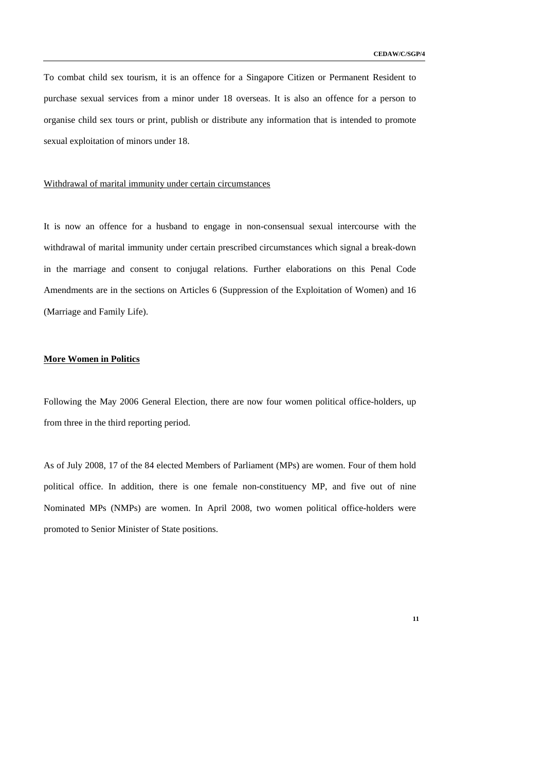To combat child sex tourism, it is an offence for a Singapore Citizen or Permanent Resident to purchase sexual services from a minor under 18 overseas. It is also an offence for a person to organise child sex tours or print, publish or distribute any information that is intended to promote sexual exploitation of minors under 18.

Withdrawal of marital immunity under certain circumstances

It is now an offence for a husband to engage in non-consensual sexual intercourse with the withdrawal of marital immunity under certain prescribed circumstances which signal a break-down in the marriage and consent to conjugal relations. Further elaborations on this Penal Code Amendments are in the sections on Articles 6 (Suppression of the Exploitation of Women) and 16 (Marriage and Family Life).

**More Women in Politics**

Following the May 2006 General Election, there are now four women political office-holders, up from three in the third reporting period.

As of July 2008, 17 of the 84 elected Members of Parliament (MPs) are women. Four of them hold political office. In addition, there is one female non-constituency MP, and five out of nine Nominated MPs (NMPs) are women. In April 2008, two women political office-holders were promoted to Senior Minister of State positions.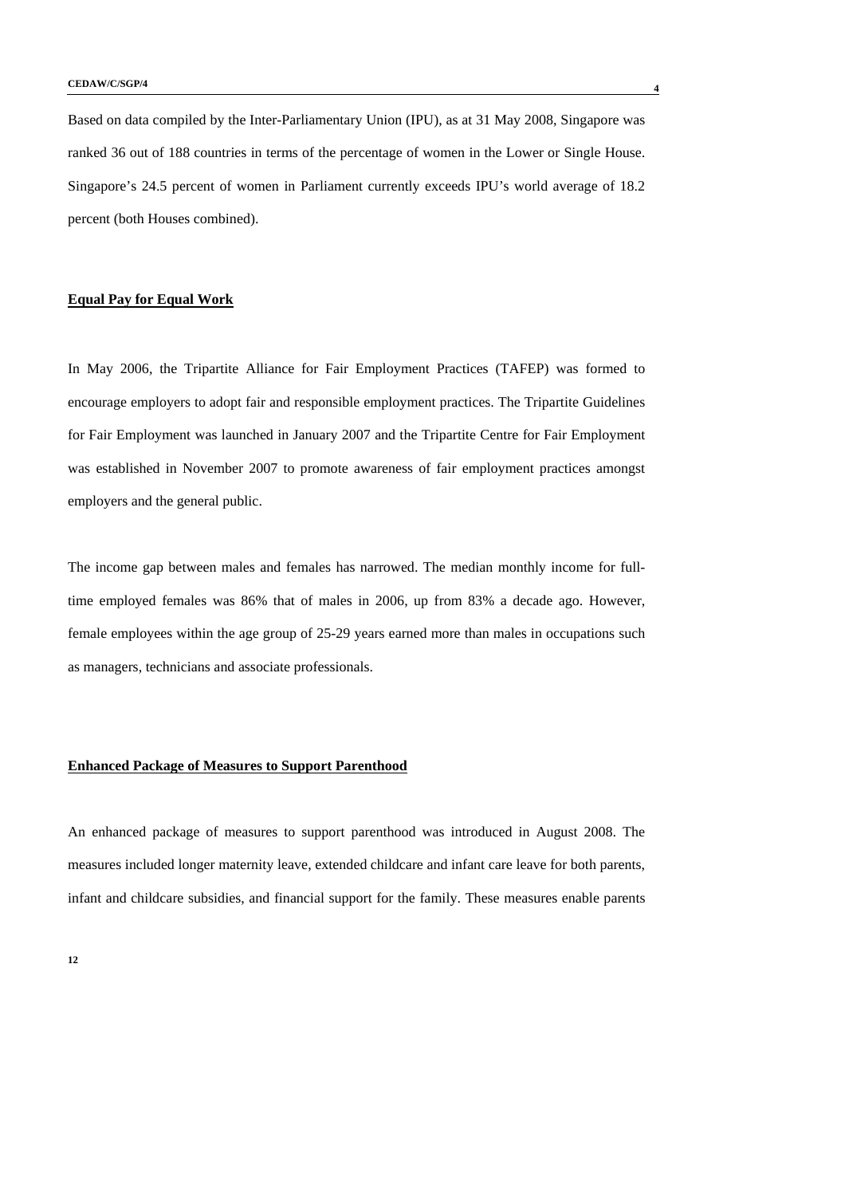Based on data compiled by the Inter-Parliamentary Union (IPU), as at 31 May 2008, Singapore was ranked 36 out of 188 countries in terms of the percentage of women in the Lower or Single House. Singapore's 24.5 percent of women in Parliament currently exceeds IPU's world average of 18.2 percent (both Houses combined).

**Equal Pay for Equal Work**

In May 2006, the Tripartite Alliance for Fair Employment Practices (TAFEP) was formed to encourage employers to adopt fair and responsible employment practices. The Tripartite Guidelines for Fair Employment was launched in January 2007 and the Tripartite Centre for Fair Employment was established in November 2007 to promote awareness of fair employment practices amongst employers and the general public.

The income gap between males and females has narrowed. The median monthly income for full-time employed females was 86% that of males in 2006, up from 83% a decade ago. However, female employees within the age group of 25-29 years earned more than males in occupations such as managers, technicians and associate professionals.

**Enhanced Package of Measures to Support Parenthood**

An enhanced package of measures to support parenthood was introduced in August 2008. The measures included longer maternity leave, extended childcare and infant care leave for both parents, infant and childcare subsidies, and financial support for the family. These measures enable parents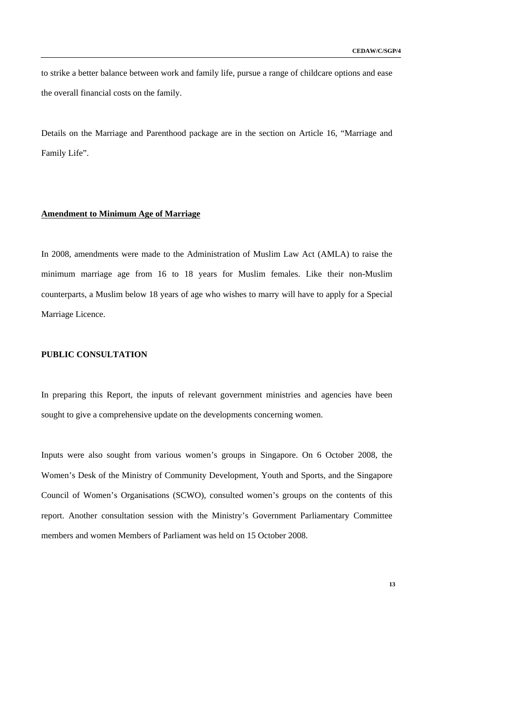to strike a better balance between work and family life, pursue a range of childcare options and ease the overall financial costs on the family.

Details on the Marriage and Parenthood package are in the section on Article 16, "Marriage and Family Life".

**Amendment to Minimum Age of Marriage**

In 2008, amendments were made to the Administration of Muslim Law Act (AMLA) to raise the minimum marriage age from 16 to 18 years for Muslim females. Like their non-Muslim counterparts, a Muslim below 18 years of age who wishes to marry will have to apply for a Special Marriage Licence.

## PUBLIC CONSULTATION

In preparing this Report, the inputs of relevant government ministries and agencies have been sought to give a comprehensive update on the developments concerning women.

Inputs were also sought from various women's groups in Singapore. On 6 October 2008, the Women's Desk of the Ministry of Community Development, Youth and Sports, and the Singapore Council of Women's Organisations (SCWO), consulted women's groups on the contents of this report. Another consultation session with the Ministry's Government Parliamentary Committee members and women Members of Parliament was held on 15 October 2008.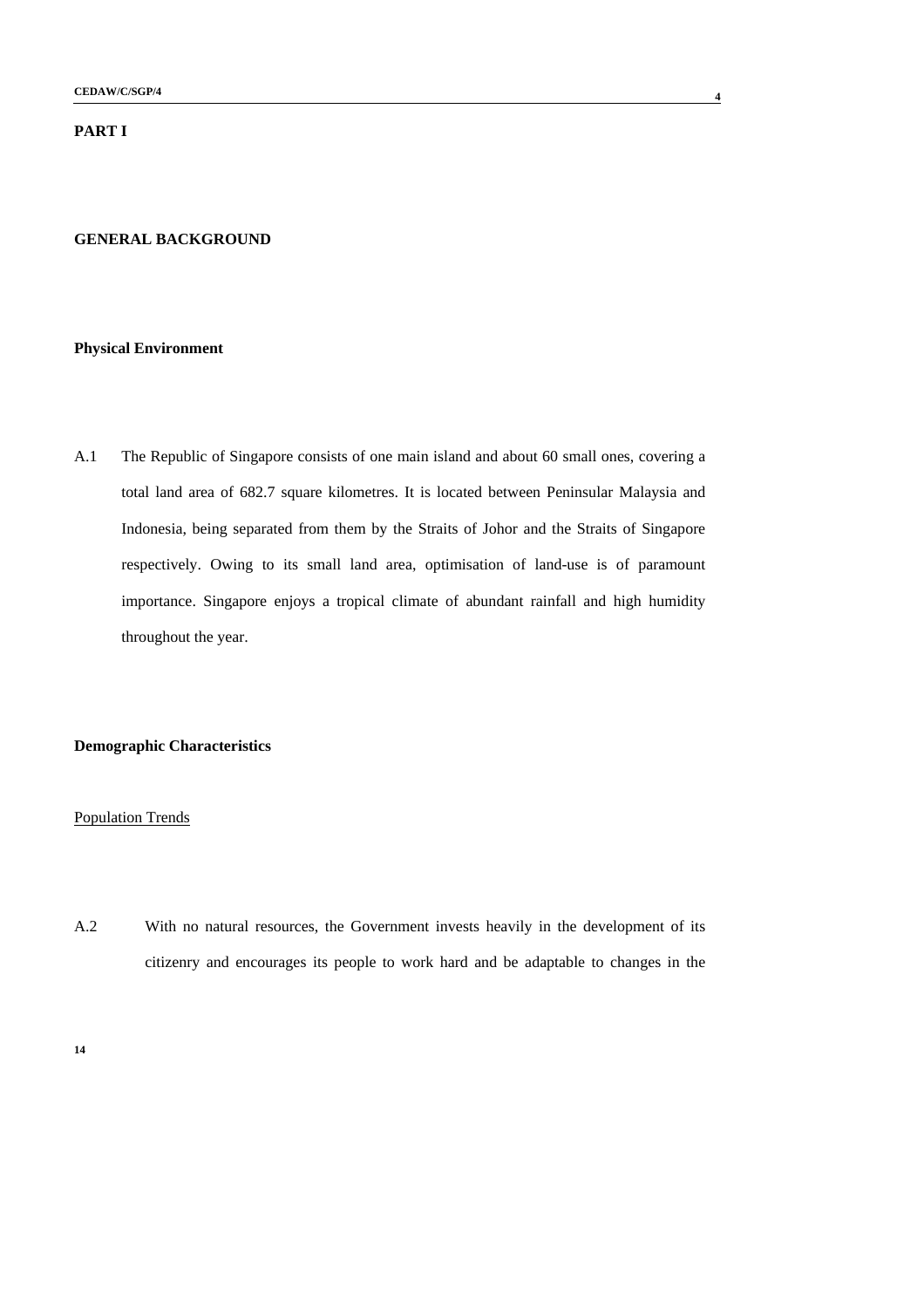**PART I**

## GENERAL BACKGROUND

### Physical Environment

A.1 The Republic of Singapore consists of one main island and about 60 small ones, covering a total land area of 682.7 square kilometres. It is located between Peninsular Malaysia and Indonesia, being separated from them by the Straits of Johor and the Straits of Singapore respectively. Owing to its small land area, optimisation of land-use is of paramount importance. Singapore enjoys a tropical climate of abundant rainfall and high humidity throughout the year.

### Demographic Characteristics

Population Trends

A.2 With no natural resources, the Government invests heavily in the development of its citizenry and encourages its people to work hard and be adaptable to changes in the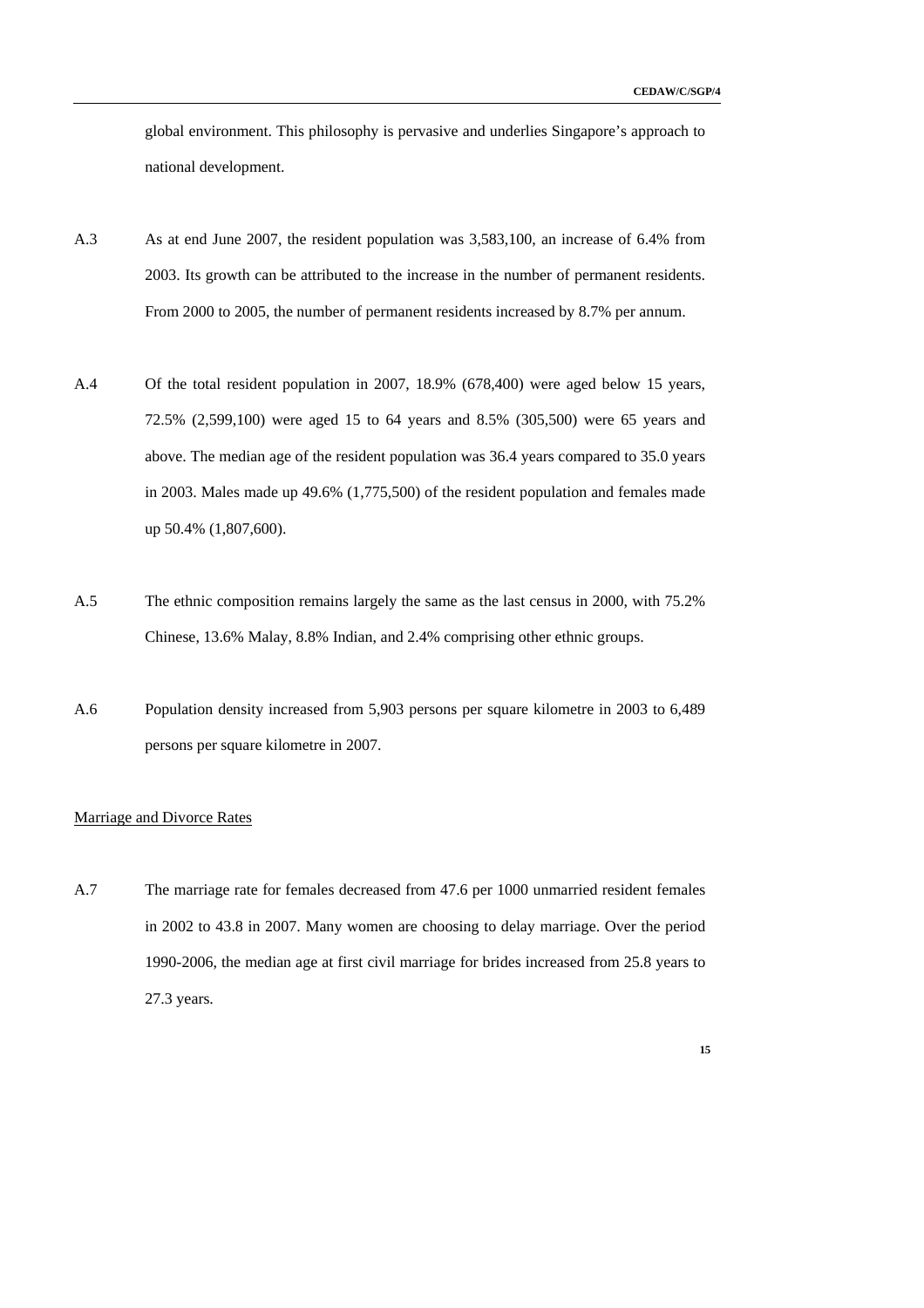global environment. This philosophy is pervasive and underlies Singapore's approach to national development.

A.3 As at end June 2007, the resident population was 3,583,100, an increase of 6.4% from 2003. Its growth can be attributed to the increase in the number of permanent residents. From 2000 to 2005, the number of permanent residents increased by 8.7% per annum.

A.4 Of the total resident population in 2007, 18.9% (678,400) were aged below 15 years, 72.5% (2,599,100) were aged 15 to 64 years and 8.5% (305,500) were 65 years and above. The median age of the resident population was 36.4 years compared to 35.0 years in 2003. Males made up 49.6% (1,775,500) of the resident population and females made up 50.4% (1,807,600).

A.5 The ethnic composition remains largely the same as the last census in 2000, with 75.2% Chinese, 13.6% Malay, 8.8% Indian, and 2.4% comprising other ethnic groups.

A.6 Population density increased from 5,903 persons per square kilometre in 2003 to 6,489 persons per square kilometre in 2007.

<u>Marriage and Divorce Rates</u>

A.7 The marriage rate for females decreased from 47.6 per 1000 unmarried resident females in 2002 to 43.8 in 2007. Many women are choosing to delay marriage. Over the period 1990-2006, the median age at first civil marriage for brides increased from 25.8 years to 27.3 years.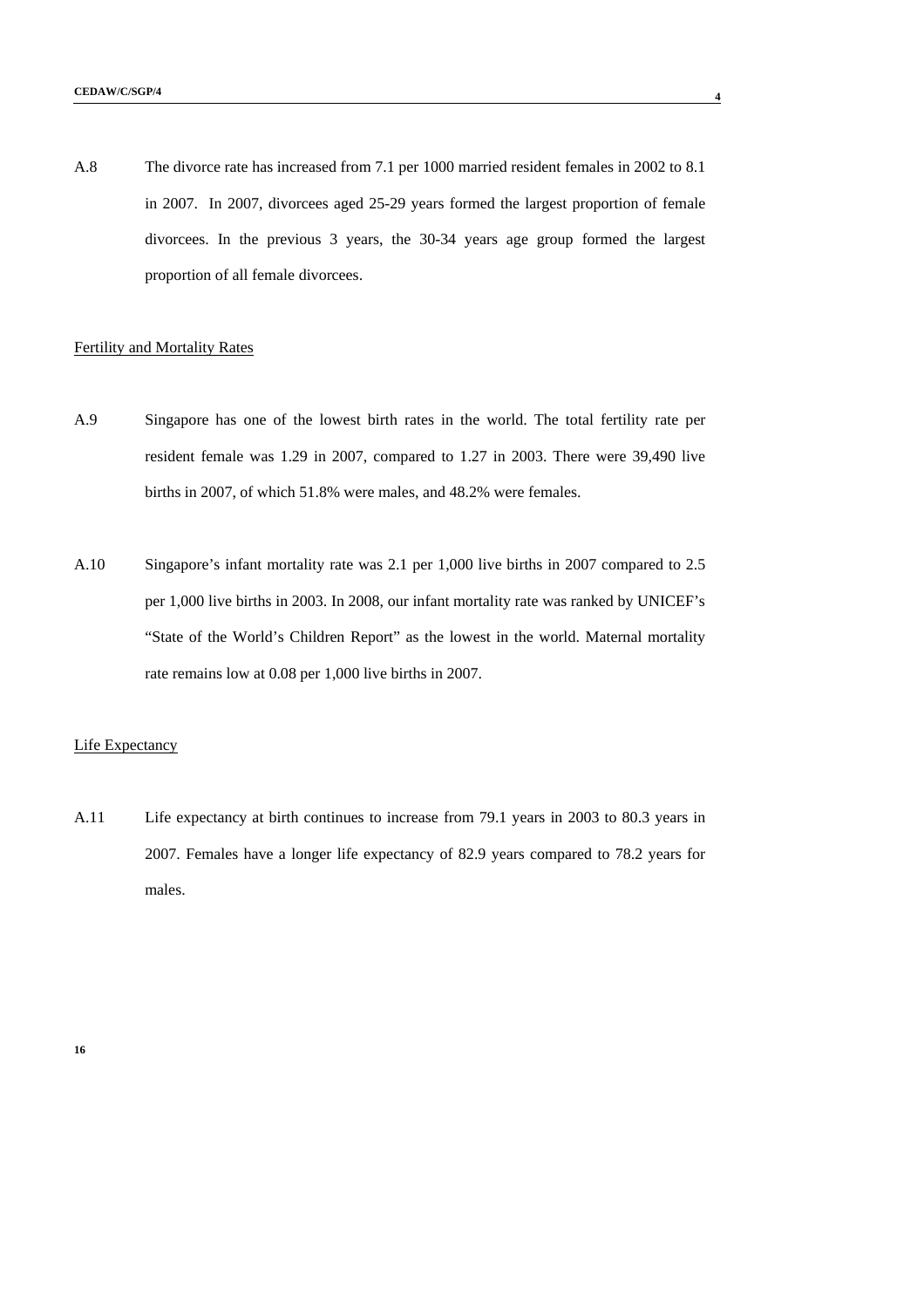A.8 The divorce rate has increased from 7.1 per 1000 married resident females in 2002 to 8.1 in 2007. In 2007, divorcees aged 25-29 years formed the largest proportion of female divorcees. In the previous 3 years, the 30-34 years age group formed the largest proportion of all female divorcees.

Fertility and Mortality Rates

A.9 Singapore has one of the lowest birth rates in the world. The total fertility rate per resident female was 1.29 in 2007, compared to 1.27 in 2003. There were 39,490 live births in 2007, of which 51.8% were males, and 48.2% were females.

A.10 Singapore's infant mortality rate was 2.1 per 1,000 live births in 2007 compared to 2.5 per 1,000 live births in 2003. In 2008, our infant mortality rate was ranked by UNICEF's "State of the World's Children Report" as the lowest in the world. Maternal mortality rate remains low at 0.08 per 1,000 live births in 2007.

Life Expectancy

A.11 Life expectancy at birth continues to increase from 79.1 years in 2003 to 80.3 years in 2007. Females have a longer life expectancy of 82.9 years compared to 78.2 years for males.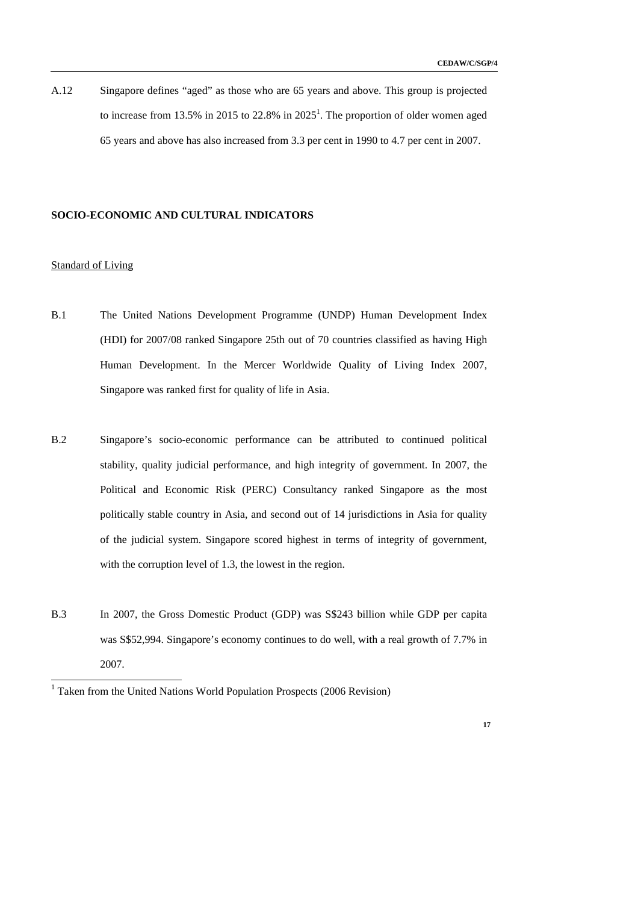A.12 Singapore defines "aged" as those who are 65 years and above. This group is projected to increase from 13.5% in 2015 to 22.8% in 2025[1]. The proportion of older women aged 65 years and above has also increased from 3.3 per cent in 1990 to 4.7 per cent in 2007.

## SOCIO-ECONOMIC AND CULTURAL INDICATORS

### Standard of Living

B.1 The United Nations Development Programme (UNDP) Human Development Index (HDI) for 2007/08 ranked Singapore 25th out of 70 countries classified as having High Human Development. In the Mercer Worldwide Quality of Living Index 2007, Singapore was ranked first for quality of life in Asia.

B.2 Singapore's socio-economic performance can be attributed to continued political stability, quality judicial performance, and high integrity of government. In 2007, the Political and Economic Risk (PERC) Consultancy ranked Singapore as the most politically stable country in Asia, and second out of 14 jurisdictions in Asia for quality of the judicial system. Singapore scored highest in terms of integrity of government, with the corruption level of 1.3, the lowest in the region.

B.3 In 2007, the Gross Domestic Product (GDP) was S$243 billion while GDP per capita was S$52,994. Singapore's economy continues to do well, with a real growth of 7.7% in 2007.

[1] Taken from the United Nations World Population Prospects (2006 Revision)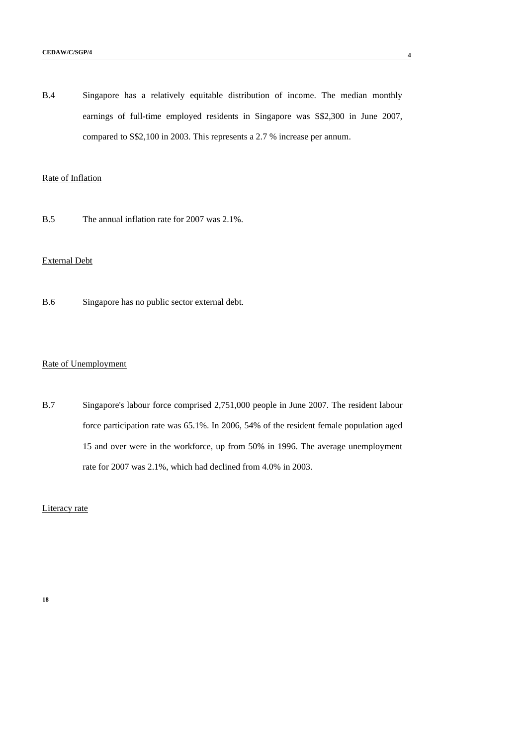B.4 Singapore has a relatively equitable distribution of income. The median monthly earnings of full-time employed residents in Singapore was S$2,300 in June 2007, compared to S$2,100 in 2003. This represents a 2.7 % increase per annum.

Rate of Inflation

B.5 The annual inflation rate for 2007 was 2.1%.

External Debt

B.6 Singapore has no public sector external debt.

Rate of Unemployment

B.7 Singapore's labour force comprised 2,751,000 people in June 2007. The resident labour force participation rate was 65.1%. In 2006, 54% of the resident female population aged 15 and over were in the workforce, up from 50% in 1996. The average unemployment rate for 2007 was 2.1%, which had declined from 4.0% in 2003.

Literacy rate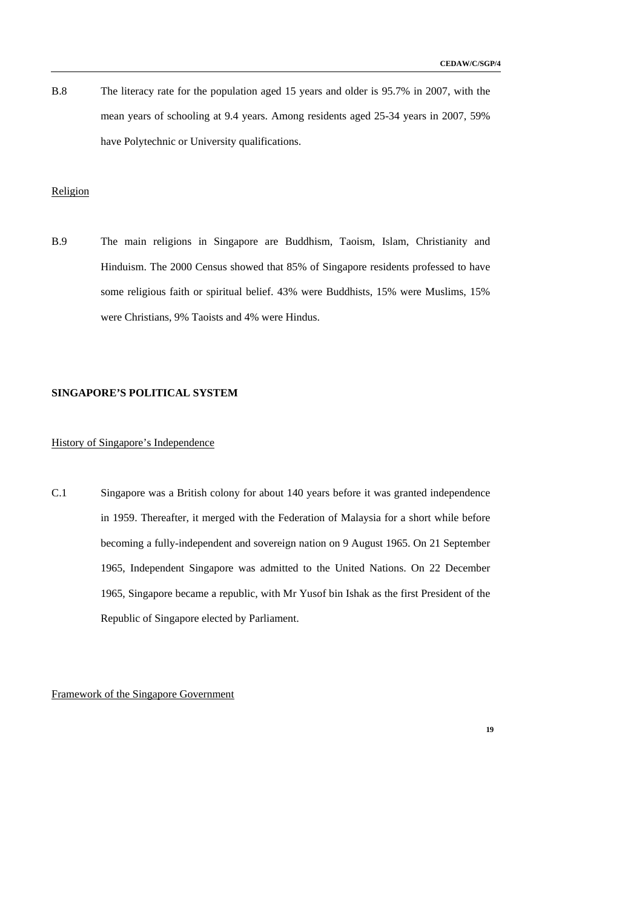B.8 The literacy rate for the population aged 15 years and older is 95.7% in 2007, with the mean years of schooling at 9.4 years. Among residents aged 25-34 years in 2007, 59% have Polytechnic or University qualifications.

Religion

B.9 The main religions in Singapore are Buddhism, Taoism, Islam, Christianity and Hinduism. The 2000 Census showed that 85% of Singapore residents professed to have some religious faith or spiritual belief. 43% were Buddhists, 15% were Muslims, 15% were Christians, 9% Taoists and 4% were Hindus.

## SINGAPORE'S POLITICAL SYSTEM

History of Singapore's Independence

C.1 Singapore was a British colony for about 140 years before it was granted independence in 1959. Thereafter, it merged with the Federation of Malaysia for a short while before becoming a fully-independent and sovereign nation on 9 August 1965. On 21 September 1965, Independent Singapore was admitted to the United Nations. On 22 December 1965, Singapore became a republic, with Mr Yusof bin Ishak as the first President of the Republic of Singapore elected by Parliament.

Framework of the Singapore Government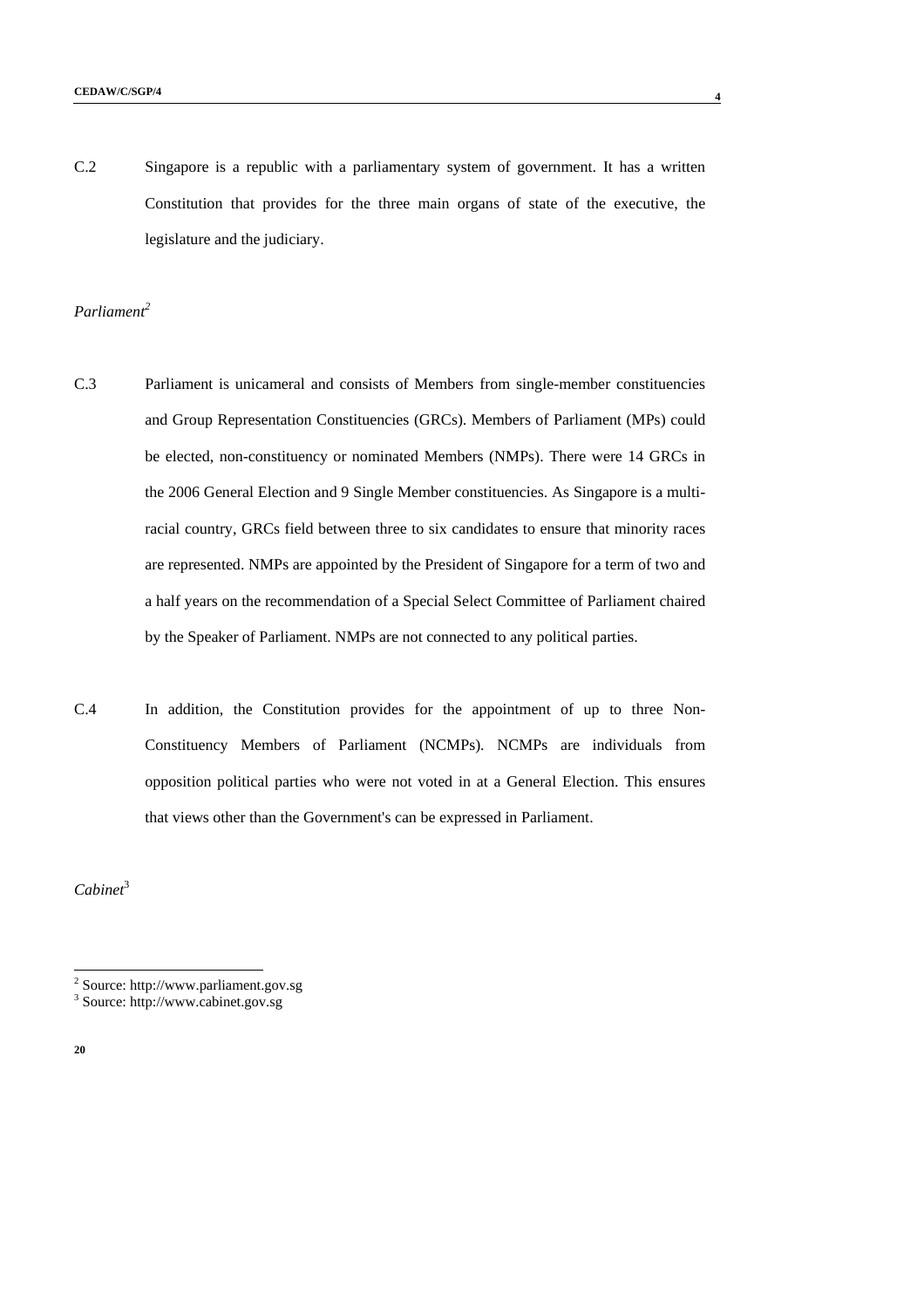C.2 Singapore is a republic with a parliamentary system of government. It has a written Constitution that provides for the three main organs of state of the executive, the legislature and the judiciary.

*Parliament*[2]

C.3 Parliament is unicameral and consists of Members from single-member constituencies and Group Representation Constituencies (GRCs). Members of Parliament (MPs) could be elected, non-constituency or nominated Members (NMPs). There were 14 GRCs in the 2006 General Election and 9 Single Member constituencies. As Singapore is a multi-racial country, GRCs field between three to six candidates to ensure that minority races are represented. NMPs are appointed by the President of Singapore for a term of two and a half years on the recommendation of a Special Select Committee of Parliament chaired by the Speaker of Parliament. NMPs are not connected to any political parties.

C.4 In addition, the Constitution provides for the appointment of up to three Non-Constituency Members of Parliament (NCMPs). NCMPs are individuals from opposition political parties who were not voted in at a General Election. This ensures that views other than the Government's can be expressed in Parliament.

*Cabinet*[3]

---

[2] Source: http://www.parliament.gov.sg

[3] Source: http://www.cabinet.gov.sg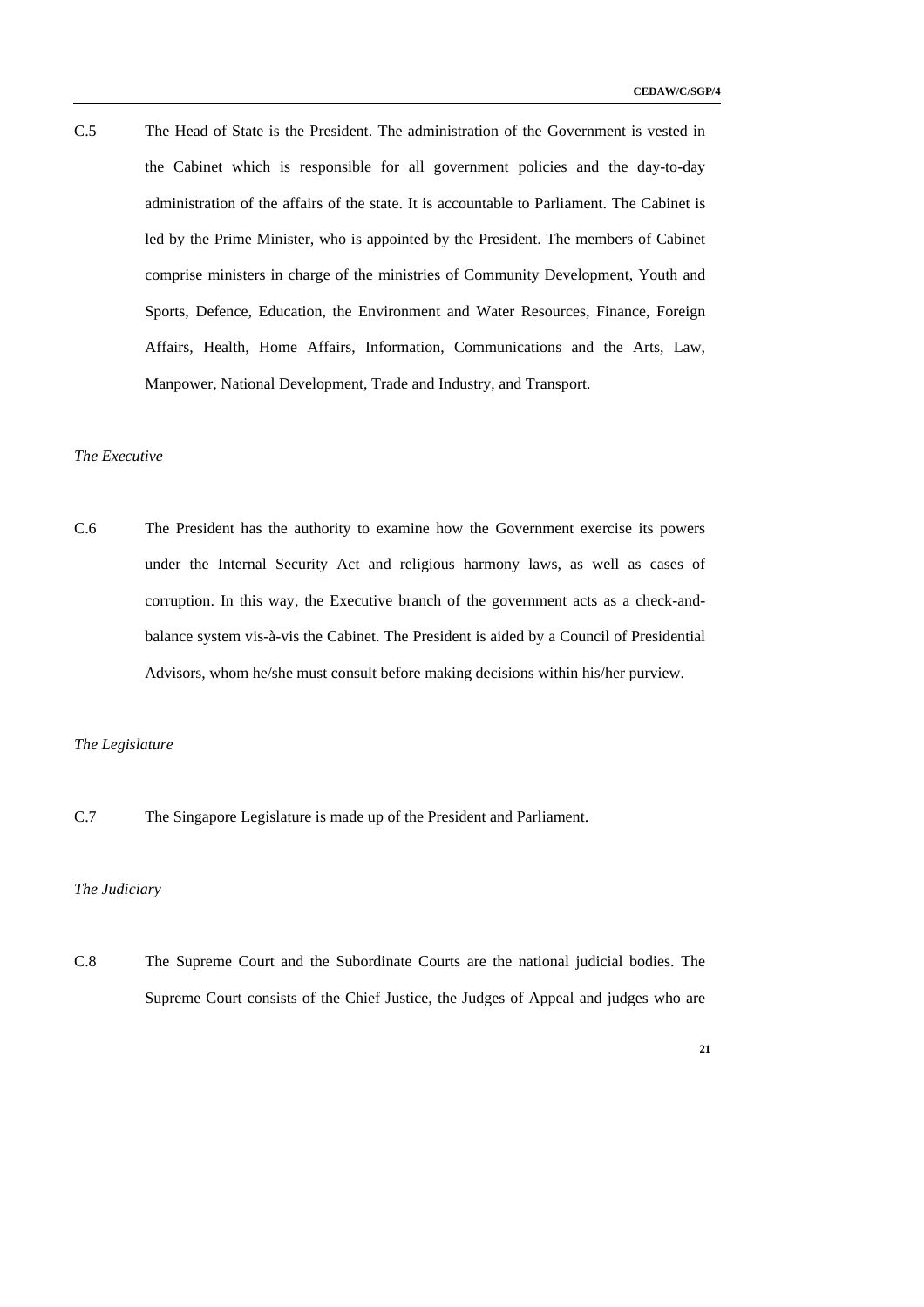C.5 The Head of State is the President. The administration of the Government is vested in the Cabinet which is responsible for all government policies and the day-to-day administration of the affairs of the state. It is accountable to Parliament. The Cabinet is led by the Prime Minister, who is appointed by the President. The members of Cabinet comprise ministers in charge of the ministries of Community Development, Youth and Sports, Defence, Education, the Environment and Water Resources, Finance, Foreign Affairs, Health, Home Affairs, Information, Communications and the Arts, Law, Manpower, National Development, Trade and Industry, and Transport.

*The Executive*

C.6 The President has the authority to examine how the Government exercise its powers under the Internal Security Act and religious harmony laws, as well as cases of corruption. In this way, the Executive branch of the government acts as a check-and-balance system vis-à-vis the Cabinet. The President is aided by a Council of Presidential Advisors, whom he/she must consult before making decisions within his/her purview.

*The Legislature*

C.7 The Singapore Legislature is made up of the President and Parliament.

*The Judiciary*

C.8 The Supreme Court and the Subordinate Courts are the national judicial bodies. The Supreme Court consists of the Chief Justice, the Judges of Appeal and judges who are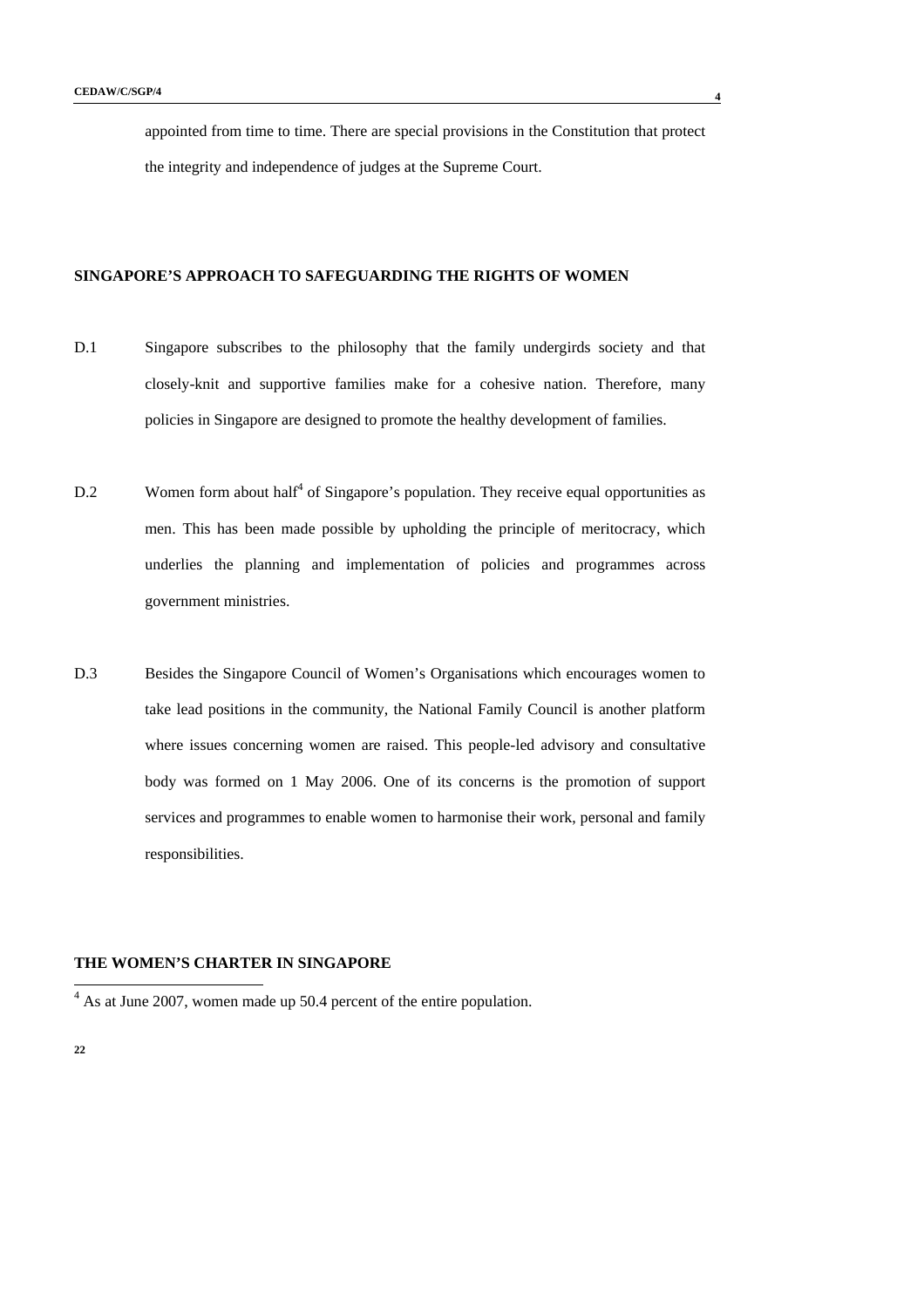appointed from time to time. There are special provisions in the Constitution that protect the integrity and independence of judges at the Supreme Court.

## SINGAPORE'S APPROACH TO SAFEGUARDING THE RIGHTS OF WOMEN

D.1 Singapore subscribes to the philosophy that the family undergirds society and that closely-knit and supportive families make for a cohesive nation. Therefore, many policies in Singapore are designed to promote the healthy development of families.

D.2 Women form about half[4] of Singapore's population. They receive equal opportunities as men. This has been made possible by upholding the principle of meritocracy, which underlies the planning and implementation of policies and programmes across government ministries.

D.3 Besides the Singapore Council of Women's Organisations which encourages women to take lead positions in the community, the National Family Council is another platform where issues concerning women are raised. This people-led advisory and consultative body was formed on 1 May 2006. One of its concerns is the promotion of support services and programmes to enable women to harmonise their work, personal and family responsibilities.

## THE WOMEN'S CHARTER IN SINGAPORE

[4] As at June 2007, women made up 50.4 percent of the entire population.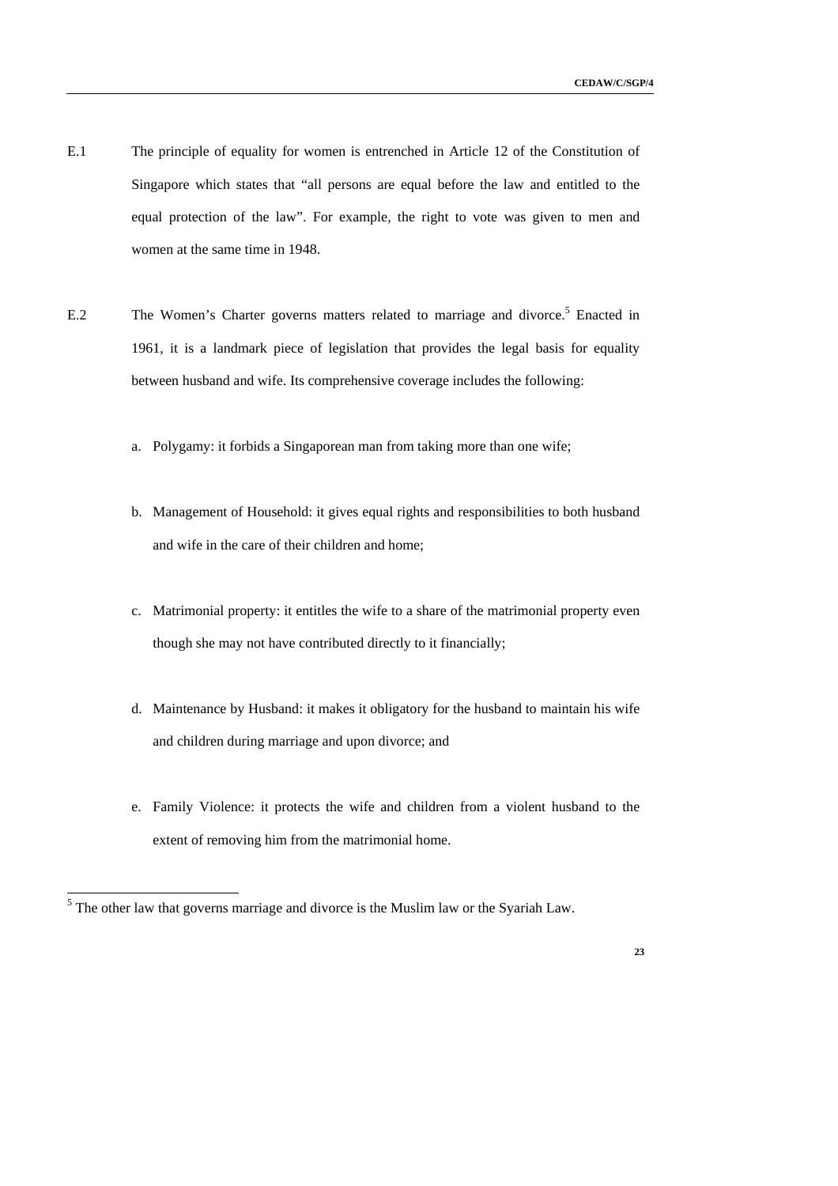E.1 The principle of equality for women is entrenched in Article 12 of the Constitution of Singapore which states that "all persons are equal before the law and entitled to the equal protection of the law". For example, the right to vote was given to men and women at the same time in 1948.

E.2 The Women's Charter governs matters related to marriage and divorce.[5] Enacted in 1961, it is a landmark piece of legislation that provides the legal basis for equality between husband and wife. Its comprehensive coverage includes the following:

a. Polygamy: it forbids a Singaporean man from taking more than one wife;

b. Management of Household: it gives equal rights and responsibilities to both husband and wife in the care of their children and home;

c. Matrimonial property: it entitles the wife to a share of the matrimonial property even though she may not have contributed directly to it financially;

d. Maintenance by Husband: it makes it obligatory for the husband to maintain his wife and children during marriage and upon divorce; and

e. Family Violence: it protects the wife and children from a violent husband to the extent of removing him from the matrimonial home.

---

[5] The other law that governs marriage and divorce is the Muslim law or the Syariah Law.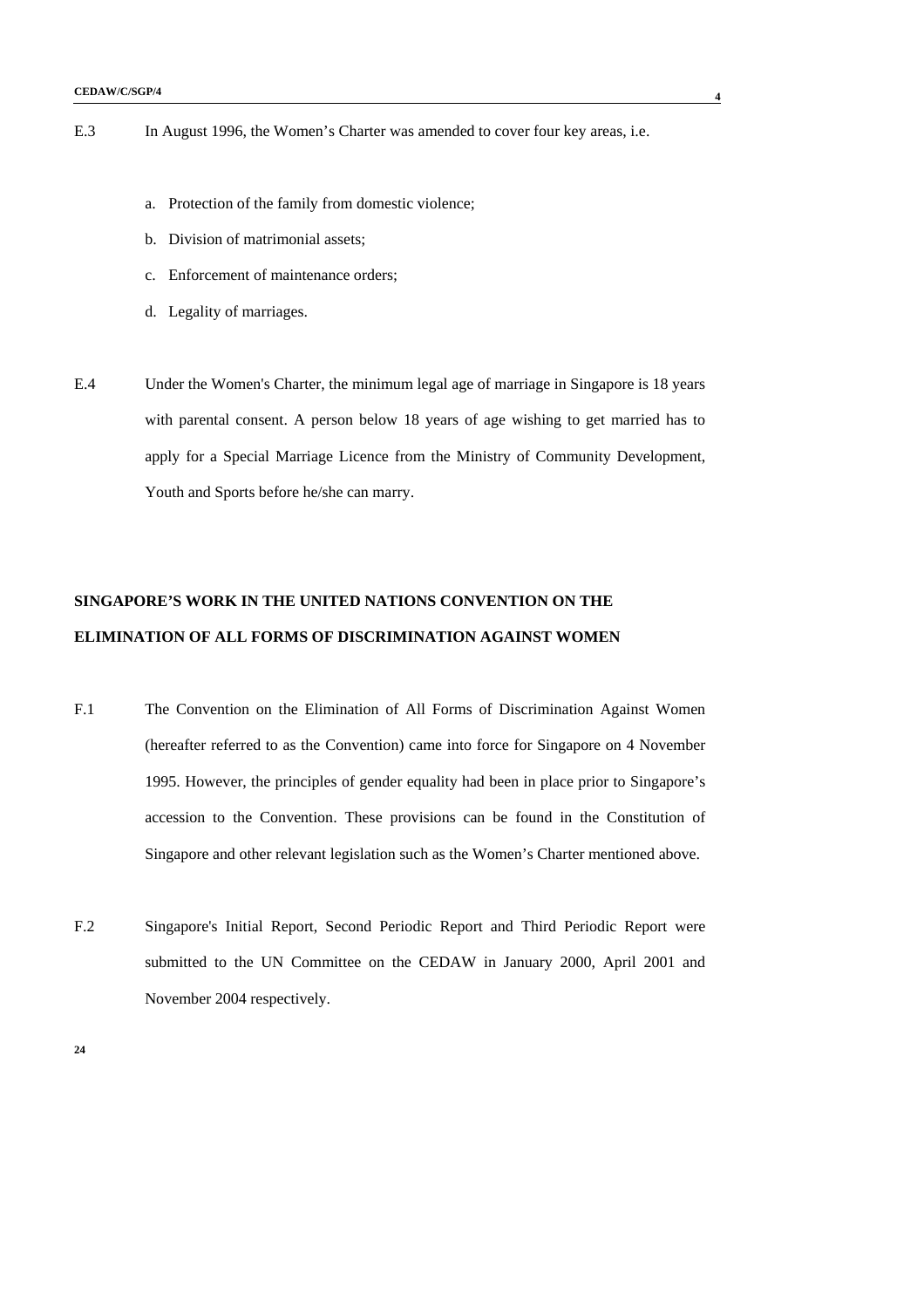E.3 In August 1996, the Women's Charter was amended to cover four key areas, i.e.

a. Protection of the family from domestic violence;
b. Division of matrimonial assets;
c. Enforcement of maintenance orders;
d. Legality of marriages.

E.4 Under the Women's Charter, the minimum legal age of marriage in Singapore is 18 years with parental consent. A person below 18 years of age wishing to get married has to apply for a Special Marriage Licence from the Ministry of Community Development, Youth and Sports before he/she can marry.

## SINGAPORE'S WORK IN THE UNITED NATIONS CONVENTION ON THE ELIMINATION OF ALL FORMS OF DISCRIMINATION AGAINST WOMEN

F.1 The Convention on the Elimination of All Forms of Discrimination Against Women (hereafter referred to as the Convention) came into force for Singapore on 4 November 1995. However, the principles of gender equality had been in place prior to Singapore's accession to the Convention. These provisions can be found in the Constitution of Singapore and other relevant legislation such as the Women's Charter mentioned above.

F.2 Singapore's Initial Report, Second Periodic Report and Third Periodic Report were submitted to the UN Committee on the CEDAW in January 2000, April 2001 and November 2004 respectively.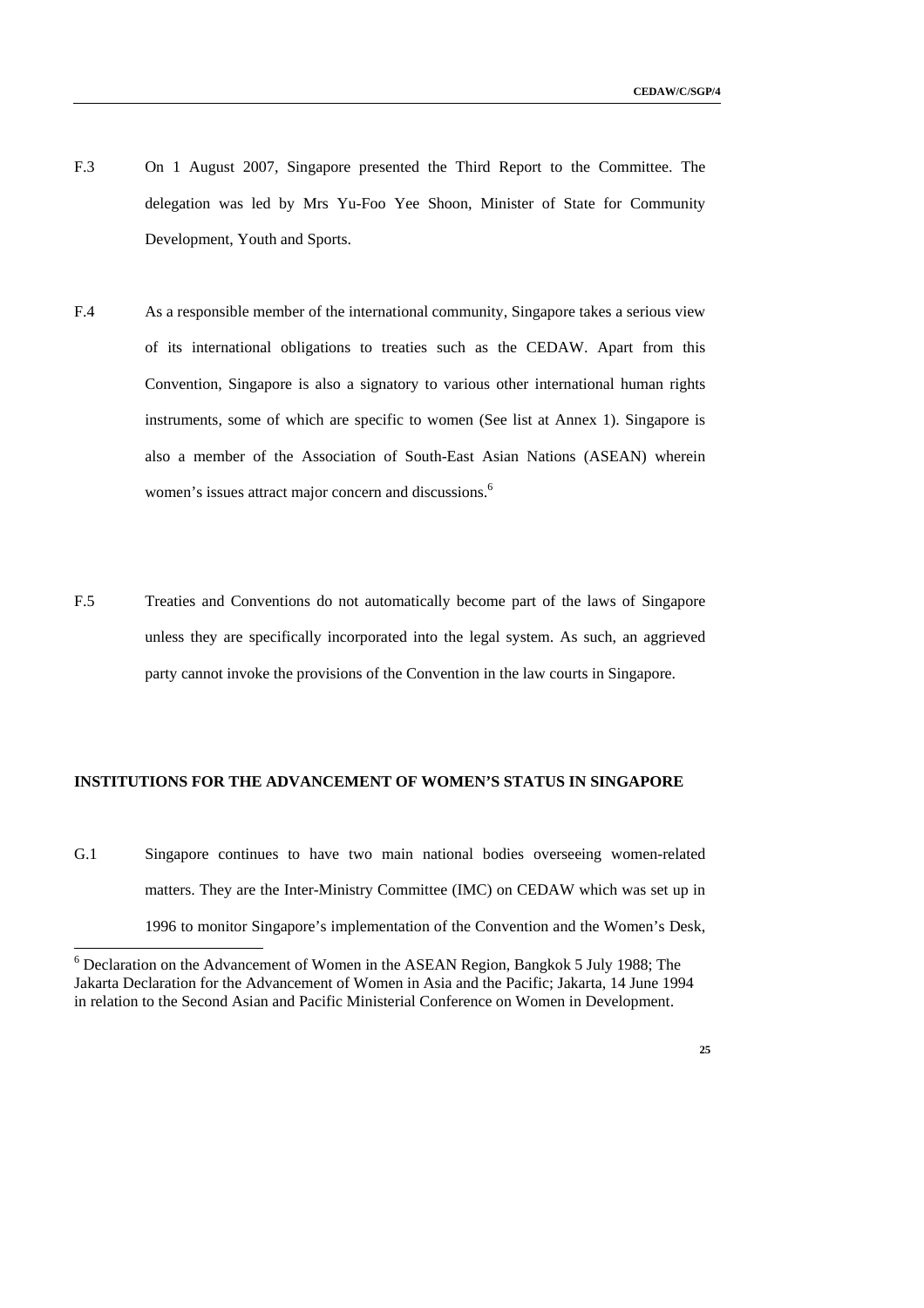F.3 On 1 August 2007, Singapore presented the Third Report to the Committee. The delegation was led by Mrs Yu-Foo Yee Shoon, Minister of State for Community Development, Youth and Sports.

F.4 As a responsible member of the international community, Singapore takes a serious view of its international obligations to treaties such as the CEDAW. Apart from this Convention, Singapore is also a signatory to various other international human rights instruments, some of which are specific to women (See list at Annex 1). Singapore is also a member of the Association of South-East Asian Nations (ASEAN) wherein women's issues attract major concern and discussions.[6]

F.5 Treaties and Conventions do not automatically become part of the laws of Singapore unless they are specifically incorporated into the legal system. As such, an aggrieved party cannot invoke the provisions of the Convention in the law courts in Singapore.

## INSTITUTIONS FOR THE ADVANCEMENT OF WOMEN'S STATUS IN SINGAPORE

G.1 Singapore continues to have two main national bodies overseeing women-related matters. They are the Inter-Ministry Committee (IMC) on CEDAW which was set up in 1996 to monitor Singapore's implementation of the Convention and the Women's Desk,

[6] Declaration on the Advancement of Women in the ASEAN Region, Bangkok 5 July 1988; The Jakarta Declaration for the Advancement of Women in Asia and the Pacific; Jakarta, 14 June 1994 in relation to the Second Asian and Pacific Ministerial Conference on Women in Development.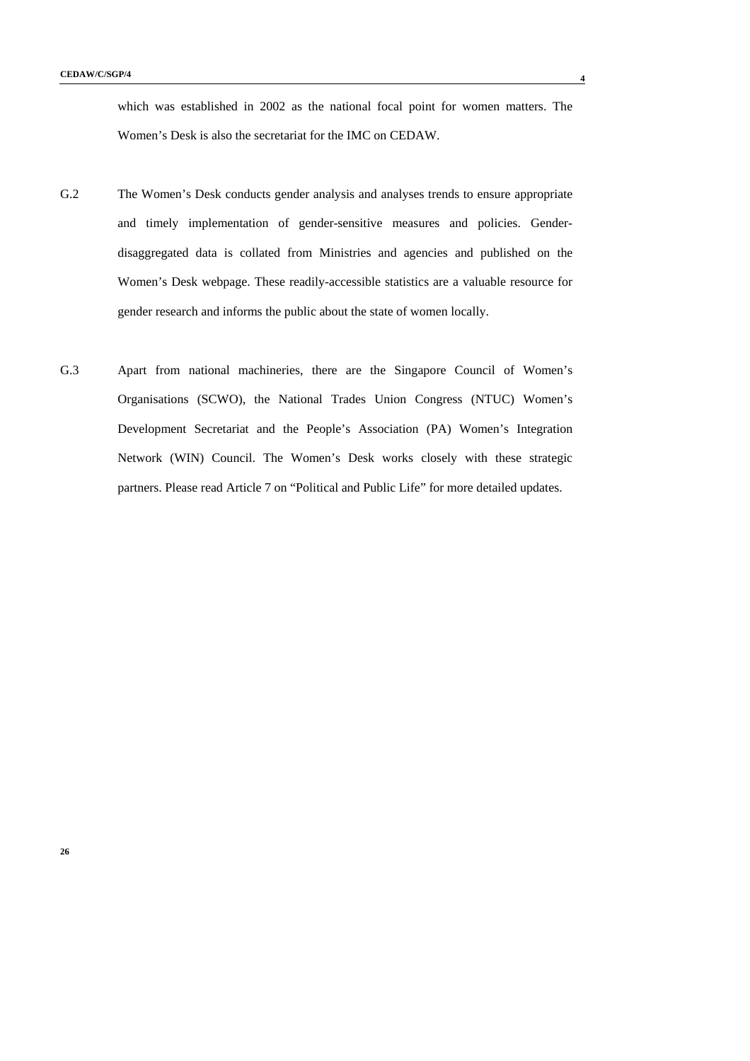which was established in 2002 as the national focal point for women matters. The Women's Desk is also the secretariat for the IMC on CEDAW.

G.2 The Women's Desk conducts gender analysis and analyses trends to ensure appropriate and timely implementation of gender-sensitive measures and policies. Gender-disaggregated data is collated from Ministries and agencies and published on the Women's Desk webpage. These readily-accessible statistics are a valuable resource for gender research and informs the public about the state of women locally.

G.3 Apart from national machineries, there are the Singapore Council of Women's Organisations (SCWO), the National Trades Union Congress (NTUC) Women's Development Secretariat and the People's Association (PA) Women's Integration Network (WIN) Council. The Women's Desk works closely with these strategic partners. Please read Article 7 on "Political and Public Life" for more detailed updates.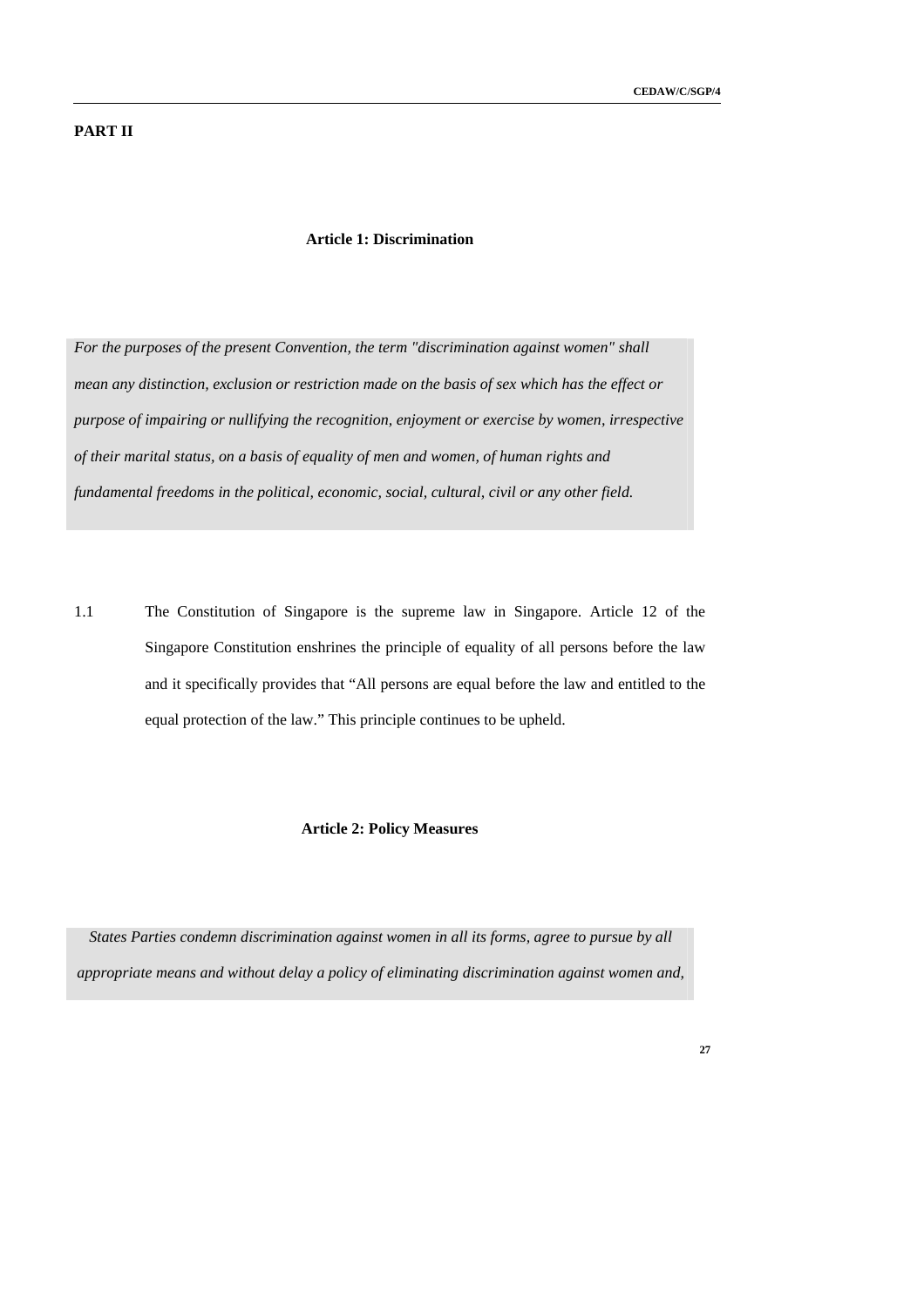## PART II

### Article 1: Discrimination

*For the purposes of the present Convention, the term "discrimination against women" shall mean any distinction, exclusion or restriction made on the basis of sex which has the effect or purpose of impairing or nullifying the recognition, enjoyment or exercise by women, irrespective of their marital status, on a basis of equality of men and women, of human rights and fundamental freedoms in the political, economic, social, cultural, civil or any other field.*

1.1 The Constitution of Singapore is the supreme law in Singapore. Article 12 of the Singapore Constitution enshrines the principle of equality of all persons before the law and it specifically provides that "All persons are equal before the law and entitled to the equal protection of the law." This principle continues to be upheld.

### Article 2: Policy Measures

*States Parties condemn discrimination against women in all its forms, agree to pursue by all appropriate means and without delay a policy of eliminating discrimination against women and,*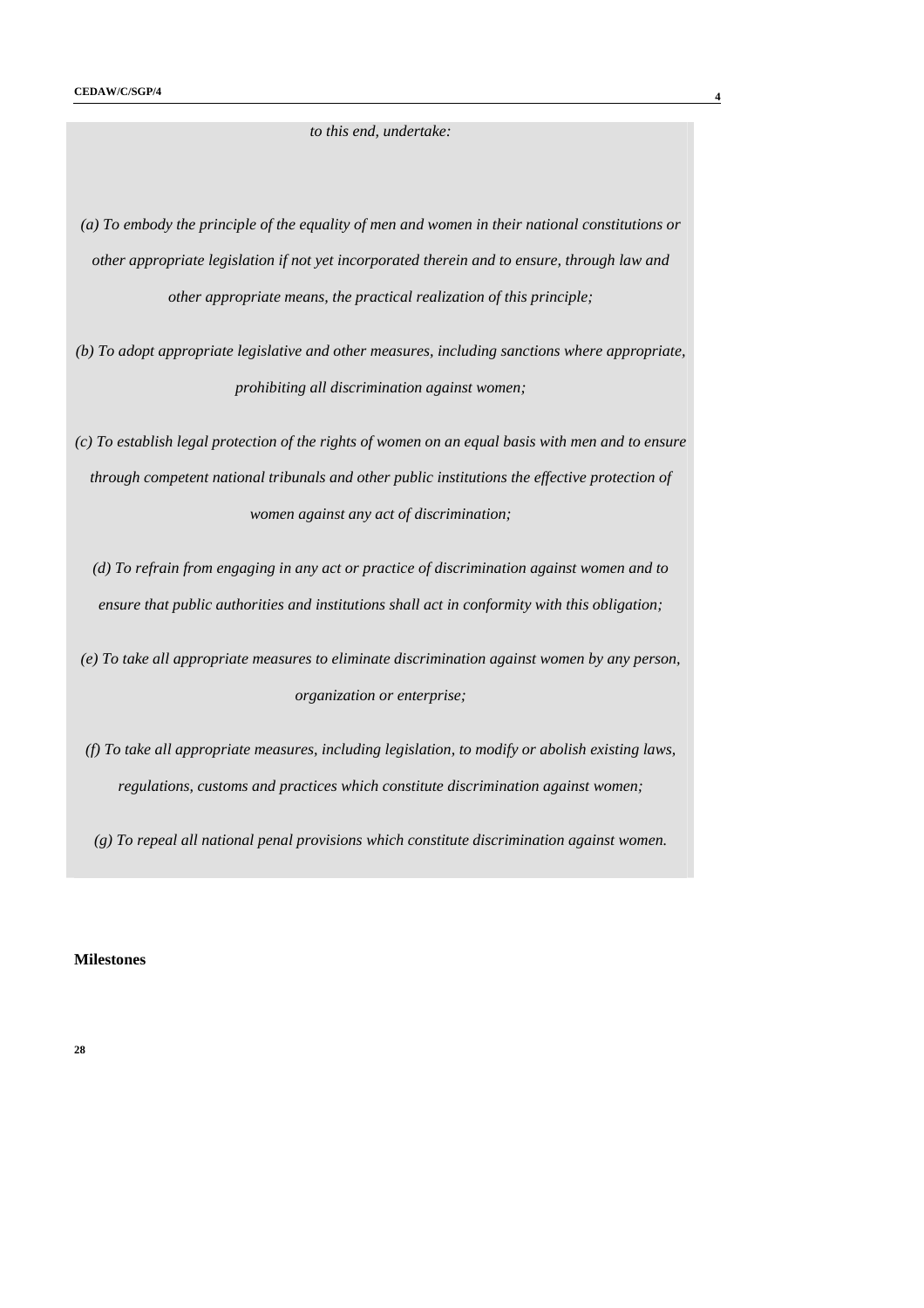*to this end, undertake:*

*(a) To embody the principle of the equality of men and women in their national constitutions or other appropriate legislation if not yet incorporated therein and to ensure, through law and other appropriate means, the practical realization of this principle;*

*(b) To adopt appropriate legislative and other measures, including sanctions where appropriate, prohibiting all discrimination against women;*

*(c) To establish legal protection of the rights of women on an equal basis with men and to ensure through competent national tribunals and other public institutions the effective protection of women against any act of discrimination;*

*(d) To refrain from engaging in any act or practice of discrimination against women and to ensure that public authorities and institutions shall act in conformity with this obligation;*

*(e) To take all appropriate measures to eliminate discrimination against women by any person, organization or enterprise;*

*(f) To take all appropriate measures, including legislation, to modify or abolish existing laws, regulations, customs and practices which constitute discrimination against women;*

*(g) To repeal all national penal provisions which constitute discrimination against women.*

**Milestones**

**28**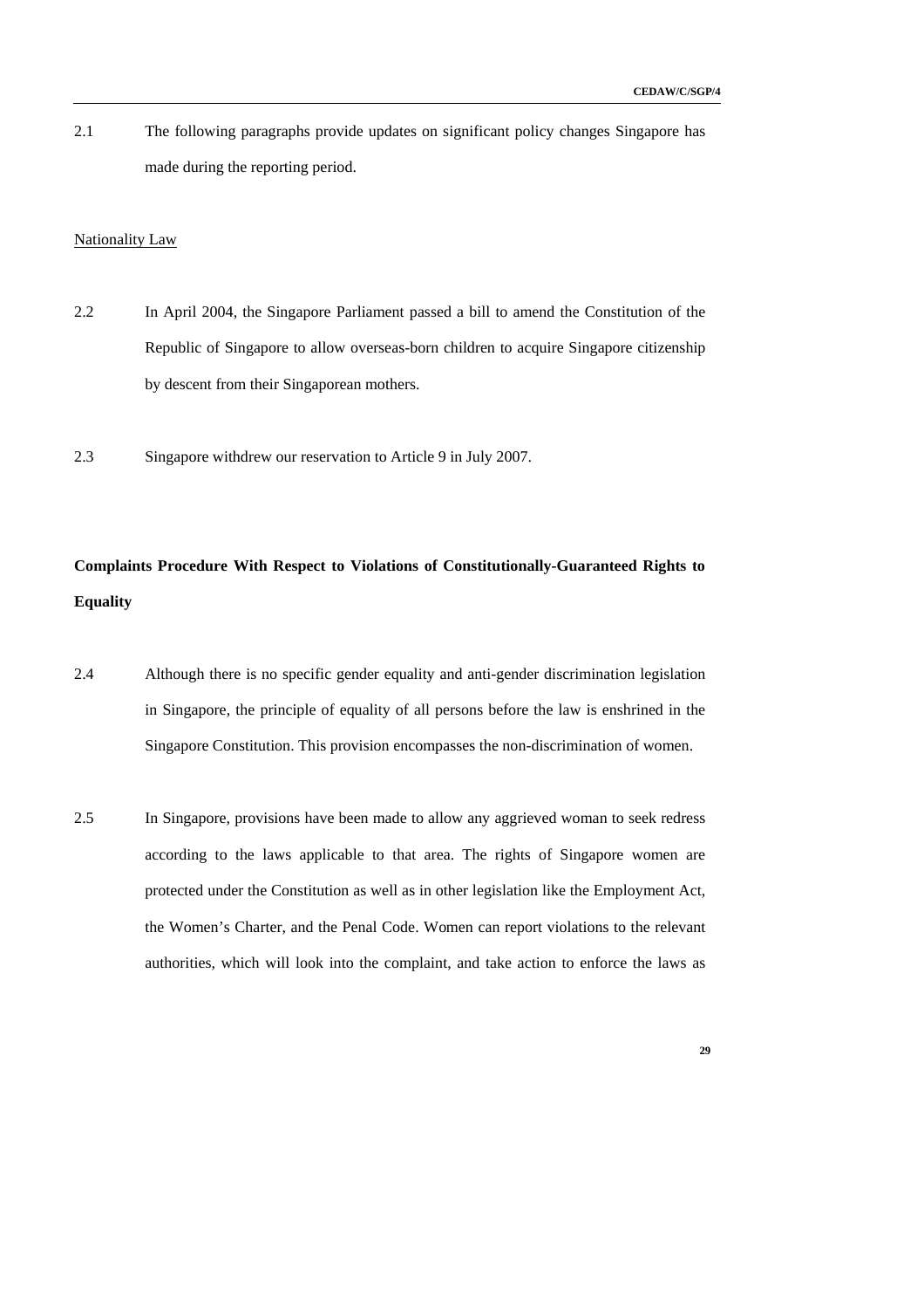2.1 The following paragraphs provide updates on significant policy changes Singapore has made during the reporting period.

Nationality Law

2.2 In April 2004, the Singapore Parliament passed a bill to amend the Constitution of the Republic of Singapore to allow overseas-born children to acquire Singapore citizenship by descent from their Singaporean mothers.

2.3 Singapore withdrew our reservation to Article 9 in July 2007.

**Complaints Procedure With Respect to Violations of Constitutionally-Guaranteed Rights to Equality**

2.4 Although there is no specific gender equality and anti-gender discrimination legislation in Singapore, the principle of equality of all persons before the law is enshrined in the Singapore Constitution. This provision encompasses the non-discrimination of women.

2.5 In Singapore, provisions have been made to allow any aggrieved woman to seek redress according to the laws applicable to that area. The rights of Singapore women are protected under the Constitution as well as in other legislation like the Employment Act, the Women's Charter, and the Penal Code. Women can report violations to the relevant authorities, which will look into the complaint, and take action to enforce the laws as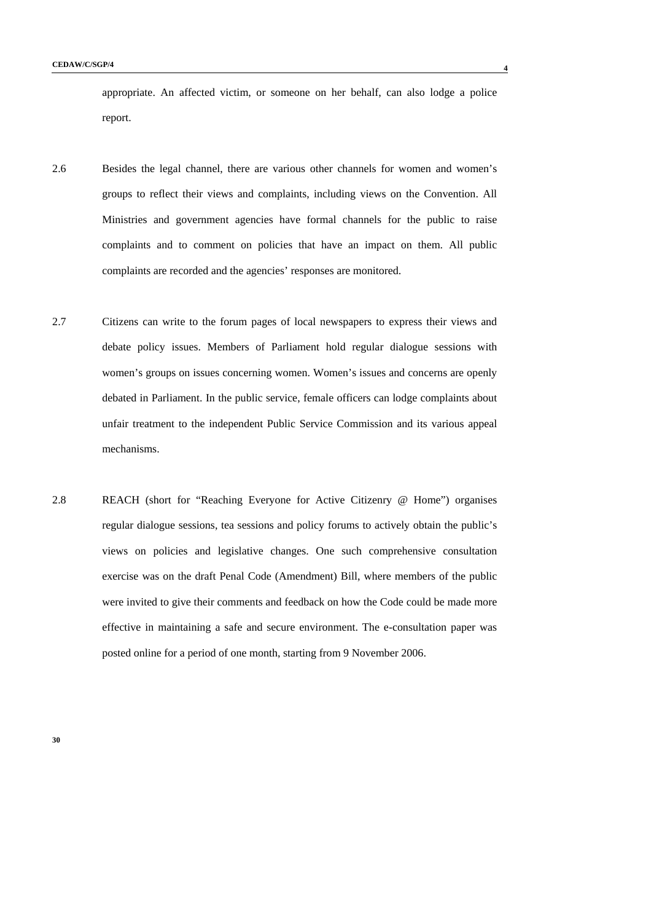appropriate. An affected victim, or someone on her behalf, can also lodge a police report.

2.6 Besides the legal channel, there are various other channels for women and women's groups to reflect their views and complaints, including views on the Convention. All Ministries and government agencies have formal channels for the public to raise complaints and to comment on policies that have an impact on them. All public complaints are recorded and the agencies' responses are monitored.

2.7 Citizens can write to the forum pages of local newspapers to express their views and debate policy issues. Members of Parliament hold regular dialogue sessions with women's groups on issues concerning women. Women's issues and concerns are openly debated in Parliament. In the public service, female officers can lodge complaints about unfair treatment to the independent Public Service Commission and its various appeal mechanisms.

2.8 REACH (short for "Reaching Everyone for Active Citizenry @ Home") organises regular dialogue sessions, tea sessions and policy forums to actively obtain the public's views on policies and legislative changes. One such comprehensive consultation exercise was on the draft Penal Code (Amendment) Bill, where members of the public were invited to give their comments and feedback on how the Code could be made more effective in maintaining a safe and secure environment. The e-consultation paper was posted online for a period of one month, starting from 9 November 2006.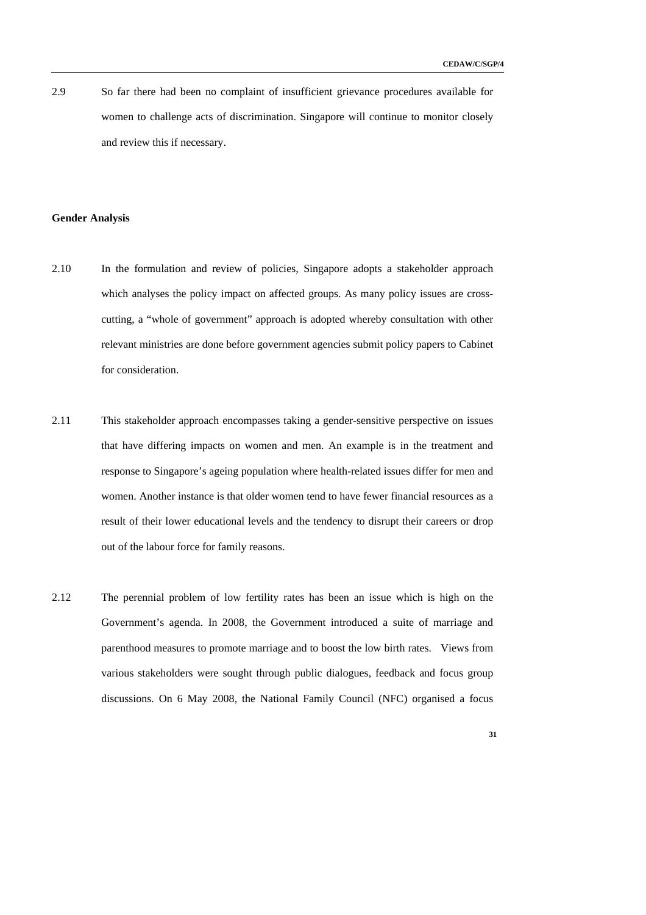2.9 So far there had been no complaint of insufficient grievance procedures available for women to challenge acts of discrimination. Singapore will continue to monitor closely and review this if necessary.

**Gender Analysis**

2.10 In the formulation and review of policies, Singapore adopts a stakeholder approach which analyses the policy impact on affected groups. As many policy issues are cross-cutting, a "whole of government" approach is adopted whereby consultation with other relevant ministries are done before government agencies submit policy papers to Cabinet for consideration.

2.11 This stakeholder approach encompasses taking a gender-sensitive perspective on issues that have differing impacts on women and men. An example is in the treatment and response to Singapore's ageing population where health-related issues differ for men and women. Another instance is that older women tend to have fewer financial resources as a result of their lower educational levels and the tendency to disrupt their careers or drop out of the labour force for family reasons.

2.12 The perennial problem of low fertility rates has been an issue which is high on the Government's agenda. In 2008, the Government introduced a suite of marriage and parenthood measures to promote marriage and to boost the low birth rates. Views from various stakeholders were sought through public dialogues, feedback and focus group discussions. On 6 May 2008, the National Family Council (NFC) organised a focus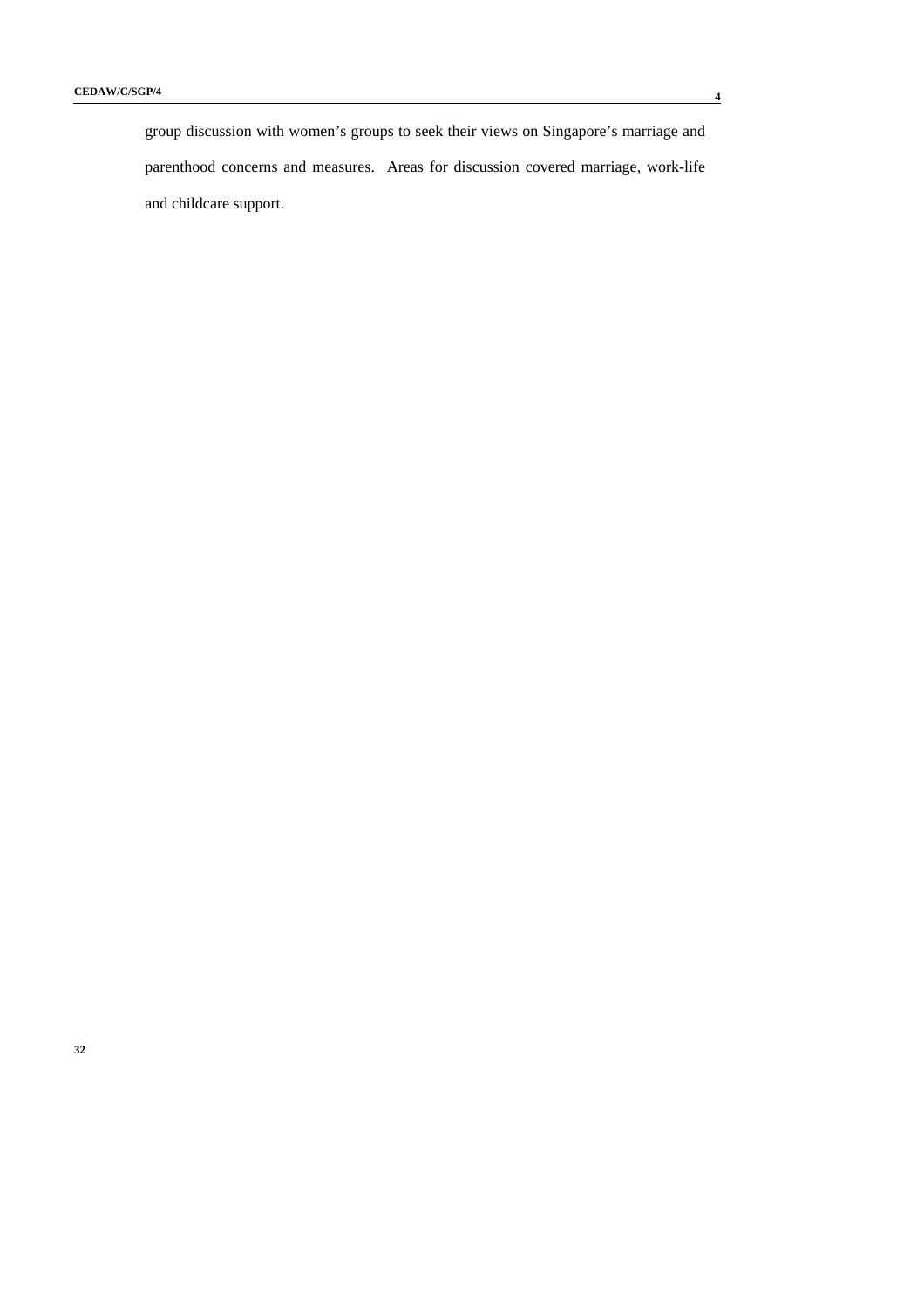group discussion with women's groups to seek their views on Singapore's marriage and parenthood concerns and measures. Areas for discussion covered marriage, work-life and childcare support.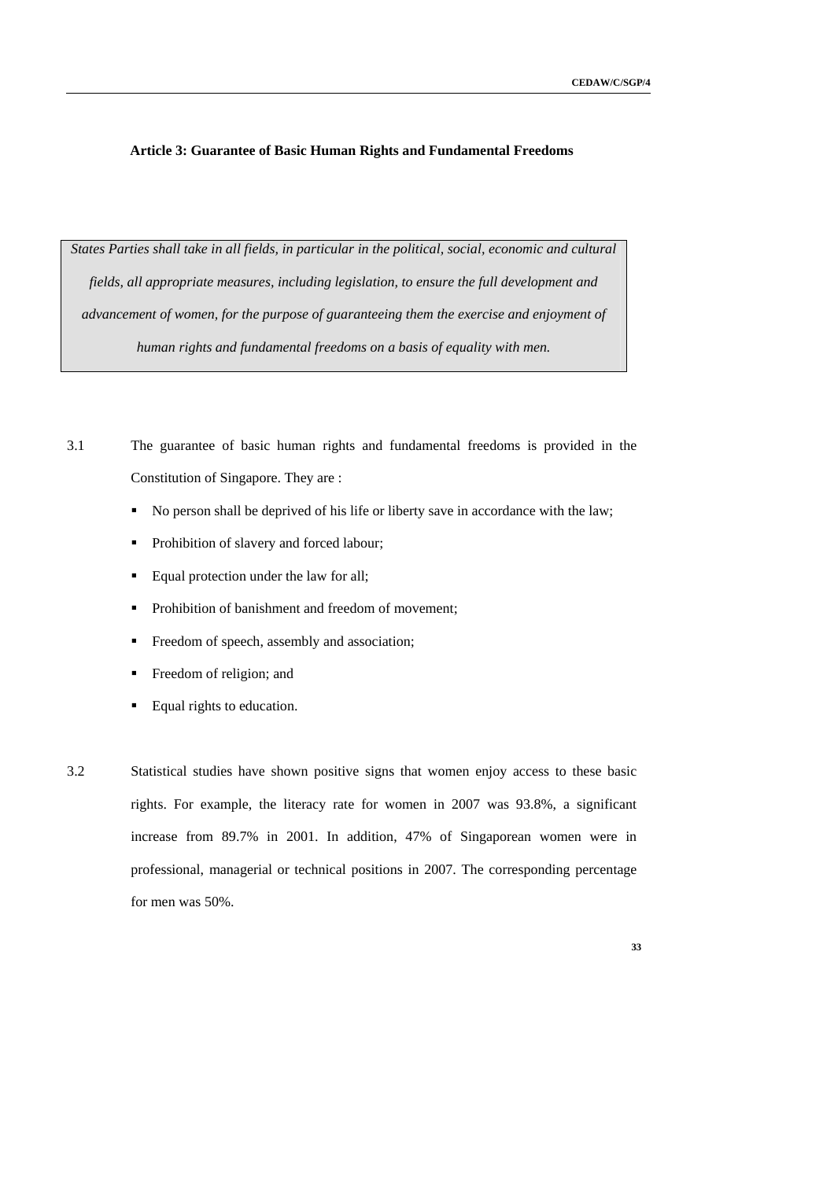### Article 3: Guarantee of Basic Human Rights and Fundamental Freedoms

> *States Parties shall take in all fields, in particular in the political, social, economic and cultural fields, all appropriate measures, including legislation, to ensure the full development and advancement of women, for the purpose of guaranteeing them the exercise and enjoyment of human rights and fundamental freedoms on a basis of equality with men.*

3.1 The guarantee of basic human rights and fundamental freedoms is provided in the Constitution of Singapore. They are :

- No person shall be deprived of his life or liberty save in accordance with the law;
- Prohibition of slavery and forced labour;
- Equal protection under the law for all;
- Prohibition of banishment and freedom of movement;
- Freedom of speech, assembly and association;
- Freedom of religion; and
- Equal rights to education.

3.2 Statistical studies have shown positive signs that women enjoy access to these basic rights. For example, the literacy rate for women in 2007 was 93.8%, a significant increase from 89.7% in 2001. In addition, 47% of Singaporean women were in professional, managerial or technical positions in 2007. The corresponding percentage for men was 50%.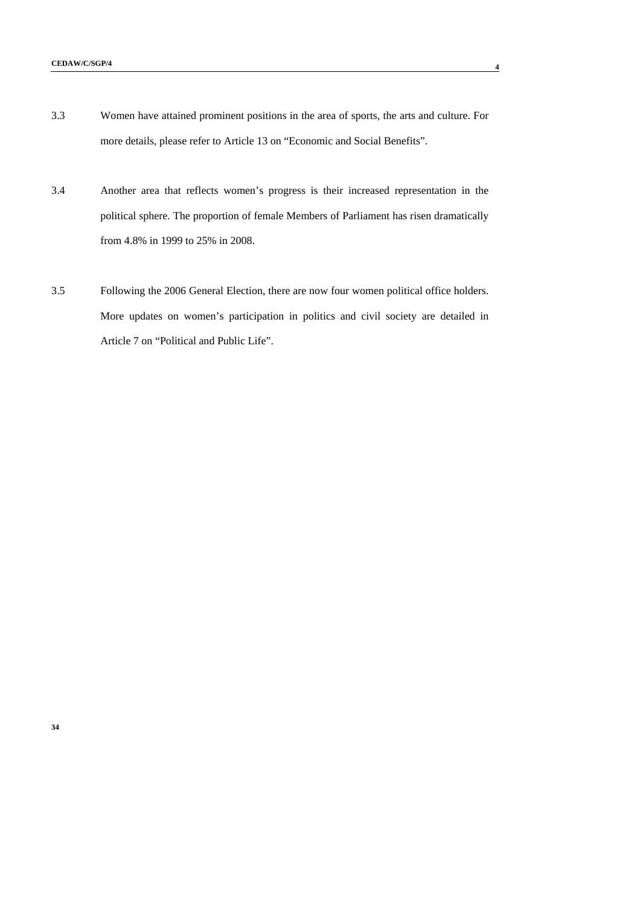3.3 Women have attained prominent positions in the area of sports, the arts and culture. For more details, please refer to Article 13 on “Economic and Social Benefits”.

3.4 Another area that reflects women’s progress is their increased representation in the political sphere. The proportion of female Members of Parliament has risen dramatically from 4.8% in 1999 to 25% in 2008.

3.5 Following the 2006 General Election, there are now four women political office holders. More updates on women’s participation in politics and civil society are detailed in Article 7 on “Political and Public Life”.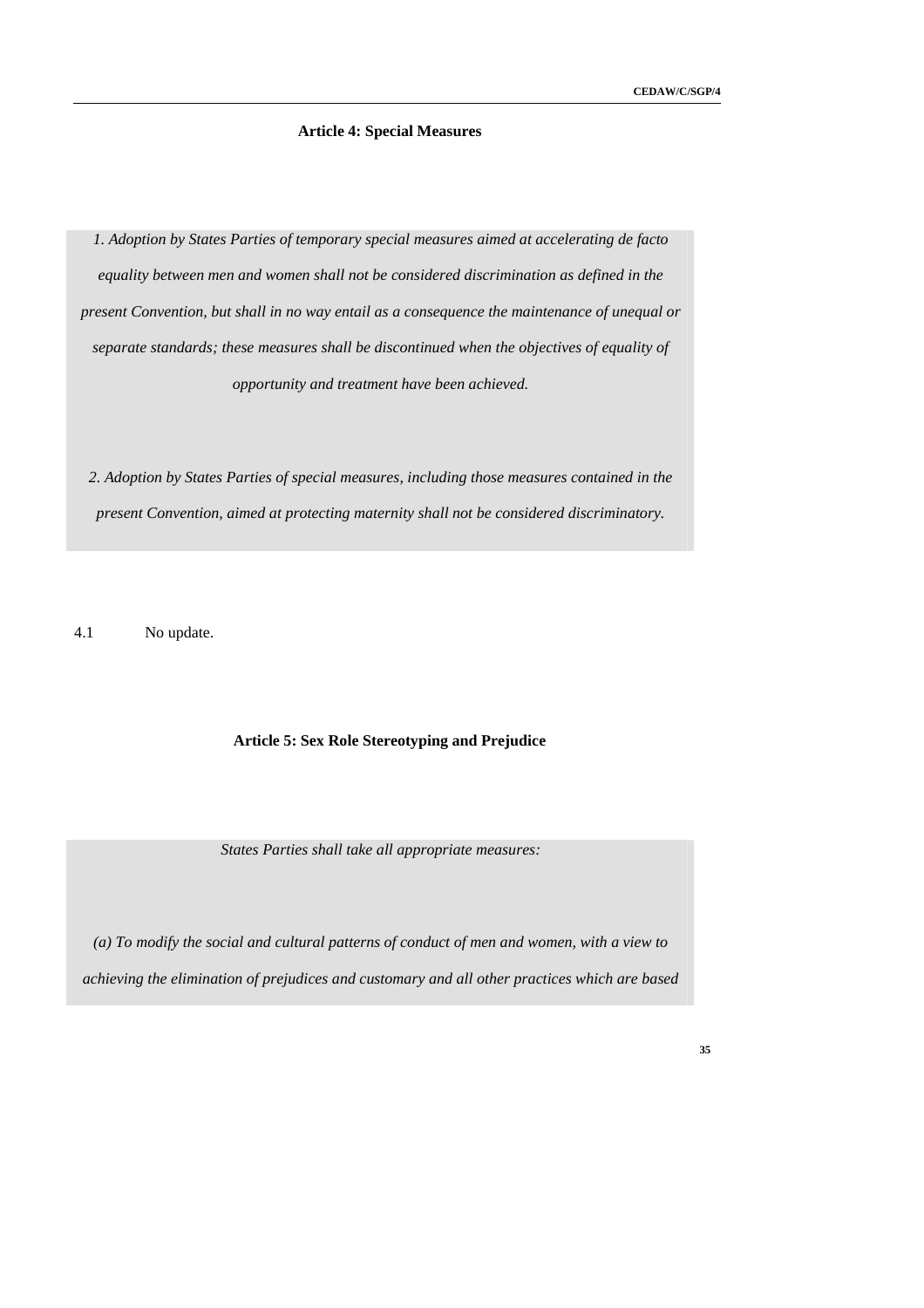### Article 4: Special Measures

*1. Adoption by States Parties of temporary special measures aimed at accelerating de facto equality between men and women shall not be considered discrimination as defined in the present Convention, but shall in no way entail as a consequence the maintenance of unequal or separate standards; these measures shall be discontinued when the objectives of equality of opportunity and treatment have been achieved.*

*2. Adoption by States Parties of special measures, including those measures contained in the present Convention, aimed at protecting maternity shall not be considered discriminatory.*

4.1 No update.

### Article 5: Sex Role Stereotyping and Prejudice

*States Parties shall take all appropriate measures:*

*(a) To modify the social and cultural patterns of conduct of men and women, with a view to achieving the elimination of prejudices and customary and all other practices which are based*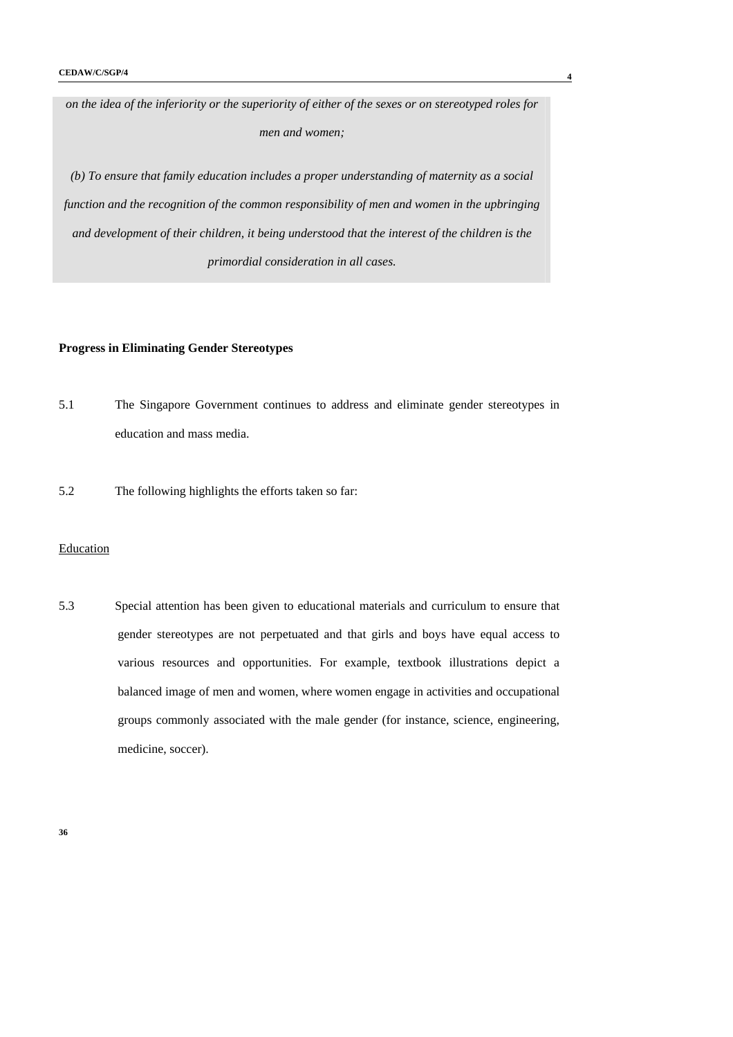*on the idea of the inferiority or the superiority of either of the sexes or on stereotyped roles for men and women;*

*(b) To ensure that family education includes a proper understanding of maternity as a social function and the recognition of the common responsibility of men and women in the upbringing and development of their children, it being understood that the interest of the children is the primordial consideration in all cases.*

**Progress in Eliminating Gender Stereotypes**

5.1 The Singapore Government continues to address and eliminate gender stereotypes in education and mass media.

5.2 The following highlights the efforts taken so far:

<u>Education</u>

5.3 Special attention has been given to educational materials and curriculum to ensure that gender stereotypes are not perpetuated and that girls and boys have equal access to various resources and opportunities. For example, textbook illustrations depict a balanced image of men and women, where women engage in activities and occupational groups commonly associated with the male gender (for instance, science, engineering, medicine, soccer).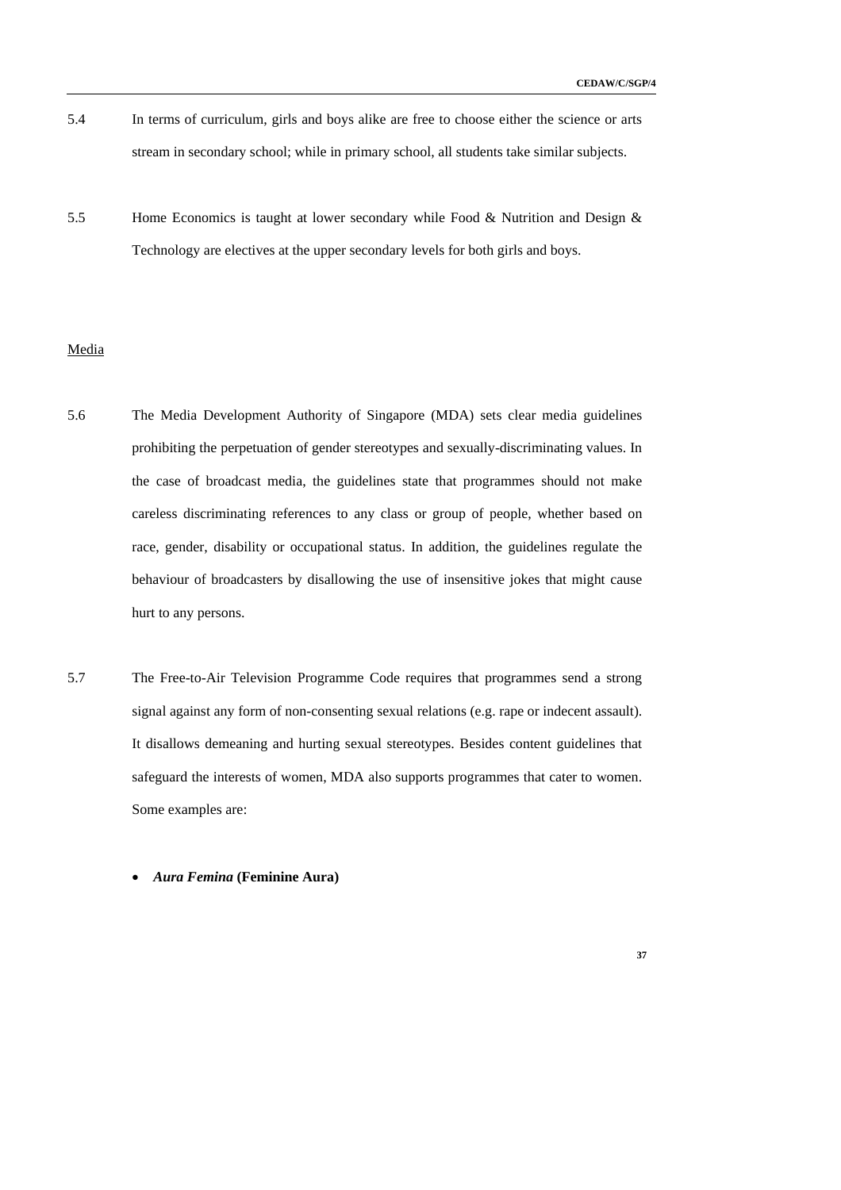5.4 In terms of curriculum, girls and boys alike are free to choose either the science or arts stream in secondary school; while in primary school, all students take similar subjects.

5.5 Home Economics is taught at lower secondary while Food & Nutrition and Design & Technology are electives at the upper secondary levels for both girls and boys.

Media

5.6 The Media Development Authority of Singapore (MDA) sets clear media guidelines prohibiting the perpetuation of gender stereotypes and sexually-discriminating values. In the case of broadcast media, the guidelines state that programmes should not make careless discriminating references to any class or group of people, whether based on race, gender, disability or occupational status. In addition, the guidelines regulate the behaviour of broadcasters by disallowing the use of insensitive jokes that might cause hurt to any persons.

5.7 The Free-to-Air Television Programme Code requires that programmes send a strong signal against any form of non-consenting sexual relations (e.g. rape or indecent assault). It disallows demeaning and hurting sexual stereotypes. Besides content guidelines that safeguard the interests of women, MDA also supports programmes that cater to women. Some examples are:

- ***Aura Femina* (Feminine Aura)**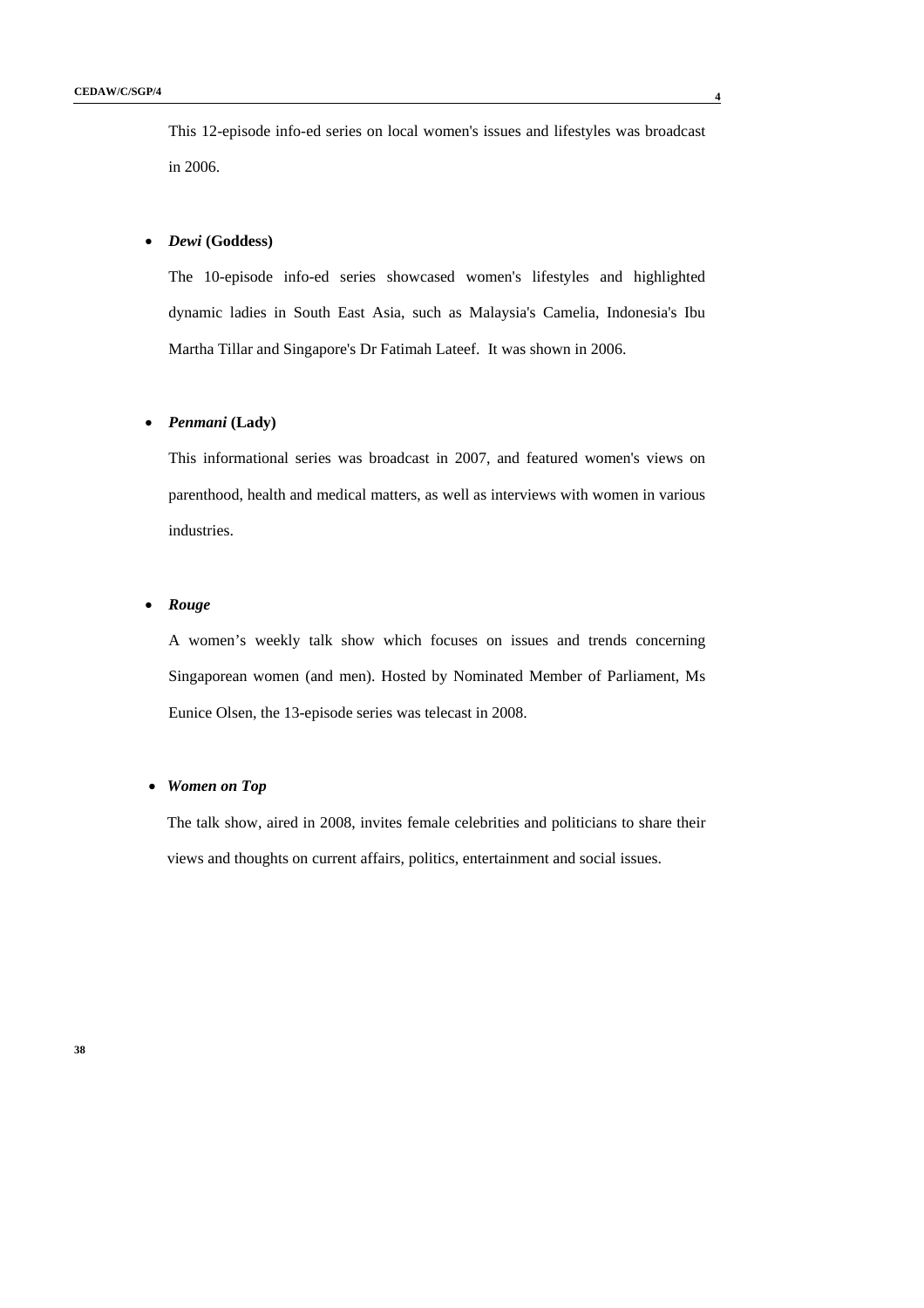This 12-episode info-ed series on local women's issues and lifestyles was broadcast in 2006.

- ***Dewi* (Goddess)**

  The 10-episode info-ed series showcased women's lifestyles and highlighted dynamic ladies in South East Asia, such as Malaysia's Camelia, Indonesia's Ibu Martha Tillar and Singapore's Dr Fatimah Lateef. It was shown in 2006.

- ***Penmani* (Lady)**

  This informational series was broadcast in 2007, and featured women's views on parenthood, health and medical matters, as well as interviews with women in various industries.

- ***Rouge***

  A women's weekly talk show which focuses on issues and trends concerning Singaporean women (and men). Hosted by Nominated Member of Parliament, Ms Eunice Olsen, the 13-episode series was telecast in 2008.

- ***Women on Top***

  The talk show, aired in 2008, invites female celebrities and politicians to share their views and thoughts on current affairs, politics, entertainment and social issues.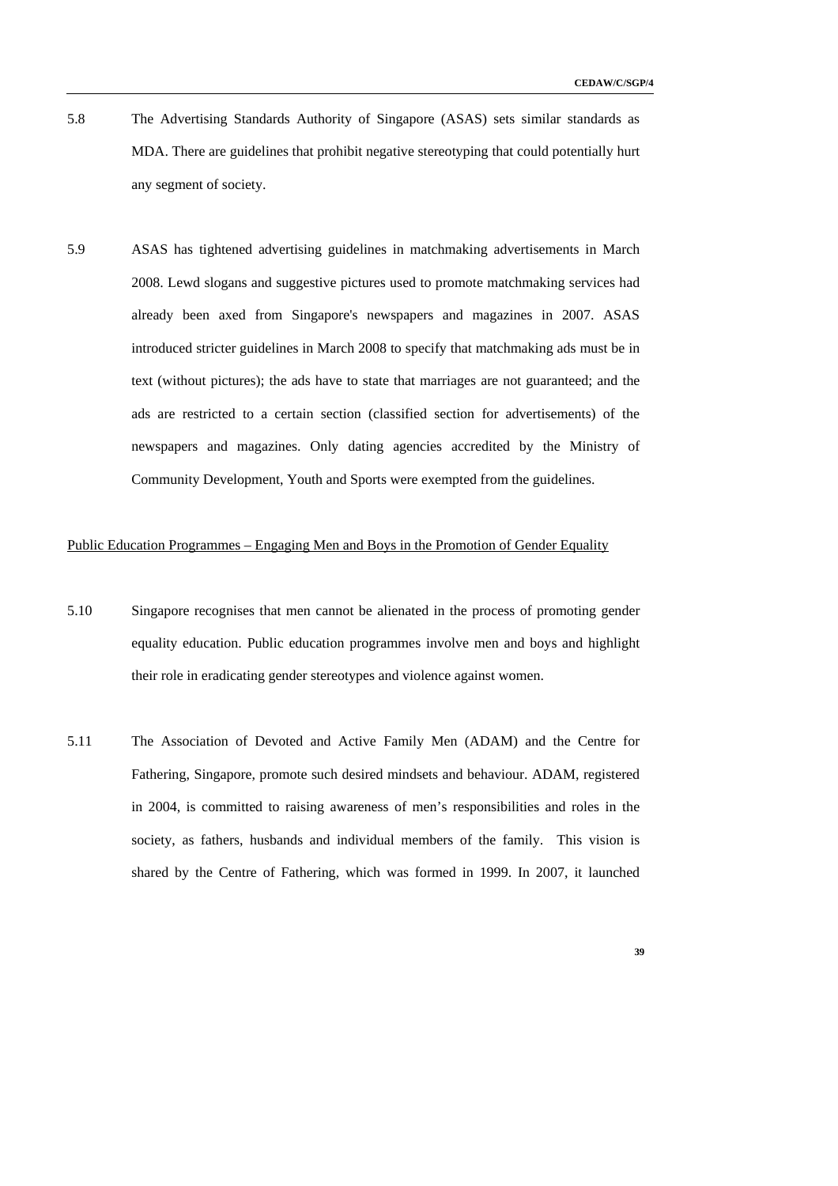5.8 The Advertising Standards Authority of Singapore (ASAS) sets similar standards as MDA. There are guidelines that prohibit negative stereotyping that could potentially hurt any segment of society.

5.9 ASAS has tightened advertising guidelines in matchmaking advertisements in March 2008. Lewd slogans and suggestive pictures used to promote matchmaking services had already been axed from Singapore's newspapers and magazines in 2007. ASAS introduced stricter guidelines in March 2008 to specify that matchmaking ads must be in text (without pictures); the ads have to state that marriages are not guaranteed; and the ads are restricted to a certain section (classified section for advertisements) of the newspapers and magazines. Only dating agencies accredited by the Ministry of Community Development, Youth and Sports were exempted from the guidelines.

<u>Public Education Programmes – Engaging Men and Boys in the Promotion of Gender Equality</u>

5.10 Singapore recognises that men cannot be alienated in the process of promoting gender equality education. Public education programmes involve men and boys and highlight their role in eradicating gender stereotypes and violence against women.

5.11 The Association of Devoted and Active Family Men (ADAM) and the Centre for Fathering, Singapore, promote such desired mindsets and behaviour. ADAM, registered in 2004, is committed to raising awareness of men's responsibilities and roles in the society, as fathers, husbands and individual members of the family. This vision is shared by the Centre of Fathering, which was formed in 1999. In 2007, it launched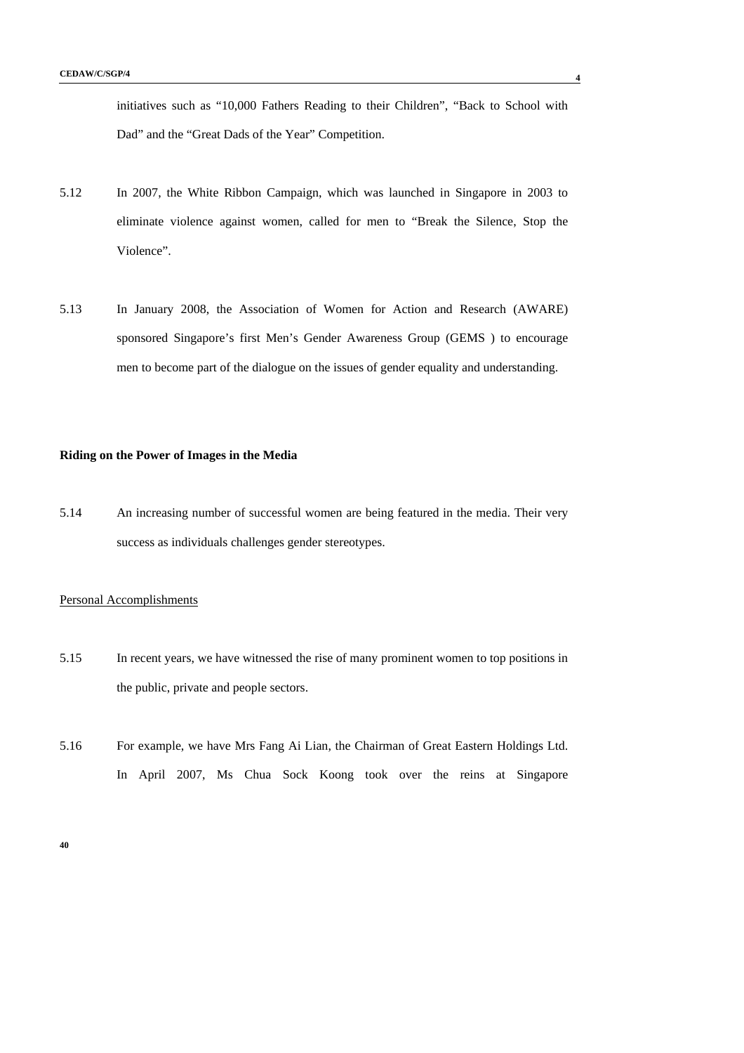initiatives such as "10,000 Fathers Reading to their Children", "Back to School with Dad" and the "Great Dads of the Year" Competition.

5.12 In 2007, the White Ribbon Campaign, which was launched in Singapore in 2003 to eliminate violence against women, called for men to "Break the Silence, Stop the Violence".

5.13 In January 2008, the Association of Women for Action and Research (AWARE) sponsored Singapore's first Men's Gender Awareness Group (GEMS ) to encourage men to become part of the dialogue on the issues of gender equality and understanding.

**Riding on the Power of Images in the Media**

5.14 An increasing number of successful women are being featured in the media. Their very success as individuals challenges gender stereotypes.

Personal Accomplishments

5.15 In recent years, we have witnessed the rise of many prominent women to top positions in the public, private and people sectors.

5.16 For example, we have Mrs Fang Ai Lian, the Chairman of Great Eastern Holdings Ltd. In April 2007, Ms Chua Sock Koong took over the reins at Singapore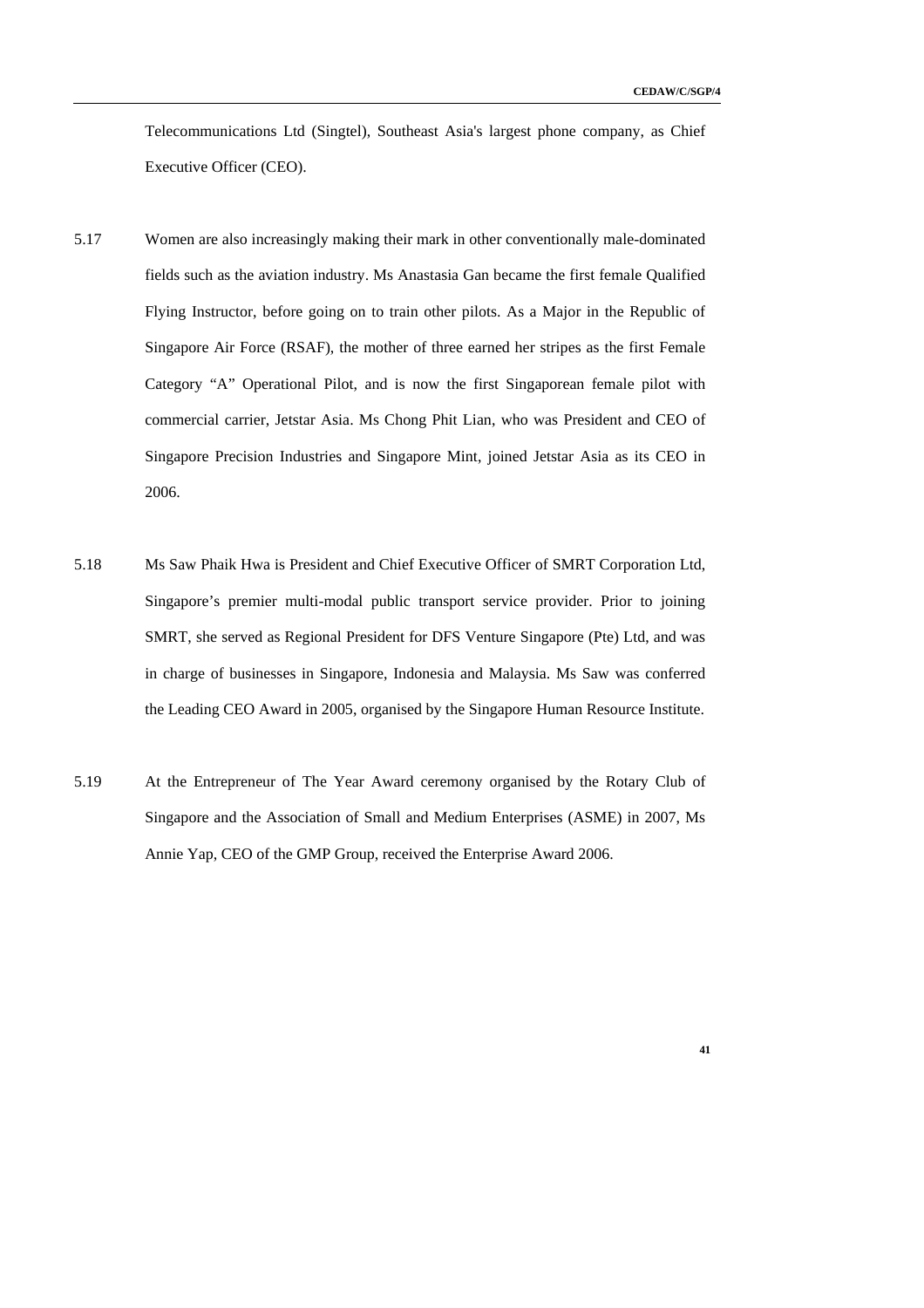Telecommunications Ltd (Singtel), Southeast Asia's largest phone company, as Chief Executive Officer (CEO).

5.17 Women are also increasingly making their mark in other conventionally male-dominated fields such as the aviation industry. Ms Anastasia Gan became the first female Qualified Flying Instructor, before going on to train other pilots. As a Major in the Republic of Singapore Air Force (RSAF), the mother of three earned her stripes as the first Female Category "A" Operational Pilot, and is now the first Singaporean female pilot with commercial carrier, Jetstar Asia. Ms Chong Phit Lian, who was President and CEO of Singapore Precision Industries and Singapore Mint, joined Jetstar Asia as its CEO in 2006.

5.18 Ms Saw Phaik Hwa is President and Chief Executive Officer of SMRT Corporation Ltd, Singapore's premier multi-modal public transport service provider. Prior to joining SMRT, she served as Regional President for DFS Venture Singapore (Pte) Ltd, and was in charge of businesses in Singapore, Indonesia and Malaysia. Ms Saw was conferred the Leading CEO Award in 2005, organised by the Singapore Human Resource Institute.

5.19 At the Entrepreneur of The Year Award ceremony organised by the Rotary Club of Singapore and the Association of Small and Medium Enterprises (ASME) in 2007, Ms Annie Yap, CEO of the GMP Group, received the Enterprise Award 2006.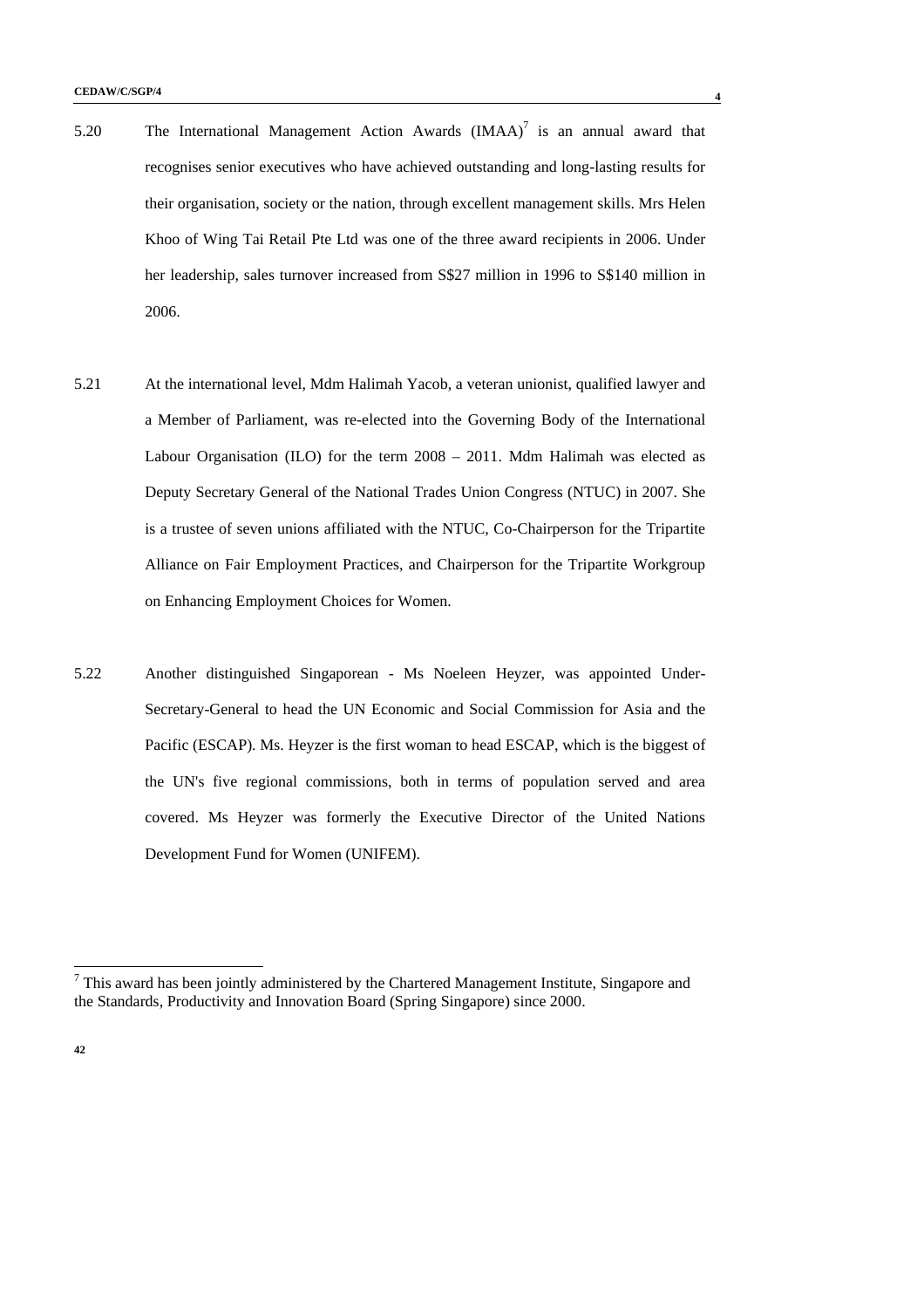5.20 The International Management Action Awards (IMAA)[7] is an annual award that recognises senior executives who have achieved outstanding and long-lasting results for their organisation, society or the nation, through excellent management skills. Mrs Helen Khoo of Wing Tai Retail Pte Ltd was one of the three award recipients in 2006. Under her leadership, sales turnover increased from S$27 million in 1996 to S$140 million in 2006.

5.21 At the international level, Mdm Halimah Yacob, a veteran unionist, qualified lawyer and a Member of Parliament, was re-elected into the Governing Body of the International Labour Organisation (ILO) for the term 2008 – 2011. Mdm Halimah was elected as Deputy Secretary General of the National Trades Union Congress (NTUC) in 2007. She is a trustee of seven unions affiliated with the NTUC, Co-Chairperson for the Tripartite Alliance on Fair Employment Practices, and Chairperson for the Tripartite Workgroup on Enhancing Employment Choices for Women.

5.22 Another distinguished Singaporean - Ms Noeleen Heyzer, was appointed Under-Secretary-General to head the UN Economic and Social Commission for Asia and the Pacific (ESCAP). Ms. Heyzer is the first woman to head ESCAP, which is the biggest of the UN's five regional commissions, both in terms of population served and area covered. Ms Heyzer was formerly the Executive Director of the United Nations Development Fund for Women (UNIFEM).

---

[7] This award has been jointly administered by the Chartered Management Institute, Singapore and the Standards, Productivity and Innovation Board (Spring Singapore) since 2000.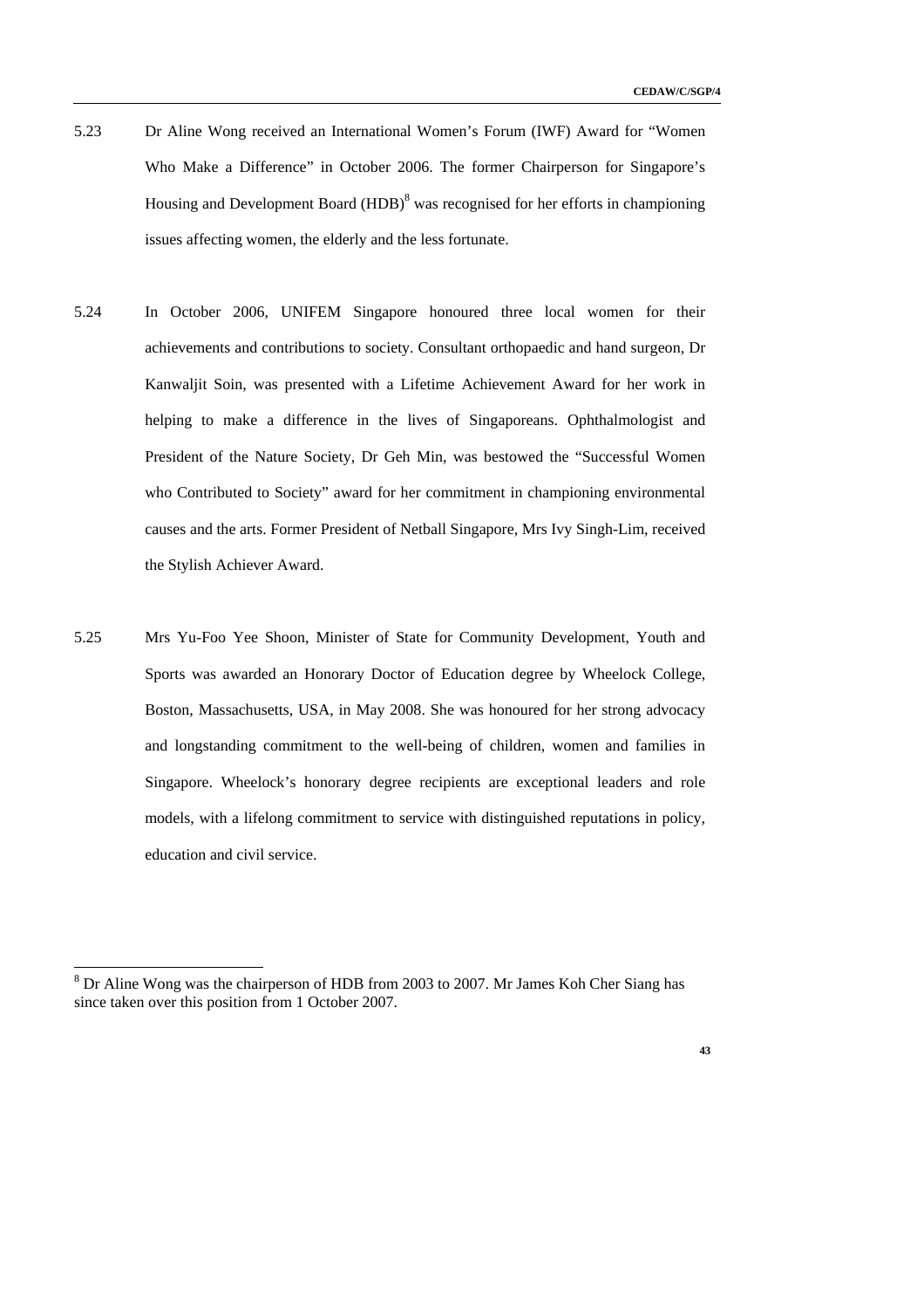5.23 Dr Aline Wong received an International Women's Forum (IWF) Award for "Women Who Make a Difference" in October 2006. The former Chairperson for Singapore's Housing and Development Board (HDB)[8] was recognised for her efforts in championing issues affecting women, the elderly and the less fortunate.

5.24 In October 2006, UNIFEM Singapore honoured three local women for their achievements and contributions to society. Consultant orthopaedic and hand surgeon, Dr Kanwaljit Soin, was presented with a Lifetime Achievement Award for her work in helping to make a difference in the lives of Singaporeans. Ophthalmologist and President of the Nature Society, Dr Geh Min, was bestowed the "Successful Women who Contributed to Society" award for her commitment in championing environmental causes and the arts. Former President of Netball Singapore, Mrs Ivy Singh-Lim, received the Stylish Achiever Award.

5.25 Mrs Yu-Foo Yee Shoon, Minister of State for Community Development, Youth and Sports was awarded an Honorary Doctor of Education degree by Wheelock College, Boston, Massachusetts, USA, in May 2008. She was honoured for her strong advocacy and longstanding commitment to the well-being of children, women and families in Singapore. Wheelock's honorary degree recipients are exceptional leaders and role models, with a lifelong commitment to service with distinguished reputations in policy, education and civil service.

---

[8] Dr Aline Wong was the chairperson of HDB from 2003 to 2007. Mr James Koh Cher Siang has since taken over this position from 1 October 2007.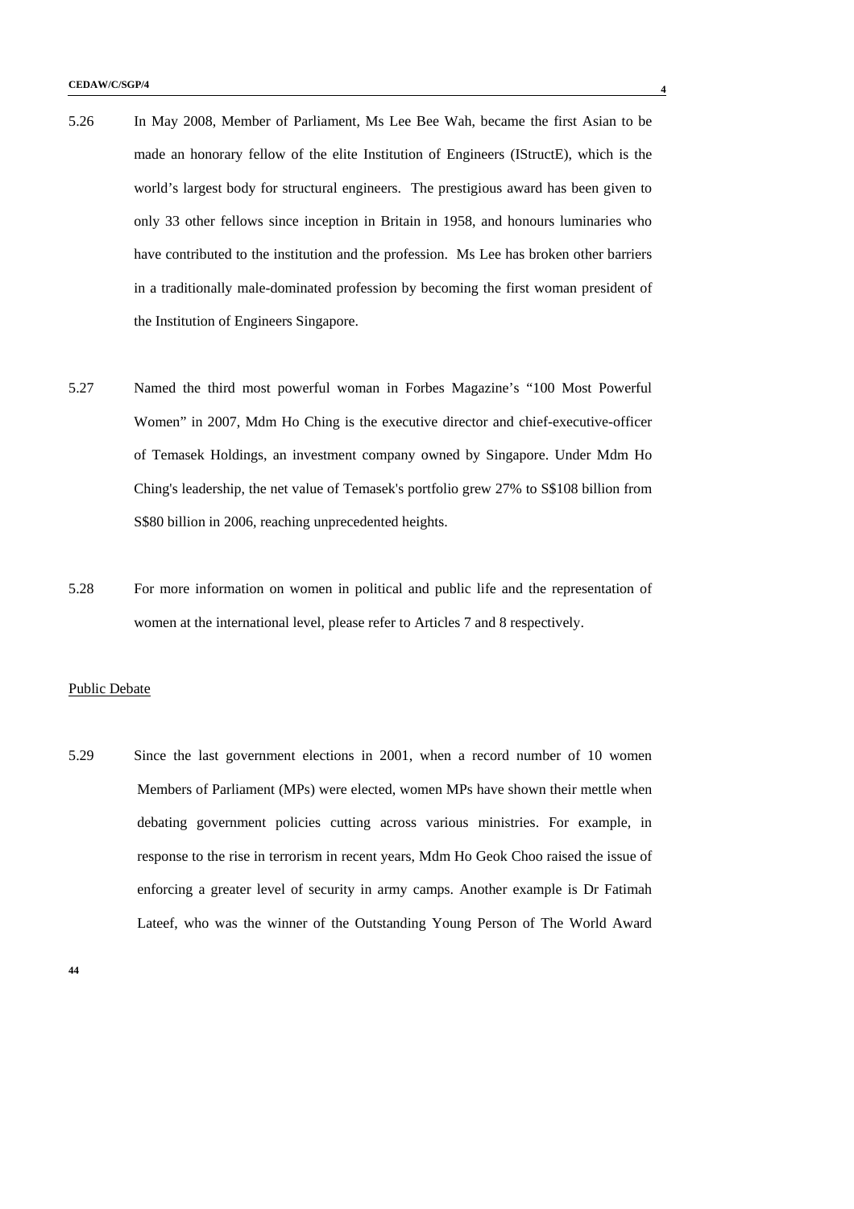5.26 In May 2008, Member of Parliament, Ms Lee Bee Wah, became the first Asian to be made an honorary fellow of the elite Institution of Engineers (IStructE), which is the world's largest body for structural engineers. The prestigious award has been given to only 33 other fellows since inception in Britain in 1958, and honours luminaries who have contributed to the institution and the profession. Ms Lee has broken other barriers in a traditionally male-dominated profession by becoming the first woman president of the Institution of Engineers Singapore.

5.27 Named the third most powerful woman in Forbes Magazine's "100 Most Powerful Women" in 2007, Mdm Ho Ching is the executive director and chief-executive-officer of Temasek Holdings, an investment company owned by Singapore. Under Mdm Ho Ching's leadership, the net value of Temasek's portfolio grew 27% to S$108 billion from S$80 billion in 2006, reaching unprecedented heights.

5.28 For more information on women in political and public life and the representation of women at the international level, please refer to Articles 7 and 8 respectively.

Public Debate

5.29 Since the last government elections in 2001, when a record number of 10 women Members of Parliament (MPs) were elected, women MPs have shown their mettle when debating government policies cutting across various ministries. For example, in response to the rise in terrorism in recent years, Mdm Ho Geok Choo raised the issue of enforcing a greater level of security in army camps. Another example is Dr Fatimah Lateef, who was the winner of the Outstanding Young Person of The World Award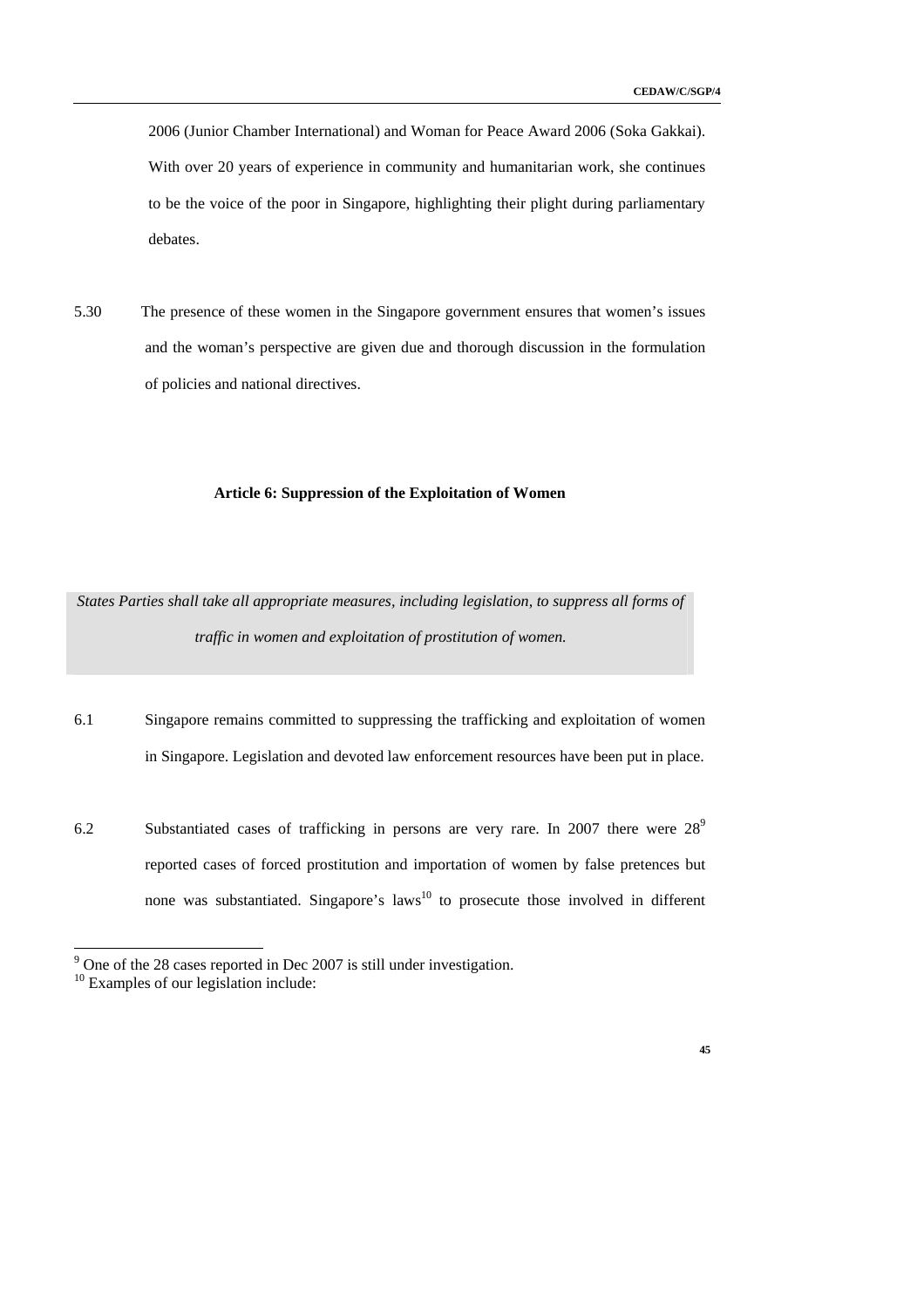2006 (Junior Chamber International) and Woman for Peace Award 2006 (Soka Gakkai). With over 20 years of experience in community and humanitarian work, she continues to be the voice of the poor in Singapore, highlighting their plight during parliamentary debates.

5.30 The presence of these women in the Singapore government ensures that women's issues and the woman's perspective are given due and thorough discussion in the formulation of policies and national directives.

## Article 6: Suppression of the Exploitation of Women

*States Parties shall take all appropriate measures, including legislation, to suppress all forms of traffic in women and exploitation of prostitution of women.*

6.1 Singapore remains committed to suppressing the trafficking and exploitation of women in Singapore. Legislation and devoted law enforcement resources have been put in place.

6.2 Substantiated cases of trafficking in persons are very rare. In 2007 there were 28[9] reported cases of forced prostitution and importation of women by false pretences but none was substantiated. Singapore's laws[10] to prosecute those involved in different

[9] One of the 28 cases reported in Dec 2007 is still under investigation.

[10] Examples of our legislation include: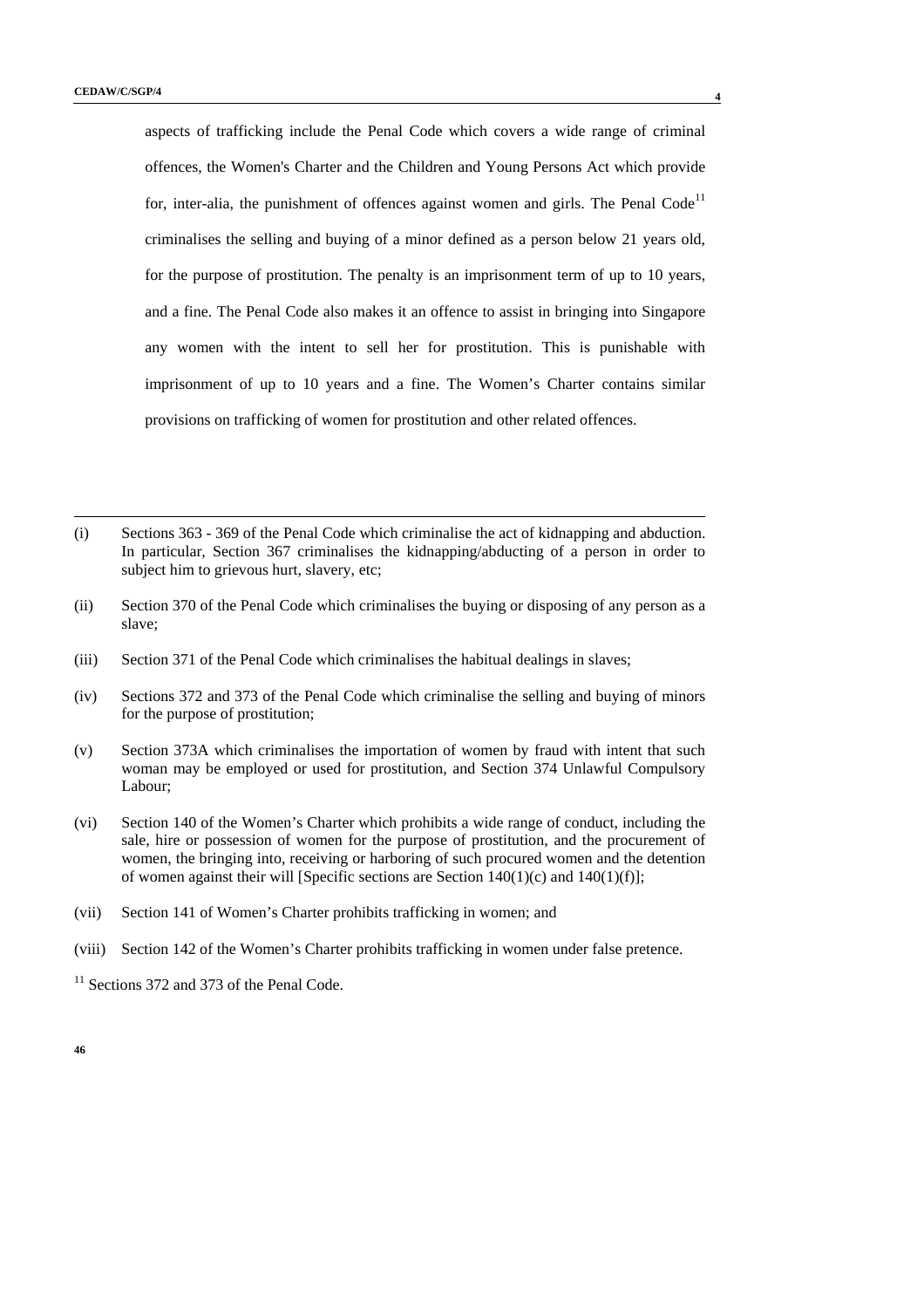aspects of trafficking include the Penal Code which covers a wide range of criminal offences, the Women's Charter and the Children and Young Persons Act which provide for, inter-alia, the punishment of offences against women and girls. The Penal Code[11] criminalises the selling and buying of a minor defined as a person below 21 years old, for the purpose of prostitution. The penalty is an imprisonment term of up to 10 years, and a fine. The Penal Code also makes it an offence to assist in bringing into Singapore any women with the intent to sell her for prostitution. This is punishable with imprisonment of up to 10 years and a fine. The Women's Charter contains similar provisions on trafficking of women for prostitution and other related offences.

---

(i) Sections 363 - 369 of the Penal Code which criminalise the act of kidnapping and abduction. In particular, Section 367 criminalises the kidnapping/abducting of a person in order to subject him to grievous hurt, slavery, etc;

(ii) Section 370 of the Penal Code which criminalises the buying or disposing of any person as a slave;

(iii) Section 371 of the Penal Code which criminalises the habitual dealings in slaves;

(iv) Sections 372 and 373 of the Penal Code which criminalise the selling and buying of minors for the purpose of prostitution;

(v) Section 373A which criminalises the importation of women by fraud with intent that such woman may be employed or used for prostitution, and Section 374 Unlawful Compulsory Labour;

(vi) Section 140 of the Women's Charter which prohibits a wide range of conduct, including the sale, hire or possession of women for the purpose of prostitution, and the procurement of women, the bringing into, receiving or harboring of such procured women and the detention of women against their will [Specific sections are Section 140(1)(c) and 140(1)(f)];

(vii) Section 141 of Women's Charter prohibits trafficking in women; and

(viii) Section 142 of the Women's Charter prohibits trafficking in women under false pretence.

[11] Sections 372 and 373 of the Penal Code.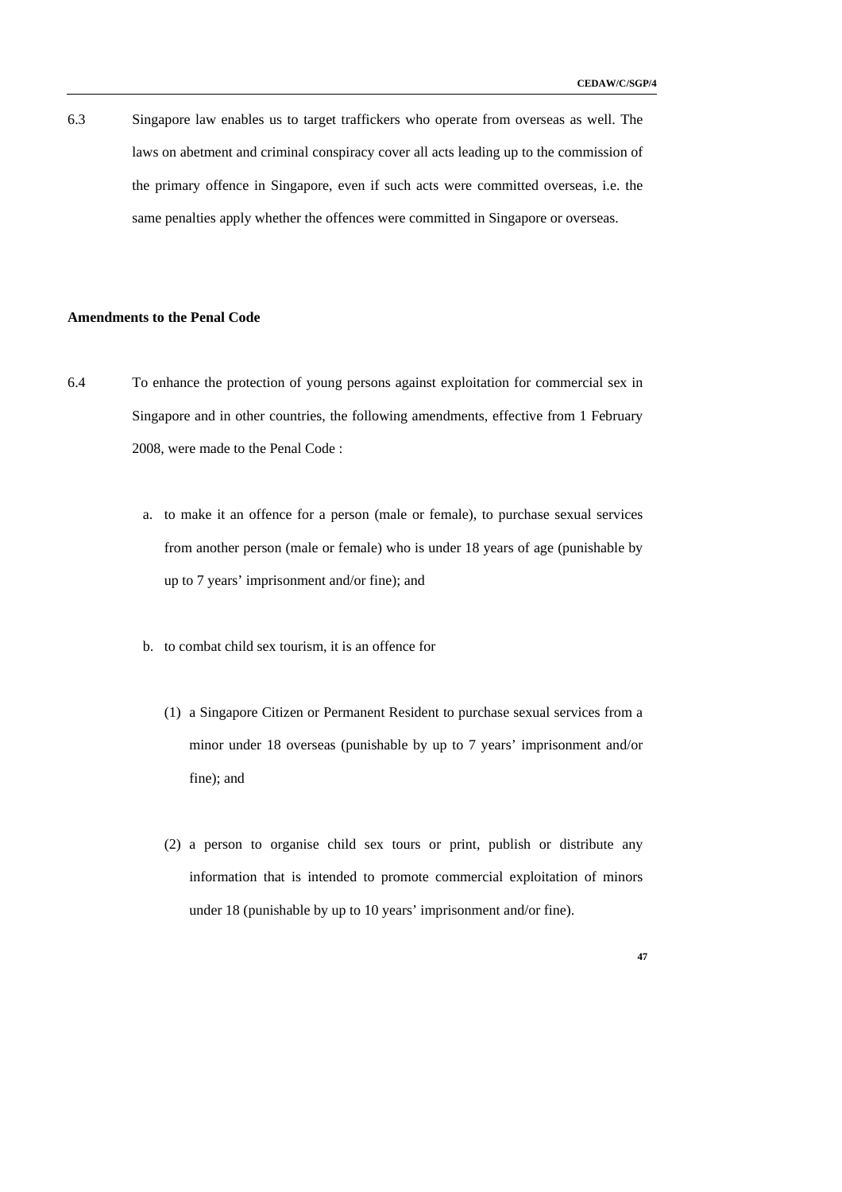6.3 Singapore law enables us to target traffickers who operate from overseas as well. The laws on abetment and criminal conspiracy cover all acts leading up to the commission of the primary offence in Singapore, even if such acts were committed overseas, i.e. the same penalties apply whether the offences were committed in Singapore or overseas.

**Amendments to the Penal Code**

6.4 To enhance the protection of young persons against exploitation for commercial sex in Singapore and in other countries, the following amendments, effective from 1 February 2008, were made to the Penal Code :

a. to make it an offence for a person (male or female), to purchase sexual services from another person (male or female) who is under 18 years of age (punishable by up to 7 years' imprisonment and/or fine); and

b. to combat child sex tourism, it is an offence for

   (1) a Singapore Citizen or Permanent Resident to purchase sexual services from a minor under 18 overseas (punishable by up to 7 years' imprisonment and/or fine); and

   (2) a person to organise child sex tours or print, publish or distribute any information that is intended to promote commercial exploitation of minors under 18 (punishable by up to 10 years' imprisonment and/or fine).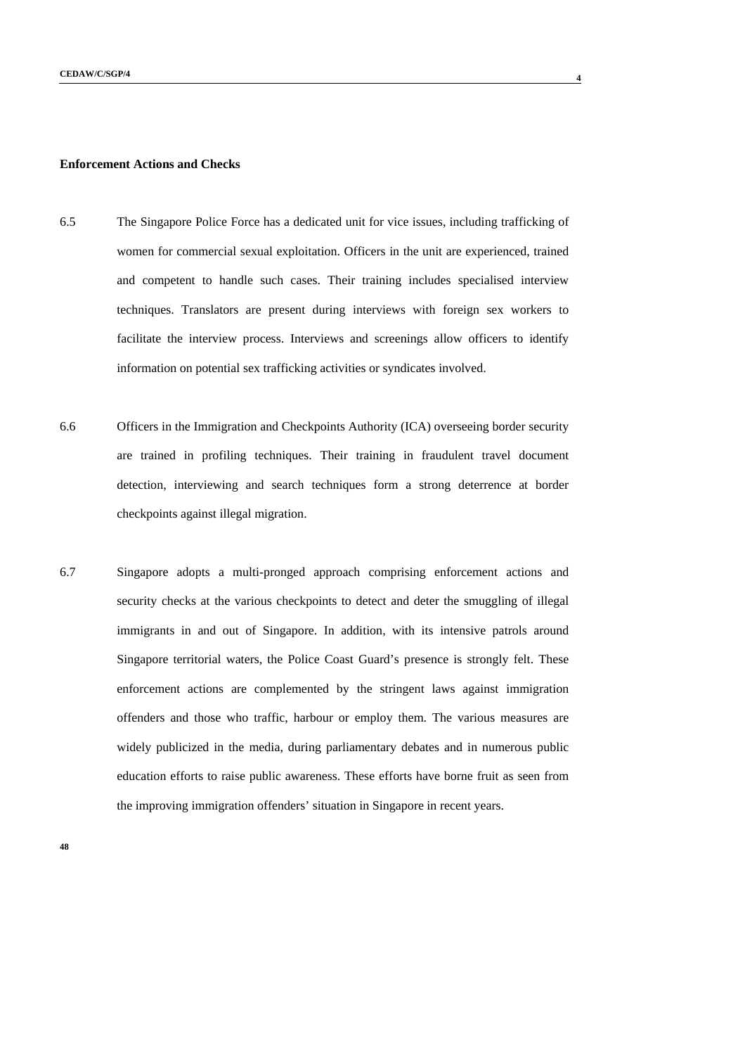**Enforcement Actions and Checks**

6.5 The Singapore Police Force has a dedicated unit for vice issues, including trafficking of women for commercial sexual exploitation. Officers in the unit are experienced, trained and competent to handle such cases. Their training includes specialised interview techniques. Translators are present during interviews with foreign sex workers to facilitate the interview process. Interviews and screenings allow officers to identify information on potential sex trafficking activities or syndicates involved.

6.6 Officers in the Immigration and Checkpoints Authority (ICA) overseeing border security are trained in profiling techniques. Their training in fraudulent travel document detection, interviewing and search techniques form a strong deterrence at border checkpoints against illegal migration.

6.7 Singapore adopts a multi-pronged approach comprising enforcement actions and security checks at the various checkpoints to detect and deter the smuggling of illegal immigrants in and out of Singapore. In addition, with its intensive patrols around Singapore territorial waters, the Police Coast Guard's presence is strongly felt. These enforcement actions are complemented by the stringent laws against immigration offenders and those who traffic, harbour or employ them. The various measures are widely publicized in the media, during parliamentary debates and in numerous public education efforts to raise public awareness. These efforts have borne fruit as seen from the improving immigration offenders' situation in Singapore in recent years.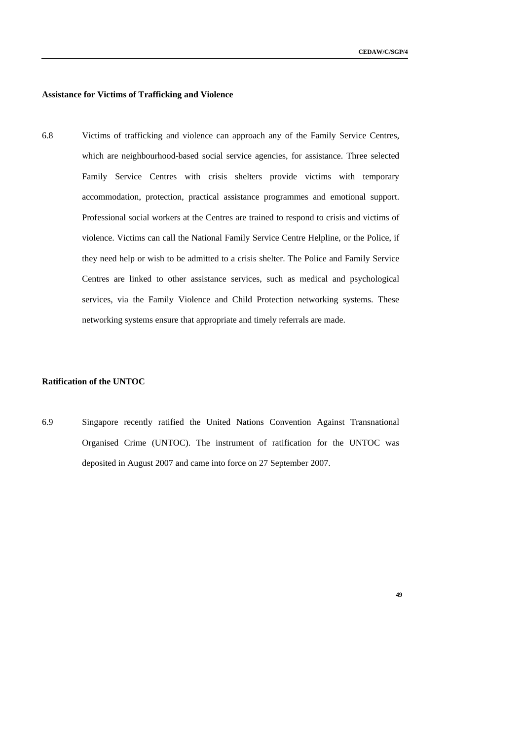**Assistance for Victims of Trafficking and Violence**

6.8 Victims of trafficking and violence can approach any of the Family Service Centres, which are neighbourhood-based social service agencies, for assistance. Three selected Family Service Centres with crisis shelters provide victims with temporary accommodation, protection, practical assistance programmes and emotional support. Professional social workers at the Centres are trained to respond to crisis and victims of violence. Victims can call the National Family Service Centre Helpline, or the Police, if they need help or wish to be admitted to a crisis shelter. The Police and Family Service Centres are linked to other assistance services, such as medical and psychological services, via the Family Violence and Child Protection networking systems. These networking systems ensure that appropriate and timely referrals are made.

**Ratification of the UNTOC**

6.9 Singapore recently ratified the United Nations Convention Against Transnational Organised Crime (UNTOC). The instrument of ratification for the UNTOC was deposited in August 2007 and came into force on 27 September 2007.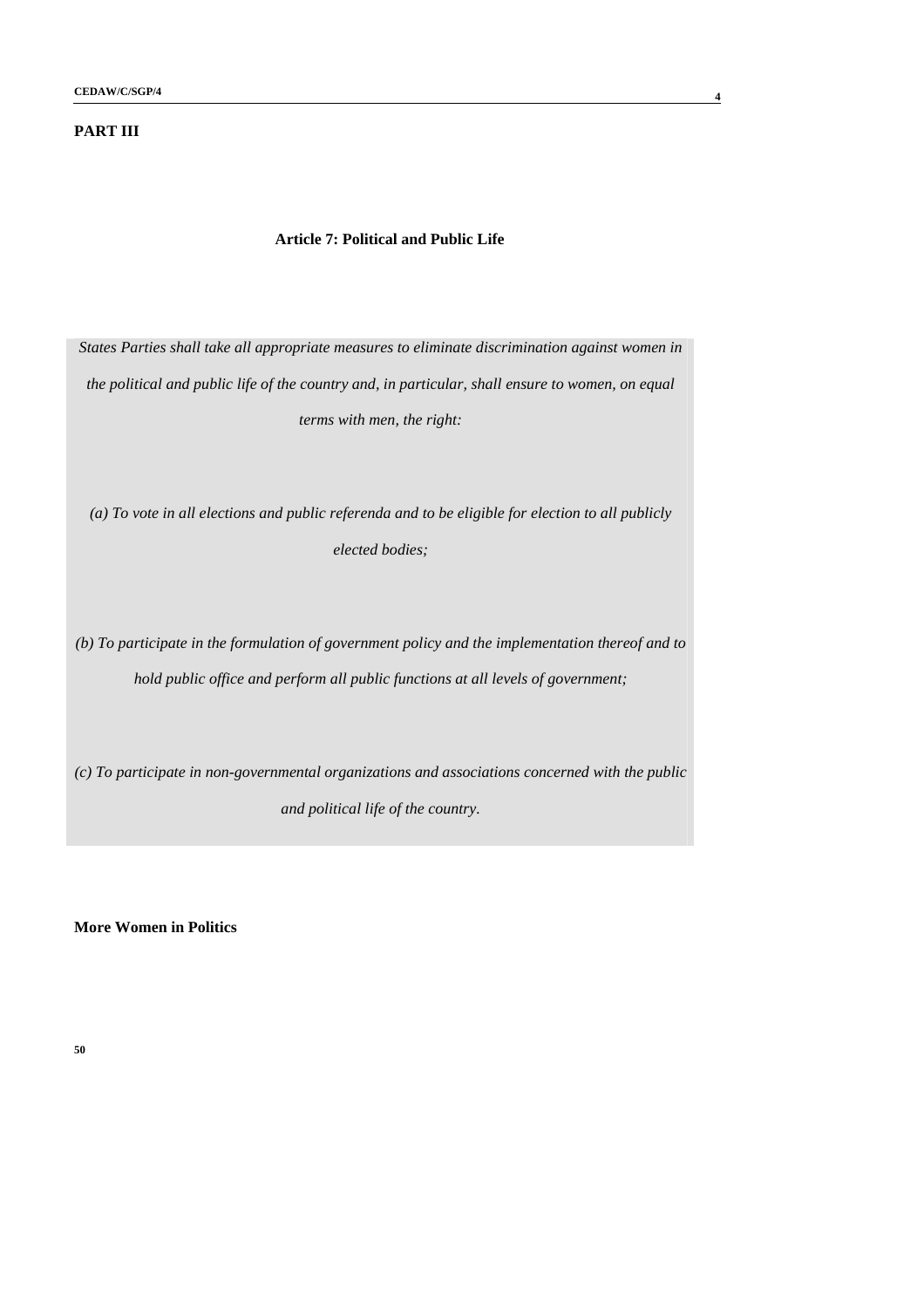**PART III**

### Article 7: Political and Public Life

*States Parties shall take all appropriate measures to eliminate discrimination against women in the political and public life of the country and, in particular, shall ensure to women, on equal terms with men, the right:*

*(a) To vote in all elections and public referenda and to be eligible for election to all publicly elected bodies;*

*(b) To participate in the formulation of government policy and the implementation thereof and to hold public office and perform all public functions at all levels of government;*

*(c) To participate in non-governmental organizations and associations concerned with the public and political life of the country.*

**More Women in Politics**

**50**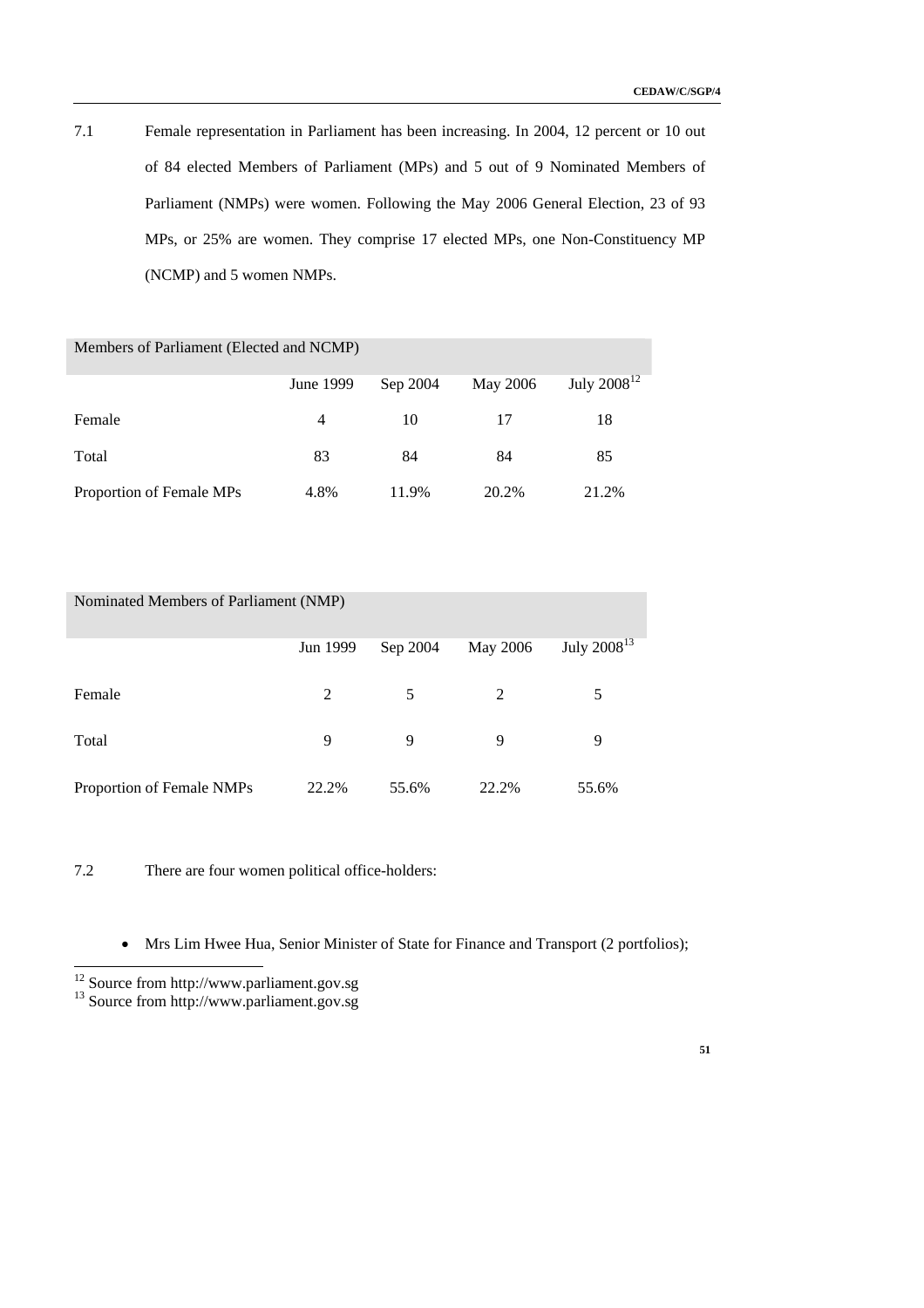7.1 Female representation in Parliament has been increasing. In 2004, 12 percent or 10 out of 84 elected Members of Parliament (MPs) and 5 out of 9 Nominated Members of Parliament (NMPs) were women. Following the May 2006 General Election, 23 of 93 MPs, or 25% are women. They comprise 17 elected MPs, one Non-Constituency MP (NCMP) and 5 women NMPs.

| Members of Parliament (Elected and NCMP) | | | | |
|---|---|---|---|---|
| | June 1999 | Sep 2004 | May 2006 | July 2008[12] |
| Female | 4 | 10 | 17 | 18 |
| Total | 83 | 84 | 84 | 85 |
| Proportion of Female MPs | 4.8% | 11.9% | 20.2% | 21.2% |

| Nominated Members of Parliament (NMP) | | | | |
|---|---|---|---|---|
| | Jun 1999 | Sep 2004 | May 2006 | July 2008[13] |
| Female | 2 | 5 | 2 | 5 |
| Total | 9 | 9 | 9 | 9 |
| Proportion of Female NMPs | 22.2% | 55.6% | 22.2% | 55.6% |

7.2 There are four women political office-holders:

- Mrs Lim Hwee Hua, Senior Minister of State for Finance and Transport (2 portfolios);

[12] Source from http://www.parliament.gov.sg
[13] Source from http://www.parliament.gov.sg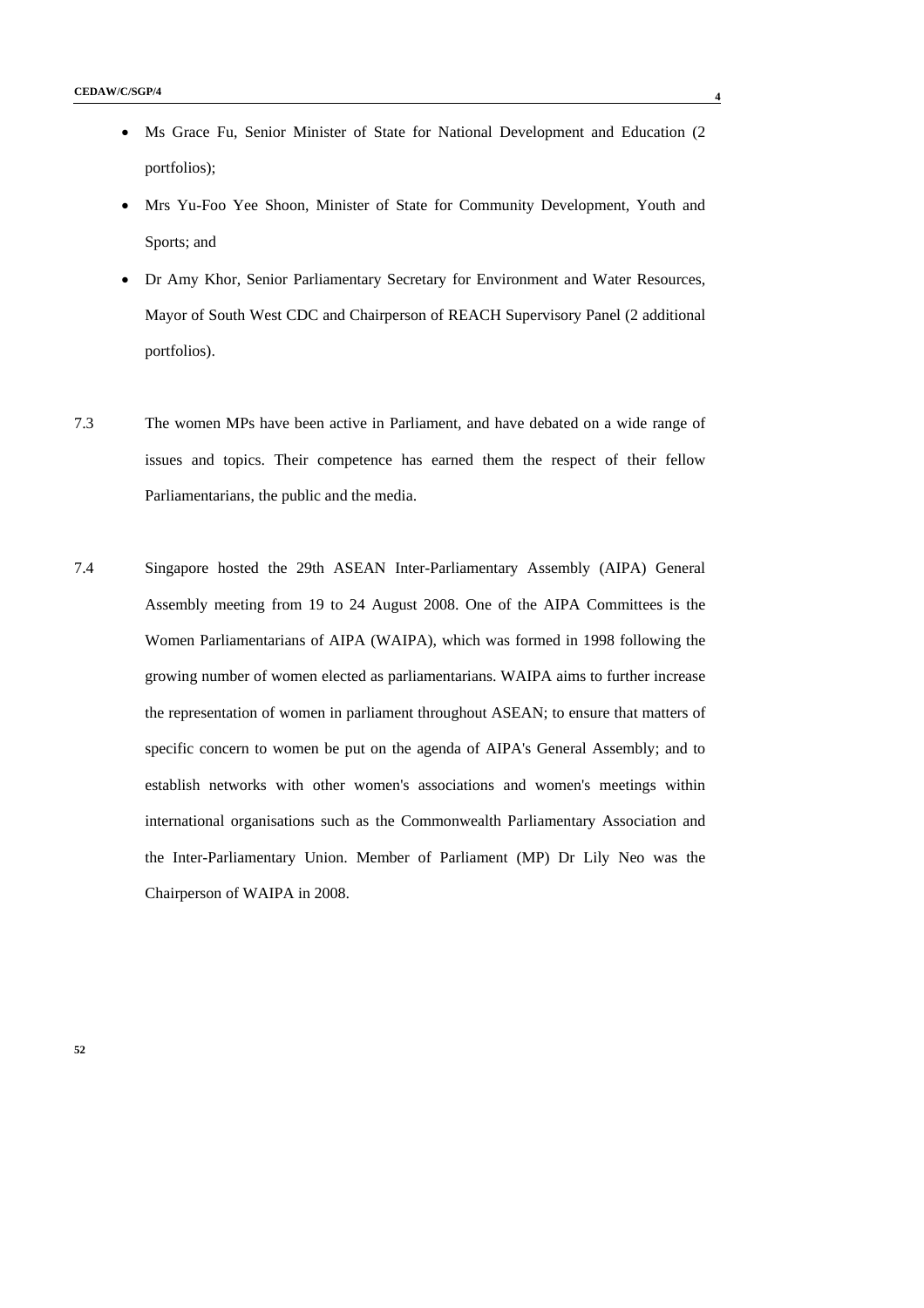- Ms Grace Fu, Senior Minister of State for National Development and Education (2 portfolios);
- Mrs Yu-Foo Yee Shoon, Minister of State for Community Development, Youth and Sports; and
- Dr Amy Khor, Senior Parliamentary Secretary for Environment and Water Resources, Mayor of South West CDC and Chairperson of REACH Supervisory Panel (2 additional portfolios).

7.3 The women MPs have been active in Parliament, and have debated on a wide range of issues and topics. Their competence has earned them the respect of their fellow Parliamentarians, the public and the media.

7.4 Singapore hosted the 29th ASEAN Inter-Parliamentary Assembly (AIPA) General Assembly meeting from 19 to 24 August 2008. One of the AIPA Committees is the Women Parliamentarians of AIPA (WAIPA), which was formed in 1998 following the growing number of women elected as parliamentarians. WAIPA aims to further increase the representation of women in parliament throughout ASEAN; to ensure that matters of specific concern to women be put on the agenda of AIPA's General Assembly; and to establish networks with other women's associations and women's meetings within international organisations such as the Commonwealth Parliamentary Association and the Inter-Parliamentary Union. Member of Parliament (MP) Dr Lily Neo was the Chairperson of WAIPA in 2008.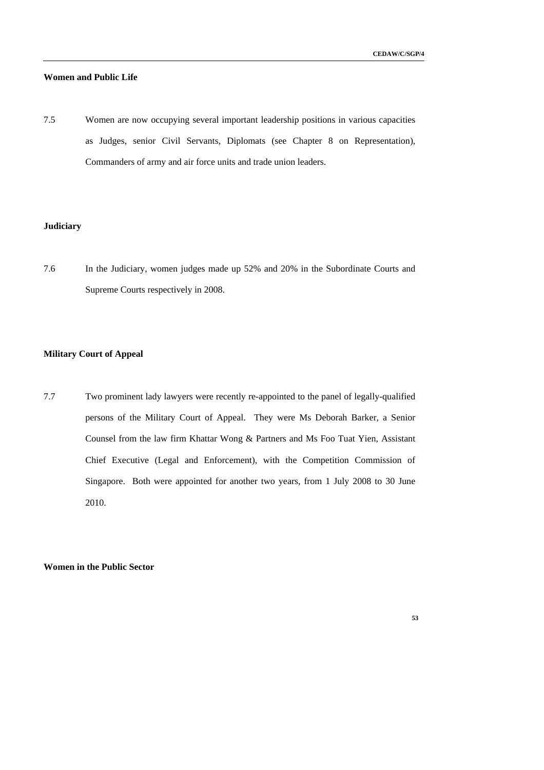**Women and Public Life**

7.5 Women are now occupying several important leadership positions in various capacities as Judges, senior Civil Servants, Diplomats (see Chapter 8 on Representation), Commanders of army and air force units and trade union leaders.

**Judiciary**

7.6 In the Judiciary, women judges made up 52% and 20% in the Subordinate Courts and Supreme Courts respectively in 2008.

**Military Court of Appeal**

7.7 Two prominent lady lawyers were recently re-appointed to the panel of legally-qualified persons of the Military Court of Appeal. They were Ms Deborah Barker, a Senior Counsel from the law firm Khattar Wong & Partners and Ms Foo Tuat Yien, Assistant Chief Executive (Legal and Enforcement), with the Competition Commission of Singapore. Both were appointed for another two years, from 1 July 2008 to 30 June 2010.

**Women in the Public Sector**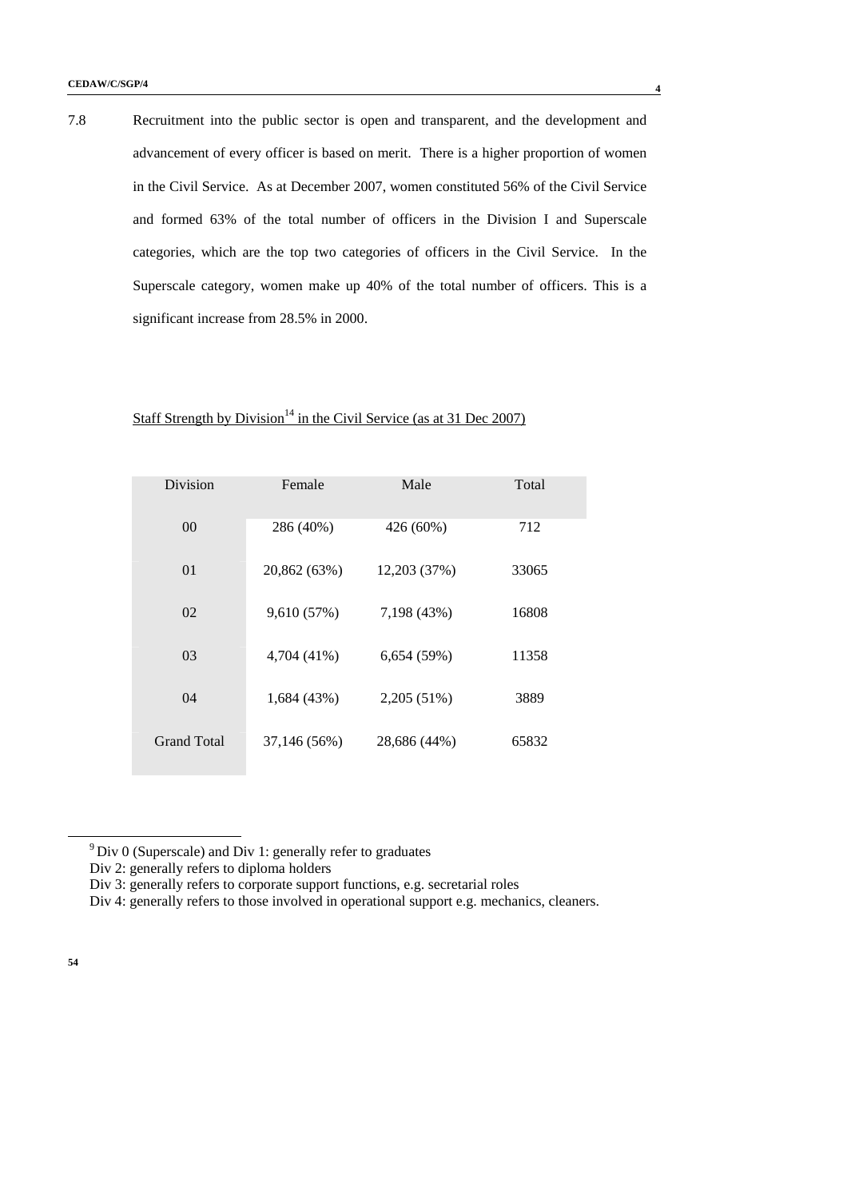7.8 Recruitment into the public sector is open and transparent, and the development and advancement of every officer is based on merit. There is a higher proportion of women in the Civil Service. As at December 2007, women constituted 56% of the Civil Service and formed 63% of the total number of officers in the Division I and Superscale categories, which are the top two categories of officers in the Civil Service. In the Superscale category, women make up 40% of the total number of officers. This is a significant increase from 28.5% in 2000.

Staff Strength by Division[14] in the Civil Service (as at 31 Dec 2007)

| Division | Female | Male | Total |
|---|---|---|---|
| 00 | 286 (40%) | 426 (60%) | 712 |
| 01 | 20,862 (63%) | 12,203 (37%) | 33065 |
| 02 | 9,610 (57%) | 7,198 (43%) | 16808 |
| 03 | 4,704 (41%) | 6,654 (59%) | 11358 |
| 04 | 1,684 (43%) | 2,205 (51%) | 3889 |
| Grand Total | 37,146 (56%) | 28,686 (44%) | 65832 |

[9] Div 0 (Superscale) and Div 1: generally refer to graduates
Div 2: generally refers to diploma holders
Div 3: generally refers to corporate support functions, e.g. secretarial roles
Div 4: generally refers to those involved in operational support e.g. mechanics, cleaners.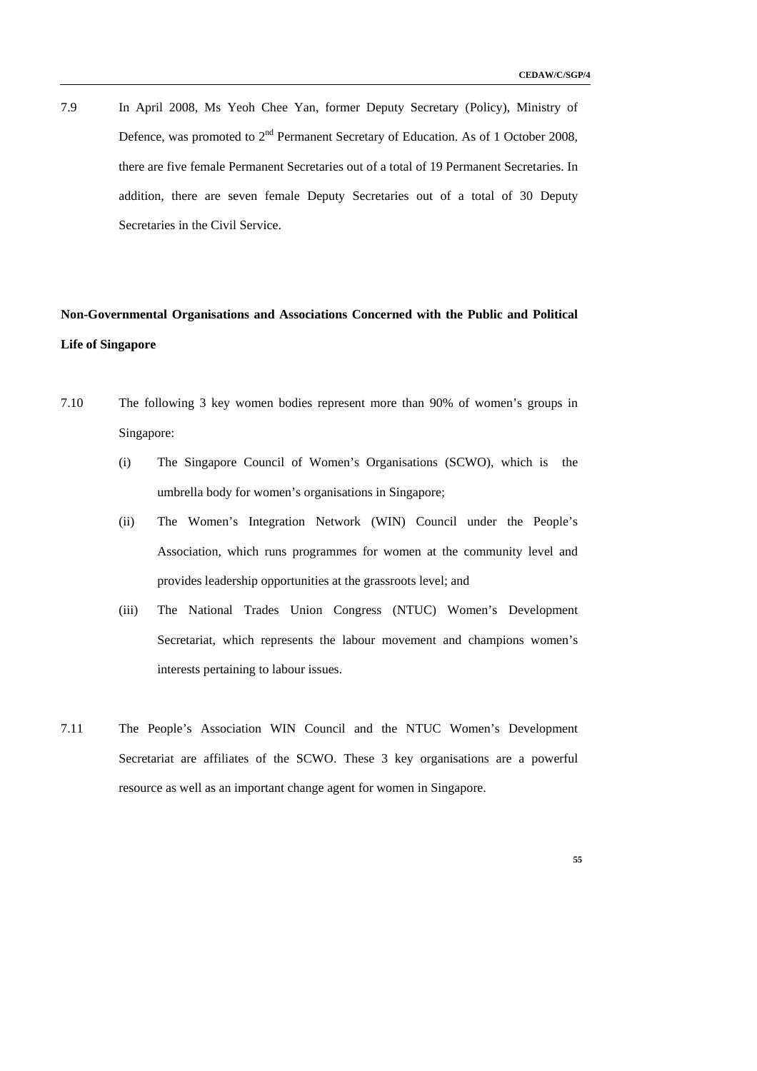7.9 In April 2008, Ms Yeoh Chee Yan, former Deputy Secretary (Policy), Ministry of Defence, was promoted to 2nd Permanent Secretary of Education. As of 1 October 2008, there are five female Permanent Secretaries out of a total of 19 Permanent Secretaries. In addition, there are seven female Deputy Secretaries out of a total of 30 Deputy Secretaries in the Civil Service.

**Non-Governmental Organisations and Associations Concerned with the Public and Political Life of Singapore**

7.10 The following 3 key women bodies represent more than 90% of women's groups in Singapore:

(i) The Singapore Council of Women's Organisations (SCWO), which is the umbrella body for women's organisations in Singapore;

(ii) The Women's Integration Network (WIN) Council under the People's Association, which runs programmes for women at the community level and provides leadership opportunities at the grassroots level; and

(iii) The National Trades Union Congress (NTUC) Women's Development Secretariat, which represents the labour movement and champions women's interests pertaining to labour issues.

7.11 The People's Association WIN Council and the NTUC Women's Development Secretariat are affiliates of the SCWO. These 3 key organisations are a powerful resource as well as an important change agent for women in Singapore.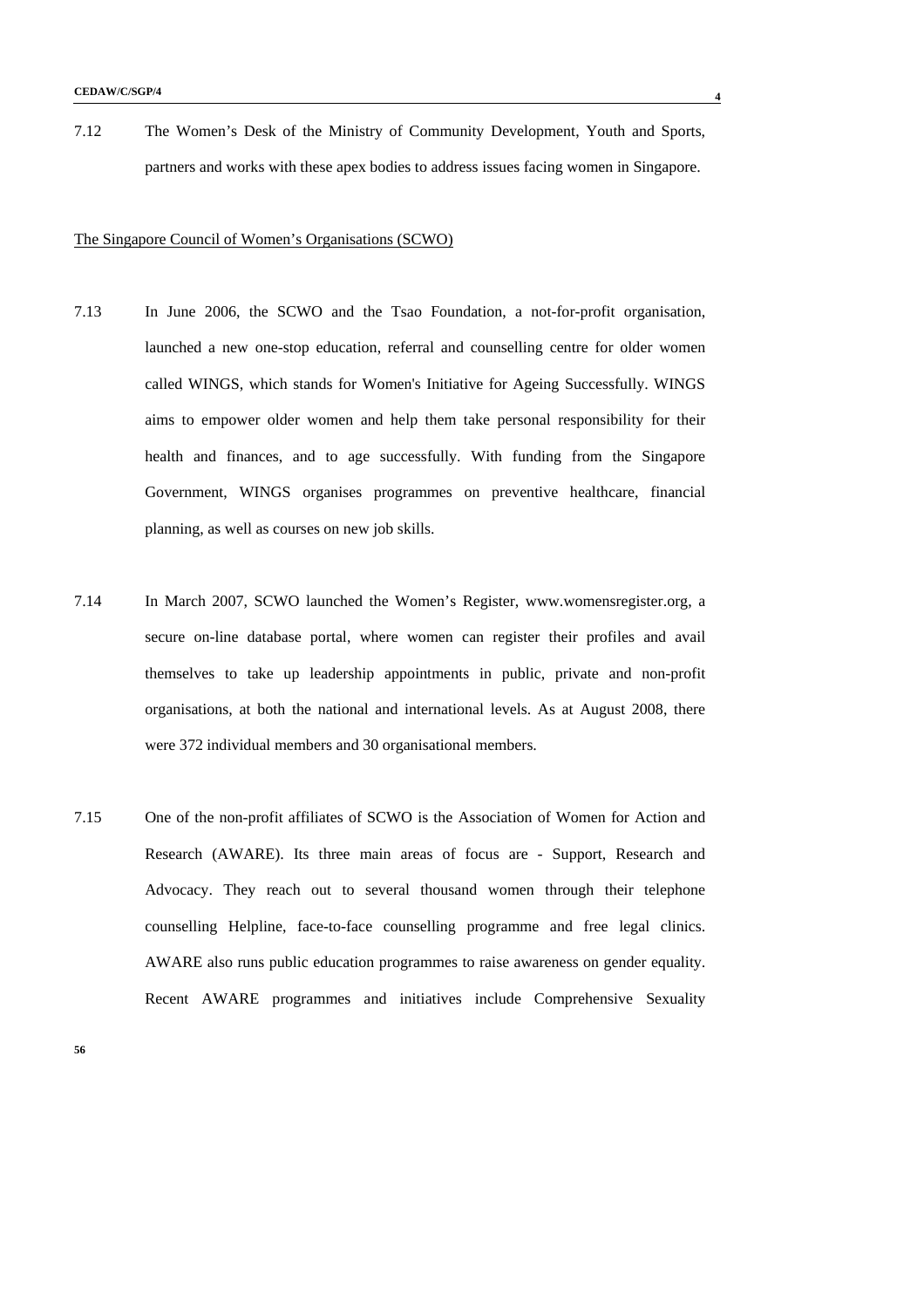7.12 The Women's Desk of the Ministry of Community Development, Youth and Sports, partners and works with these apex bodies to address issues facing women in Singapore.

The Singapore Council of Women's Organisations (SCWO)

7.13 In June 2006, the SCWO and the Tsao Foundation, a not-for-profit organisation, launched a new one-stop education, referral and counselling centre for older women called WINGS, which stands for Women's Initiative for Ageing Successfully. WINGS aims to empower older women and help them take personal responsibility for their health and finances, and to age successfully. With funding from the Singapore Government, WINGS organises programmes on preventive healthcare, financial planning, as well as courses on new job skills.

7.14 In March 2007, SCWO launched the Women's Register, www.womensregister.org, a secure on-line database portal, where women can register their profiles and avail themselves to take up leadership appointments in public, private and non-profit organisations, at both the national and international levels. As at August 2008, there were 372 individual members and 30 organisational members.

7.15 One of the non-profit affiliates of SCWO is the Association of Women for Action and Research (AWARE). Its three main areas of focus are - Support, Research and Advocacy. They reach out to several thousand women through their telephone counselling Helpline, face-to-face counselling programme and free legal clinics. AWARE also runs public education programmes to raise awareness on gender equality. Recent AWARE programmes and initiatives include Comprehensive Sexuality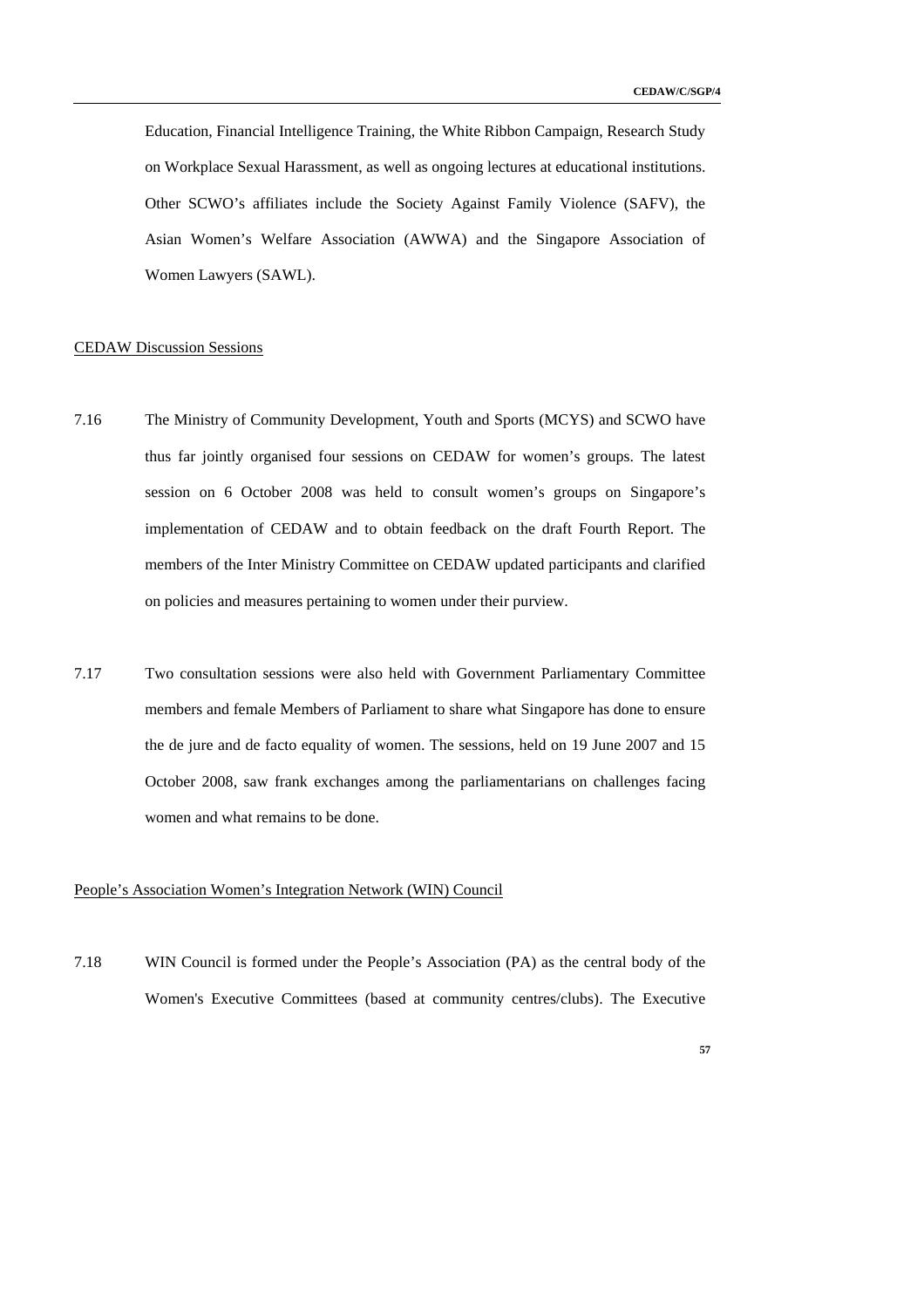Education, Financial Intelligence Training, the White Ribbon Campaign, Research Study on Workplace Sexual Harassment, as well as ongoing lectures at educational institutions. Other SCWO's affiliates include the Society Against Family Violence (SAFV), the Asian Women's Welfare Association (AWWA) and the Singapore Association of Women Lawyers (SAWL).

CEDAW Discussion Sessions

7.16 The Ministry of Community Development, Youth and Sports (MCYS) and SCWO have thus far jointly organised four sessions on CEDAW for women's groups. The latest session on 6 October 2008 was held to consult women's groups on Singapore's implementation of CEDAW and to obtain feedback on the draft Fourth Report. The members of the Inter Ministry Committee on CEDAW updated participants and clarified on policies and measures pertaining to women under their purview.

7.17 Two consultation sessions were also held with Government Parliamentary Committee members and female Members of Parliament to share what Singapore has done to ensure the de jure and de facto equality of women. The sessions, held on 19 June 2007 and 15 October 2008, saw frank exchanges among the parliamentarians on challenges facing women and what remains to be done.

People's Association Women's Integration Network (WIN) Council

7.18 WIN Council is formed under the People's Association (PA) as the central body of the Women's Executive Committees (based at community centres/clubs). The Executive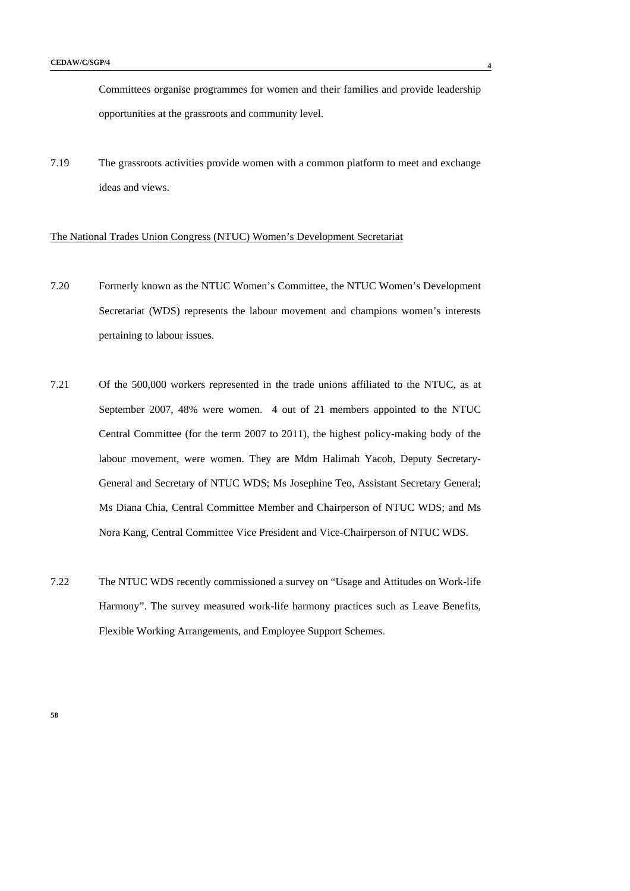Committees organise programmes for women and their families and provide leadership opportunities at the grassroots and community level.

7.19 The grassroots activities provide women with a common platform to meet and exchange ideas and views.

<u>The National Trades Union Congress (NTUC) Women's Development Secretariat</u>

7.20 Formerly known as the NTUC Women's Committee, the NTUC Women's Development Secretariat (WDS) represents the labour movement and champions women's interests pertaining to labour issues.

7.21 Of the 500,000 workers represented in the trade unions affiliated to the NTUC, as at September 2007, 48% were women. 4 out of 21 members appointed to the NTUC Central Committee (for the term 2007 to 2011), the highest policy-making body of the labour movement, were women. They are Mdm Halimah Yacob, Deputy Secretary-General and Secretary of NTUC WDS; Ms Josephine Teo, Assistant Secretary General; Ms Diana Chia, Central Committee Member and Chairperson of NTUC WDS; and Ms Nora Kang, Central Committee Vice President and Vice-Chairperson of NTUC WDS.

7.22 The NTUC WDS recently commissioned a survey on "Usage and Attitudes on Work-life Harmony". The survey measured work-life harmony practices such as Leave Benefits, Flexible Working Arrangements, and Employee Support Schemes.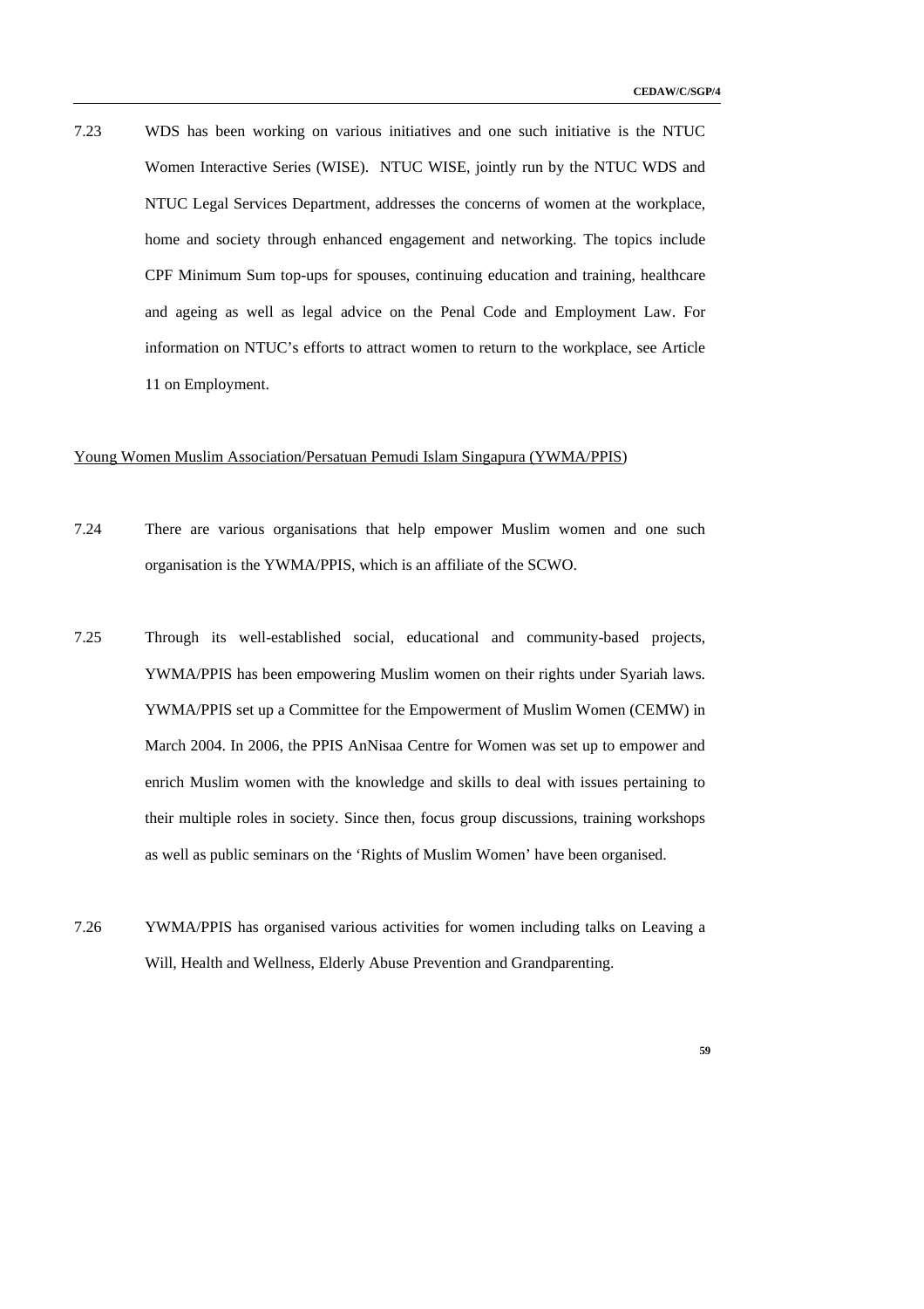7.23 WDS has been working on various initiatives and one such initiative is the NTUC Women Interactive Series (WISE). NTUC WISE, jointly run by the NTUC WDS and NTUC Legal Services Department, addresses the concerns of women at the workplace, home and society through enhanced engagement and networking. The topics include CPF Minimum Sum top-ups for spouses, continuing education and training, healthcare and ageing as well as legal advice on the Penal Code and Employment Law. For information on NTUC's efforts to attract women to return to the workplace, see Article 11 on Employment.

<u>Young Women Muslim Association/Persatuan Pemudi Islam Singapura (YWMA/PPIS)</u>

7.24 There are various organisations that help empower Muslim women and one such organisation is the YWMA/PPIS, which is an affiliate of the SCWO.

7.25 Through its well-established social, educational and community-based projects, YWMA/PPIS has been empowering Muslim women on their rights under Syariah laws. YWMA/PPIS set up a Committee for the Empowerment of Muslim Women (CEMW) in March 2004. In 2006, the PPIS AnNisaa Centre for Women was set up to empower and enrich Muslim women with the knowledge and skills to deal with issues pertaining to their multiple roles in society. Since then, focus group discussions, training workshops as well as public seminars on the 'Rights of Muslim Women' have been organised.

7.26 YWMA/PPIS has organised various activities for women including talks on Leaving a Will, Health and Wellness, Elderly Abuse Prevention and Grandparenting.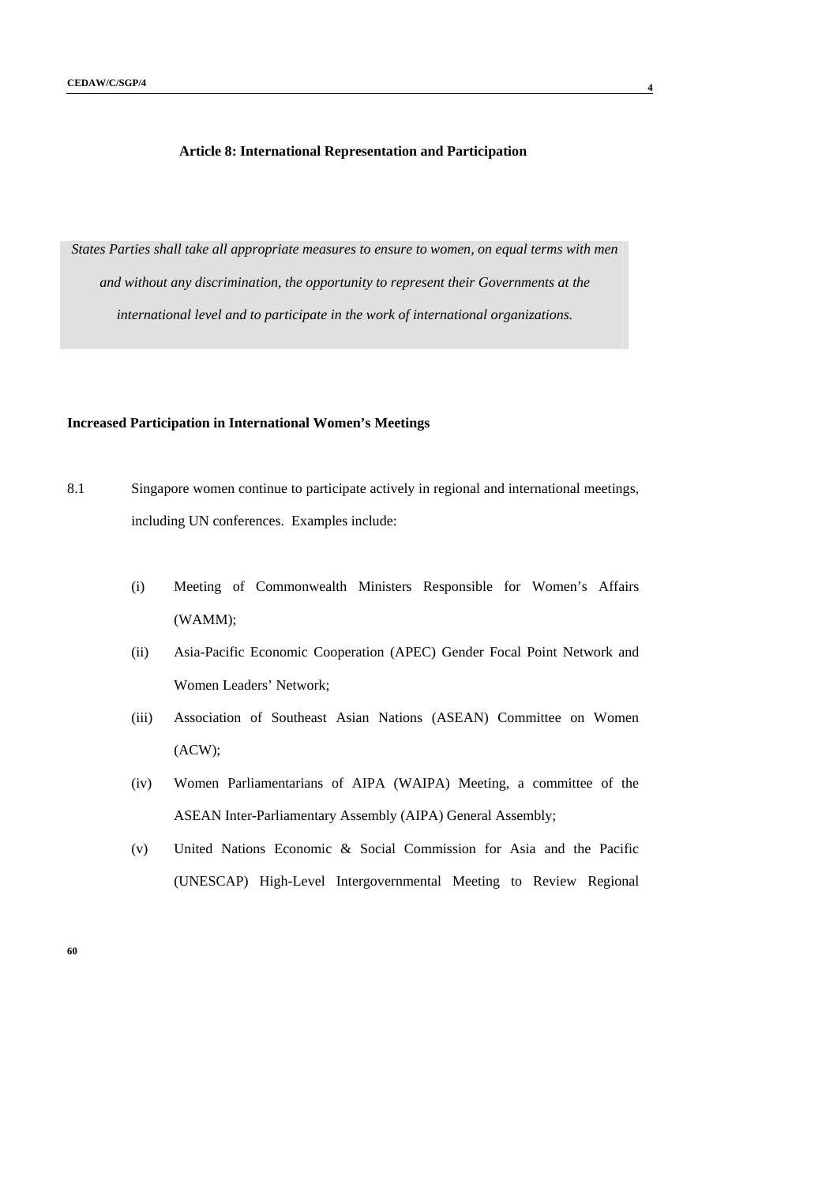## Article 8: International Representation and Participation

*States Parties shall take all appropriate measures to ensure to women, on equal terms with men and without any discrimination, the opportunity to represent their Governments at the international level and to participate in the work of international organizations.*

**Increased Participation in International Women's Meetings**

8.1 Singapore women continue to participate actively in regional and international meetings, including UN conferences. Examples include:

(i) Meeting of Commonwealth Ministers Responsible for Women's Affairs (WAMM);

(ii) Asia-Pacific Economic Cooperation (APEC) Gender Focal Point Network and Women Leaders' Network;

(iii) Association of Southeast Asian Nations (ASEAN) Committee on Women (ACW);

(iv) Women Parliamentarians of AIPA (WAIPA) Meeting, a committee of the ASEAN Inter-Parliamentary Assembly (AIPA) General Assembly;

(v) United Nations Economic & Social Commission for Asia and the Pacific (UNESCAP) High-Level Intergovernmental Meeting to Review Regional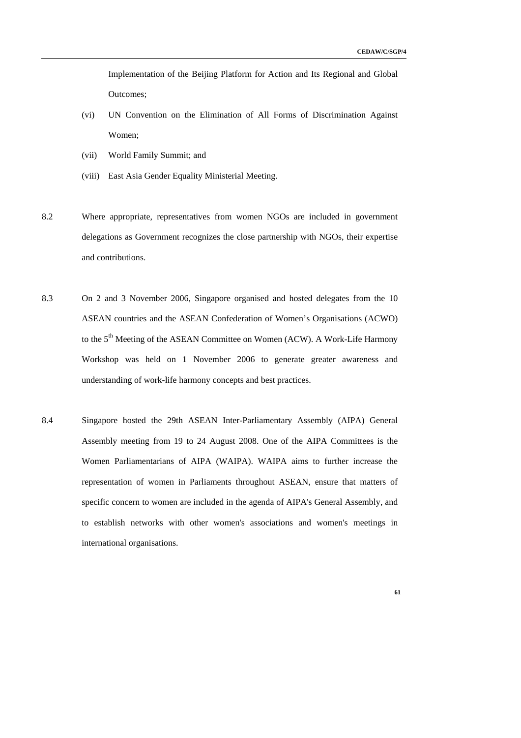Implementation of the Beijing Platform for Action and Its Regional and Global Outcomes;

(vi) UN Convention on the Elimination of All Forms of Discrimination Against Women;

(vii) World Family Summit; and

(viii) East Asia Gender Equality Ministerial Meeting.

8.2 Where appropriate, representatives from women NGOs are included in government delegations as Government recognizes the close partnership with NGOs, their expertise and contributions.

8.3 On 2 and 3 November 2006, Singapore organised and hosted delegates from the 10 ASEAN countries and the ASEAN Confederation of Women's Organisations (ACWO) to the 5th Meeting of the ASEAN Committee on Women (ACW). A Work-Life Harmony Workshop was held on 1 November 2006 to generate greater awareness and understanding of work-life harmony concepts and best practices.

8.4 Singapore hosted the 29th ASEAN Inter-Parliamentary Assembly (AIPA) General Assembly meeting from 19 to 24 August 2008. One of the AIPA Committees is the Women Parliamentarians of AIPA (WAIPA). WAIPA aims to further increase the representation of women in Parliaments throughout ASEAN, ensure that matters of specific concern to women are included in the agenda of AIPA's General Assembly, and to establish networks with other women's associations and women's meetings in international organisations.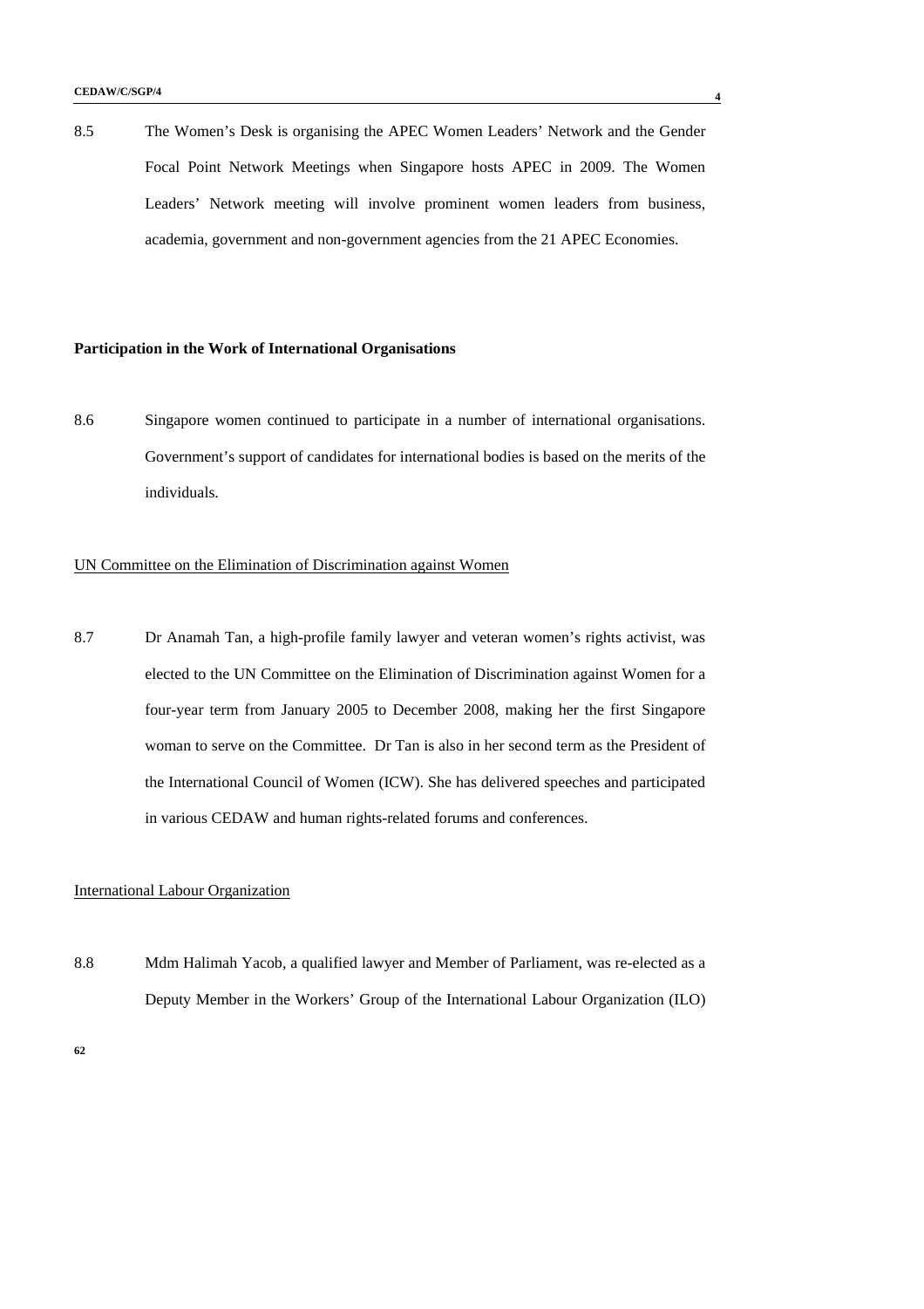8.5 The Women's Desk is organising the APEC Women Leaders' Network and the Gender Focal Point Network Meetings when Singapore hosts APEC in 2009. The Women Leaders' Network meeting will involve prominent women leaders from business, academia, government and non-government agencies from the 21 APEC Economies.

**Participation in the Work of International Organisations**

8.6 Singapore women continued to participate in a number of international organisations. Government's support of candidates for international bodies is based on the merits of the individuals.

UN Committee on the Elimination of Discrimination against Women

8.7 Dr Anamah Tan, a high-profile family lawyer and veteran women's rights activist, was elected to the UN Committee on the Elimination of Discrimination against Women for a four-year term from January 2005 to December 2008, making her the first Singapore woman to serve on the Committee. Dr Tan is also in her second term as the President of the International Council of Women (ICW). She has delivered speeches and participated in various CEDAW and human rights-related forums and conferences.

International Labour Organization

8.8 Mdm Halimah Yacob, a qualified lawyer and Member of Parliament, was re-elected as a Deputy Member in the Workers' Group of the International Labour Organization (ILO)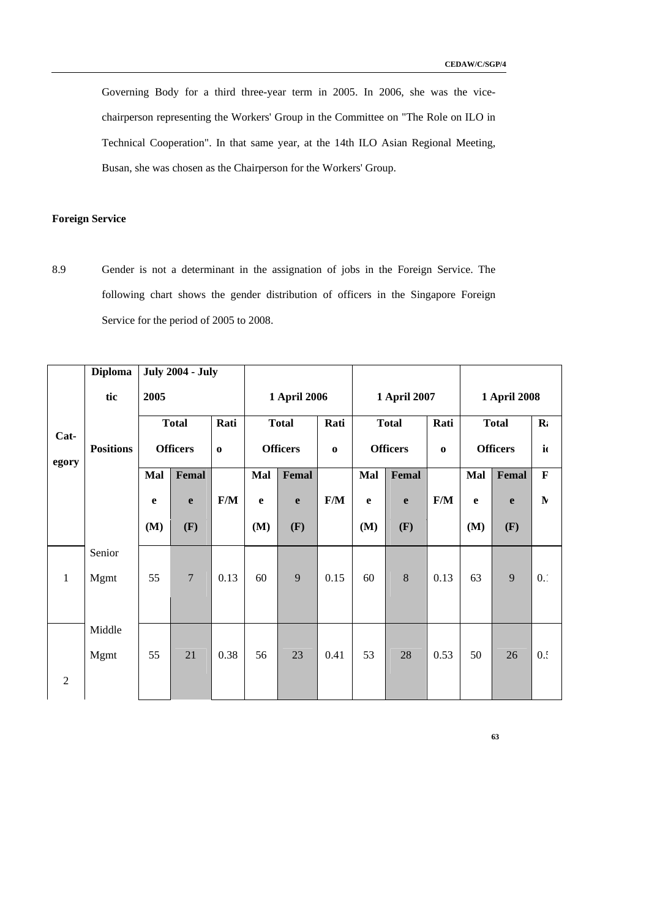Governing Body for a third three-year term in 2005. In 2006, she was the vice-chairperson representing the Workers' Group in the Committee on "The Role on ILO in Technical Cooperation". In that same year, at the 14th ILO Asian Regional Meeting, Busan, she was chosen as the Chairperson for the Workers' Group.

**Foreign Service**

8.9 Gender is not a determinant in the assignation of jobs in the Foreign Service. The following chart shows the gender distribution of officers in the Singapore Foreign Service for the period of 2005 to 2008.

| Category | Diplomatic Positions | July 2004 - July 2005 | | | 1 April 2006 | | | 1 April 2007 | | | 1 April 2008 | | |
|---|---|---|---|---|---|---|---|---|---|---|---|---|---|
| | | Total Officers | | Ratio | Total Officers | | Ratio | Total Officers | | Ratio | Total Officers | | Ratio |
| | | Male (M) | Female (F) | F/M | Male (M) | Female (F) | F/M | Male (M) | Female (F) | F/M | Male (M) | Female (F) | F/M |
| 1 | Senior Mgmt | 55 | 7 | 0.13 | 60 | 9 | 0.15 | 60 | 8 | 0.13 | 63 | 9 | 0.1 |
| 2 | Middle Mgmt | 55 | 21 | 0.38 | 56 | 23 | 0.41 | 53 | 28 | 0.53 | 50 | 26 | 0.5 |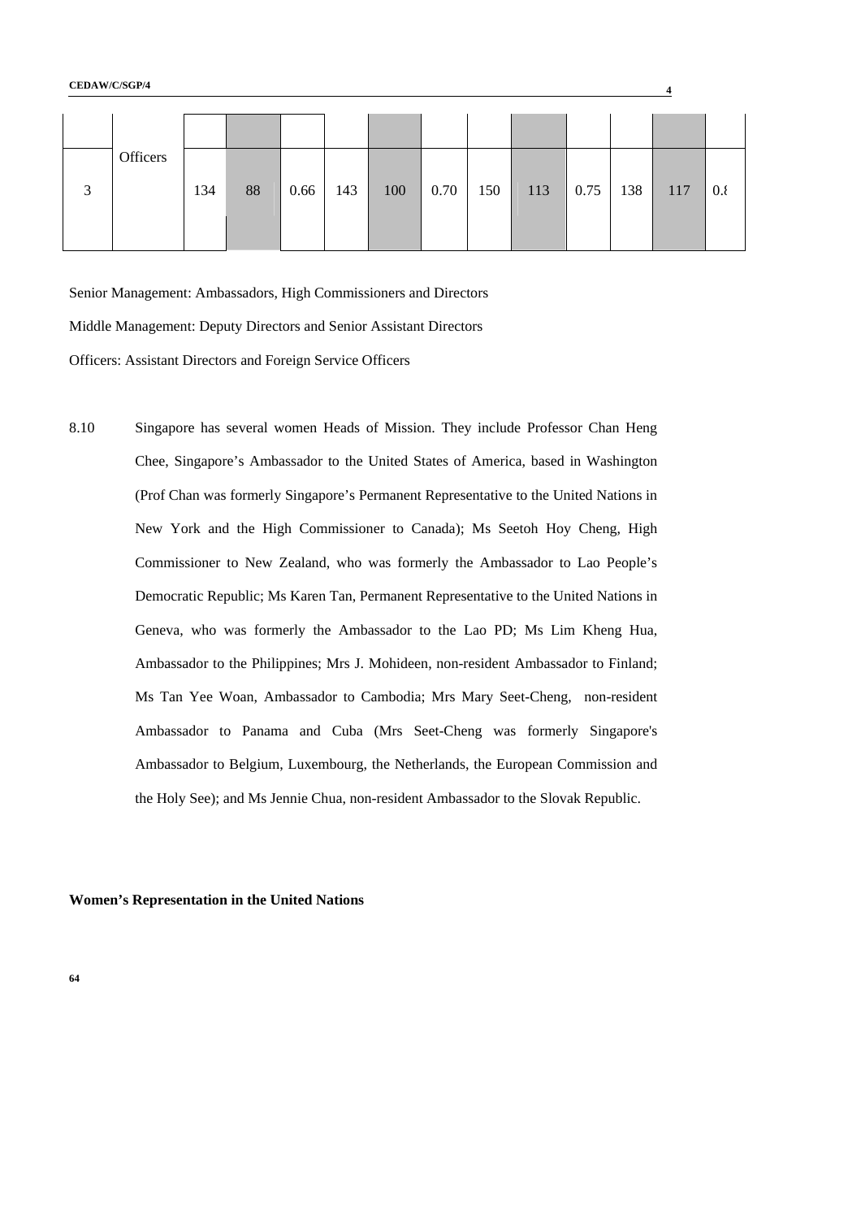| | | | | | | | | | | | | | |
|---|---|---|---|---|---|---|---|---|---|---|---|---|---|
| 3 | Officers | 134 | 88 | 0.66 | 143 | 100 | 0.70 | 150 | 113 | 0.75 | 138 | 117 | 0.8 |

Senior Management: Ambassadors, High Commissioners and Directors

Middle Management: Deputy Directors and Senior Assistant Directors

Officers: Assistant Directors and Foreign Service Officers

8.10 Singapore has several women Heads of Mission. They include Professor Chan Heng Chee, Singapore's Ambassador to the United States of America, based in Washington (Prof Chan was formerly Singapore's Permanent Representative to the United Nations in New York and the High Commissioner to Canada); Ms Seetoh Hoy Cheng, High Commissioner to New Zealand, who was formerly the Ambassador to Lao People's Democratic Republic; Ms Karen Tan, Permanent Representative to the United Nations in Geneva, who was formerly the Ambassador to the Lao PD; Ms Lim Kheng Hua, Ambassador to the Philippines; Mrs J. Mohideen, non-resident Ambassador to Finland; Ms Tan Yee Woan, Ambassador to Cambodia; Mrs Mary Seet-Cheng, non-resident Ambassador to Panama and Cuba (Mrs Seet-Cheng was formerly Singapore's Ambassador to Belgium, Luxembourg, the Netherlands, the European Commission and the Holy See); and Ms Jennie Chua, non-resident Ambassador to the Slovak Republic.

**Women's Representation in the United Nations**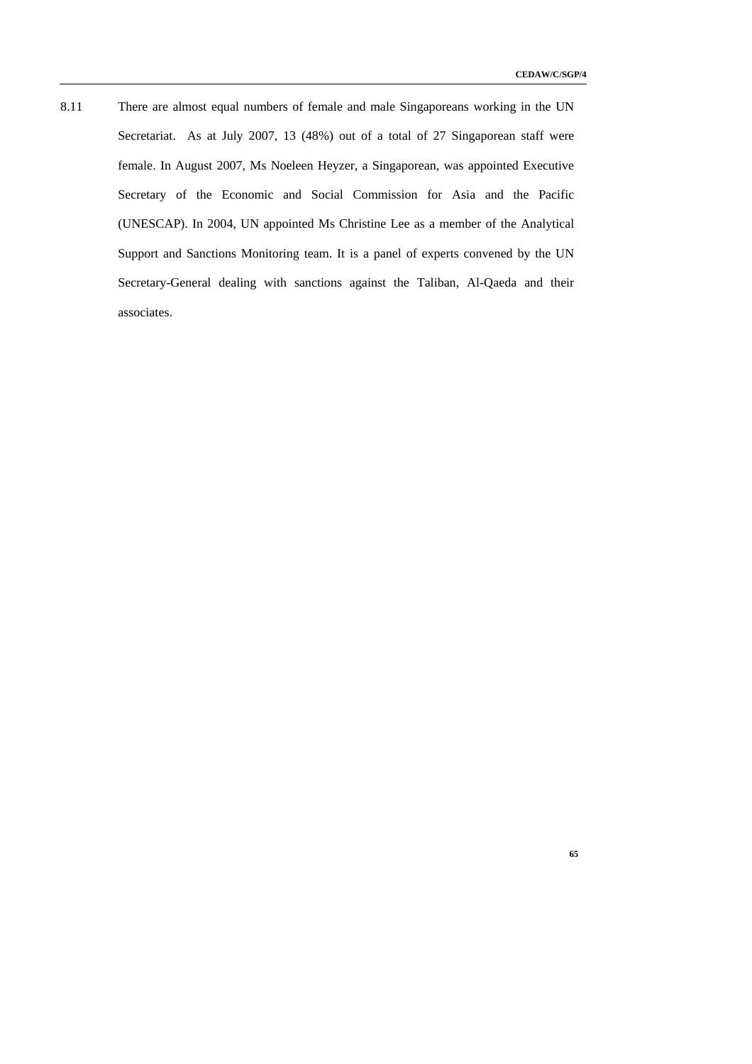8.11 There are almost equal numbers of female and male Singaporeans working in the UN Secretariat. As at July 2007, 13 (48%) out of a total of 27 Singaporean staff were female. In August 2007, Ms Noeleen Heyzer, a Singaporean, was appointed Executive Secretary of the Economic and Social Commission for Asia and the Pacific (UNESCAP). In 2004, UN appointed Ms Christine Lee as a member of the Analytical Support and Sanctions Monitoring team. It is a panel of experts convened by the UN Secretary-General dealing with sanctions against the Taliban, Al-Qaeda and their associates.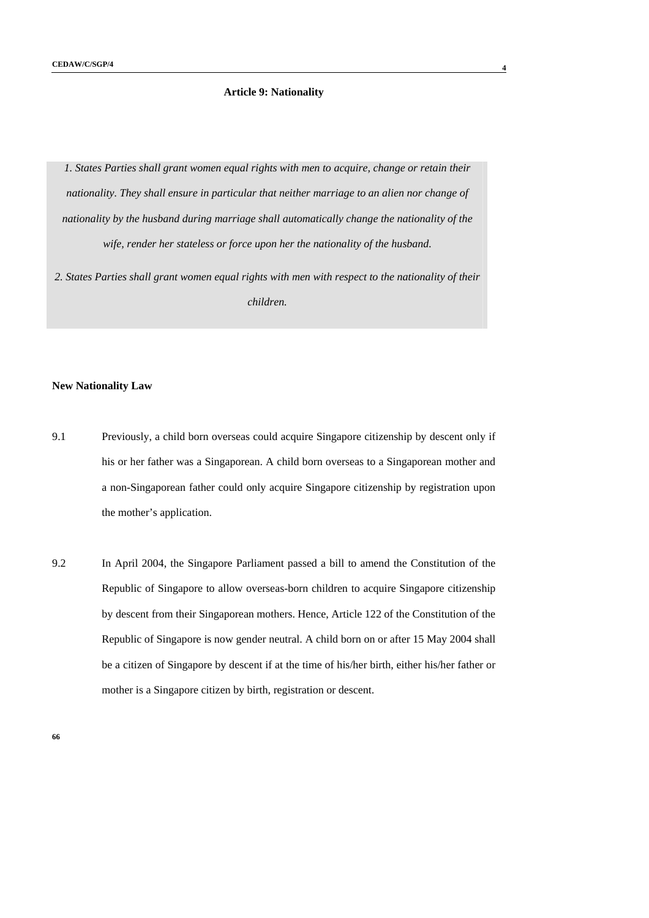### Article 9: Nationality

*1. States Parties shall grant women equal rights with men to acquire, change or retain their nationality. They shall ensure in particular that neither marriage to an alien nor change of nationality by the husband during marriage shall automatically change the nationality of the wife, render her stateless or force upon her the nationality of the husband.*

*2. States Parties shall grant women equal rights with men with respect to the nationality of their children.*

**New Nationality Law**

9.1 Previously, a child born overseas could acquire Singapore citizenship by descent only if his or her father was a Singaporean. A child born overseas to a Singaporean mother and a non-Singaporean father could only acquire Singapore citizenship by registration upon the mother's application.

9.2 In April 2004, the Singapore Parliament passed a bill to amend the Constitution of the Republic of Singapore to allow overseas-born children to acquire Singapore citizenship by descent from their Singaporean mothers. Hence, Article 122 of the Constitution of the Republic of Singapore is now gender neutral. A child born on or after 15 May 2004 shall be a citizen of Singapore by descent if at the time of his/her birth, either his/her father or mother is a Singapore citizen by birth, registration or descent.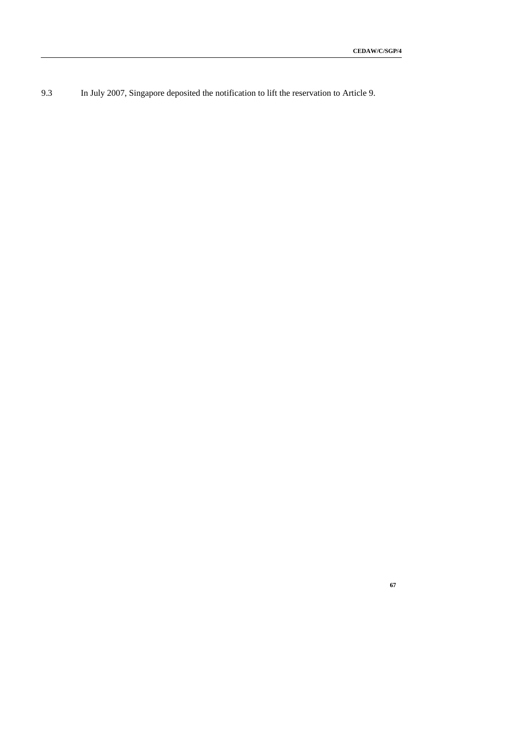9.3 In July 2007, Singapore deposited the notification to lift the reservation to Article 9.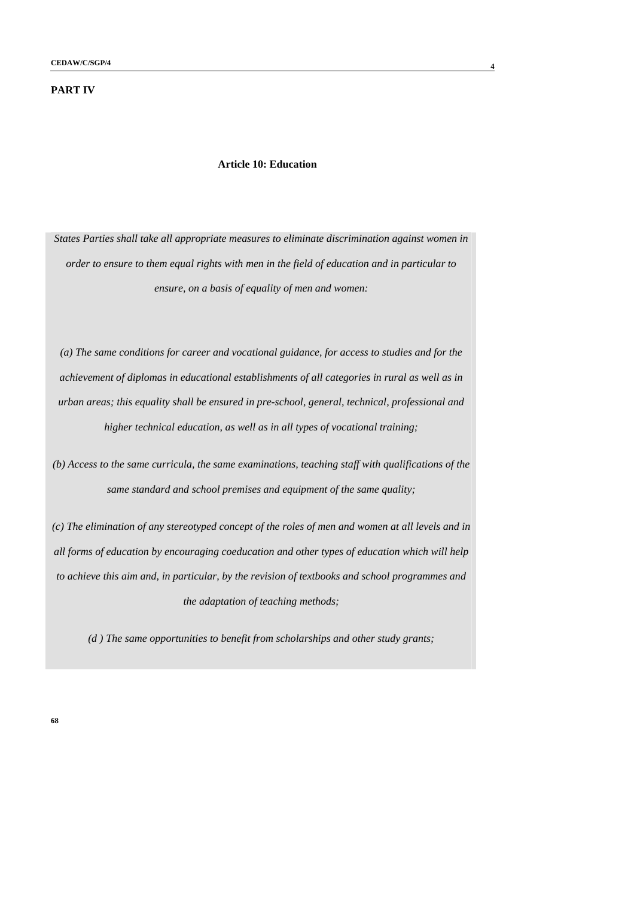## PART IV

### Article 10: Education

*States Parties shall take all appropriate measures to eliminate discrimination against women in order to ensure to them equal rights with men in the field of education and in particular to ensure, on a basis of equality of men and women:*

*(a) The same conditions for career and vocational guidance, for access to studies and for the achievement of diplomas in educational establishments of all categories in rural as well as in urban areas; this equality shall be ensured in pre-school, general, technical, professional and higher technical education, as well as in all types of vocational training;*

*(b) Access to the same curricula, the same examinations, teaching staff with qualifications of the same standard and school premises and equipment of the same quality;*

*(c) The elimination of any stereotyped concept of the roles of men and women at all levels and in all forms of education by encouraging coeducation and other types of education which will help to achieve this aim and, in particular, by the revision of textbooks and school programmes and the adaptation of teaching methods;*

*(d ) The same opportunities to benefit from scholarships and other study grants;*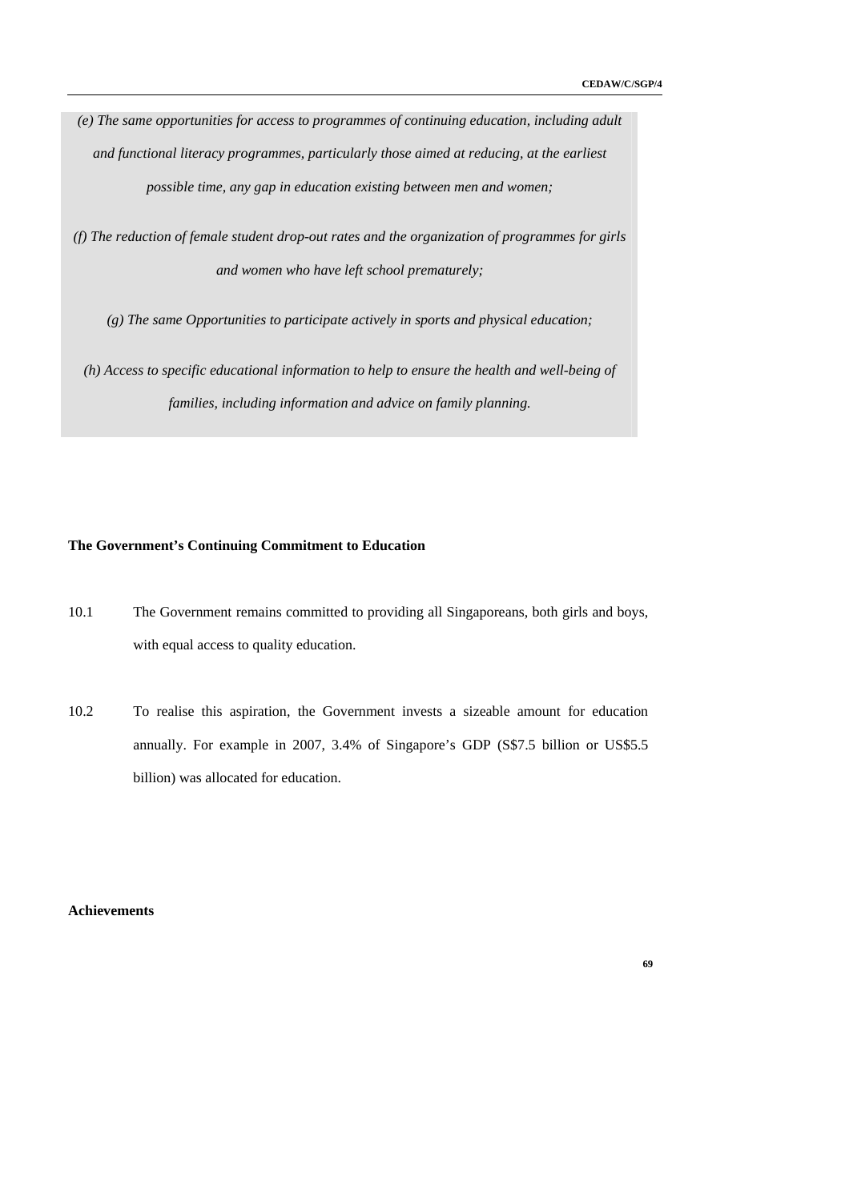*(e) The same opportunities for access to programmes of continuing education, including adult and functional literacy programmes, particularly those aimed at reducing, at the earliest possible time, any gap in education existing between men and women;*

*(f) The reduction of female student drop-out rates and the organization of programmes for girls and women who have left school prematurely;*

*(g) The same Opportunities to participate actively in sports and physical education;*

*(h) Access to specific educational information to help to ensure the health and well-being of families, including information and advice on family planning.*

**The Government's Continuing Commitment to Education**

10.1 The Government remains committed to providing all Singaporeans, both girls and boys, with equal access to quality education.

10.2 To realise this aspiration, the Government invests a sizeable amount for education annually. For example in 2007, 3.4% of Singapore's GDP (S$7.5 billion or US$5.5 billion) was allocated for education.

**Achievements**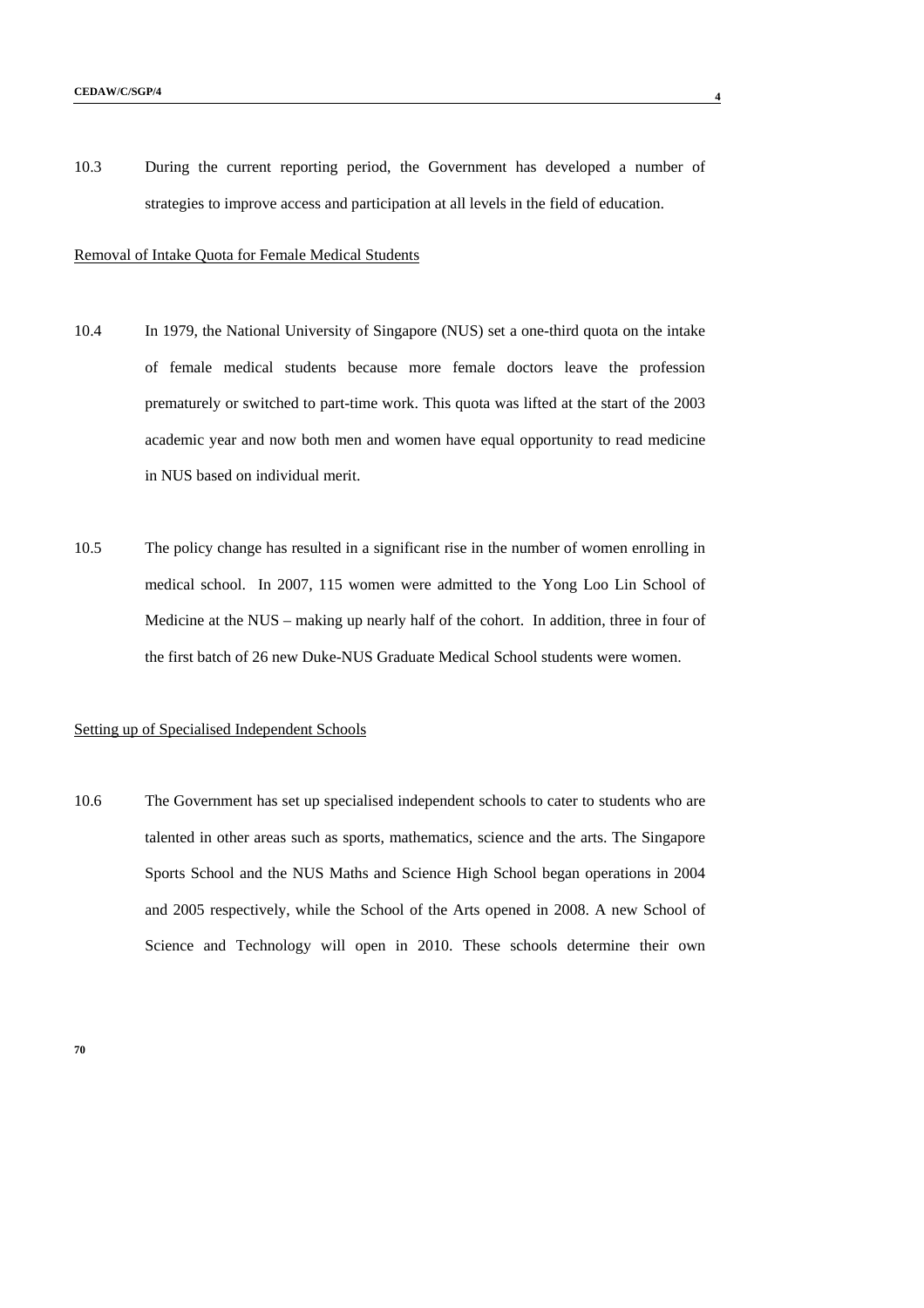10.3 During the current reporting period, the Government has developed a number of strategies to improve access and participation at all levels in the field of education.

Removal of Intake Quota for Female Medical Students

10.4 In 1979, the National University of Singapore (NUS) set a one-third quota on the intake of female medical students because more female doctors leave the profession prematurely or switched to part-time work. This quota was lifted at the start of the 2003 academic year and now both men and women have equal opportunity to read medicine in NUS based on individual merit.

10.5 The policy change has resulted in a significant rise in the number of women enrolling in medical school. In 2007, 115 women were admitted to the Yong Loo Lin School of Medicine at the NUS – making up nearly half of the cohort. In addition, three in four of the first batch of 26 new Duke-NUS Graduate Medical School students were women.

Setting up of Specialised Independent Schools

10.6 The Government has set up specialised independent schools to cater to students who are talented in other areas such as sports, mathematics, science and the arts. The Singapore Sports School and the NUS Maths and Science High School began operations in 2004 and 2005 respectively, while the School of the Arts opened in 2008. A new School of Science and Technology will open in 2010. These schools determine their own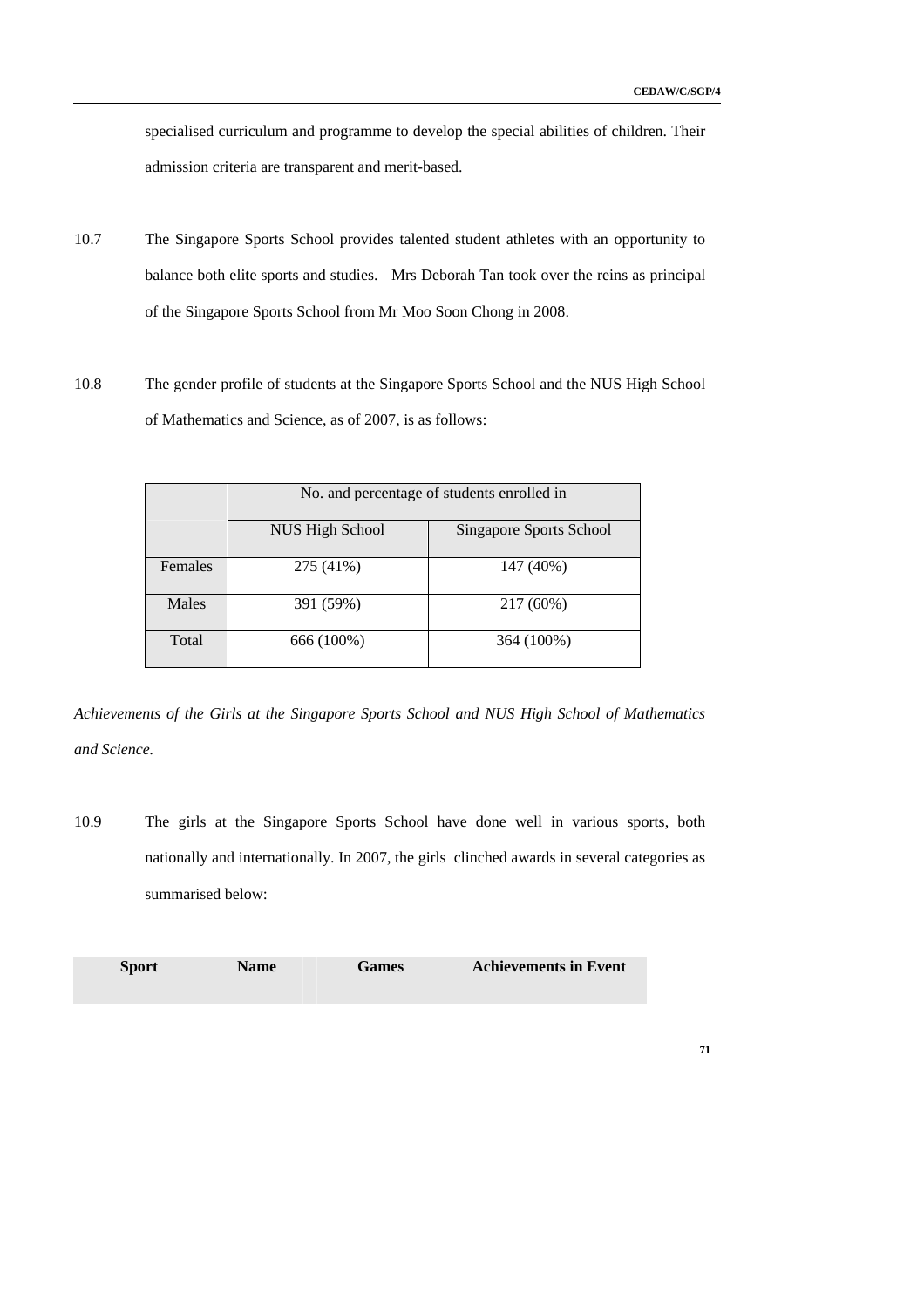specialised curriculum and programme to develop the special abilities of children. Their admission criteria are transparent and merit-based.

10.7 The Singapore Sports School provides talented student athletes with an opportunity to balance both elite sports and studies. Mrs Deborah Tan took over the reins as principal of the Singapore Sports School from Mr Moo Soon Chong in 2008.

10.8 The gender profile of students at the Singapore Sports School and the NUS High School of Mathematics and Science, as of 2007, is as follows:

| | No. and percentage of students enrolled in | |
|---|---|---|
| | NUS High School | Singapore Sports School |
| Females | 275 (41%) | 147 (40%) |
| Males | 391 (59%) | 217 (60%) |
| Total | 666 (100%) | 364 (100%) |

*Achievements of the Girls at the Singapore Sports School and NUS High School of Mathematics and Science.*

10.9 The girls at the Singapore Sports School have done well in various sports, both nationally and internationally. In 2007, the girls clinched awards in several categories as summarised below:

| Sport | Name | Games | Achievements in Event |
|---|---|---|---|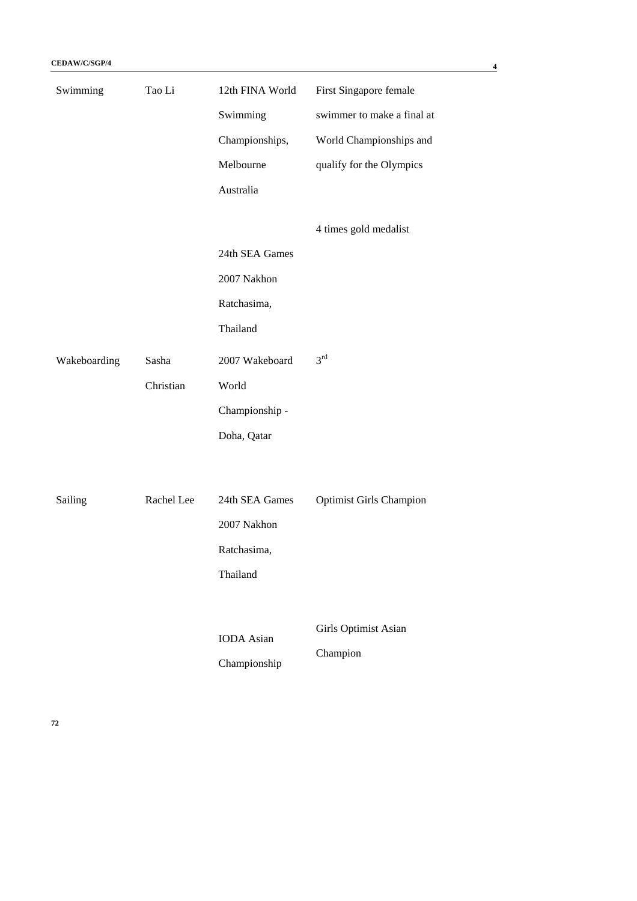| | | | |
|---|---|---|---|
| Swimming | Tao Li | 12th FINA World Swimming Championships, Melbourne Australia | First Singapore female swimmer to make a final at World Championships and qualify for the Olympics |
| | | 24th SEA Games 2007 Nakhon Ratchasima, Thailand | 4 times gold medalist |
| Wakeboarding | Sasha Christian | 2007 Wakeboard World Championship - Doha, Qatar | 3rd |
| Sailing | Rachel Lee | 24th SEA Games 2007 Nakhon Ratchasima, Thailand | Optimist Girls Champion |
| | | IODA Asian Championship | Girls Optimist Asian Champion |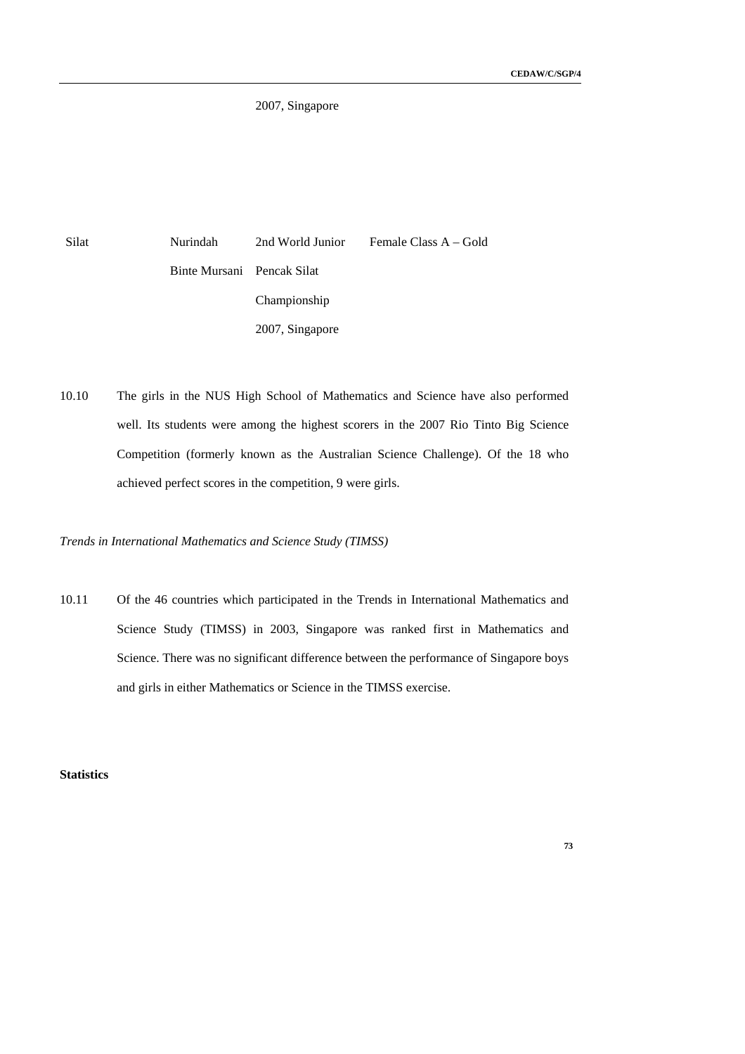| | | 2007, Singapore | |
|---|---|---|---|
| Silat | Nurindah Binte Mursani | 2nd World Junior Pencak Silat Championship 2007, Singapore | Female Class A – Gold |

10.10 The girls in the NUS High School of Mathematics and Science have also performed well. Its students were among the highest scorers in the 2007 Rio Tinto Big Science Competition (formerly known as the Australian Science Challenge). Of the 18 who achieved perfect scores in the competition, 9 were girls.

*Trends in International Mathematics and Science Study (TIMSS)*

10.11 Of the 46 countries which participated in the Trends in International Mathematics and Science Study (TIMSS) in 2003, Singapore was ranked first in Mathematics and Science. There was no significant difference between the performance of Singapore boys and girls in either Mathematics or Science in the TIMSS exercise.

**Statistics**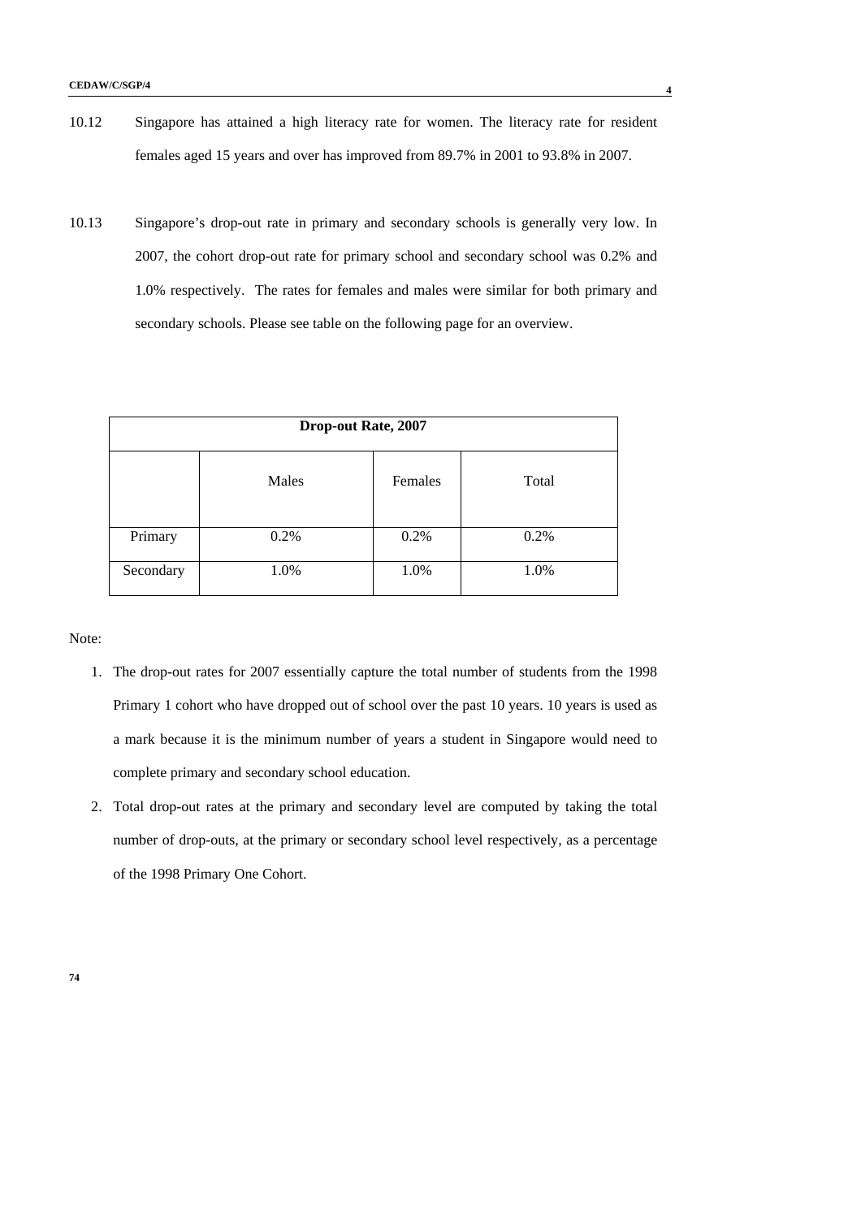10.12 Singapore has attained a high literacy rate for women. The literacy rate for resident females aged 15 years and over has improved from 89.7% in 2001 to 93.8% in 2007.

10.13 Singapore's drop-out rate in primary and secondary schools is generally very low. In 2007, the cohort drop-out rate for primary school and secondary school was 0.2% and 1.0% respectively. The rates for females and males were similar for both primary and secondary schools. Please see table on the following page for an overview.

| Drop-out Rate, 2007 | | | |
|---|---|---|---|
| | Males | Females | Total |
| Primary | 0.2% | 0.2% | 0.2% |
| Secondary | 1.0% | 1.0% | 1.0% |

Note:

1. The drop-out rates for 2007 essentially capture the total number of students from the 1998 Primary 1 cohort who have dropped out of school over the past 10 years. 10 years is used as a mark because it is the minimum number of years a student in Singapore would need to complete primary and secondary school education.
2. Total drop-out rates at the primary and secondary level are computed by taking the total number of drop-outs, at the primary or secondary school level respectively, as a percentage of the 1998 Primary One Cohort.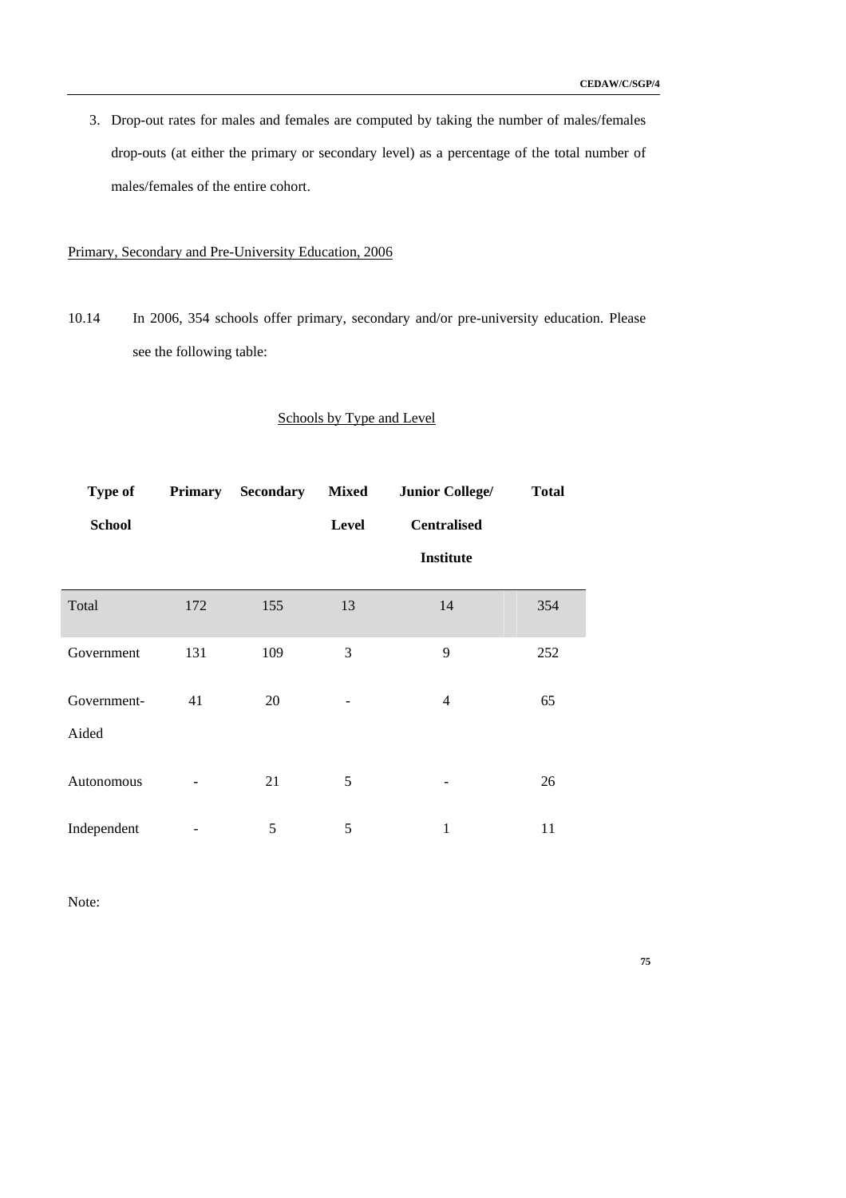3. Drop-out rates for males and females are computed by taking the number of males/females drop-outs (at either the primary or secondary level) as a percentage of the total number of males/females of the entire cohort.

Primary, Secondary and Pre-University Education, 2006

10.14 In 2006, 354 schools offer primary, secondary and/or pre-university education. Please see the following table:

Schools by Type and Level

| Type of School | Primary | Secondary | Mixed Level | Junior College/ Centralised Institute | Total |
|---|---|---|---|---|---|
| Total | 172 | 155 | 13 | 14 | 354 |
| Government | 131 | 109 | 3 | 9 | 252 |
| Government-Aided | 41 | 20 | - | 4 | 65 |
| Autonomous | - | 21 | 5 | - | 26 |
| Independent | - | 5 | 5 | 1 | 11 |

Note: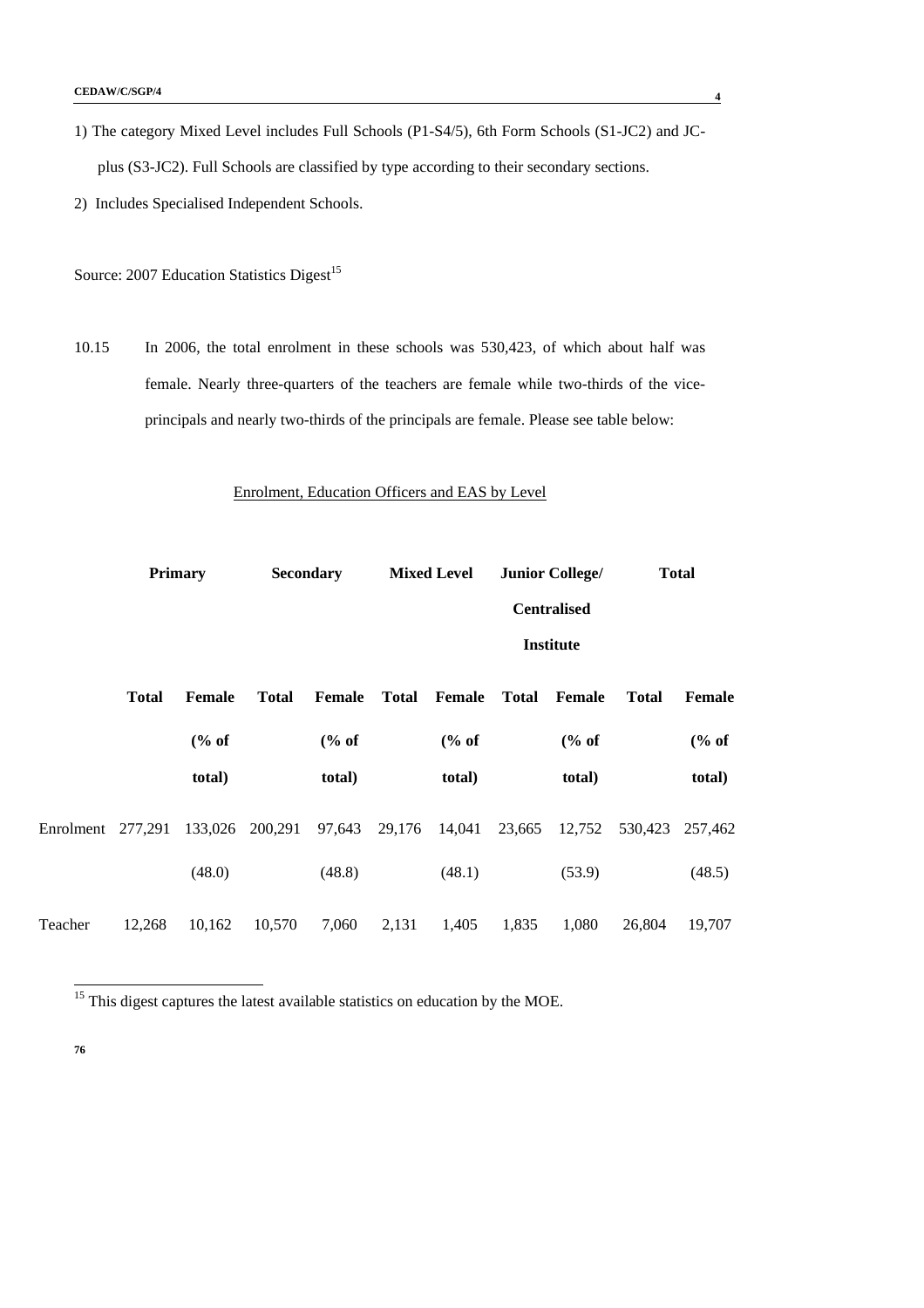1) The category Mixed Level includes Full Schools (P1-S4/5), 6th Form Schools (S1-JC2) and JC-plus (S3-JC2). Full Schools are classified by type according to their secondary sections.

2) Includes Specialised Independent Schools.

Source: 2007 Education Statistics Digest[15]

10.15 In 2006, the total enrolment in these schools was 530,423, of which about half was female. Nearly three-quarters of the teachers are female while two-thirds of the vice-principals and nearly two-thirds of the principals are female. Please see table below:

Enrolment, Education Officers and EAS by Level

| | Primary | | Secondary | | Mixed Level | | Junior College/ Centralised Institute | | Total | |
|---|---|---|---|---|---|---|---|---|---|---|
| | Total | Female (% of total) | Total | Female (% of total) | Total | Female (% of total) | Total | Female (% of total) | Total | Female (% of total) |
| Enrolment | 277,291 | 133,026 | 200,291 | 97,643 | 29,176 | 14,041 | 23,665 | 12,752 | 530,423 | 257,462 |
| | | (48.0) | | (48.8) | | (48.1) | | (53.9) | | (48.5) |
| Teacher | 12,268 | 10,162 | 10,570 | 7,060 | 2,131 | 1,405 | 1,835 | 1,080 | 26,804 | 19,707 |

[15] This digest captures the latest available statistics on education by the MOE.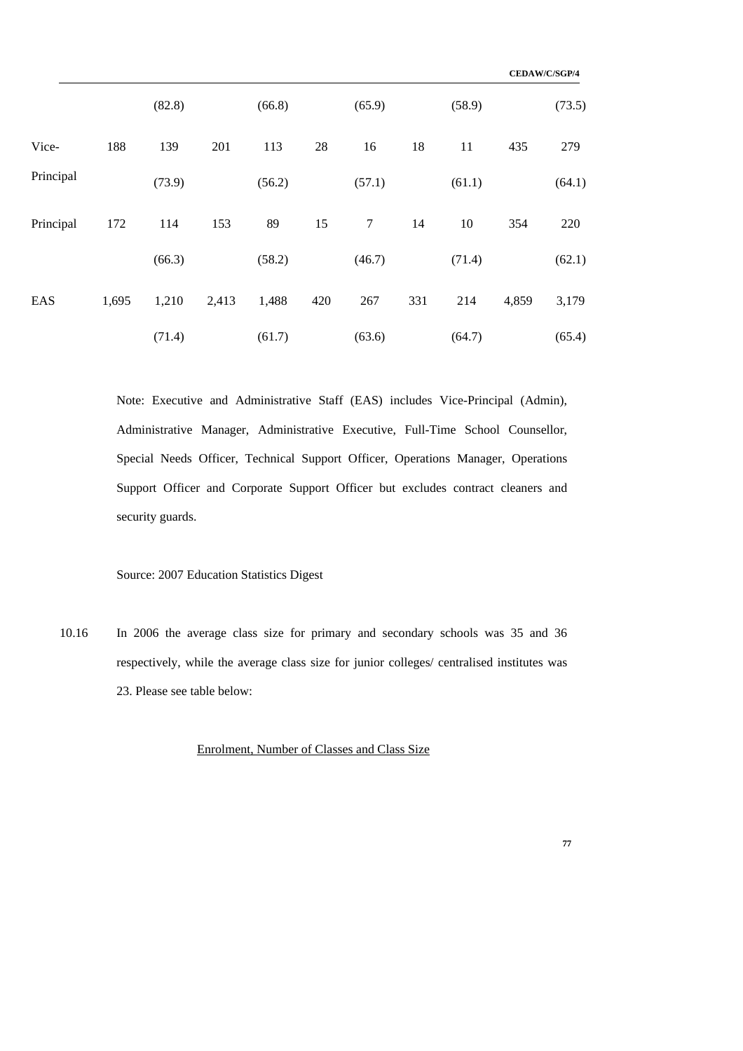| | | | | | | | | | | |
|---|---|---|---|---|---|---|---|---|---|---|
| | | (82.8) | | (66.8) | | (65.9) | | (58.9) | | (73.5) |
| Vice-Principal | 188 | 139 (73.9) | 201 | 113 (56.2) | 28 | 16 (57.1) | 18 | 11 (61.1) | 435 | 279 (64.1) |
| Principal | 172 | 114 (66.3) | 153 | 89 (58.2) | 15 | 7 (46.7) | 14 | 10 (71.4) | 354 | 220 (62.1) |
| EAS | 1,695 | 1,210 (71.4) | 2,413 | 1,488 (61.7) | 420 | 267 (63.6) | 331 | 214 (64.7) | 4,859 | 3,179 (65.4) |

Note: Executive and Administrative Staff (EAS) includes Vice-Principal (Admin), Administrative Manager, Administrative Executive, Full-Time School Counsellor, Special Needs Officer, Technical Support Officer, Operations Manager, Operations Support Officer and Corporate Support Officer but excludes contract cleaners and security guards.

Source: 2007 Education Statistics Digest

10.16 In 2006 the average class size for primary and secondary schools was 35 and 36 respectively, while the average class size for junior colleges/ centralised institutes was 23. Please see table below:

Enrolment, Number of Classes and Class Size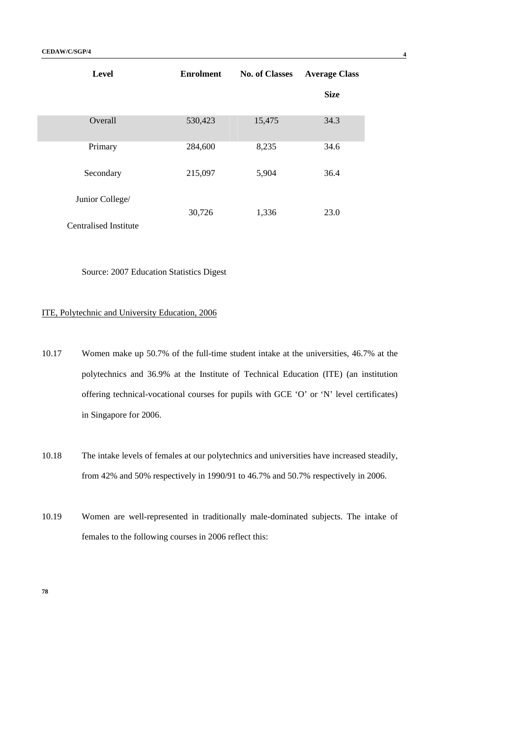| Level | Enrolment | No. of Classes | Average Class Size |
|---|---|---|---|
| Overall | 530,423 | 15,475 | 34.3 |
| Primary | 284,600 | 8,235 | 34.6 |
| Secondary | 215,097 | 5,904 | 36.4 |
| Junior College/ Centralised Institute | 30,726 | 1,336 | 23.0 |

Source: 2007 Education Statistics Digest

<u>ITE, Polytechnic and University Education, 2006</u>

10.17 Women make up 50.7% of the full-time student intake at the universities, 46.7% at the polytechnics and 36.9% at the Institute of Technical Education (ITE) (an institution offering technical-vocational courses for pupils with GCE 'O' or 'N' level certificates) in Singapore for 2006.

10.18 The intake levels of females at our polytechnics and universities have increased steadily, from 42% and 50% respectively in 1990/91 to 46.7% and 50.7% respectively in 2006.

10.19 Women are well-represented in traditionally male-dominated subjects. The intake of females to the following courses in 2006 reflect this: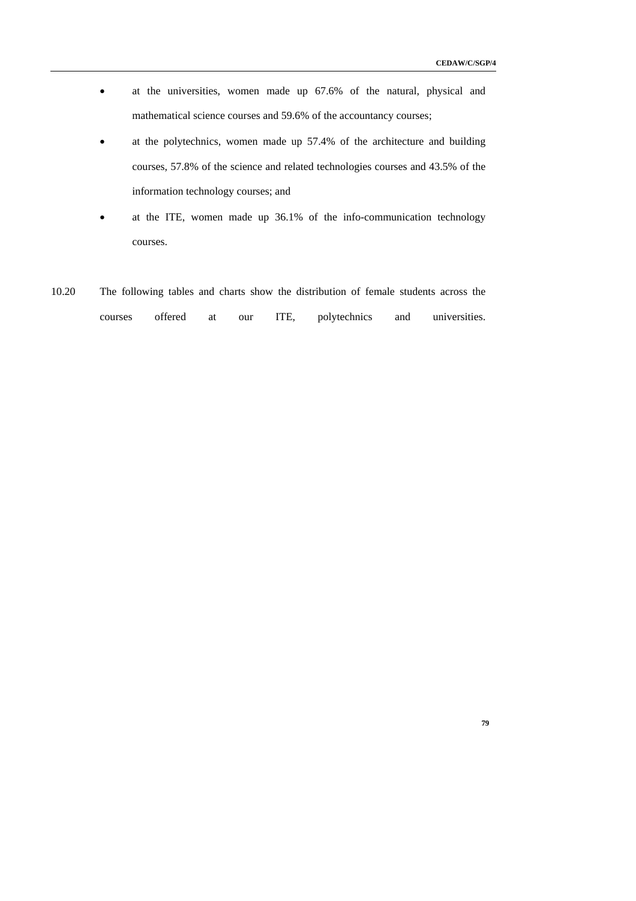- at the universities, women made up 67.6% of the natural, physical and mathematical science courses and 59.6% of the accountancy courses;
- at the polytechnics, women made up 57.4% of the architecture and building courses, 57.8% of the science and related technologies courses and 43.5% of the information technology courses; and
- at the ITE, women made up 36.1% of the info-communication technology courses.

10.20 The following tables and charts show the distribution of female students across the courses offered at our ITE, polytechnics and universities.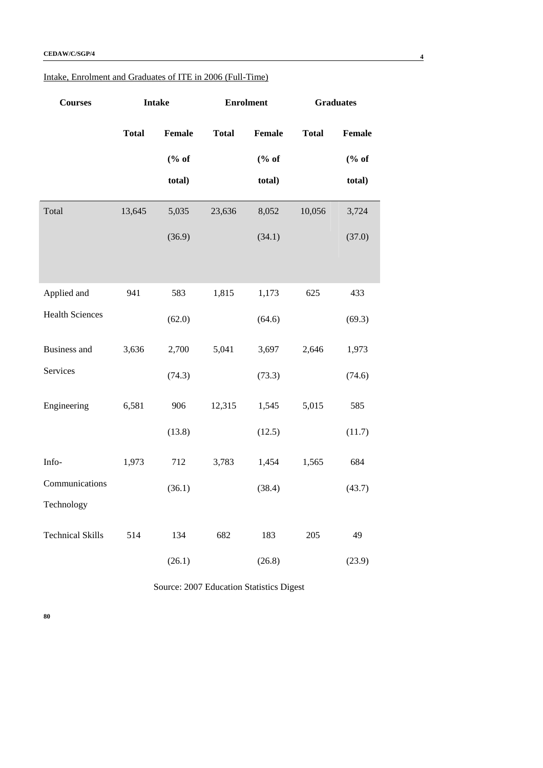Intake, Enrolment and Graduates of ITE in 2006 (Full-Time)

| Courses | Intake | | Enrolment | | Graduates | |
|---|---|---|---|---|---|---|
| | **Total** | **Female (% of total)** | **Total** | **Female (% of total)** | **Total** | **Female (% of total)** |
| Total | 13,645 | 5,035 (36.9) | 23,636 | 8,052 (34.1) | 10,056 | 3,724 (37.0) |
| Applied and Health Sciences | 941 | 583 (62.0) | 1,815 | 1,173 (64.6) | 625 | 433 (69.3) |
| Business and Services | 3,636 | 2,700 (74.3) | 5,041 | 3,697 (73.3) | 2,646 | 1,973 (74.6) |
| Engineering | 6,581 | 906 (13.8) | 12,315 | 1,545 (12.5) | 5,015 | 585 (11.7) |
| Info-Communications Technology | 1,973 | 712 (36.1) | 3,783 | 1,454 (38.4) | 1,565 | 684 (43.7) |
| Technical Skills | 514 | 134 (26.1) | 682 | 183 (26.8) | 205 | 49 (23.9) |

Source: 2007 Education Statistics Digest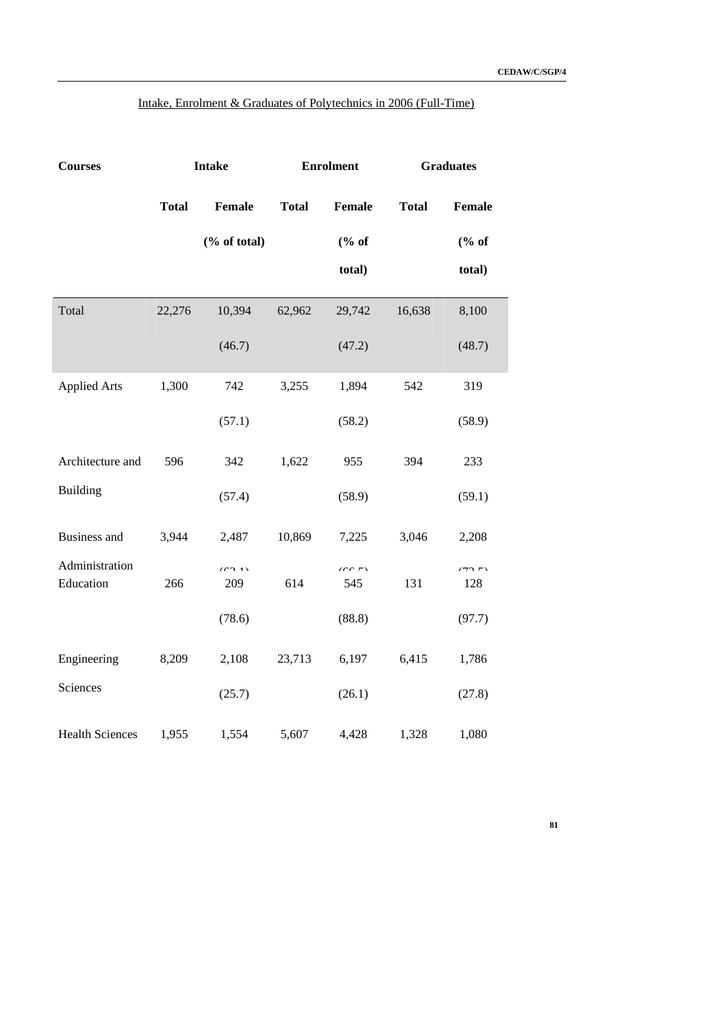Intake, Enrolment & Graduates of Polytechnics in 2006 (Full-Time)

| Courses | Intake | | Enrolment | | Graduates | |
|---|---|---|---|---|---|---|
| | Total | Female (% of total) | Total | Female (% of total) | Total | Female (% of total) |
| Total | 22,276 | 10,394 (46.7) | 62,962 | 29,742 (47.2) | 16,638 | 8,100 (48.7) |
| Applied Arts | 1,300 | 742 (57.1) | 3,255 | 1,894 (58.2) | 542 | 319 (58.9) |
| Architecture and Building | 596 | 342 (57.4) | 1,622 | 955 (58.9) | 394 | 233 (59.1) |
| Business and Administration | 3,944 | 2,487 (63.1) | 10,869 | 7,225 (66.5) | 3,046 | 2,208 (72.5) |
| Education | 266 | 209 (78.6) | 614 | 545 (88.8) | 131 | 128 (97.7) |
| Engineering Sciences | 8,209 | 2,108 (25.7) | 23,713 | 6,197 (26.1) | 6,415 | 1,786 (27.8) |
| Health Sciences | 1,955 | 1,554 | 5,607 | 4,428 | 1,328 | 1,080 |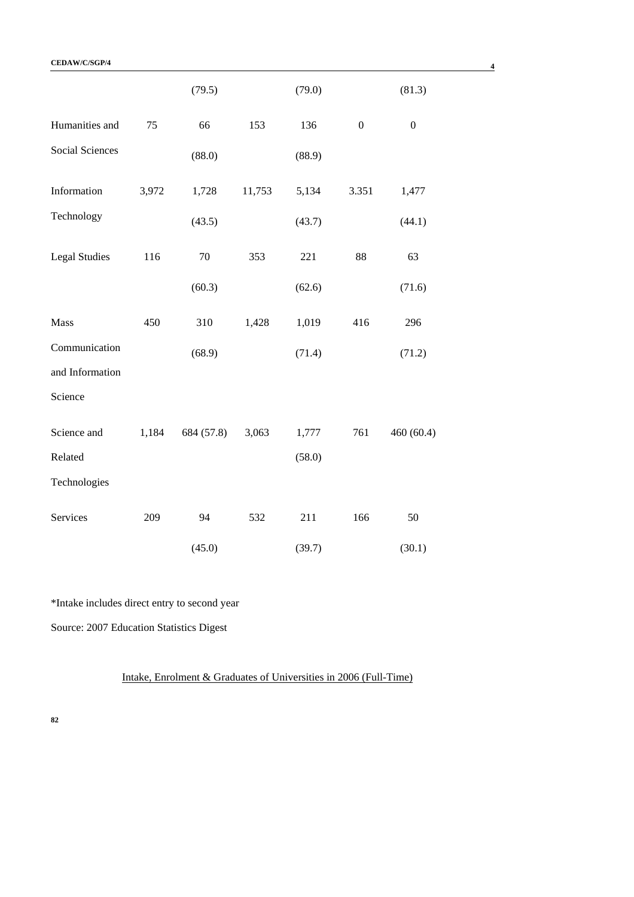| | | | | | | |
|---|---|---|---|---|---|---|
| | | (79.5) | | (79.0) | | (81.3) |
| Humanities and Social Sciences | 75 | 66 (88.0) | 153 | 136 (88.9) | 0 | 0 |
| Information Technology | 3,972 | 1,728 (43.5) | 11,753 | 5,134 (43.7) | 3.351 | 1,477 (44.1) |
| Legal Studies | 116 | 70 (60.3) | 353 | 221 (62.6) | 88 | 63 (71.6) |
| Mass Communication and Information Science | 450 | 310 (68.9) | 1,428 | 1,019 (71.4) | 416 | 296 (71.2) |
| Science and Related Technologies | 1,184 | 684 (57.8) | 3,063 | 1,777 (58.0) | 761 | 460 (60.4) |
| Services | 209 | 94 (45.0) | 532 | 211 (39.7) | 166 | 50 (30.1) |

*Intake includes direct entry to second year

Source: 2007 Education Statistics Digest

Intake, Enrolment & Graduates of Universities in 2006 (Full-Time)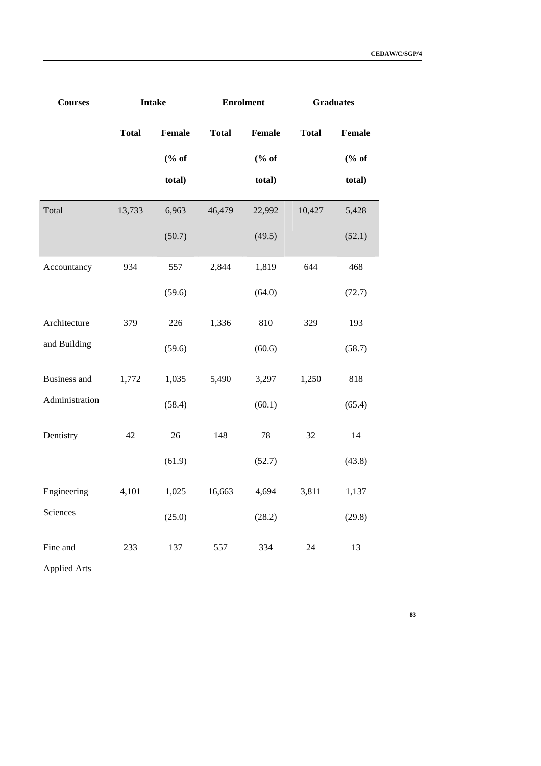| Courses | Intake | | Enrolment | | Graduates | |
|---|---|---|---|---|---|---|
| | Total | Female (% of total) | Total | Female (% of total) | Total | Female (% of total) |
| Total | 13,733 | 6,963 (50.7) | 46,479 | 22,992 (49.5) | 10,427 | 5,428 (52.1) |
| Accountancy | 934 | 557 (59.6) | 2,844 | 1,819 (64.0) | 644 | 468 (72.7) |
| Architecture and Building | 379 | 226 (59.6) | 1,336 | 810 (60.6) | 329 | 193 (58.7) |
| Business and Administration | 1,772 | 1,035 (58.4) | 5,490 | 3,297 (60.1) | 1,250 | 818 (65.4) |
| Dentistry | 42 | 26 (61.9) | 148 | 78 (52.7) | 32 | 14 (43.8) |
| Engineering Sciences | 4,101 | 1,025 (25.0) | 16,663 | 4,694 (28.2) | 3,811 | 1,137 (29.8) |
| Fine and Applied Arts | 233 | 137 | 557 | 334 | 24 | 13 |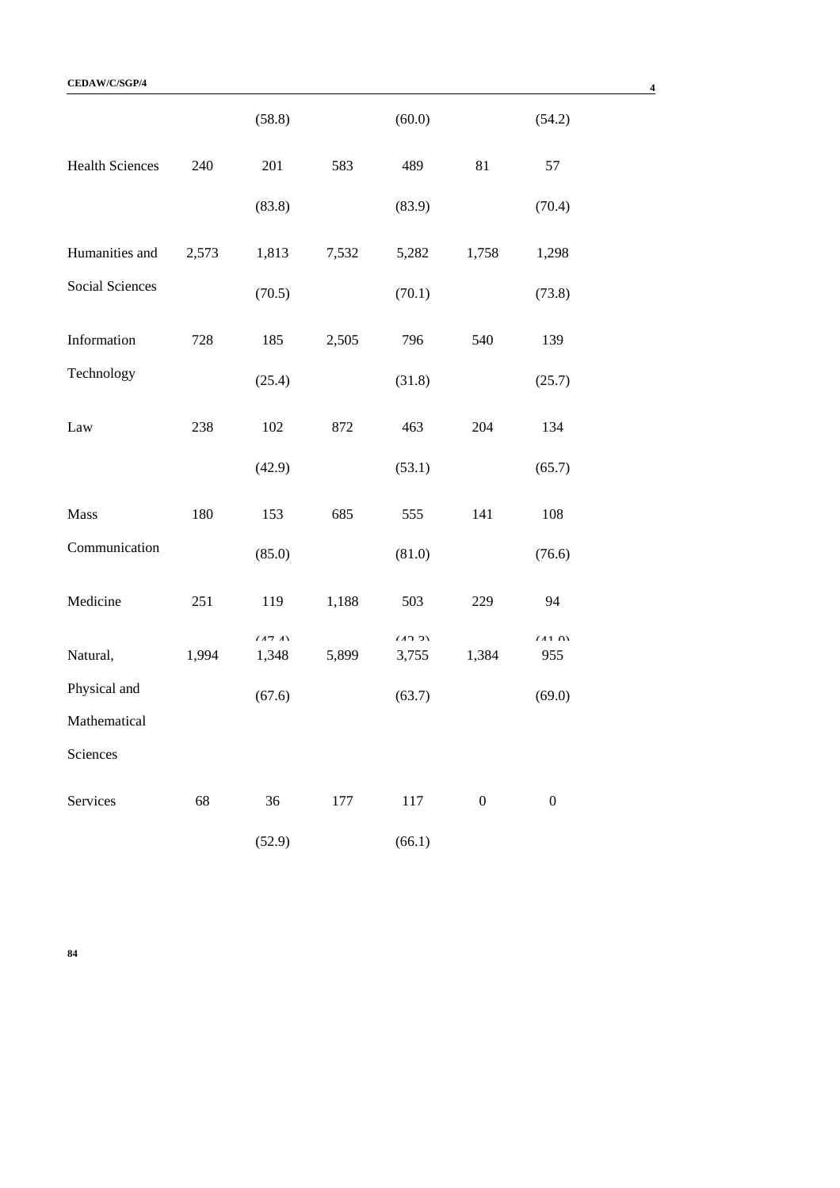| | | | | | | |
|---|---|---|---|---|---|---|
| | | (58.8) | | (60.0) | | (54.2) |
| Health Sciences | 240 | 201 | 583 | 489 | 81 | 57 |
| | | (83.8) | | (83.9) | | (70.4) |
| Humanities and Social Sciences | 2,573 | 1,813 | 7,532 | 5,282 | 1,758 | 1,298 |
| | | (70.5) | | (70.1) | | (73.8) |
| Information Technology | 728 | 185 | 2,505 | 796 | 540 | 139 |
| | | (25.4) | | (31.8) | | (25.7) |
| Law | 238 | 102 | 872 | 463 | 204 | 134 |
| | | (42.9) | | (53.1) | | (65.7) |
| Mass Communication | 180 | 153 | 685 | 555 | 141 | 108 |
| | | (85.0) | | (81.0) | | (76.6) |
| Medicine | 251 | 119 | 1,188 | 503 | 229 | 94 |
| | | (47.4) | | (42.3) | | (41.0) |
| Natural, Physical and Mathematical Sciences | 1,994 | 1,348 | 5,899 | 3,755 | 1,384 | 955 |
| | | (67.6) | | (63.7) | | (69.0) |
| Services | 68 | 36 | 177 | 117 | 0 | 0 |
| | | (52.9) | | (66.1) | | |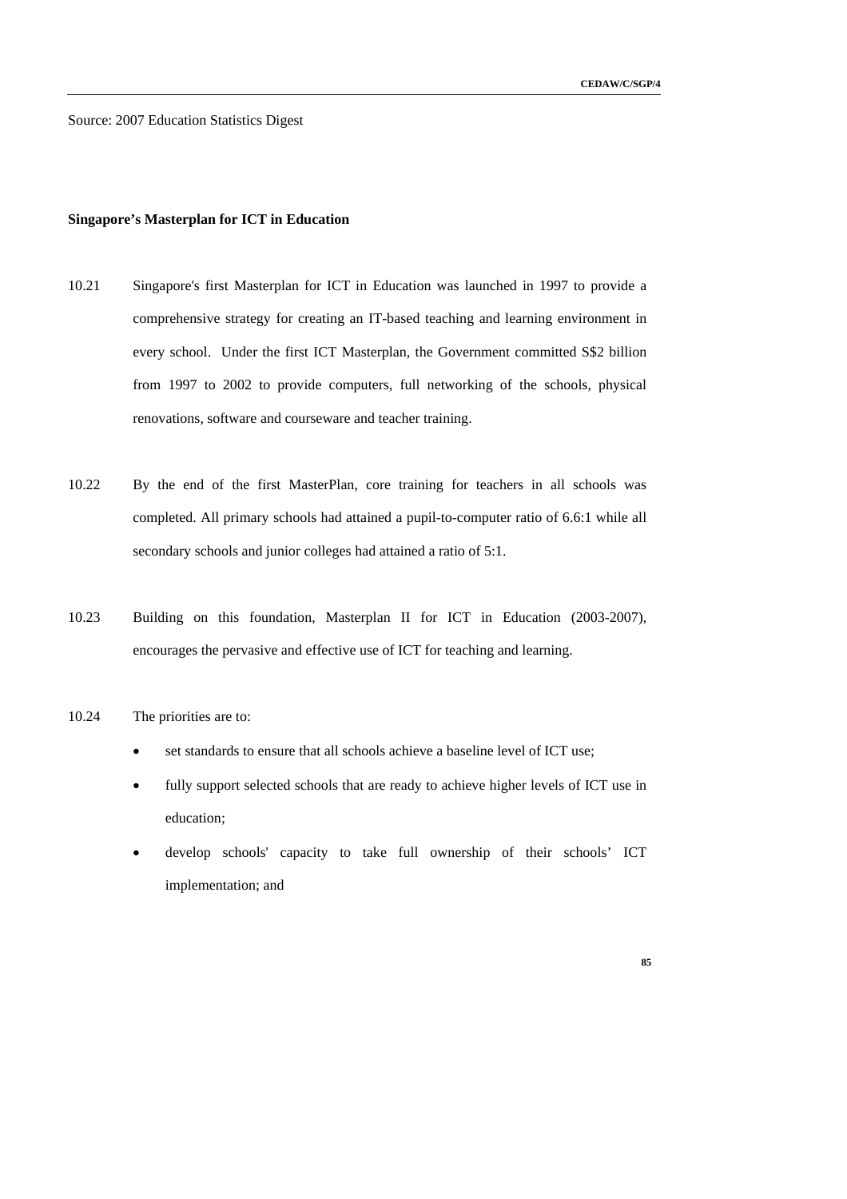Source: 2007 Education Statistics Digest

**Singapore's Masterplan for ICT in Education**

10.21 Singapore's first Masterplan for ICT in Education was launched in 1997 to provide a comprehensive strategy for creating an IT-based teaching and learning environment in every school. Under the first ICT Masterplan, the Government committed S$2 billion from 1997 to 2002 to provide computers, full networking of the schools, physical renovations, software and courseware and teacher training.

10.22 By the end of the first MasterPlan, core training for teachers in all schools was completed. All primary schools had attained a pupil-to-computer ratio of 6.6:1 while all secondary schools and junior colleges had attained a ratio of 5:1.

10.23 Building on this foundation, Masterplan II for ICT in Education (2003-2007), encourages the pervasive and effective use of ICT for teaching and learning.

10.24 The priorities are to:

- set standards to ensure that all schools achieve a baseline level of ICT use;
- fully support selected schools that are ready to achieve higher levels of ICT use in education;
- develop schools' capacity to take full ownership of their schools' ICT implementation; and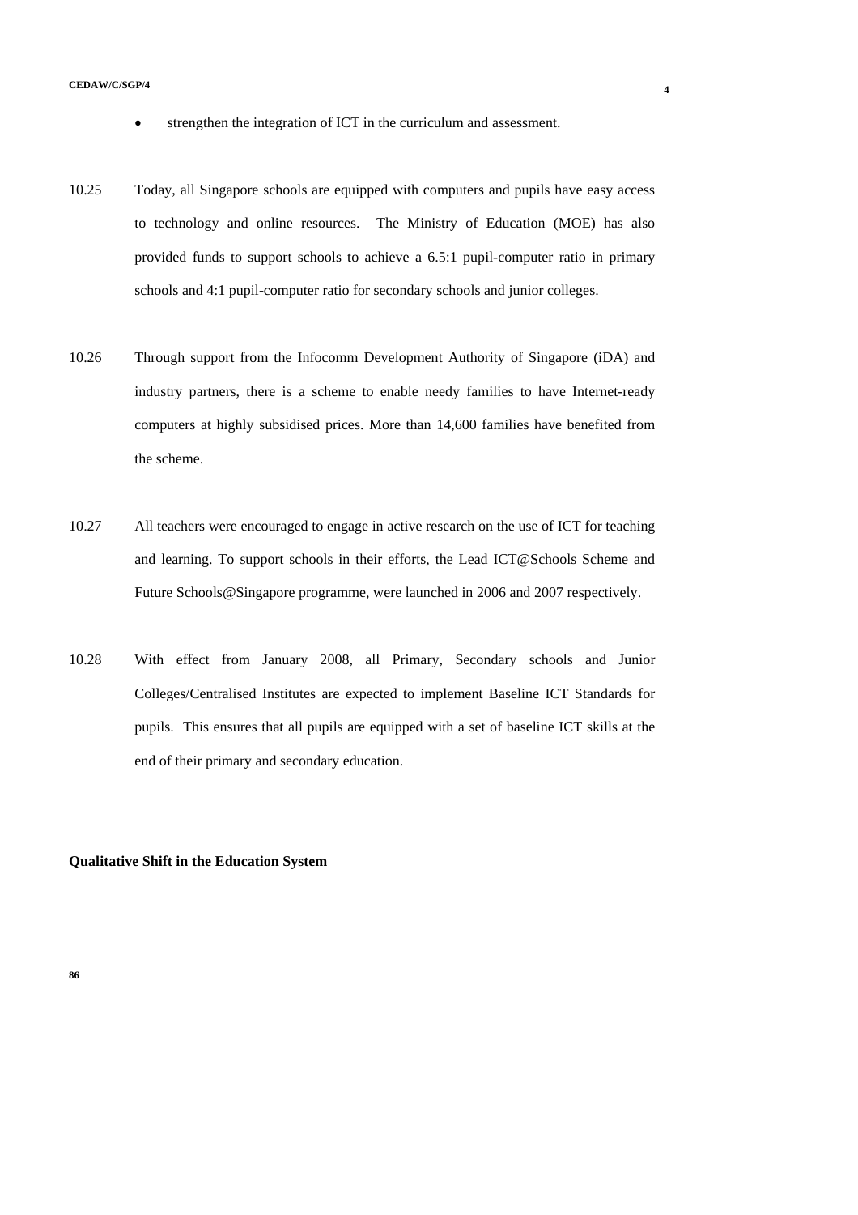- strengthen the integration of ICT in the curriculum and assessment.

10.25 Today, all Singapore schools are equipped with computers and pupils have easy access to technology and online resources. The Ministry of Education (MOE) has also provided funds to support schools to achieve a 6.5:1 pupil-computer ratio in primary schools and 4:1 pupil-computer ratio for secondary schools and junior colleges.

10.26 Through support from the Infocomm Development Authority of Singapore (iDA) and industry partners, there is a scheme to enable needy families to have Internet-ready computers at highly subsidised prices. More than 14,600 families have benefited from the scheme.

10.27 All teachers were encouraged to engage in active research on the use of ICT for teaching and learning. To support schools in their efforts, the Lead ICT@Schools Scheme and Future Schools@Singapore programme, were launched in 2006 and 2007 respectively.

10.28 With effect from January 2008, all Primary, Secondary schools and Junior Colleges/Centralised Institutes are expected to implement Baseline ICT Standards for pupils. This ensures that all pupils are equipped with a set of baseline ICT skills at the end of their primary and secondary education.

**Qualitative Shift in the Education System**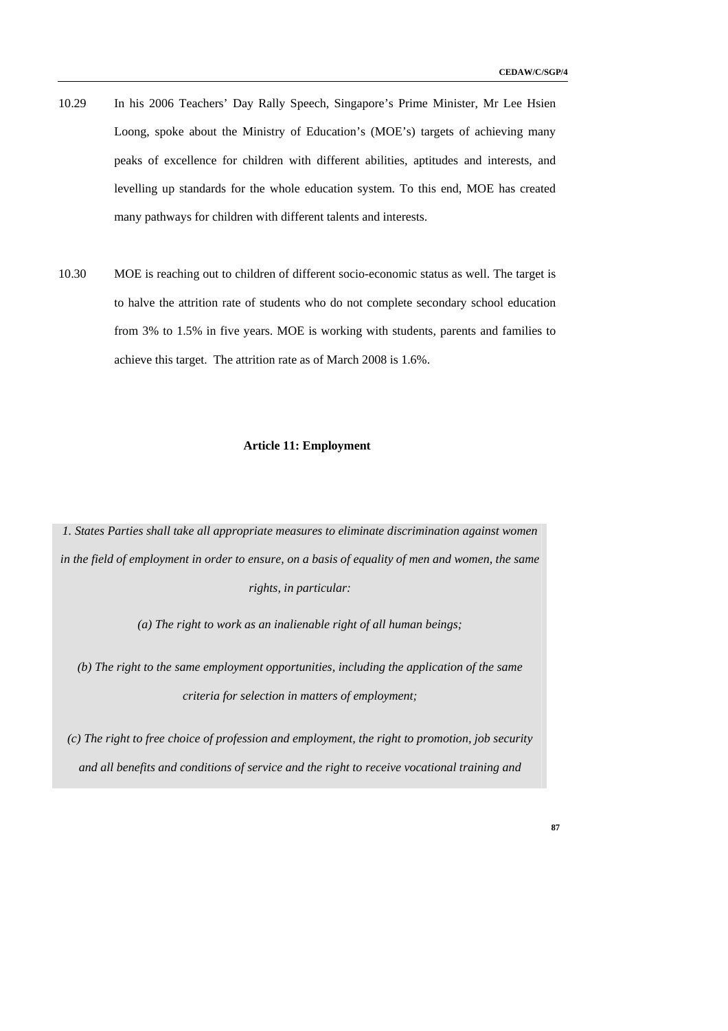10.29 In his 2006 Teachers' Day Rally Speech, Singapore's Prime Minister, Mr Lee Hsien Loong, spoke about the Ministry of Education's (MOE's) targets of achieving many peaks of excellence for children with different abilities, aptitudes and interests, and levelling up standards for the whole education system. To this end, MOE has created many pathways for children with different talents and interests.

10.30 MOE is reaching out to children of different socio-economic status as well. The target is to halve the attrition rate of students who do not complete secondary school education from 3% to 1.5% in five years. MOE is working with students, parents and families to achieve this target. The attrition rate as of March 2008 is 1.6%.

## Article 11: Employment

*1. States Parties shall take all appropriate measures to eliminate discrimination against women in the field of employment in order to ensure, on a basis of equality of men and women, the same rights, in particular:*

*(a) The right to work as an inalienable right of all human beings;*

*(b) The right to the same employment opportunities, including the application of the same criteria for selection in matters of employment;*

*(c) The right to free choice of profession and employment, the right to promotion, job security and all benefits and conditions of service and the right to receive vocational training and*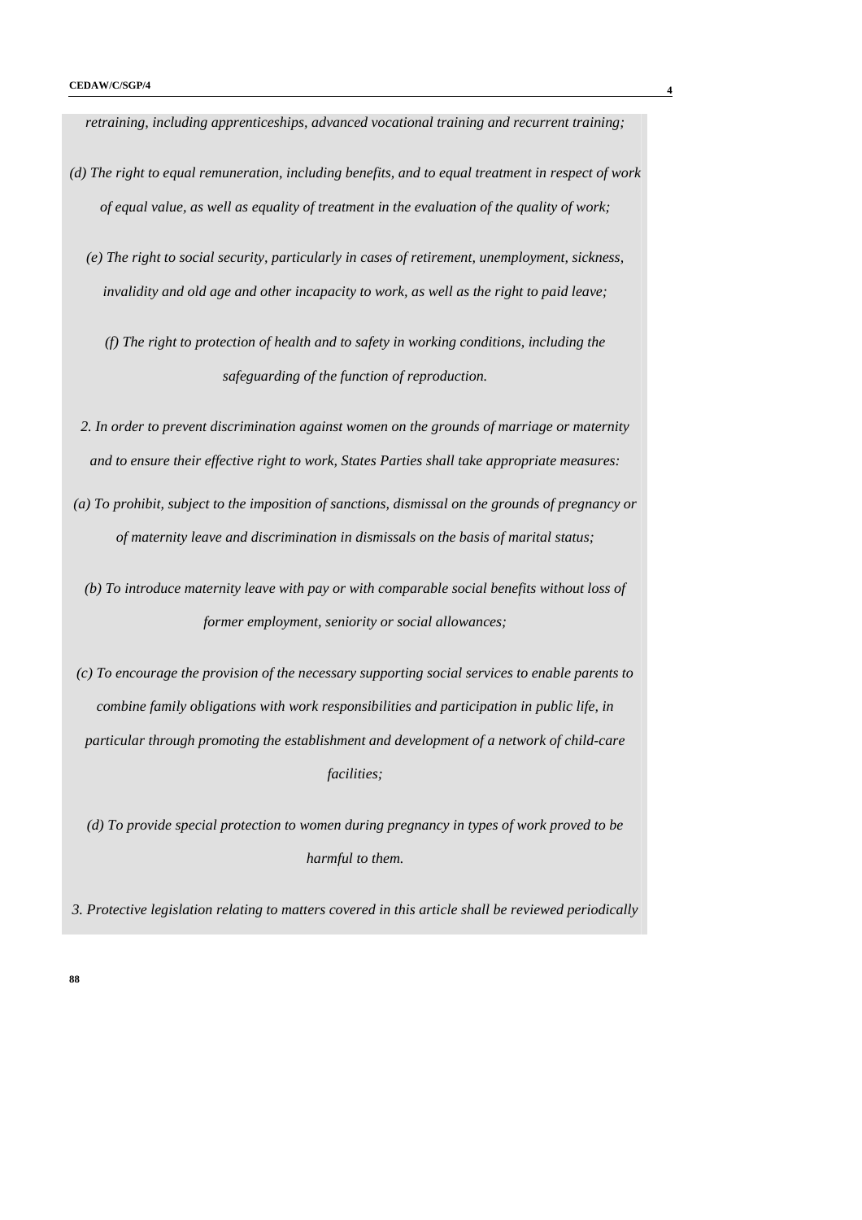*retraining, including apprenticeships, advanced vocational training and recurrent training;*

*(d) The right to equal remuneration, including benefits, and to equal treatment in respect of work of equal value, as well as equality of treatment in the evaluation of the quality of work;*

*(e) The right to social security, particularly in cases of retirement, unemployment, sickness, invalidity and old age and other incapacity to work, as well as the right to paid leave;*

*(f) The right to protection of health and to safety in working conditions, including the safeguarding of the function of reproduction.*

*2. In order to prevent discrimination against women on the grounds of marriage or maternity and to ensure their effective right to work, States Parties shall take appropriate measures:*

*(a) To prohibit, subject to the imposition of sanctions, dismissal on the grounds of pregnancy or of maternity leave and discrimination in dismissals on the basis of marital status;*

*(b) To introduce maternity leave with pay or with comparable social benefits without loss of former employment, seniority or social allowances;*

*(c) To encourage the provision of the necessary supporting social services to enable parents to combine family obligations with work responsibilities and participation in public life, in particular through promoting the establishment and development of a network of child-care facilities;*

*(d) To provide special protection to women during pregnancy in types of work proved to be harmful to them.*

*3. Protective legislation relating to matters covered in this article shall be reviewed periodically*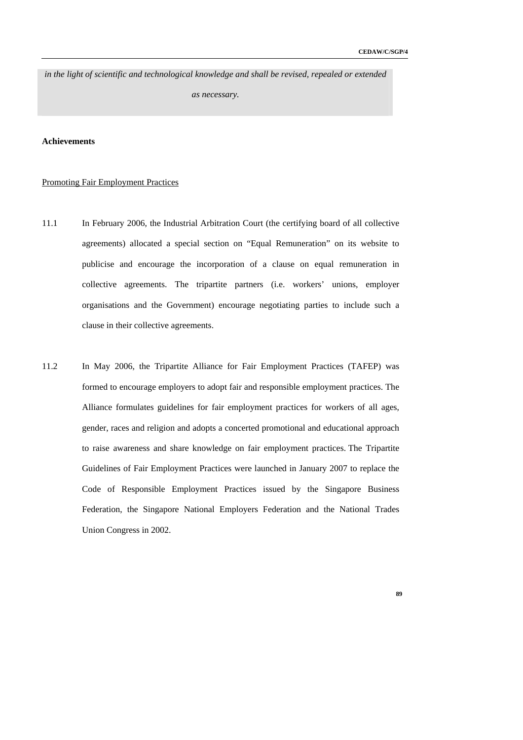*in the light of scientific and technological knowledge and shall be revised, repealed or extended as necessary.*

**Achievements**

Promoting Fair Employment Practices

11.1 In February 2006, the Industrial Arbitration Court (the certifying board of all collective agreements) allocated a special section on "Equal Remuneration" on its website to publicise and encourage the incorporation of a clause on equal remuneration in collective agreements. The tripartite partners (i.e. workers' unions, employer organisations and the Government) encourage negotiating parties to include such a clause in their collective agreements.

11.2 In May 2006, the Tripartite Alliance for Fair Employment Practices (TAFEP) was formed to encourage employers to adopt fair and responsible employment practices. The Alliance formulates guidelines for fair employment practices for workers of all ages, gender, races and religion and adopts a concerted promotional and educational approach to raise awareness and share knowledge on fair employment practices. The Tripartite Guidelines of Fair Employment Practices were launched in January 2007 to replace the Code of Responsible Employment Practices issued by the Singapore Business Federation, the Singapore National Employers Federation and the National Trades Union Congress in 2002.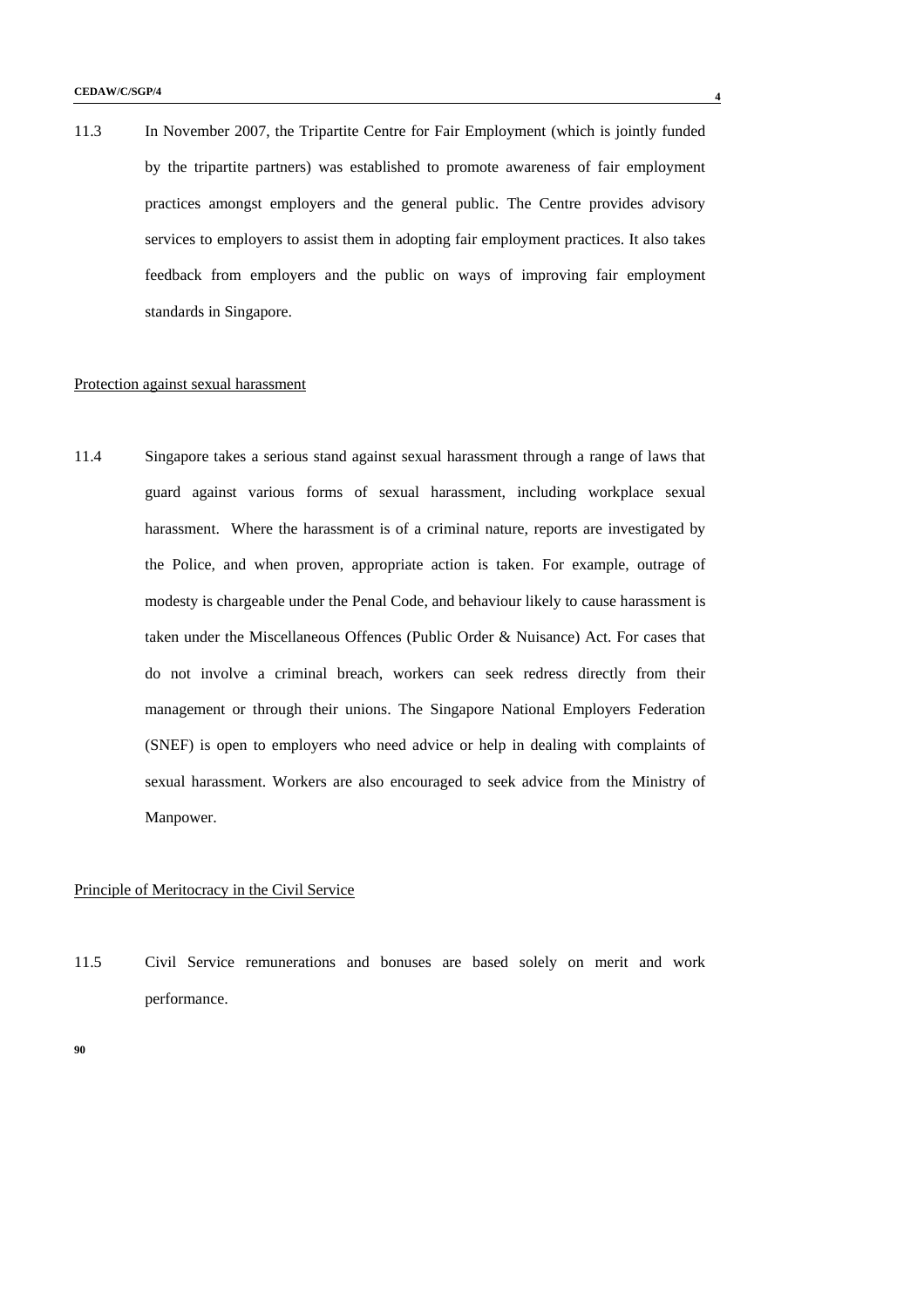11.3 In November 2007, the Tripartite Centre for Fair Employment (which is jointly funded by the tripartite partners) was established to promote awareness of fair employment practices amongst employers and the general public. The Centre provides advisory services to employers to assist them in adopting fair employment practices. It also takes feedback from employers and the public on ways of improving fair employment standards in Singapore.

<u>Protection against sexual harassment</u>

11.4 Singapore takes a serious stand against sexual harassment through a range of laws that guard against various forms of sexual harassment, including workplace sexual harassment. Where the harassment is of a criminal nature, reports are investigated by the Police, and when proven, appropriate action is taken. For example, outrage of modesty is chargeable under the Penal Code, and behaviour likely to cause harassment is taken under the Miscellaneous Offences (Public Order & Nuisance) Act. For cases that do not involve a criminal breach, workers can seek redress directly from their management or through their unions. The Singapore National Employers Federation (SNEF) is open to employers who need advice or help in dealing with complaints of sexual harassment. Workers are also encouraged to seek advice from the Ministry of Manpower.

<u>Principle of Meritocracy in the Civil Service</u>

11.5 Civil Service remunerations and bonuses are based solely on merit and work performance.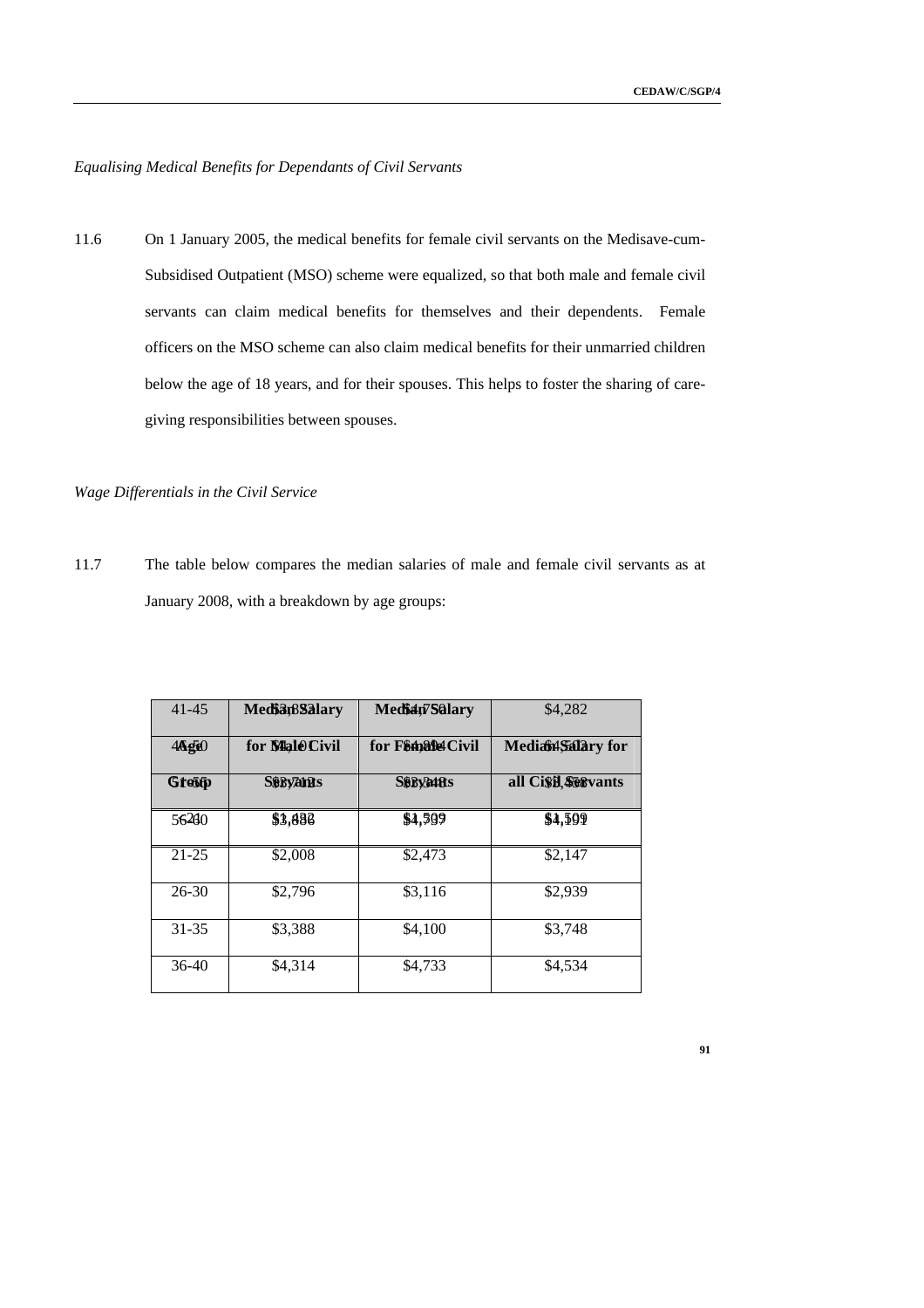*Equalising Medical Benefits for Dependants of Civil Servants*

11.6 On 1 January 2005, the medical benefits for female civil servants on the Medisave-cum-Subsidised Outpatient (MSO) scheme were equalized, so that both male and female civil servants can claim medical benefits for themselves and their dependents. Female officers on the MSO scheme can also claim medical benefits for their unmarried children below the age of 18 years, and for their spouses. This helps to foster the sharing of care-giving responsibilities between spouses.

*Wage Differentials in the Civil Service*

11.7 The table below compares the median salaries of male and female civil servants as at January 2008, with a breakdown by age groups:

| Age Group | Median Salary for Male Civil Servants | Median Salary for Female Civil Servants | Median Salary for all Civil Servants |
|---|---|---|---|
| <21 | $1,482 | $1,509 | $1,499 |
| 21-25 | $2,008 | $2,473 | $2,147 |
| 26-30 | $2,796 | $3,116 | $2,939 |
| 31-35 | $3,388 | $4,100 | $3,748 |
| 36-40 | $4,314 | $4,733 | $4,534 |
| 41-45 | $3,832 | $4,750 | $4,282 |
| 46-50 | $4,110 | $4,294 | $4,512 |
| 51-55 | $3,712 | $3,348 | $3,588 |
| 56-60 | $3,886 | $4,797 | $4,191 |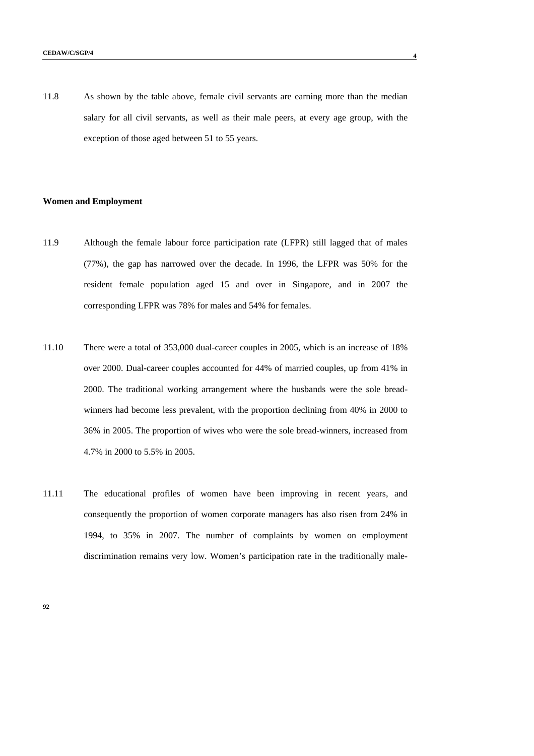11.8 As shown by the table above, female civil servants are earning more than the median salary for all civil servants, as well as their male peers, at every age group, with the exception of those aged between 51 to 55 years.

**Women and Employment**

11.9 Although the female labour force participation rate (LFPR) still lagged that of males (77%), the gap has narrowed over the decade. In 1996, the LFPR was 50% for the resident female population aged 15 and over in Singapore, and in 2007 the corresponding LFPR was 78% for males and 54% for females.

11.10 There were a total of 353,000 dual-career couples in 2005, which is an increase of 18% over 2000. Dual-career couples accounted for 44% of married couples, up from 41% in 2000. The traditional working arrangement where the husbands were the sole bread-winners had become less prevalent, with the proportion declining from 40% in 2000 to 36% in 2005. The proportion of wives who were the sole bread-winners, increased from 4.7% in 2000 to 5.5% in 2005.

11.11 The educational profiles of women have been improving in recent years, and consequently the proportion of women corporate managers has also risen from 24% in 1994, to 35% in 2007. The number of complaints by women on employment discrimination remains very low. Women's participation rate in the traditionally male-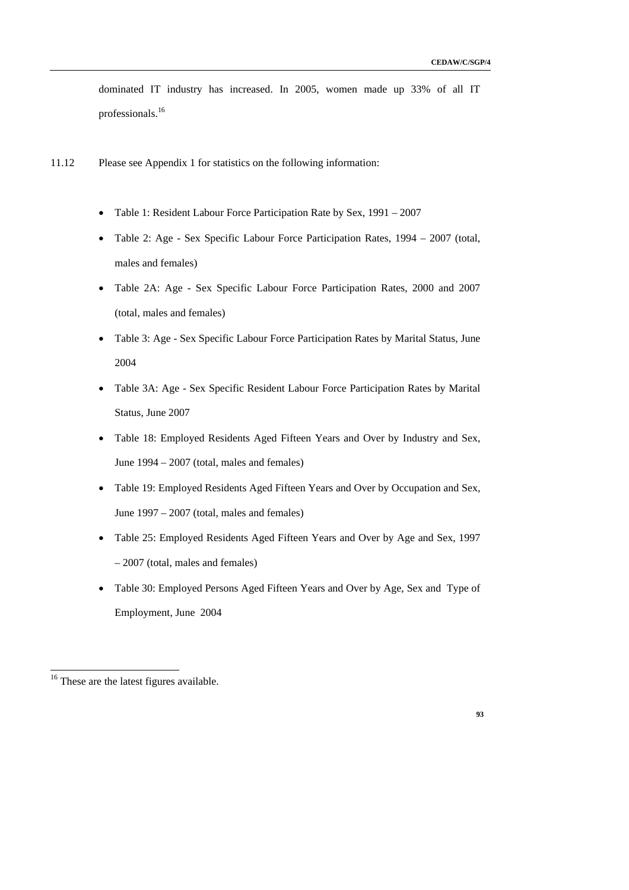dominated IT industry has increased. In 2005, women made up 33% of all IT professionals.[16]

11.12 Please see Appendix 1 for statistics on the following information:

- Table 1: Resident Labour Force Participation Rate by Sex, 1991 – 2007
- Table 2: Age - Sex Specific Labour Force Participation Rates, 1994 – 2007 (total, males and females)
- Table 2A: Age - Sex Specific Labour Force Participation Rates, 2000 and 2007 (total, males and females)
- Table 3: Age - Sex Specific Labour Force Participation Rates by Marital Status, June 2004
- Table 3A: Age - Sex Specific Resident Labour Force Participation Rates by Marital Status, June 2007
- Table 18: Employed Residents Aged Fifteen Years and Over by Industry and Sex, June 1994 – 2007 (total, males and females)
- Table 19: Employed Residents Aged Fifteen Years and Over by Occupation and Sex, June 1997 – 2007 (total, males and females)
- Table 25: Employed Residents Aged Fifteen Years and Over by Age and Sex, 1997 – 2007 (total, males and females)
- Table 30: Employed Persons Aged Fifteen Years and Over by Age, Sex and Type of Employment, June 2004

[16] These are the latest figures available.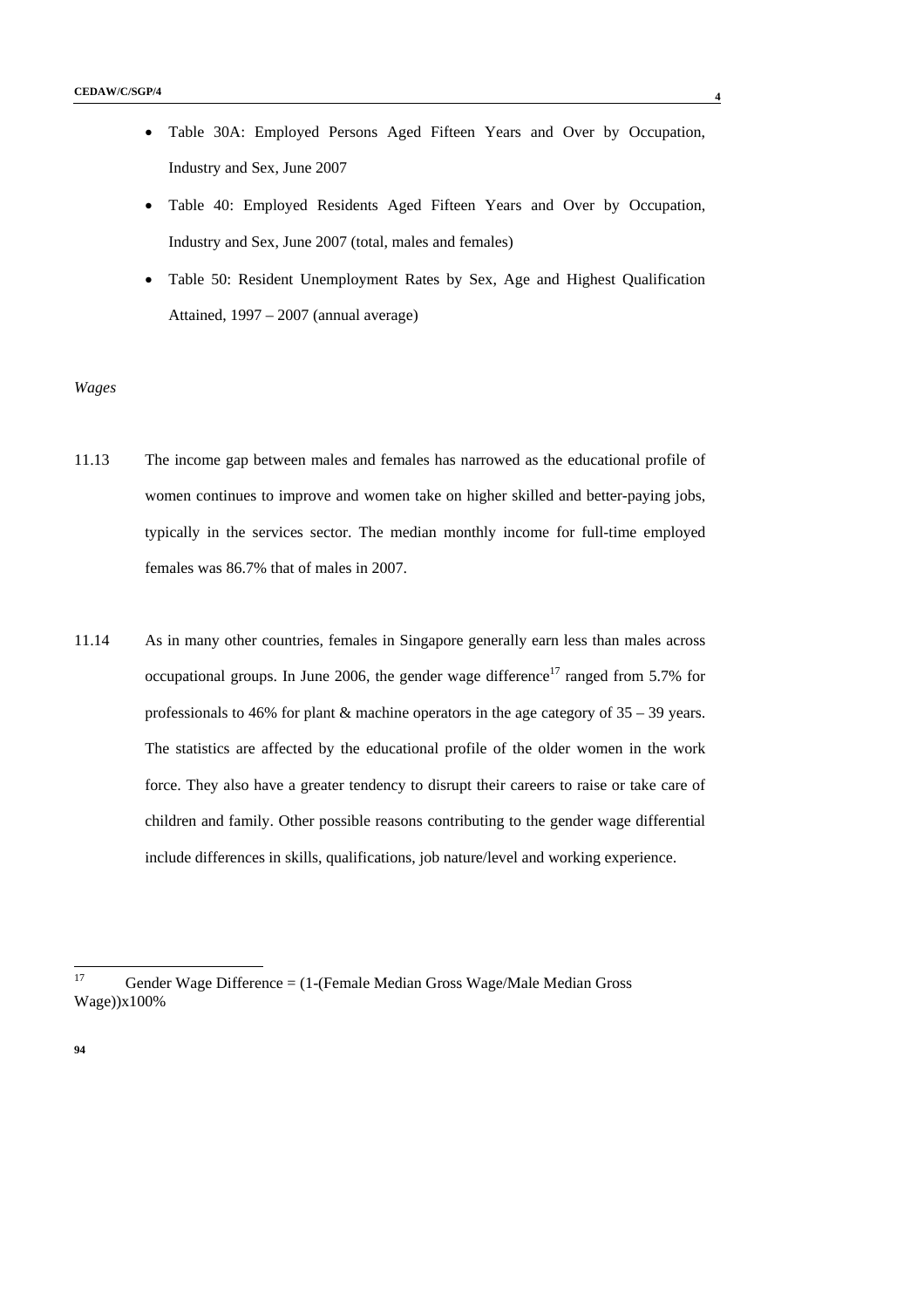- Table 30A: Employed Persons Aged Fifteen Years and Over by Occupation, Industry and Sex, June 2007
- Table 40: Employed Residents Aged Fifteen Years and Over by Occupation, Industry and Sex, June 2007 (total, males and females)
- Table 50: Resident Unemployment Rates by Sex, Age and Highest Qualification Attained, 1997 – 2007 (annual average)

*Wages*

11.13 The income gap between males and females has narrowed as the educational profile of women continues to improve and women take on higher skilled and better-paying jobs, typically in the services sector. The median monthly income for full-time employed females was 86.7% that of males in 2007.

11.14 As in many other countries, females in Singapore generally earn less than males across occupational groups. In June 2006, the gender wage difference[17] ranged from 5.7% for professionals to 46% for plant & machine operators in the age category of 35 – 39 years. The statistics are affected by the educational profile of the older women in the work force. They also have a greater tendency to disrupt their careers to raise or take care of children and family. Other possible reasons contributing to the gender wage differential include differences in skills, qualifications, job nature/level and working experience.

---

[17] Gender Wage Difference = (1-(Female Median Gross Wage/Male Median Gross Wage))x100%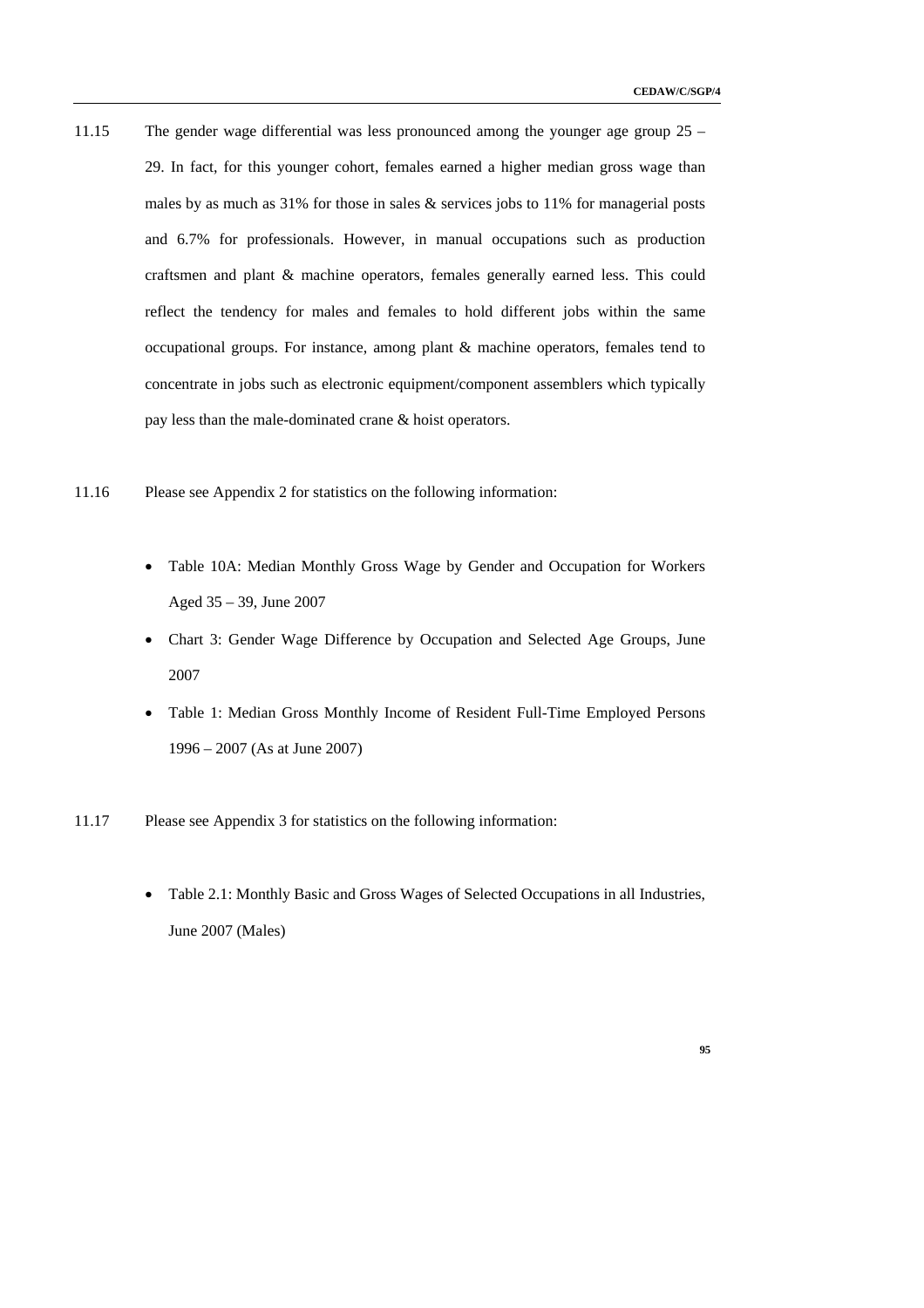11.15 The gender wage differential was less pronounced among the younger age group 25 – 29. In fact, for this younger cohort, females earned a higher median gross wage than males by as much as 31% for those in sales & services jobs to 11% for managerial posts and 6.7% for professionals. However, in manual occupations such as production craftsmen and plant & machine operators, females generally earned less. This could reflect the tendency for males and females to hold different jobs within the same occupational groups. For instance, among plant & machine operators, females tend to concentrate in jobs such as electronic equipment/component assemblers which typically pay less than the male-dominated crane & hoist operators.

11.16 Please see Appendix 2 for statistics on the following information:

- Table 10A: Median Monthly Gross Wage by Gender and Occupation for Workers Aged 35 – 39, June 2007
- Chart 3: Gender Wage Difference by Occupation and Selected Age Groups, June 2007
- Table 1: Median Gross Monthly Income of Resident Full-Time Employed Persons 1996 – 2007 (As at June 2007)

11.17 Please see Appendix 3 for statistics on the following information:

- Table 2.1: Monthly Basic and Gross Wages of Selected Occupations in all Industries, June 2007 (Males)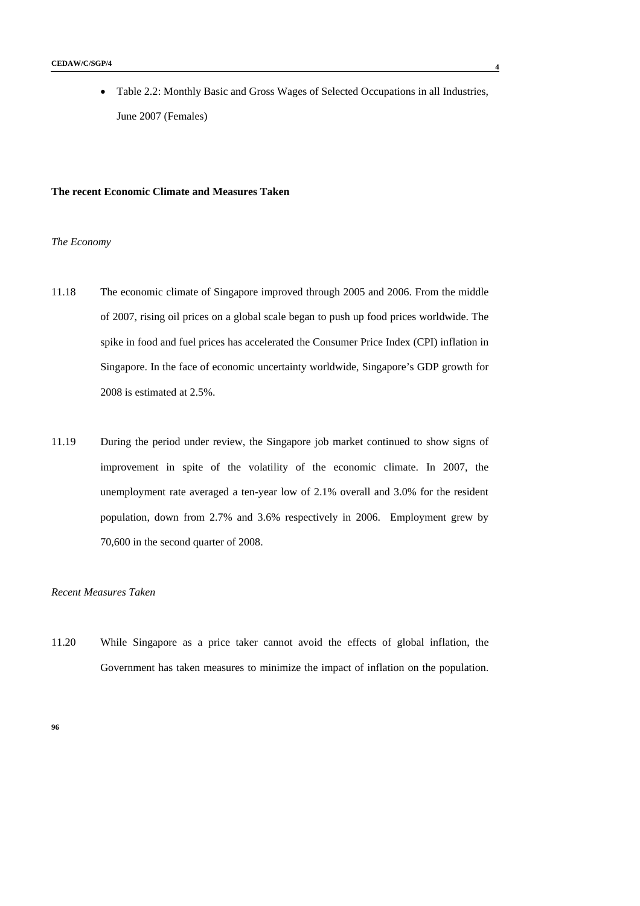- Table 2.2: Monthly Basic and Gross Wages of Selected Occupations in all Industries, June 2007 (Females)

**The recent Economic Climate and Measures Taken**

*The Economy*

11.18 The economic climate of Singapore improved through 2005 and 2006. From the middle of 2007, rising oil prices on a global scale began to push up food prices worldwide. The spike in food and fuel prices has accelerated the Consumer Price Index (CPI) inflation in Singapore. In the face of economic uncertainty worldwide, Singapore's GDP growth for 2008 is estimated at 2.5%.

11.19 During the period under review, the Singapore job market continued to show signs of improvement in spite of the volatility of the economic climate. In 2007, the unemployment rate averaged a ten-year low of 2.1% overall and 3.0% for the resident population, down from 2.7% and 3.6% respectively in 2006. Employment grew by 70,600 in the second quarter of 2008.

*Recent Measures Taken*

11.20 While Singapore as a price taker cannot avoid the effects of global inflation, the Government has taken measures to minimize the impact of inflation on the population.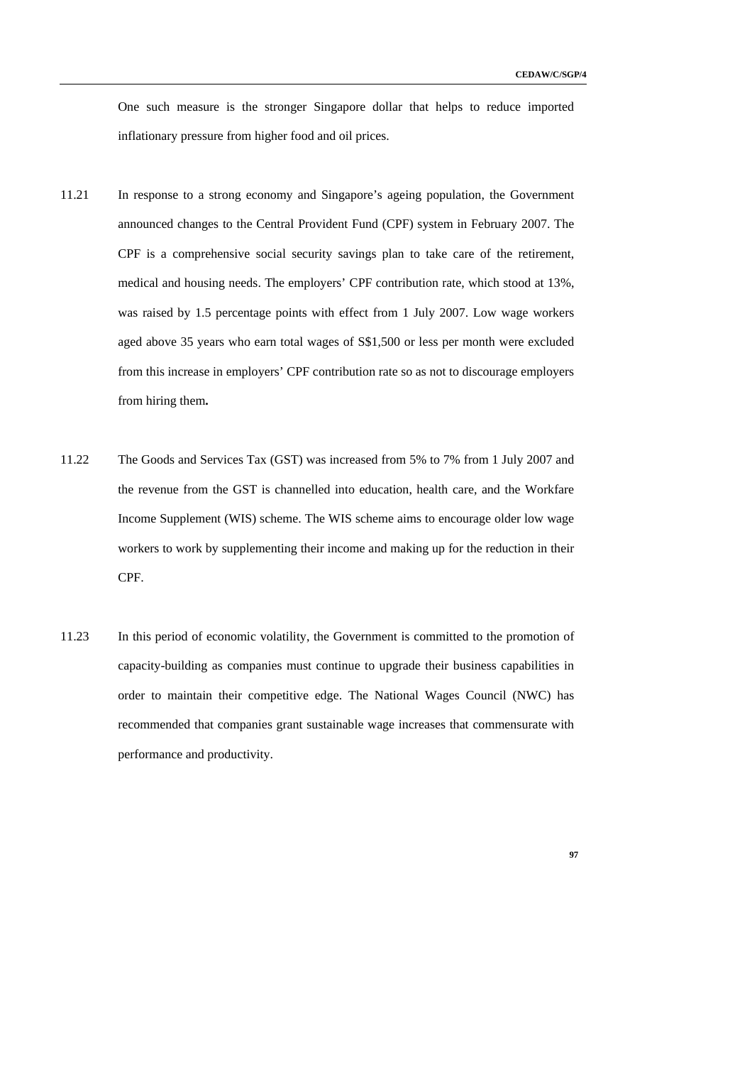One such measure is the stronger Singapore dollar that helps to reduce imported inflationary pressure from higher food and oil prices.

11.21 In response to a strong economy and Singapore's ageing population, the Government announced changes to the Central Provident Fund (CPF) system in February 2007. The CPF is a comprehensive social security savings plan to take care of the retirement, medical and housing needs. The employers' CPF contribution rate, which stood at 13%, was raised by 1.5 percentage points with effect from 1 July 2007. Low wage workers aged above 35 years who earn total wages of S$1,500 or less per month were excluded from this increase in employers' CPF contribution rate so as not to discourage employers from hiring them**.**

11.22 The Goods and Services Tax (GST) was increased from 5% to 7% from 1 July 2007 and the revenue from the GST is channelled into education, health care, and the Workfare Income Supplement (WIS) scheme. The WIS scheme aims to encourage older low wage workers to work by supplementing their income and making up for the reduction in their CPF.

11.23 In this period of economic volatility, the Government is committed to the promotion of capacity-building as companies must continue to upgrade their business capabilities in order to maintain their competitive edge. The National Wages Council (NWC) has recommended that companies grant sustainable wage increases that commensurate with performance and productivity.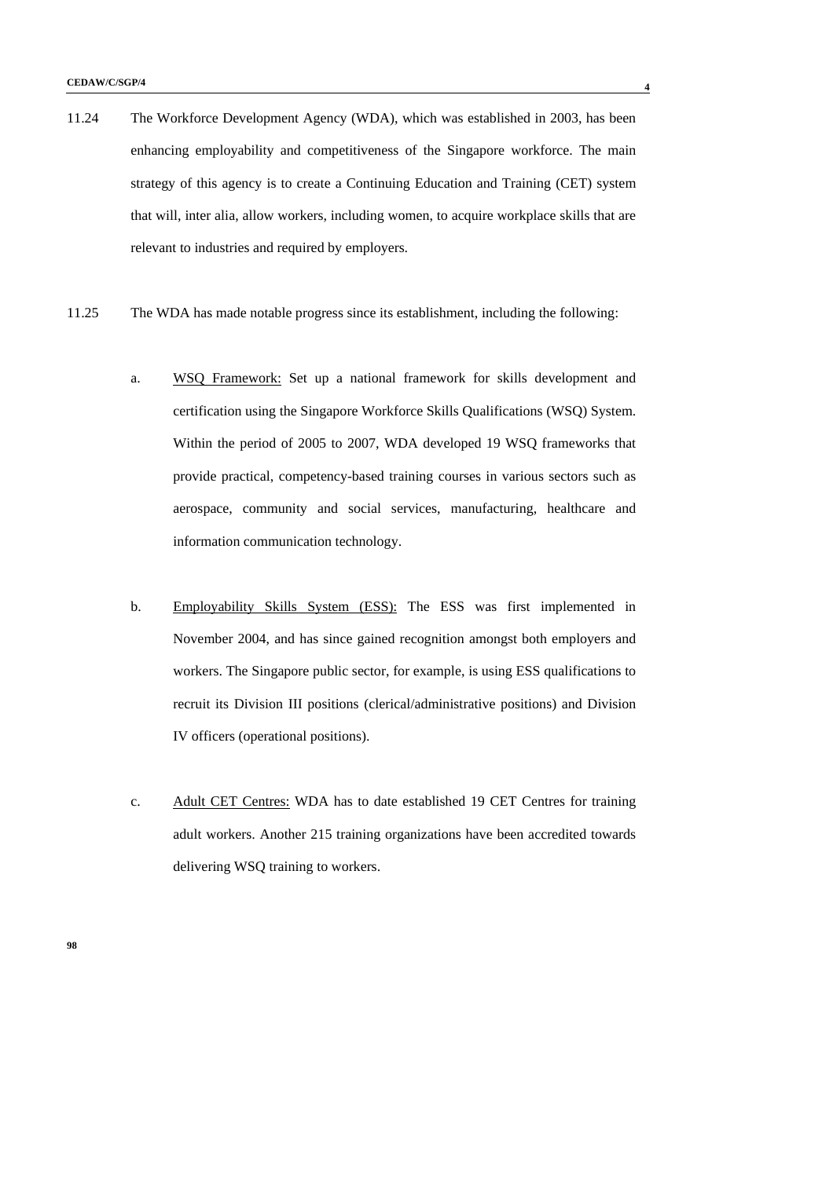11.24 The Workforce Development Agency (WDA), which was established in 2003, has been enhancing employability and competitiveness of the Singapore workforce. The main strategy of this agency is to create a Continuing Education and Training (CET) system that will, inter alia, allow workers, including women, to acquire workplace skills that are relevant to industries and required by employers.

11.25 The WDA has made notable progress since its establishment, including the following:

a. WSQ Framework: Set up a national framework for skills development and certification using the Singapore Workforce Skills Qualifications (WSQ) System. Within the period of 2005 to 2007, WDA developed 19 WSQ frameworks that provide practical, competency-based training courses in various sectors such as aerospace, community and social services, manufacturing, healthcare and information communication technology.

b. Employability Skills System (ESS): The ESS was first implemented in November 2004, and has since gained recognition amongst both employers and workers. The Singapore public sector, for example, is using ESS qualifications to recruit its Division III positions (clerical/administrative positions) and Division IV officers (operational positions).

c. Adult CET Centres: WDA has to date established 19 CET Centres for training adult workers. Another 215 training organizations have been accredited towards delivering WSQ training to workers.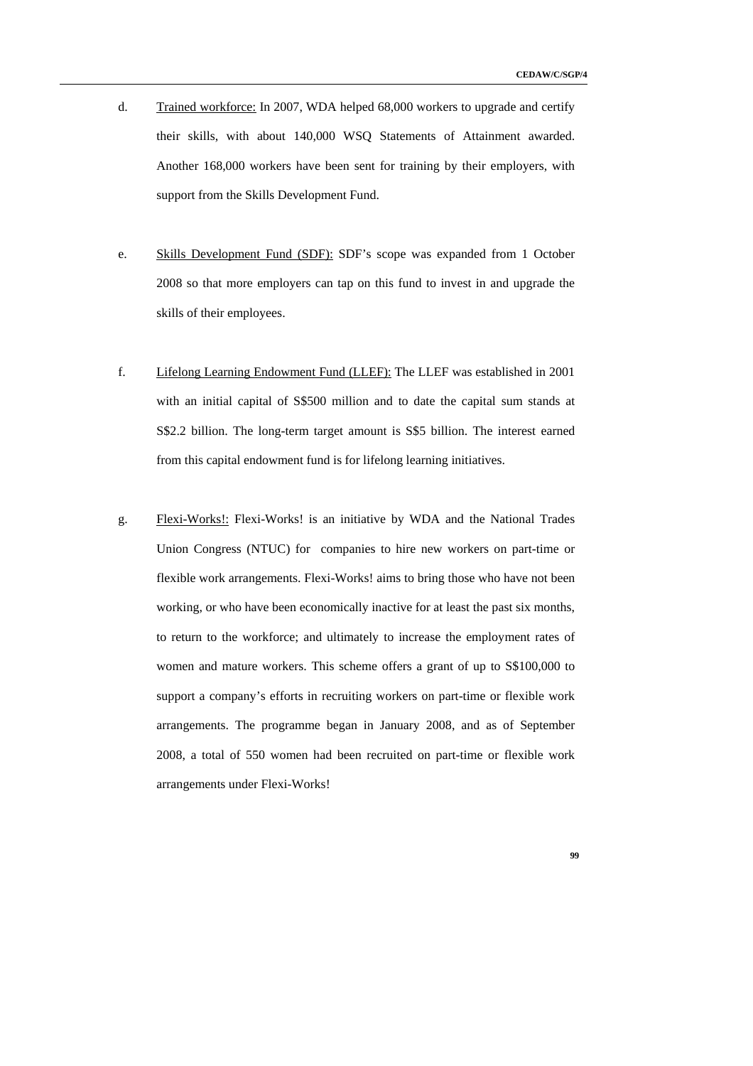d. Trained workforce: In 2007, WDA helped 68,000 workers to upgrade and certify their skills, with about 140,000 WSQ Statements of Attainment awarded. Another 168,000 workers have been sent for training by their employers, with support from the Skills Development Fund.

e. Skills Development Fund (SDF): SDF's scope was expanded from 1 October 2008 so that more employers can tap on this fund to invest in and upgrade the skills of their employees.

f. Lifelong Learning Endowment Fund (LLEF): The LLEF was established in 2001 with an initial capital of S$500 million and to date the capital sum stands at S$2.2 billion. The long-term target amount is S$5 billion. The interest earned from this capital endowment fund is for lifelong learning initiatives.

g. Flexi-Works!: Flexi-Works! is an initiative by WDA and the National Trades Union Congress (NTUC) for companies to hire new workers on part-time or flexible work arrangements. Flexi-Works! aims to bring those who have not been working, or who have been economically inactive for at least the past six months, to return to the workforce; and ultimately to increase the employment rates of women and mature workers. This scheme offers a grant of up to S$100,000 to support a company's efforts in recruiting workers on part-time or flexible work arrangements. The programme began in January 2008, and as of September 2008, a total of 550 women had been recruited on part-time or flexible work arrangements under Flexi-Works!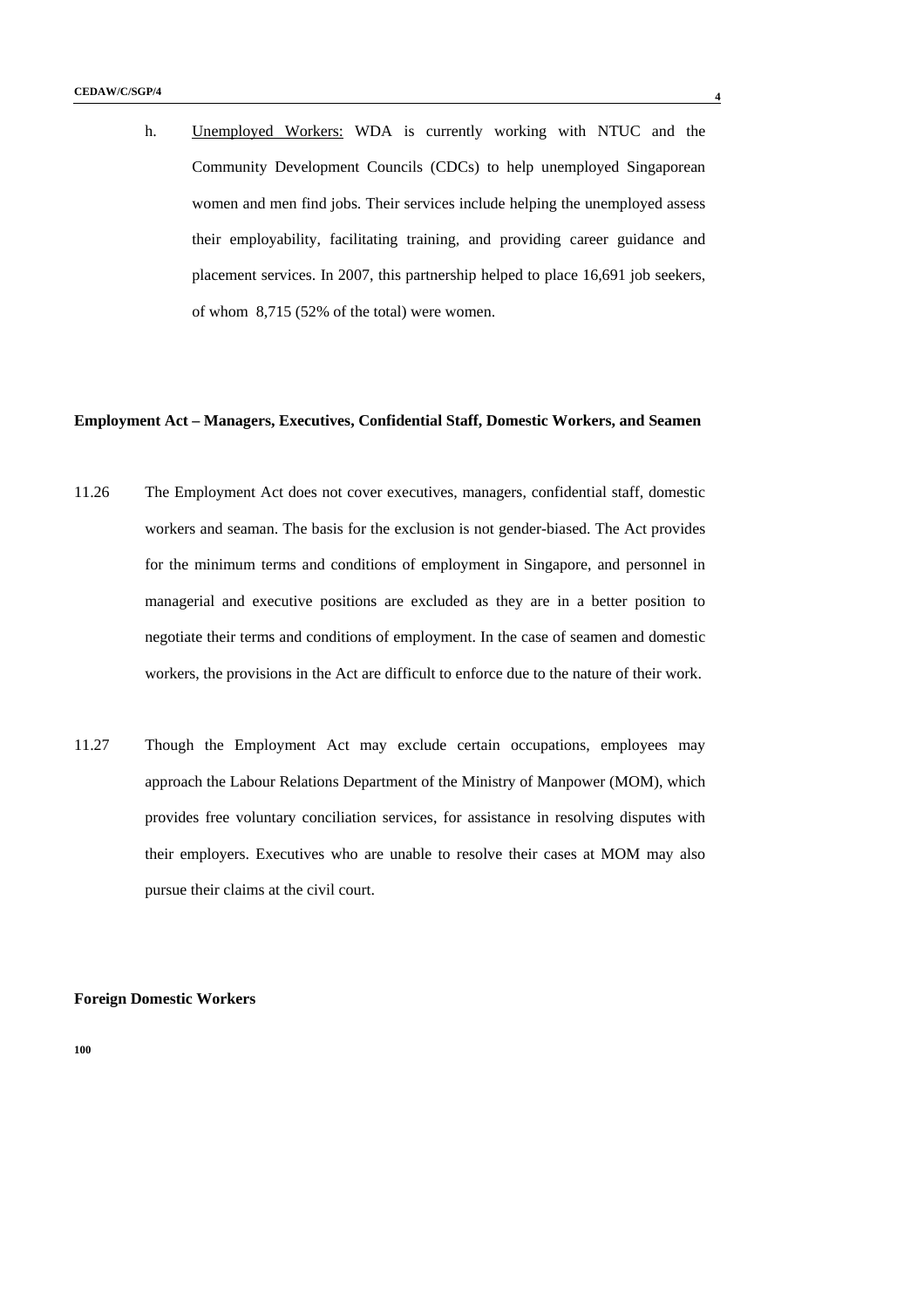h. Unemployed Workers: WDA is currently working with NTUC and the Community Development Councils (CDCs) to help unemployed Singaporean women and men find jobs. Their services include helping the unemployed assess their employability, facilitating training, and providing career guidance and placement services. In 2007, this partnership helped to place 16,691 job seekers, of whom 8,715 (52% of the total) were women.

**Employment Act – Managers, Executives, Confidential Staff, Domestic Workers, and Seamen**

11.26 The Employment Act does not cover executives, managers, confidential staff, domestic workers and seaman. The basis for the exclusion is not gender-biased. The Act provides for the minimum terms and conditions of employment in Singapore, and personnel in managerial and executive positions are excluded as they are in a better position to negotiate their terms and conditions of employment. In the case of seamen and domestic workers, the provisions in the Act are difficult to enforce due to the nature of their work.

11.27 Though the Employment Act may exclude certain occupations, employees may approach the Labour Relations Department of the Ministry of Manpower (MOM), which provides free voluntary conciliation services, for assistance in resolving disputes with their employers. Executives who are unable to resolve their cases at MOM may also pursue their claims at the civil court.

**Foreign Domestic Workers**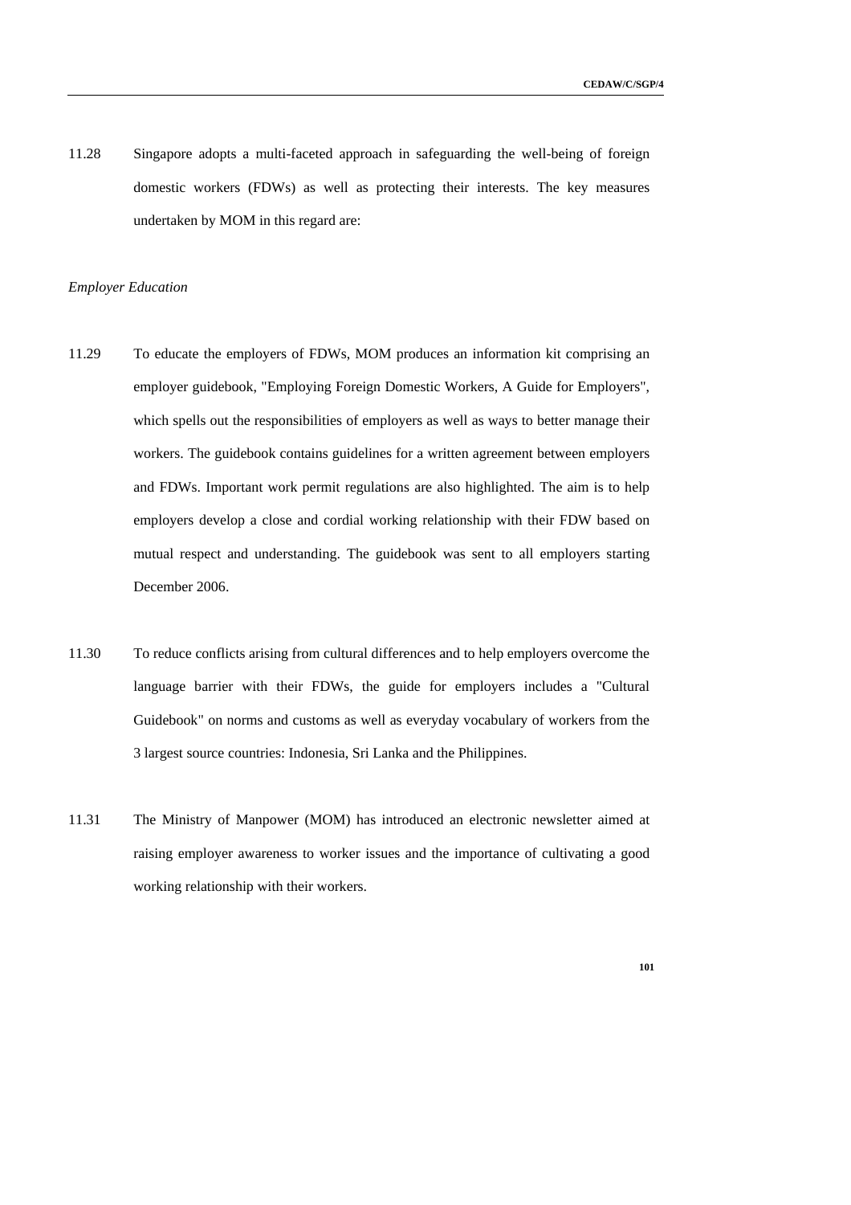11.28 Singapore adopts a multi-faceted approach in safeguarding the well-being of foreign domestic workers (FDWs) as well as protecting their interests. The key measures undertaken by MOM in this regard are:

*Employer Education*

11.29 To educate the employers of FDWs, MOM produces an information kit comprising an employer guidebook, "Employing Foreign Domestic Workers, A Guide for Employers", which spells out the responsibilities of employers as well as ways to better manage their workers. The guidebook contains guidelines for a written agreement between employers and FDWs. Important work permit regulations are also highlighted. The aim is to help employers develop a close and cordial working relationship with their FDW based on mutual respect and understanding. The guidebook was sent to all employers starting December 2006.

11.30 To reduce conflicts arising from cultural differences and to help employers overcome the language barrier with their FDWs, the guide for employers includes a "Cultural Guidebook" on norms and customs as well as everyday vocabulary of workers from the 3 largest source countries: Indonesia, Sri Lanka and the Philippines.

11.31 The Ministry of Manpower (MOM) has introduced an electronic newsletter aimed at raising employer awareness to worker issues and the importance of cultivating a good working relationship with their workers.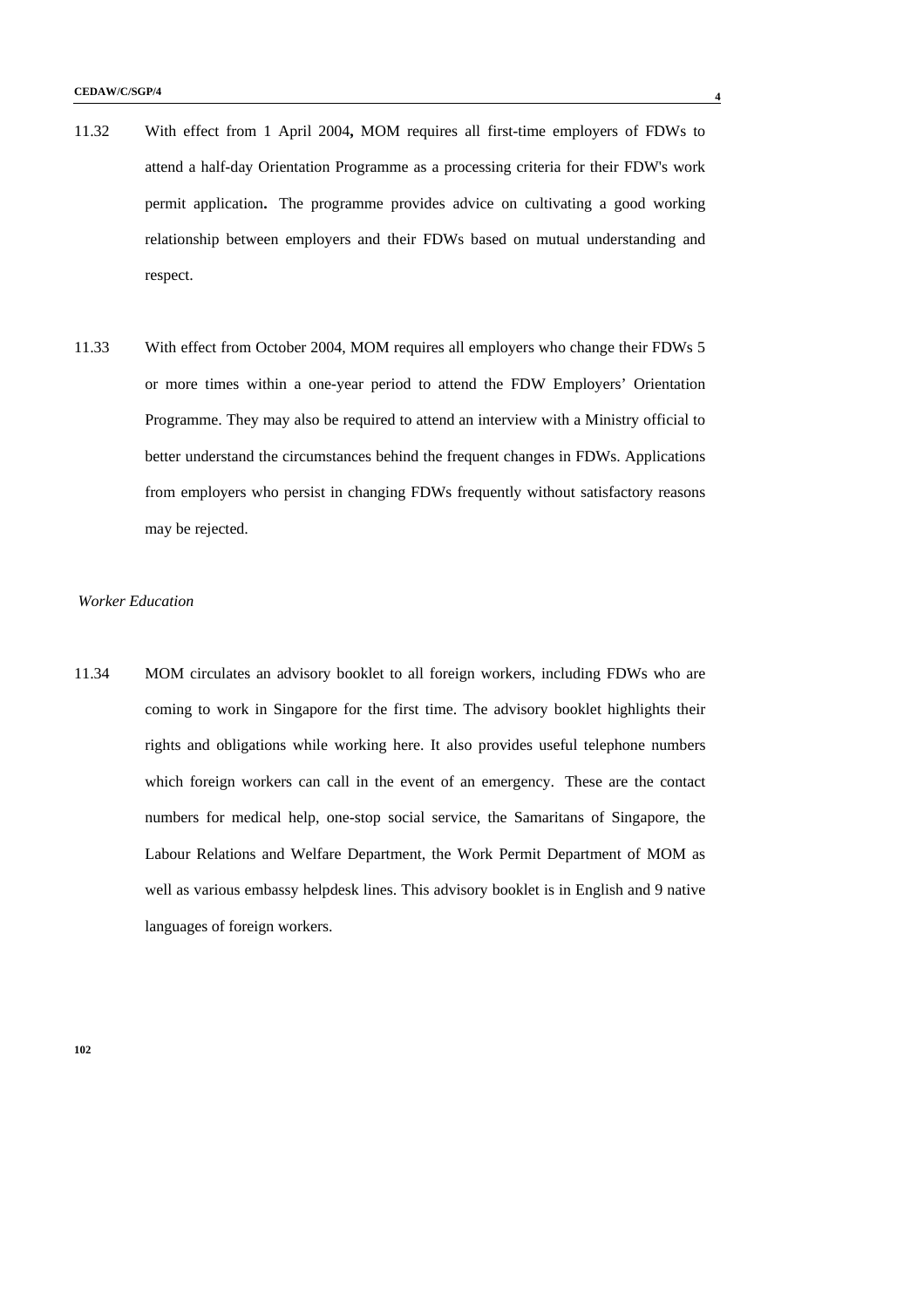11.32 With effect from 1 April 2004**,** MOM requires all first-time employers of FDWs to attend a half-day Orientation Programme as a processing criteria for their FDW's work permit application**.** The programme provides advice on cultivating a good working relationship between employers and their FDWs based on mutual understanding and respect.

11.33 With effect from October 2004, MOM requires all employers who change their FDWs 5 or more times within a one-year period to attend the FDW Employers' Orientation Programme. They may also be required to attend an interview with a Ministry official to better understand the circumstances behind the frequent changes in FDWs. Applications from employers who persist in changing FDWs frequently without satisfactory reasons may be rejected.

*Worker Education*

11.34 MOM circulates an advisory booklet to all foreign workers, including FDWs who are coming to work in Singapore for the first time. The advisory booklet highlights their rights and obligations while working here. It also provides useful telephone numbers which foreign workers can call in the event of an emergency. These are the contact numbers for medical help, one-stop social service, the Samaritans of Singapore, the Labour Relations and Welfare Department, the Work Permit Department of MOM as well as various embassy helpdesk lines. This advisory booklet is in English and 9 native languages of foreign workers.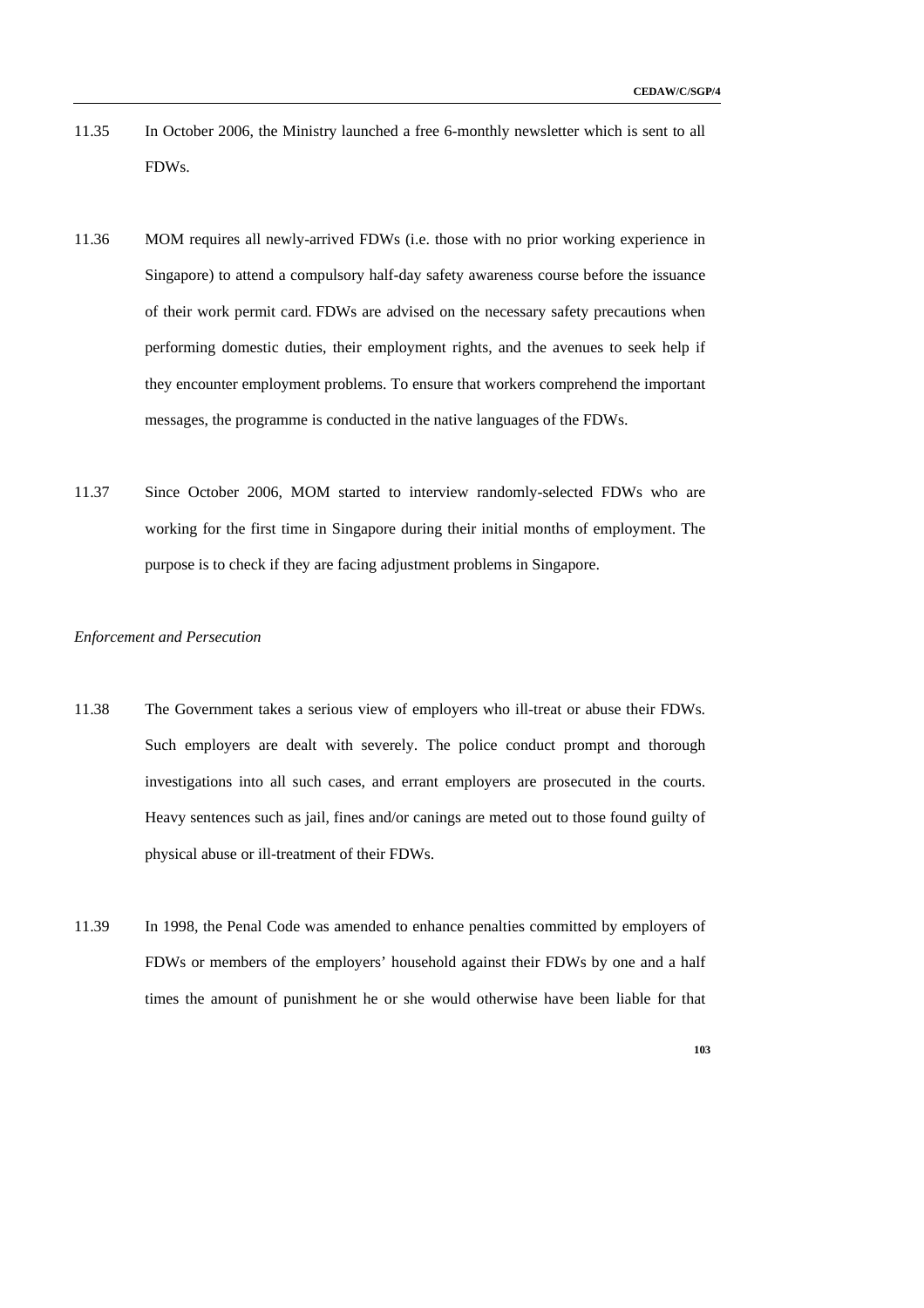11.35 In October 2006, the Ministry launched a free 6-monthly newsletter which is sent to all FDWs.

11.36 MOM requires all newly-arrived FDWs (i.e. those with no prior working experience in Singapore) to attend a compulsory half-day safety awareness course before the issuance of their work permit card. FDWs are advised on the necessary safety precautions when performing domestic duties, their employment rights, and the avenues to seek help if they encounter employment problems. To ensure that workers comprehend the important messages, the programme is conducted in the native languages of the FDWs.

11.37 Since October 2006, MOM started to interview randomly-selected FDWs who are working for the first time in Singapore during their initial months of employment. The purpose is to check if they are facing adjustment problems in Singapore.

*Enforcement and Persecution*

11.38 The Government takes a serious view of employers who ill-treat or abuse their FDWs. Such employers are dealt with severely. The police conduct prompt and thorough investigations into all such cases, and errant employers are prosecuted in the courts. Heavy sentences such as jail, fines and/or canings are meted out to those found guilty of physical abuse or ill-treatment of their FDWs.

11.39 In 1998, the Penal Code was amended to enhance penalties committed by employers of FDWs or members of the employers' household against their FDWs by one and a half times the amount of punishment he or she would otherwise have been liable for that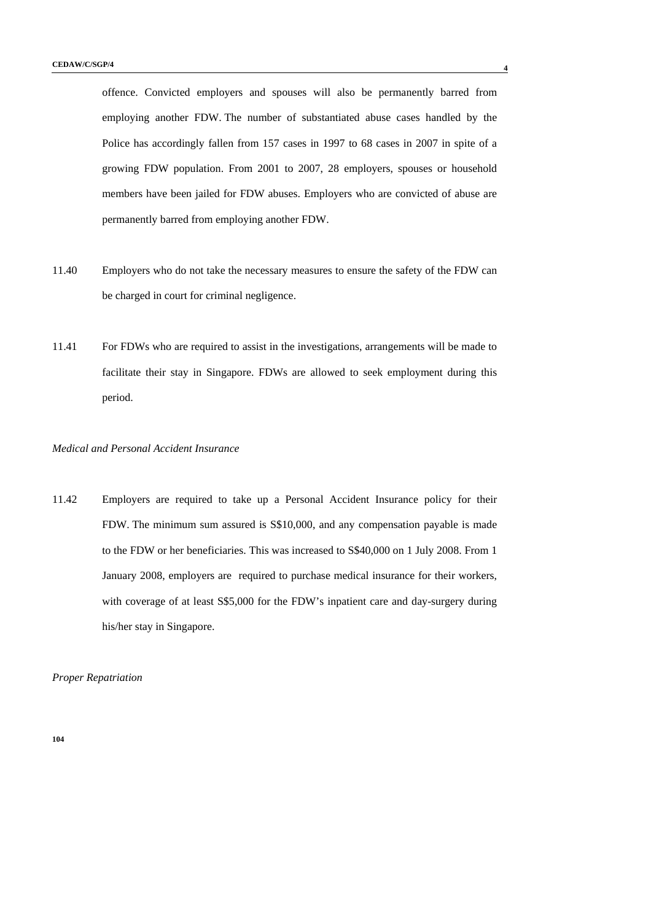offence. Convicted employers and spouses will also be permanently barred from employing another FDW. The number of substantiated abuse cases handled by the Police has accordingly fallen from 157 cases in 1997 to 68 cases in 2007 in spite of a growing FDW population. From 2001 to 2007, 28 employers, spouses or household members have been jailed for FDW abuses. Employers who are convicted of abuse are permanently barred from employing another FDW.

11.40 Employers who do not take the necessary measures to ensure the safety of the FDW can be charged in court for criminal negligence.

11.41 For FDWs who are required to assist in the investigations, arrangements will be made to facilitate their stay in Singapore. FDWs are allowed to seek employment during this period.

*Medical and Personal Accident Insurance*

11.42 Employers are required to take up a Personal Accident Insurance policy for their FDW. The minimum sum assured is S$10,000, and any compensation payable is made to the FDW or her beneficiaries. This was increased to S$40,000 on 1 July 2008. From 1 January 2008, employers are required to purchase medical insurance for their workers, with coverage of at least S$5,000 for the FDW's inpatient care and day-surgery during his/her stay in Singapore.

*Proper Repatriation*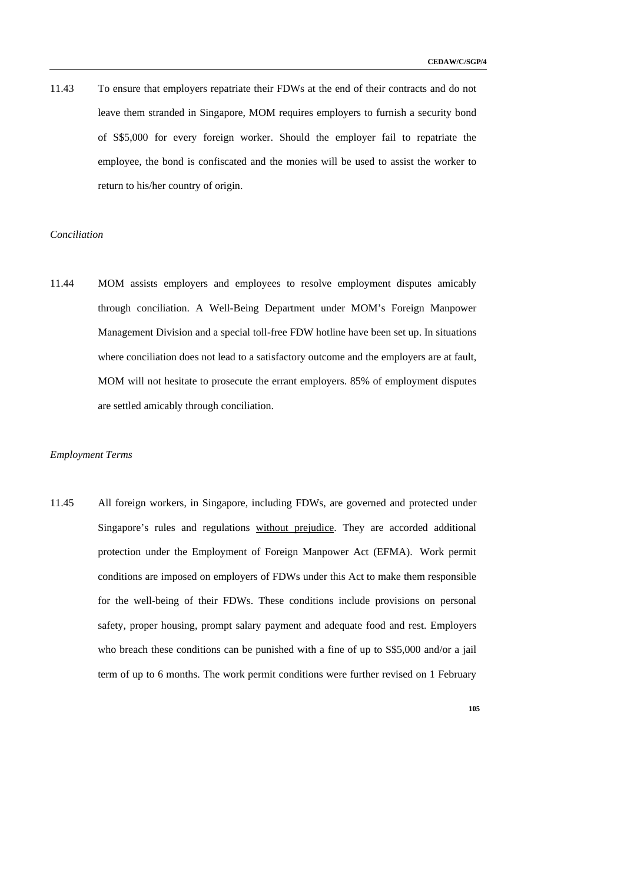11.43 To ensure that employers repatriate their FDWs at the end of their contracts and do not leave them stranded in Singapore, MOM requires employers to furnish a security bond of S$5,000 for every foreign worker. Should the employer fail to repatriate the employee, the bond is confiscated and the monies will be used to assist the worker to return to his/her country of origin.

*Conciliation*

11.44 MOM assists employers and employees to resolve employment disputes amicably through conciliation. A Well-Being Department under MOM's Foreign Manpower Management Division and a special toll-free FDW hotline have been set up. In situations where conciliation does not lead to a satisfactory outcome and the employers are at fault, MOM will not hesitate to prosecute the errant employers. 85% of employment disputes are settled amicably through conciliation.

*Employment Terms*

11.45 All foreign workers, in Singapore, including FDWs, are governed and protected under Singapore's rules and regulations <u>without prejudice</u>. They are accorded additional protection under the Employment of Foreign Manpower Act (EFMA). Work permit conditions are imposed on employers of FDWs under this Act to make them responsible for the well-being of their FDWs. These conditions include provisions on personal safety, proper housing, prompt salary payment and adequate food and rest. Employers who breach these conditions can be punished with a fine of up to S$5,000 and/or a jail term of up to 6 months. The work permit conditions were further revised on 1 February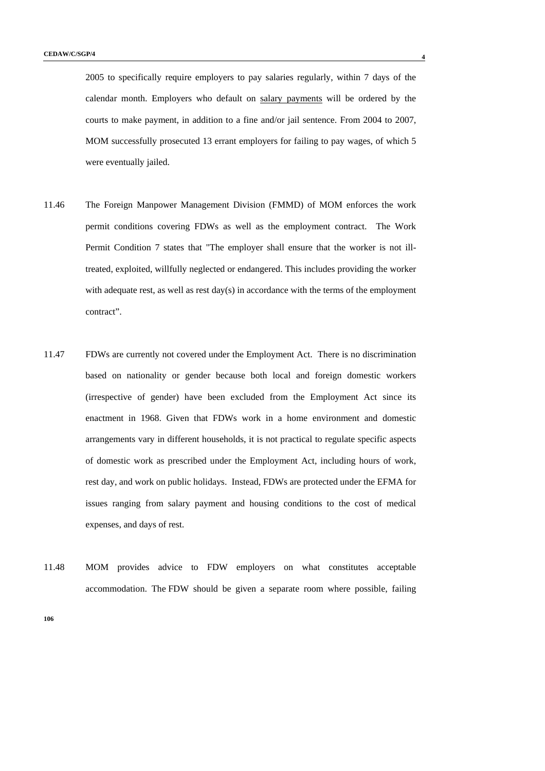2005 to specifically require employers to pay salaries regularly, within 7 days of the calendar month. Employers who default on salary payments will be ordered by the courts to make payment, in addition to a fine and/or jail sentence. From 2004 to 2007, MOM successfully prosecuted 13 errant employers for failing to pay wages, of which 5 were eventually jailed.

11.46 The Foreign Manpower Management Division (FMMD) of MOM enforces the work permit conditions covering FDWs as well as the employment contract. The Work Permit Condition 7 states that "The employer shall ensure that the worker is not ill-treated, exploited, willfully neglected or endangered. This includes providing the worker with adequate rest, as well as rest day(s) in accordance with the terms of the employment contract".

11.47 FDWs are currently not covered under the Employment Act. There is no discrimination based on nationality or gender because both local and foreign domestic workers (irrespective of gender) have been excluded from the Employment Act since its enactment in 1968. Given that FDWs work in a home environment and domestic arrangements vary in different households, it is not practical to regulate specific aspects of domestic work as prescribed under the Employment Act, including hours of work, rest day, and work on public holidays. Instead, FDWs are protected under the EFMA for issues ranging from salary payment and housing conditions to the cost of medical expenses, and days of rest.

11.48 MOM provides advice to FDW employers on what constitutes acceptable accommodation. The FDW should be given a separate room where possible, failing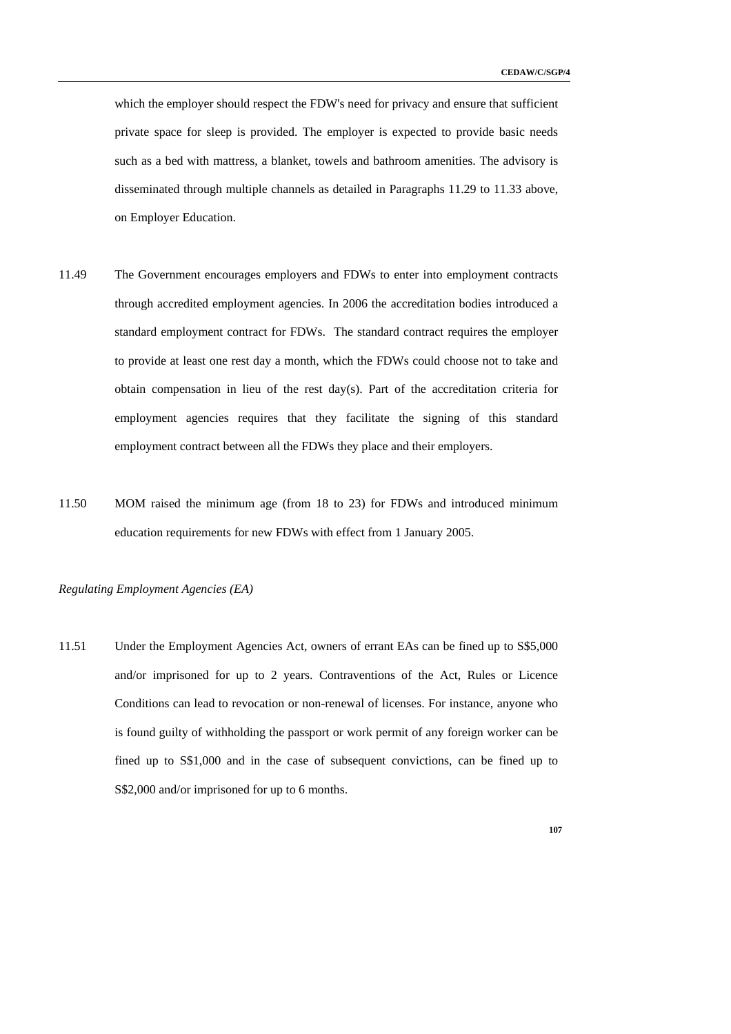which the employer should respect the FDW's need for privacy and ensure that sufficient private space for sleep is provided. The employer is expected to provide basic needs such as a bed with mattress, a blanket, towels and bathroom amenities. The advisory is disseminated through multiple channels as detailed in Paragraphs 11.29 to 11.33 above, on Employer Education.

11.49 The Government encourages employers and FDWs to enter into employment contracts through accredited employment agencies. In 2006 the accreditation bodies introduced a standard employment contract for FDWs. The standard contract requires the employer to provide at least one rest day a month, which the FDWs could choose not to take and obtain compensation in lieu of the rest day(s). Part of the accreditation criteria for employment agencies requires that they facilitate the signing of this standard employment contract between all the FDWs they place and their employers.

11.50 MOM raised the minimum age (from 18 to 23) for FDWs and introduced minimum education requirements for new FDWs with effect from 1 January 2005.

*Regulating Employment Agencies (EA)*

11.51 Under the Employment Agencies Act, owners of errant EAs can be fined up to S$5,000 and/or imprisoned for up to 2 years. Contraventions of the Act, Rules or Licence Conditions can lead to revocation or non-renewal of licenses. For instance, anyone who is found guilty of withholding the passport or work permit of any foreign worker can be fined up to S$1,000 and in the case of subsequent convictions, can be fined up to S$2,000 and/or imprisoned for up to 6 months.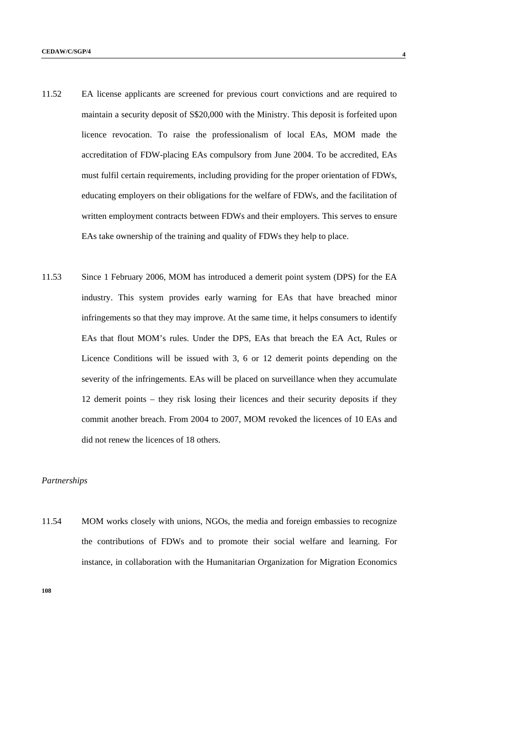11.52 EA license applicants are screened for previous court convictions and are required to maintain a security deposit of S$20,000 with the Ministry. This deposit is forfeited upon licence revocation. To raise the professionalism of local EAs, MOM made the accreditation of FDW-placing EAs compulsory from June 2004. To be accredited, EAs must fulfil certain requirements, including providing for the proper orientation of FDWs, educating employers on their obligations for the welfare of FDWs, and the facilitation of written employment contracts between FDWs and their employers. This serves to ensure EAs take ownership of the training and quality of FDWs they help to place.

11.53 Since 1 February 2006, MOM has introduced a demerit point system (DPS) for the EA industry. This system provides early warning for EAs that have breached minor infringements so that they may improve. At the same time, it helps consumers to identify EAs that flout MOM's rules. Under the DPS, EAs that breach the EA Act, Rules or Licence Conditions will be issued with 3, 6 or 12 demerit points depending on the severity of the infringements. EAs will be placed on surveillance when they accumulate 12 demerit points – they risk losing their licences and their security deposits if they commit another breach. From 2004 to 2007, MOM revoked the licences of 10 EAs and did not renew the licences of 18 others.

*Partnerships*

11.54 MOM works closely with unions, NGOs, the media and foreign embassies to recognize the contributions of FDWs and to promote their social welfare and learning. For instance, in collaboration with the Humanitarian Organization for Migration Economics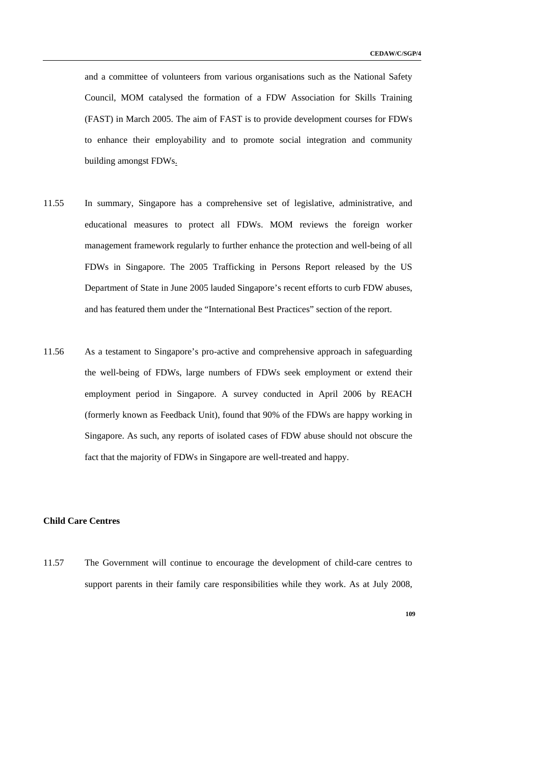and a committee of volunteers from various organisations such as the National Safety Council, MOM catalysed the formation of a FDW Association for Skills Training (FAST) in March 2005. The aim of FAST is to provide development courses for FDWs to enhance their employability and to promote social integration and community building amongst FDWs.

11.55 In summary, Singapore has a comprehensive set of legislative, administrative, and educational measures to protect all FDWs. MOM reviews the foreign worker management framework regularly to further enhance the protection and well-being of all FDWs in Singapore. The 2005 Trafficking in Persons Report released by the US Department of State in June 2005 lauded Singapore's recent efforts to curb FDW abuses, and has featured them under the "International Best Practices" section of the report.

11.56 As a testament to Singapore's pro-active and comprehensive approach in safeguarding the well-being of FDWs, large numbers of FDWs seek employment or extend their employment period in Singapore. A survey conducted in April 2006 by REACH (formerly known as Feedback Unit), found that 90% of the FDWs are happy working in Singapore. As such, any reports of isolated cases of FDW abuse should not obscure the fact that the majority of FDWs in Singapore are well-treated and happy.

**Child Care Centres**

11.57 The Government will continue to encourage the development of child-care centres to support parents in their family care responsibilities while they work. As at July 2008,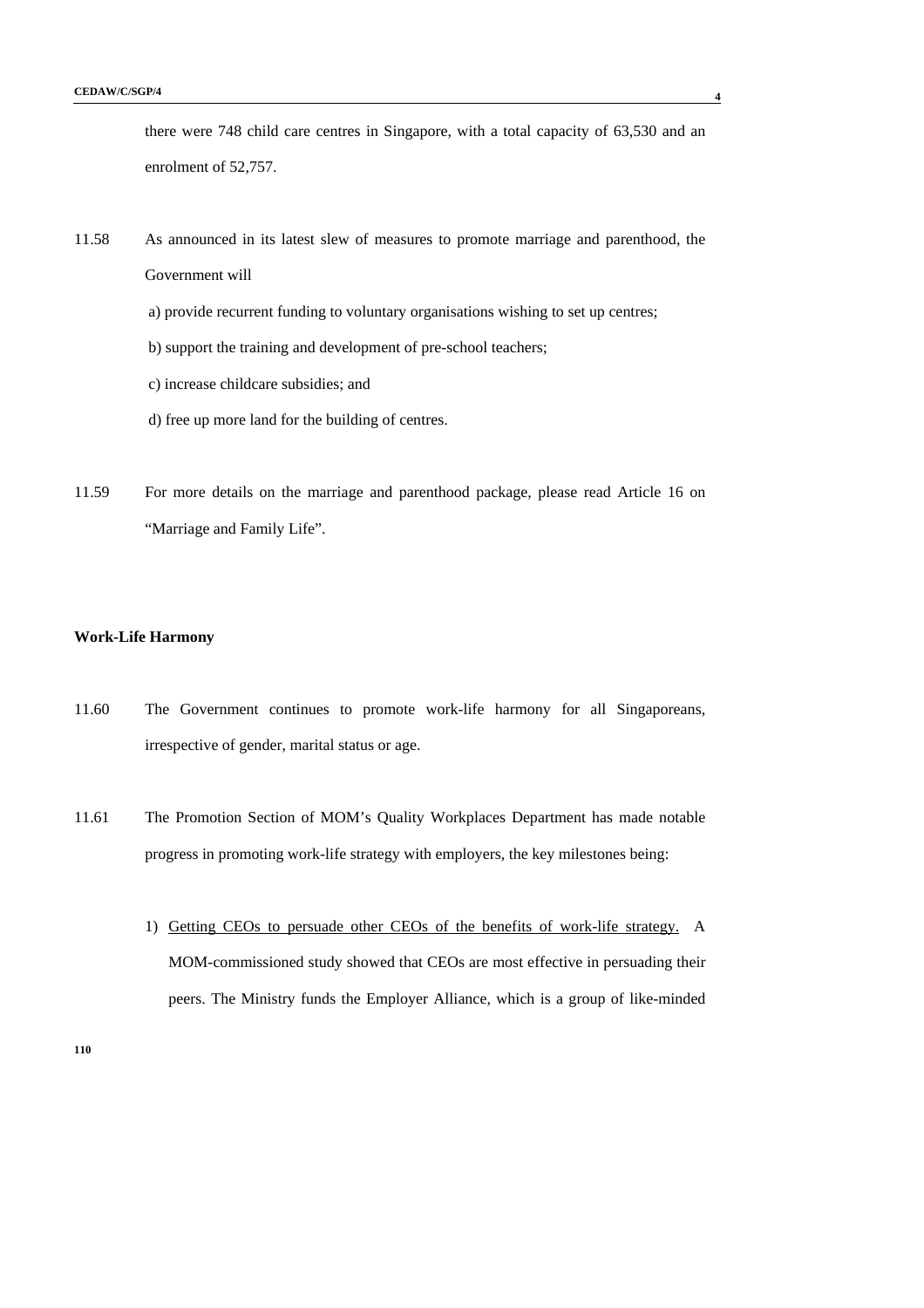there were 748 child care centres in Singapore, with a total capacity of 63,530 and an enrolment of 52,757.

11.58 As announced in its latest slew of measures to promote marriage and parenthood, the Government will

a) provide recurrent funding to voluntary organisations wishing to set up centres;

b) support the training and development of pre-school teachers;

c) increase childcare subsidies; and

d) free up more land for the building of centres.

11.59 For more details on the marriage and parenthood package, please read Article 16 on "Marriage and Family Life".

**Work-Life Harmony**

11.60 The Government continues to promote work-life harmony for all Singaporeans, irrespective of gender, marital status or age.

11.61 The Promotion Section of MOM's Quality Workplaces Department has made notable progress in promoting work-life strategy with employers, the key milestones being:

1) <u>Getting CEOs to persuade other CEOs of the benefits of work-life strategy.</u> A MOM-commissioned study showed that CEOs are most effective in persuading their peers. The Ministry funds the Employer Alliance, which is a group of like-minded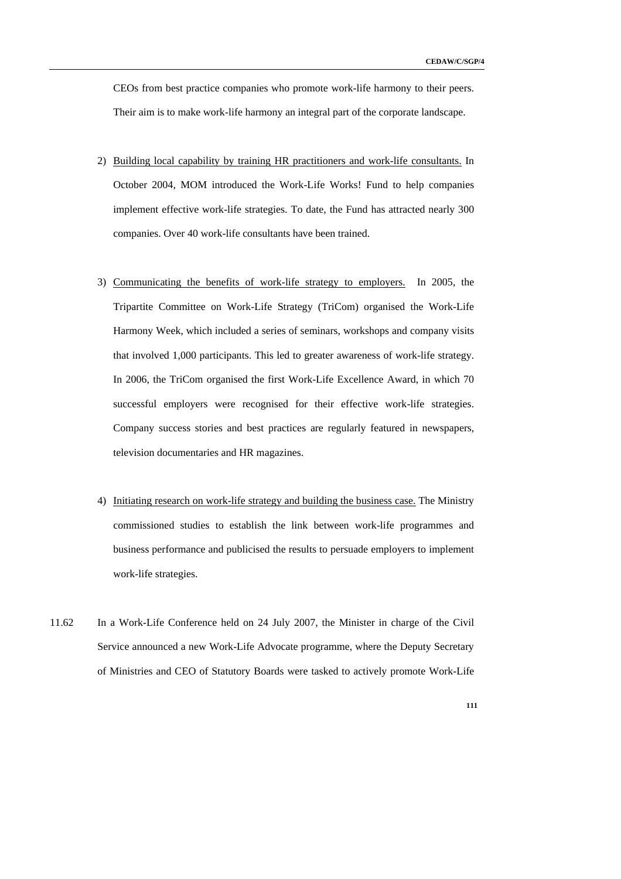CEOs from best practice companies who promote work-life harmony to their peers. Their aim is to make work-life harmony an integral part of the corporate landscape.

2) Building local capability by training HR practitioners and work-life consultants. In October 2004, MOM introduced the Work-Life Works! Fund to help companies implement effective work-life strategies. To date, the Fund has attracted nearly 300 companies. Over 40 work-life consultants have been trained.

3) Communicating the benefits of work-life strategy to employers. In 2005, the Tripartite Committee on Work-Life Strategy (TriCom) organised the Work-Life Harmony Week, which included a series of seminars, workshops and company visits that involved 1,000 participants. This led to greater awareness of work-life strategy. In 2006, the TriCom organised the first Work-Life Excellence Award, in which 70 successful employers were recognised for their effective work-life strategies. Company success stories and best practices are regularly featured in newspapers, television documentaries and HR magazines.

4) Initiating research on work-life strategy and building the business case. The Ministry commissioned studies to establish the link between work-life programmes and business performance and publicised the results to persuade employers to implement work-life strategies.

11.62 In a Work-Life Conference held on 24 July 2007, the Minister in charge of the Civil Service announced a new Work-Life Advocate programme, where the Deputy Secretary of Ministries and CEO of Statutory Boards were tasked to actively promote Work-Life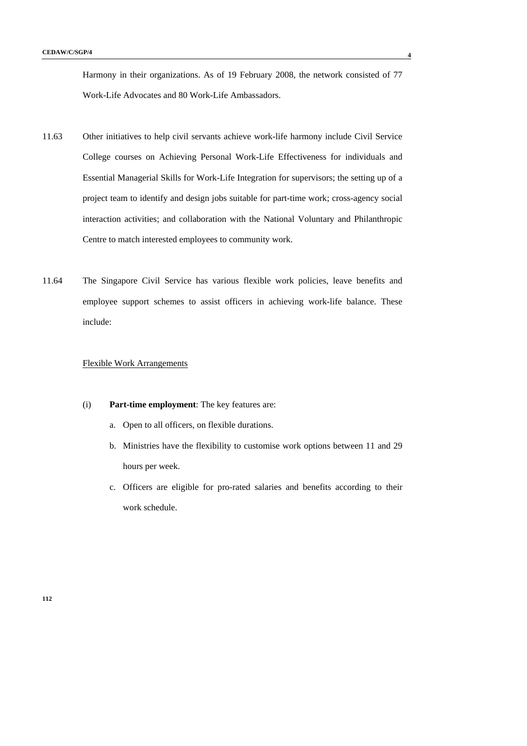Harmony in their organizations. As of 19 February 2008, the network consisted of 77 Work-Life Advocates and 80 Work-Life Ambassadors.

11.63 Other initiatives to help civil servants achieve work-life harmony include Civil Service College courses on Achieving Personal Work-Life Effectiveness for individuals and Essential Managerial Skills for Work-Life Integration for supervisors; the setting up of a project team to identify and design jobs suitable for part-time work; cross-agency social interaction activities; and collaboration with the National Voluntary and Philanthropic Centre to match interested employees to community work.

11.64 The Singapore Civil Service has various flexible work policies, leave benefits and employee support schemes to assist officers in achieving work-life balance. These include:

Flexible Work Arrangements

(i) **Part-time employment**: The key features are:

a. Open to all officers, on flexible durations.

b. Ministries have the flexibility to customise work options between 11 and 29 hours per week.

c. Officers are eligible for pro-rated salaries and benefits according to their work schedule.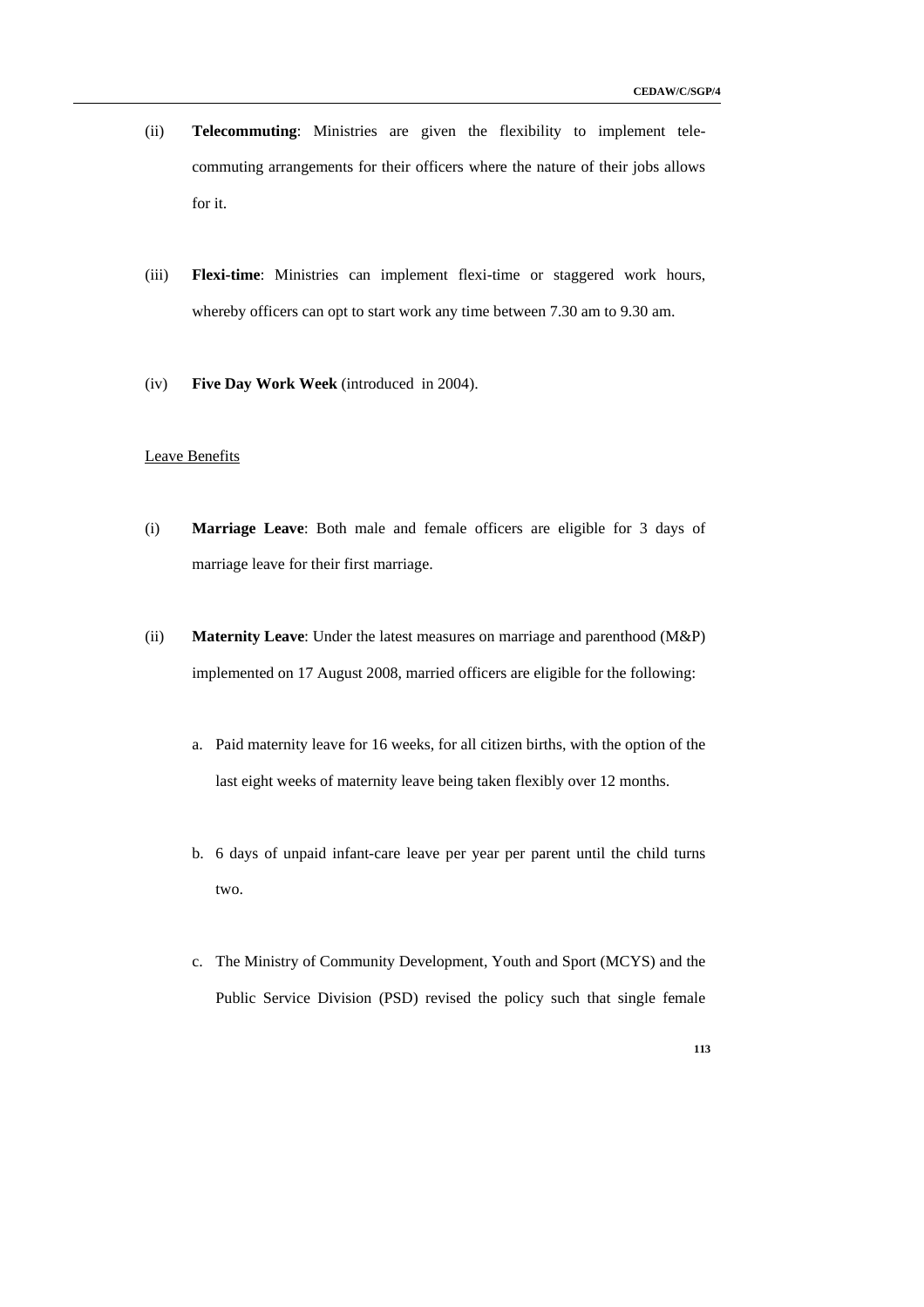(ii) **Telecommuting**: Ministries are given the flexibility to implement tele-commuting arrangements for their officers where the nature of their jobs allows for it.

(iii) **Flexi-time**: Ministries can implement flexi-time or staggered work hours, whereby officers can opt to start work any time between 7.30 am to 9.30 am.

(iv) **Five Day Work Week** (introduced in 2004).

<u>Leave Benefits</u>

(i) **Marriage Leave**: Both male and female officers are eligible for 3 days of marriage leave for their first marriage.

(ii) **Maternity Leave**: Under the latest measures on marriage and parenthood (M&P) implemented on 17 August 2008, married officers are eligible for the following:

a. Paid maternity leave for 16 weeks, for all citizen births, with the option of the last eight weeks of maternity leave being taken flexibly over 12 months.

b. 6 days of unpaid infant-care leave per year per parent until the child turns two.

c. The Ministry of Community Development, Youth and Sport (MCYS) and the Public Service Division (PSD) revised the policy such that single female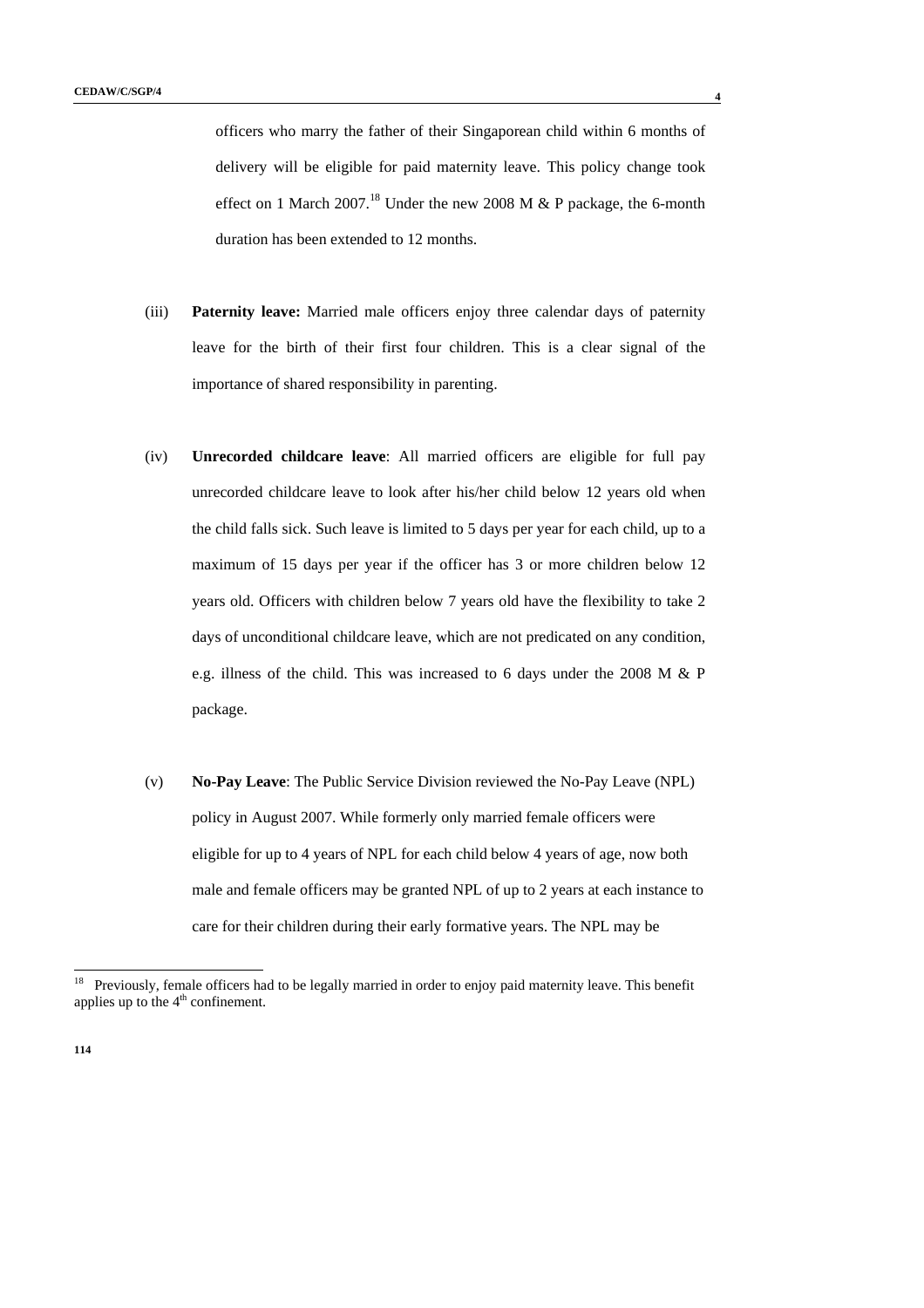officers who marry the father of their Singaporean child within 6 months of delivery will be eligible for paid maternity leave. This policy change took effect on 1 March 2007.[18] Under the new 2008 M & P package, the 6-month duration has been extended to 12 months.

(iii) **Paternity leave:** Married male officers enjoy three calendar days of paternity leave for the birth of their first four children. This is a clear signal of the importance of shared responsibility in parenting.

(iv) **Unrecorded childcare leave**: All married officers are eligible for full pay unrecorded childcare leave to look after his/her child below 12 years old when the child falls sick. Such leave is limited to 5 days per year for each child, up to a maximum of 15 days per year if the officer has 3 or more children below 12 years old. Officers with children below 7 years old have the flexibility to take 2 days of unconditional childcare leave, which are not predicated on any condition, e.g. illness of the child. This was increased to 6 days under the 2008 M & P package.

(v) **No-Pay Leave**: The Public Service Division reviewed the No-Pay Leave (NPL) policy in August 2007. While formerly only married female officers were eligible for up to 4 years of NPL for each child below 4 years of age, now both male and female officers may be granted NPL of up to 2 years at each instance to care for their children during their early formative years. The NPL may be

[18] Previously, female officers had to be legally married in order to enjoy paid maternity leave. This benefit applies up to the 4th confinement.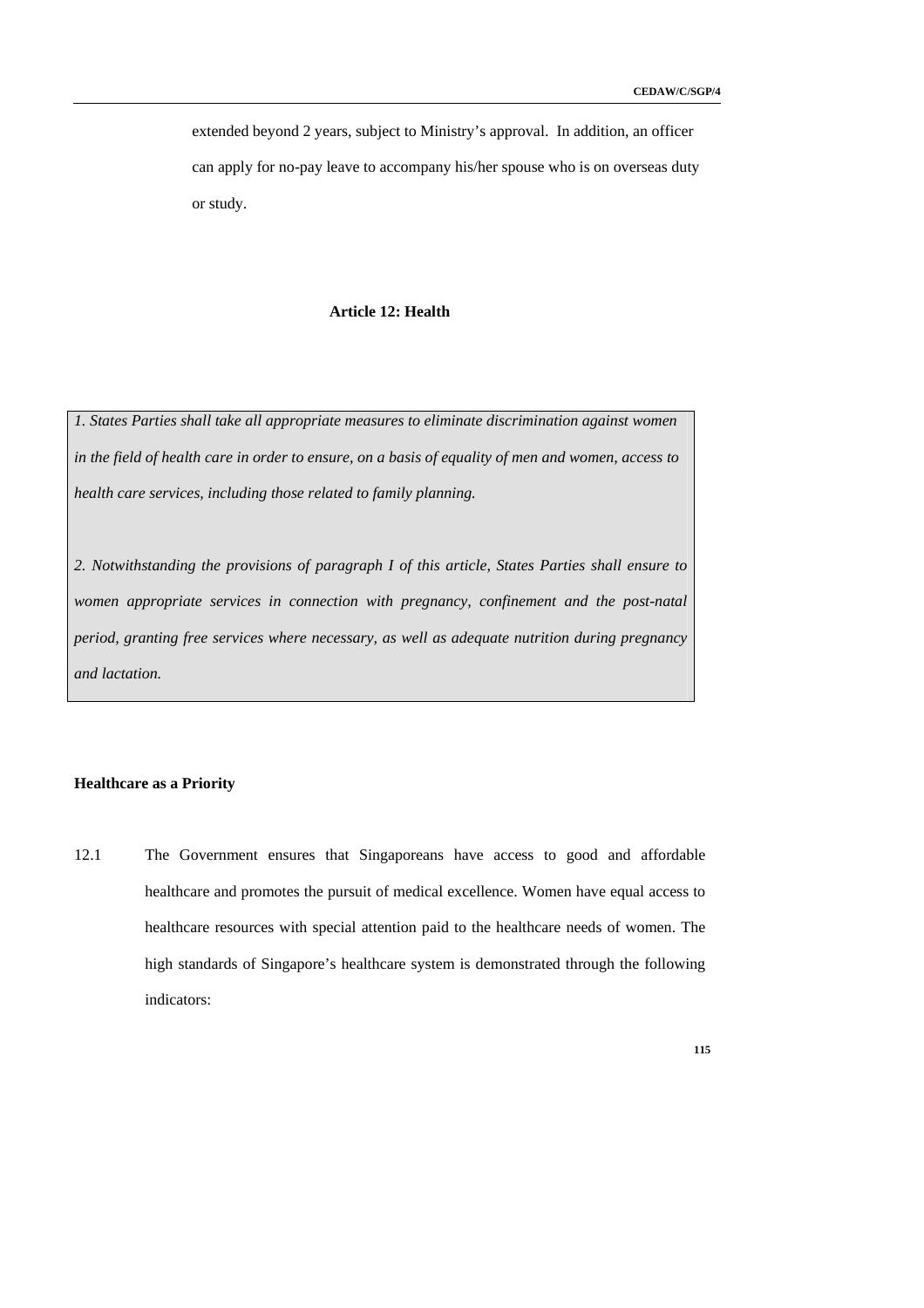extended beyond 2 years, subject to Ministry's approval. In addition, an officer can apply for no-pay leave to accompany his/her spouse who is on overseas duty or study.

## Article 12: Health

> *1. States Parties shall take all appropriate measures to eliminate discrimination against women in the field of health care in order to ensure, on a basis of equality of men and women, access to health care services, including those related to family planning.*
>
> *2. Notwithstanding the provisions of paragraph I of this article, States Parties shall ensure to women appropriate services in connection with pregnancy, confinement and the post-natal period, granting free services where necessary, as well as adequate nutrition during pregnancy and lactation.*

**Healthcare as a Priority**

12.1 The Government ensures that Singaporeans have access to good and affordable healthcare and promotes the pursuit of medical excellence. Women have equal access to healthcare resources with special attention paid to the healthcare needs of women. The high standards of Singapore's healthcare system is demonstrated through the following indicators: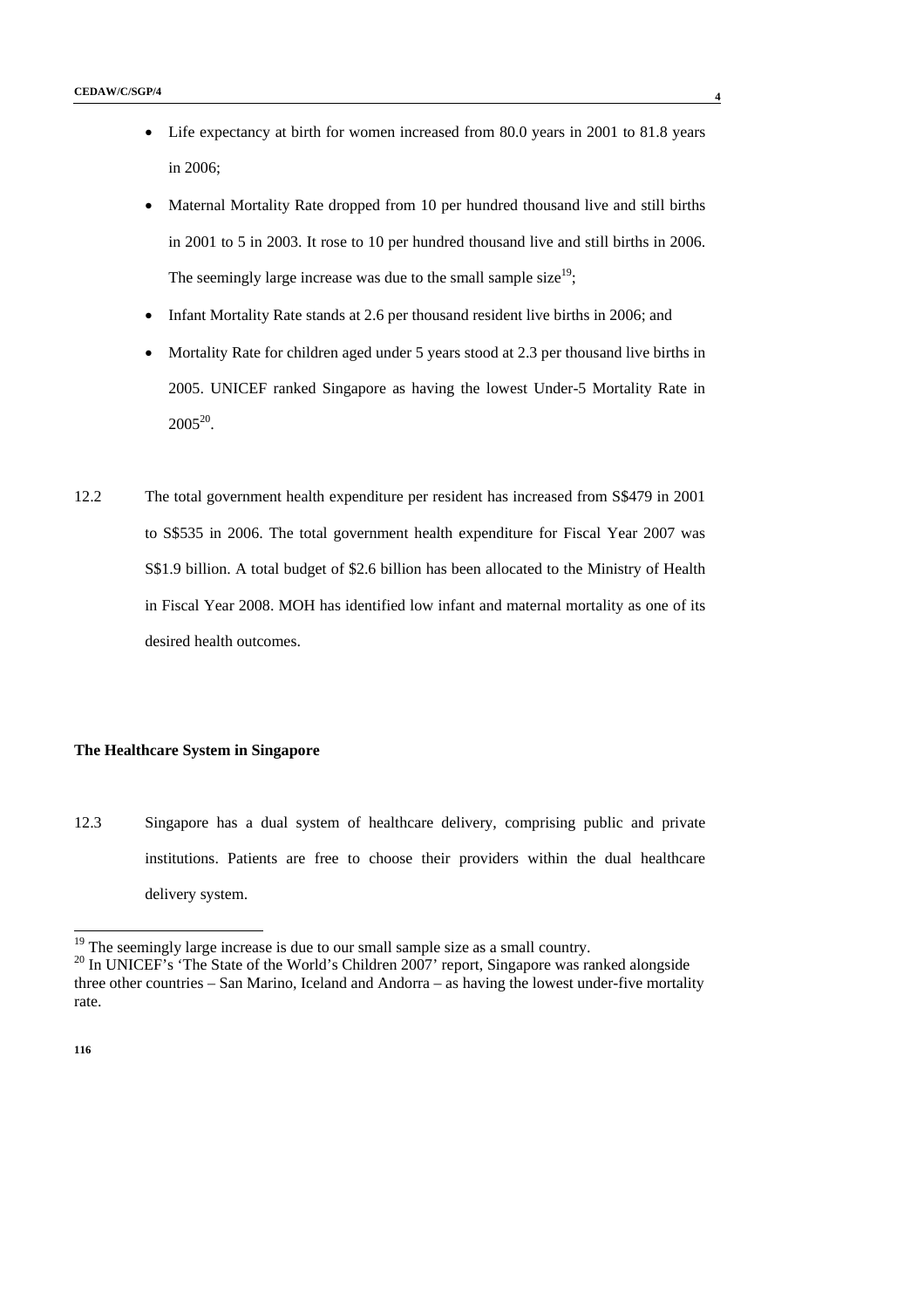- Life expectancy at birth for women increased from 80.0 years in 2001 to 81.8 years in 2006;
- Maternal Mortality Rate dropped from 10 per hundred thousand live and still births in 2001 to 5 in 2003. It rose to 10 per hundred thousand live and still births in 2006. The seemingly large increase was due to the small sample size[19];
- Infant Mortality Rate stands at 2.6 per thousand resident live births in 2006; and
- Mortality Rate for children aged under 5 years stood at 2.3 per thousand live births in 2005. UNICEF ranked Singapore as having the lowest Under-5 Mortality Rate in 2005[20].

12.2 The total government health expenditure per resident has increased from S$479 in 2001 to S$535 in 2006. The total government health expenditure for Fiscal Year 2007 was S$1.9 billion. A total budget of $2.6 billion has been allocated to the Ministry of Health in Fiscal Year 2008. MOH has identified low infant and maternal mortality as one of its desired health outcomes.

**The Healthcare System in Singapore**

12.3 Singapore has a dual system of healthcare delivery, comprising public and private institutions. Patients are free to choose their providers within the dual healthcare delivery system.

---

[19] The seemingly large increase is due to our small sample size as a small country.

[20] In UNICEF's 'The State of the World's Children 2007' report, Singapore was ranked alongside three other countries – San Marino, Iceland and Andorra – as having the lowest under-five mortality rate.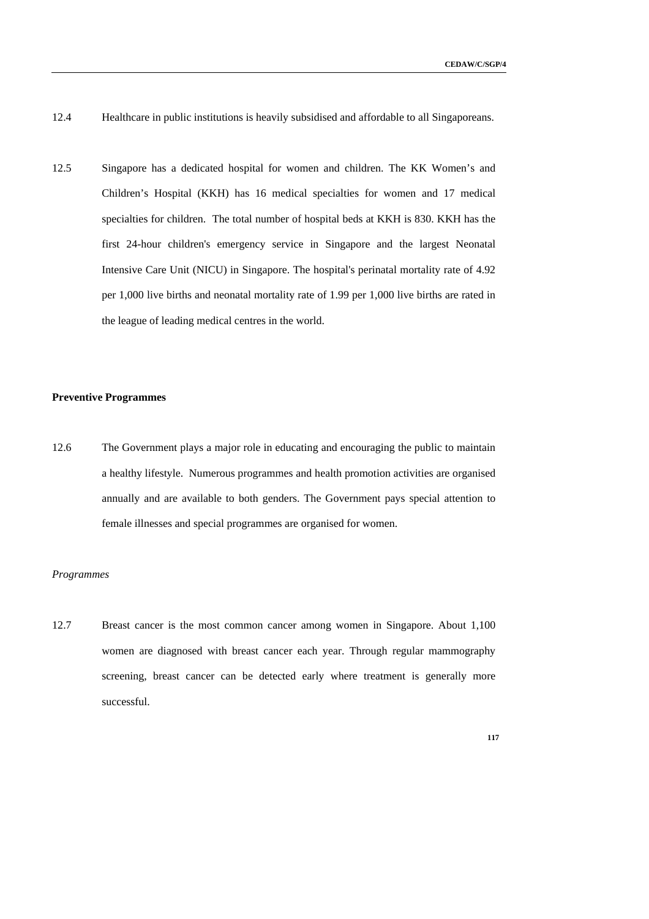12.4 Healthcare in public institutions is heavily subsidised and affordable to all Singaporeans.

12.5 Singapore has a dedicated hospital for women and children. The KK Women's and Children's Hospital (KKH) has 16 medical specialties for women and 17 medical specialties for children. The total number of hospital beds at KKH is 830. KKH has the first 24-hour children's emergency service in Singapore and the largest Neonatal Intensive Care Unit (NICU) in Singapore. The hospital's perinatal mortality rate of 4.92 per 1,000 live births and neonatal mortality rate of 1.99 per 1,000 live births are rated in the league of leading medical centres in the world.

**Preventive Programmes**

12.6 The Government plays a major role in educating and encouraging the public to maintain a healthy lifestyle. Numerous programmes and health promotion activities are organised annually and are available to both genders. The Government pays special attention to female illnesses and special programmes are organised for women.

*Programmes*

12.7 Breast cancer is the most common cancer among women in Singapore. About 1,100 women are diagnosed with breast cancer each year. Through regular mammography screening, breast cancer can be detected early where treatment is generally more successful.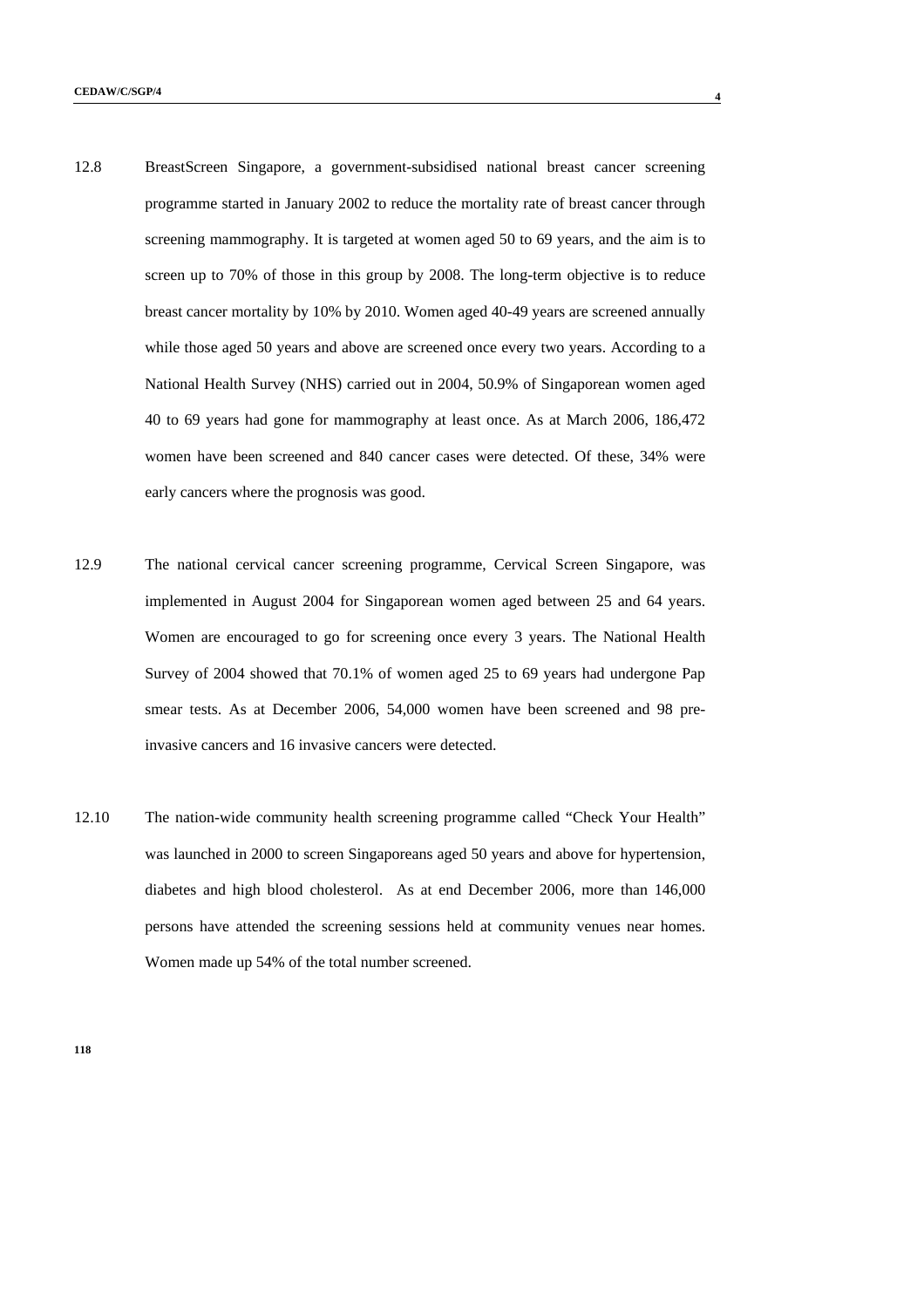12.8 BreastScreen Singapore, a government-subsidised national breast cancer screening programme started in January 2002 to reduce the mortality rate of breast cancer through screening mammography. It is targeted at women aged 50 to 69 years, and the aim is to screen up to 70% of those in this group by 2008. The long-term objective is to reduce breast cancer mortality by 10% by 2010. Women aged 40-49 years are screened annually while those aged 50 years and above are screened once every two years. According to a National Health Survey (NHS) carried out in 2004, 50.9% of Singaporean women aged 40 to 69 years had gone for mammography at least once. As at March 2006, 186,472 women have been screened and 840 cancer cases were detected. Of these, 34% were early cancers where the prognosis was good.

12.9 The national cervical cancer screening programme, Cervical Screen Singapore, was implemented in August 2004 for Singaporean women aged between 25 and 64 years. Women are encouraged to go for screening once every 3 years. The National Health Survey of 2004 showed that 70.1% of women aged 25 to 69 years had undergone Pap smear tests. As at December 2006, 54,000 women have been screened and 98 pre-invasive cancers and 16 invasive cancers were detected.

12.10 The nation-wide community health screening programme called "Check Your Health" was launched in 2000 to screen Singaporeans aged 50 years and above for hypertension, diabetes and high blood cholesterol. As at end December 2006, more than 146,000 persons have attended the screening sessions held at community venues near homes. Women made up 54% of the total number screened.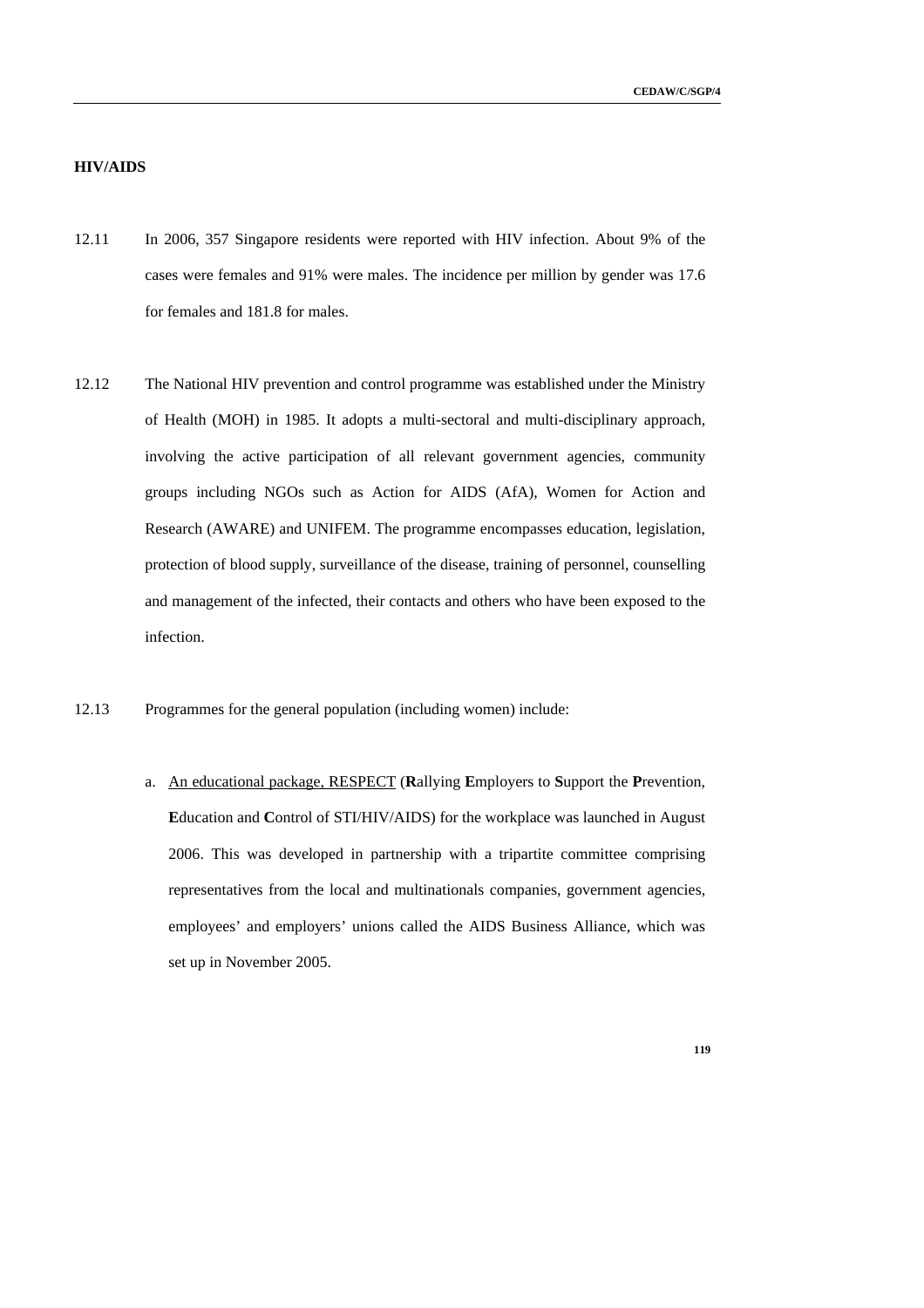**HIV/AIDS**

12.11 In 2006, 357 Singapore residents were reported with HIV infection. About 9% of the cases were females and 91% were males. The incidence per million by gender was 17.6 for females and 181.8 for males.

12.12 The National HIV prevention and control programme was established under the Ministry of Health (MOH) in 1985. It adopts a multi-sectoral and multi-disciplinary approach, involving the active participation of all relevant government agencies, community groups including NGOs such as Action for AIDS (AfA), Women for Action and Research (AWARE) and UNIFEM. The programme encompasses education, legislation, protection of blood supply, surveillance of the disease, training of personnel, counselling and management of the infected, their contacts and others who have been exposed to the infection.

12.13 Programmes for the general population (including women) include:

a. An educational package, RESPECT (**R**allying **E**mployers to **S**upport the **P**revention, **E**ducation and **C**ontrol of STI/HIV/AIDS) for the workplace was launched in August 2006. This was developed in partnership with a tripartite committee comprising representatives from the local and multinationals companies, government agencies, employees' and employers' unions called the AIDS Business Alliance, which was set up in November 2005.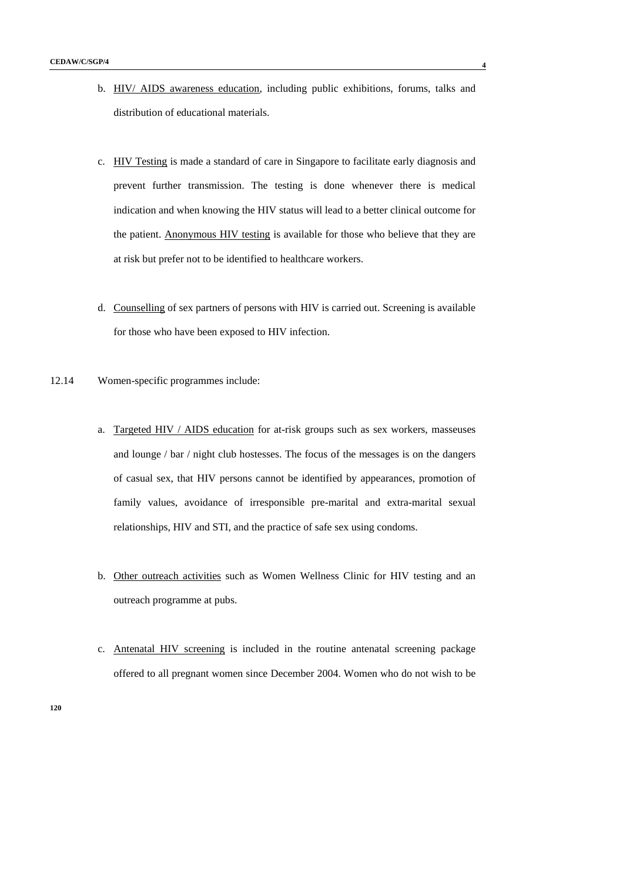b. HIV/ AIDS awareness education, including public exhibitions, forums, talks and distribution of educational materials.

c. HIV Testing is made a standard of care in Singapore to facilitate early diagnosis and prevent further transmission. The testing is done whenever there is medical indication and when knowing the HIV status will lead to a better clinical outcome for the patient. Anonymous HIV testing is available for those who believe that they are at risk but prefer not to be identified to healthcare workers.

d. Counselling of sex partners of persons with HIV is carried out. Screening is available for those who have been exposed to HIV infection.

12.14 Women-specific programmes include:

a. Targeted HIV / AIDS education for at-risk groups such as sex workers, masseuses and lounge / bar / night club hostesses. The focus of the messages is on the dangers of casual sex, that HIV persons cannot be identified by appearances, promotion of family values, avoidance of irresponsible pre-marital and extra-marital sexual relationships, HIV and STI, and the practice of safe sex using condoms.

b. Other outreach activities such as Women Wellness Clinic for HIV testing and an outreach programme at pubs.

c. Antenatal HIV screening is included in the routine antenatal screening package offered to all pregnant women since December 2004. Women who do not wish to be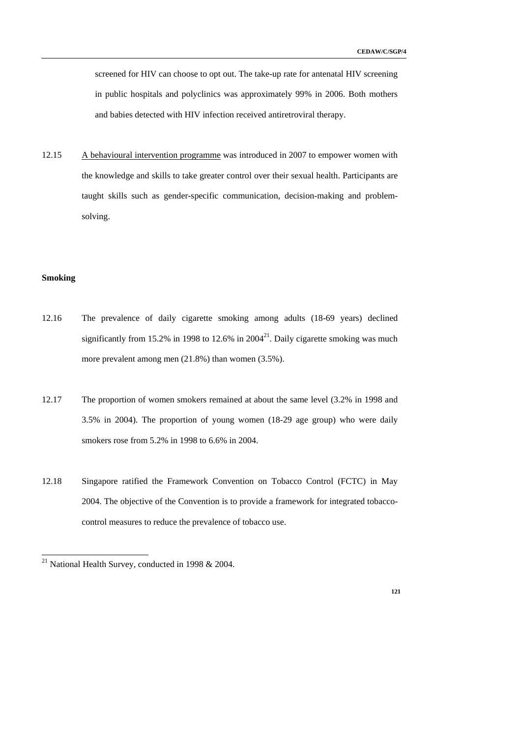screened for HIV can choose to opt out. The take-up rate for antenatal HIV screening in public hospitals and polyclinics was approximately 99% in 2006. Both mothers and babies detected with HIV infection received antiretroviral therapy.

12.15 A behavioural intervention programme was introduced in 2007 to empower women with the knowledge and skills to take greater control over their sexual health. Participants are taught skills such as gender-specific communication, decision-making and problem-solving.

**Smoking**

12.16 The prevalence of daily cigarette smoking among adults (18-69 years) declined significantly from 15.2% in 1998 to 12.6% in 2004[21]. Daily cigarette smoking was much more prevalent among men (21.8%) than women (3.5%).

12.17 The proportion of women smokers remained at about the same level (3.2% in 1998 and 3.5% in 2004). The proportion of young women (18-29 age group) who were daily smokers rose from 5.2% in 1998 to 6.6% in 2004.

12.18 Singapore ratified the Framework Convention on Tobacco Control (FCTC) in May 2004. The objective of the Convention is to provide a framework for integrated tobacco-control measures to reduce the prevalence of tobacco use.

[21] National Health Survey, conducted in 1998 & 2004.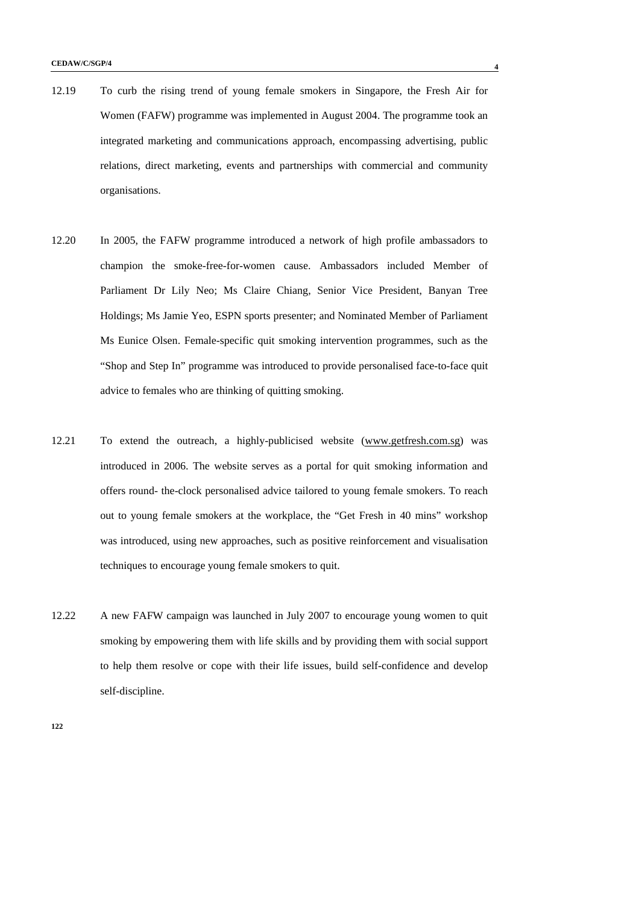12.19 To curb the rising trend of young female smokers in Singapore, the Fresh Air for Women (FAFW) programme was implemented in August 2004. The programme took an integrated marketing and communications approach, encompassing advertising, public relations, direct marketing, events and partnerships with commercial and community organisations.

12.20 In 2005, the FAFW programme introduced a network of high profile ambassadors to champion the smoke-free-for-women cause. Ambassadors included Member of Parliament Dr Lily Neo; Ms Claire Chiang, Senior Vice President, Banyan Tree Holdings; Ms Jamie Yeo, ESPN sports presenter; and Nominated Member of Parliament Ms Eunice Olsen. Female-specific quit smoking intervention programmes, such as the "Shop and Step In" programme was introduced to provide personalised face-to-face quit advice to females who are thinking of quitting smoking.

12.21 To extend the outreach, a highly-publicised website (www.getfresh.com.sg) was introduced in 2006. The website serves as a portal for quit smoking information and offers round- the-clock personalised advice tailored to young female smokers. To reach out to young female smokers at the workplace, the "Get Fresh in 40 mins" workshop was introduced, using new approaches, such as positive reinforcement and visualisation techniques to encourage young female smokers to quit.

12.22 A new FAFW campaign was launched in July 2007 to encourage young women to quit smoking by empowering them with life skills and by providing them with social support to help them resolve or cope with their life issues, build self-confidence and develop self-discipline.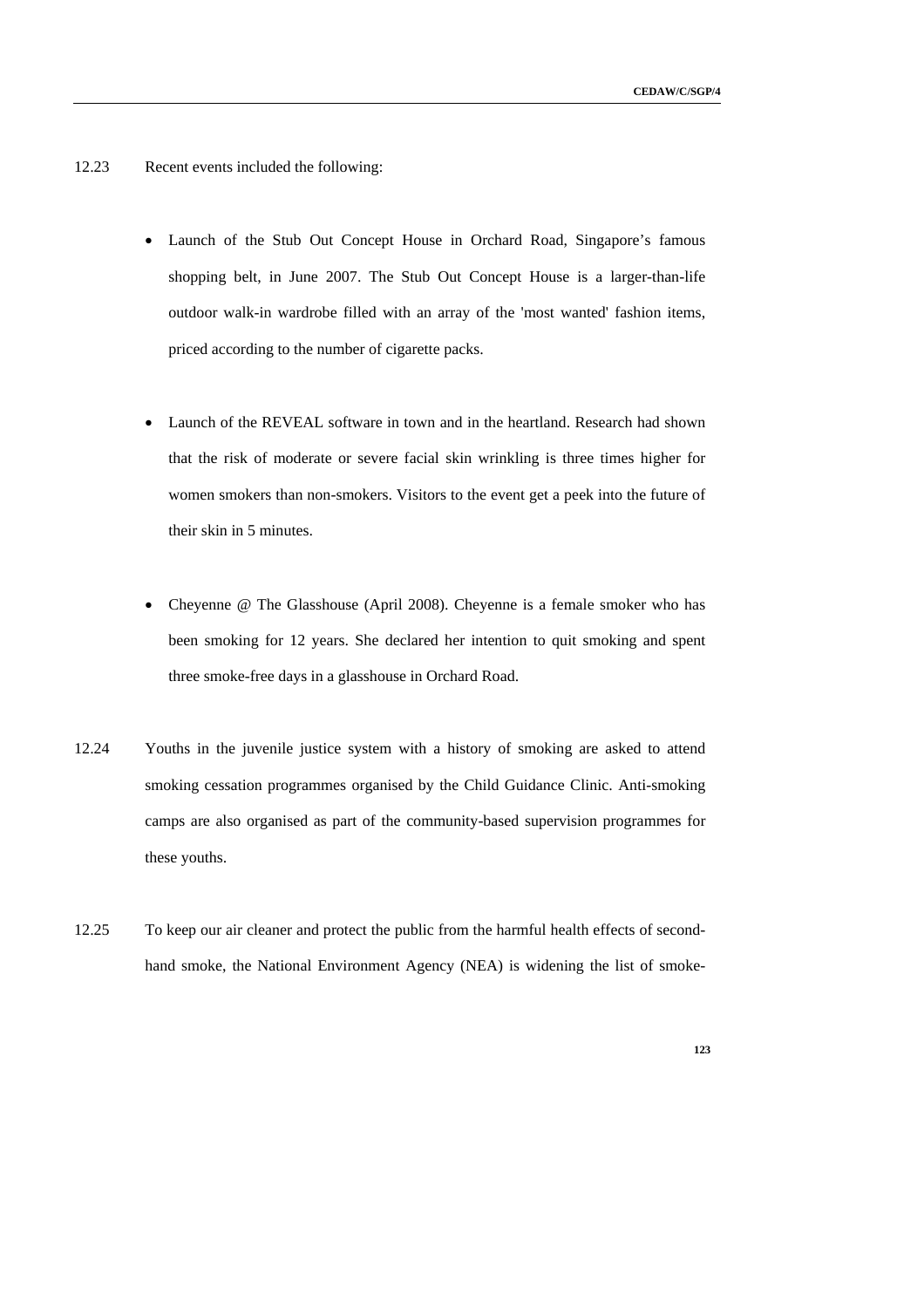12.23 Recent events included the following:

- Launch of the Stub Out Concept House in Orchard Road, Singapore’s famous shopping belt, in June 2007. The Stub Out Concept House is a larger-than-life outdoor walk-in wardrobe filled with an array of the 'most wanted' fashion items, priced according to the number of cigarette packs.

- Launch of the REVEAL software in town and in the heartland. Research had shown that the risk of moderate or severe facial skin wrinkling is three times higher for women smokers than non-smokers. Visitors to the event get a peek into the future of their skin in 5 minutes.

- Cheyenne @ The Glasshouse (April 2008). Cheyenne is a female smoker who has been smoking for 12 years. She declared her intention to quit smoking and spent three smoke-free days in a glasshouse in Orchard Road.

12.24 Youths in the juvenile justice system with a history of smoking are asked to attend smoking cessation programmes organised by the Child Guidance Clinic. Anti-smoking camps are also organised as part of the community-based supervision programmes for these youths.

12.25 To keep our air cleaner and protect the public from the harmful health effects of second-hand smoke, the National Environment Agency (NEA) is widening the list of smoke-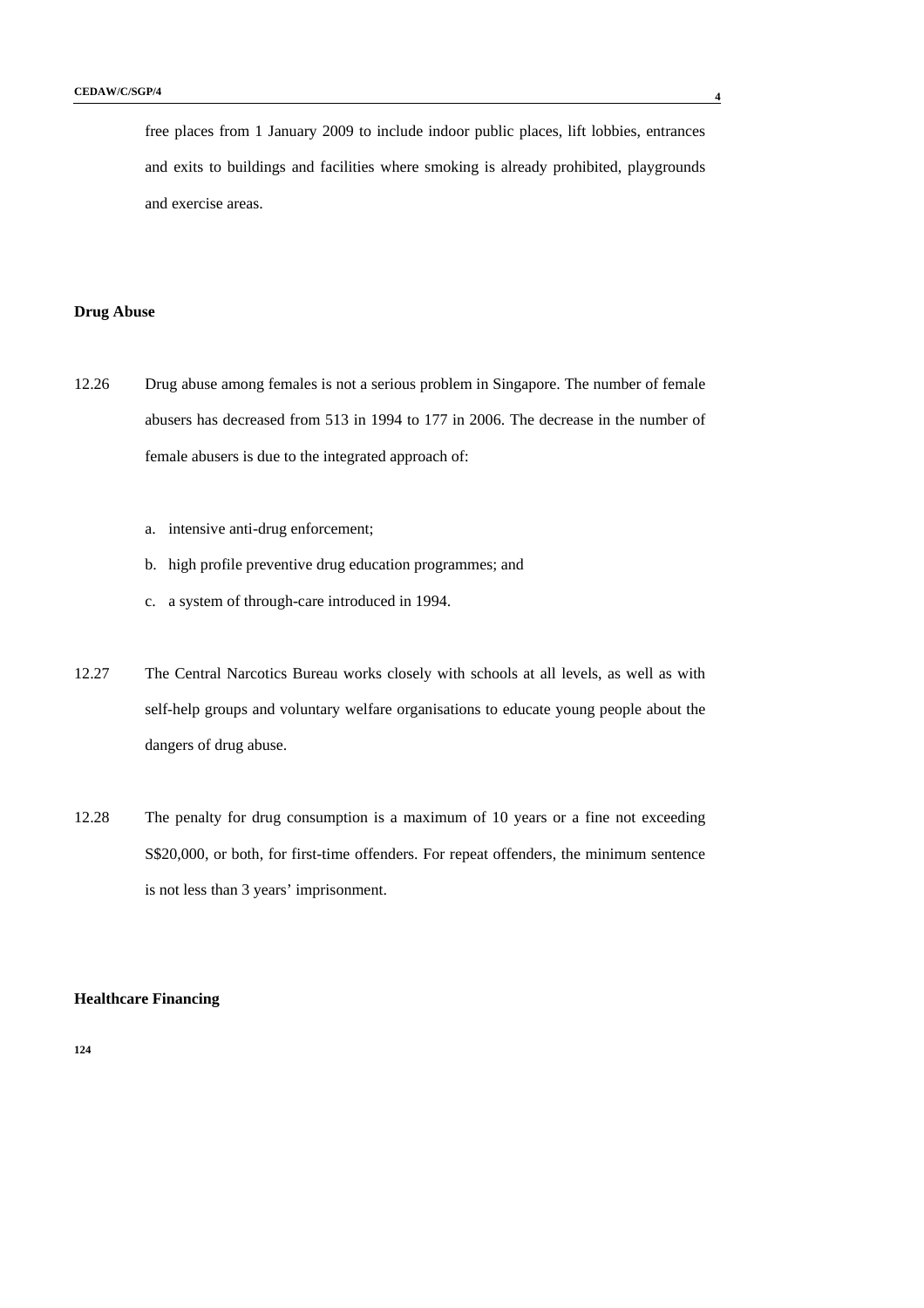free places from 1 January 2009 to include indoor public places, lift lobbies, entrances and exits to buildings and facilities where smoking is already prohibited, playgrounds and exercise areas.

**Drug Abuse**

12.26 Drug abuse among females is not a serious problem in Singapore. The number of female abusers has decreased from 513 in 1994 to 177 in 2006. The decrease in the number of female abusers is due to the integrated approach of:

a. intensive anti-drug enforcement;

b. high profile preventive drug education programmes; and

c. a system of through-care introduced in 1994.

12.27 The Central Narcotics Bureau works closely with schools at all levels, as well as with self-help groups and voluntary welfare organisations to educate young people about the dangers of drug abuse.

12.28 The penalty for drug consumption is a maximum of 10 years or a fine not exceeding S$20,000, or both, for first-time offenders. For repeat offenders, the minimum sentence is not less than 3 years' imprisonment.

**Healthcare Financing**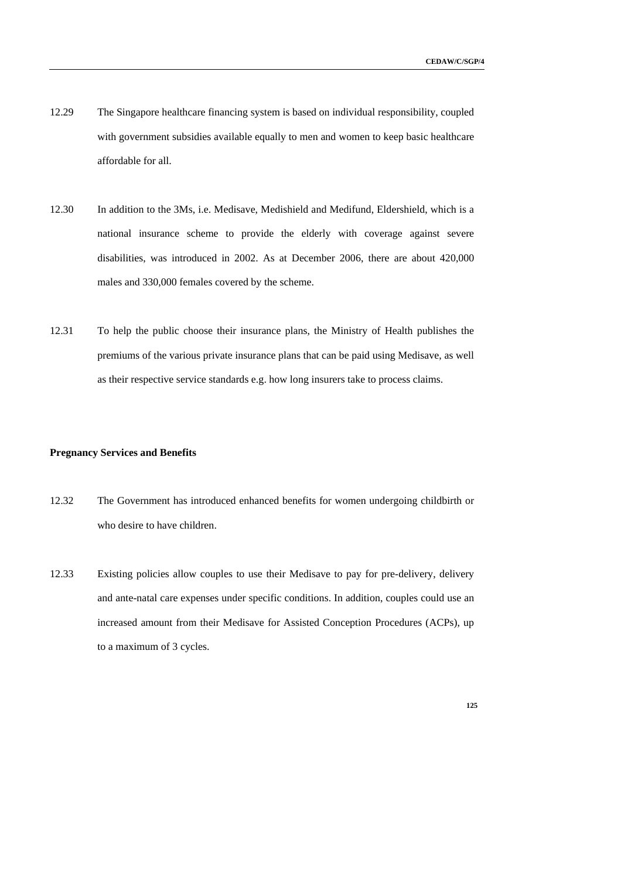12.29 The Singapore healthcare financing system is based on individual responsibility, coupled with government subsidies available equally to men and women to keep basic healthcare affordable for all.

12.30 In addition to the 3Ms, i.e. Medisave, Medishield and Medifund, Eldershield, which is a national insurance scheme to provide the elderly with coverage against severe disabilities, was introduced in 2002. As at December 2006, there are about 420,000 males and 330,000 females covered by the scheme.

12.31 To help the public choose their insurance plans, the Ministry of Health publishes the premiums of the various private insurance plans that can be paid using Medisave, as well as their respective service standards e.g. how long insurers take to process claims.

**Pregnancy Services and Benefits**

12.32 The Government has introduced enhanced benefits for women undergoing childbirth or who desire to have children.

12.33 Existing policies allow couples to use their Medisave to pay for pre-delivery, delivery and ante-natal care expenses under specific conditions. In addition, couples could use an increased amount from their Medisave for Assisted Conception Procedures (ACPs), up to a maximum of 3 cycles.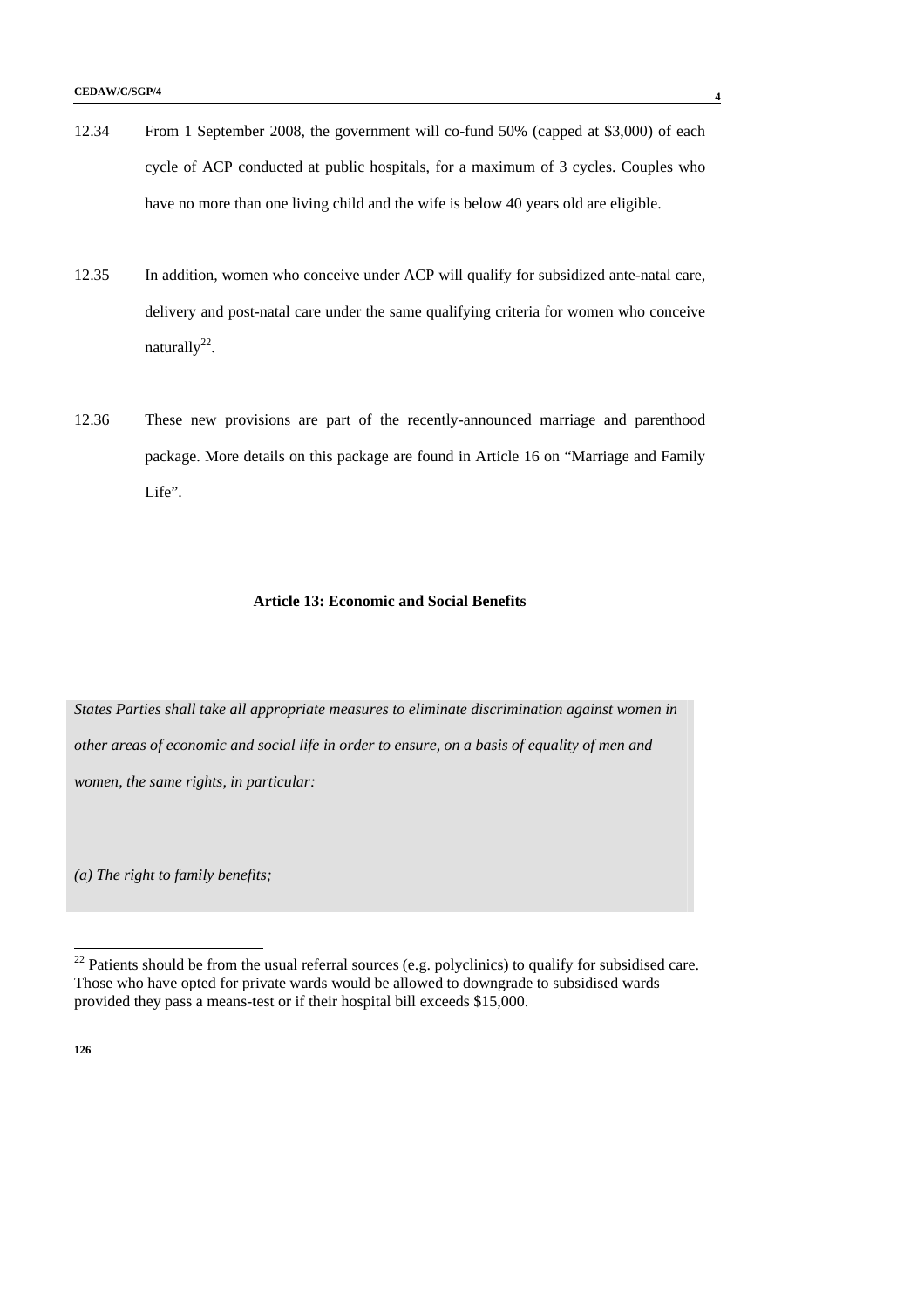12.34 From 1 September 2008, the government will co-fund 50% (capped at $3,000) of each cycle of ACP conducted at public hospitals, for a maximum of 3 cycles. Couples who have no more than one living child and the wife is below 40 years old are eligible.

12.35 In addition, women who conceive under ACP will qualify for subsidized ante-natal care, delivery and post-natal care under the same qualifying criteria for women who conceive naturally[22].

12.36 These new provisions are part of the recently-announced marriage and parenthood package. More details on this package are found in Article 16 on "Marriage and Family Life".

## Article 13: Economic and Social Benefits

*States Parties shall take all appropriate measures to eliminate discrimination against women in other areas of economic and social life in order to ensure, on a basis of equality of men and women, the same rights, in particular:*

*(a) The right to family benefits;*

[22] Patients should be from the usual referral sources (e.g. polyclinics) to qualify for subsidised care. Those who have opted for private wards would be allowed to downgrade to subsidised wards provided they pass a means-test or if their hospital bill exceeds $15,000.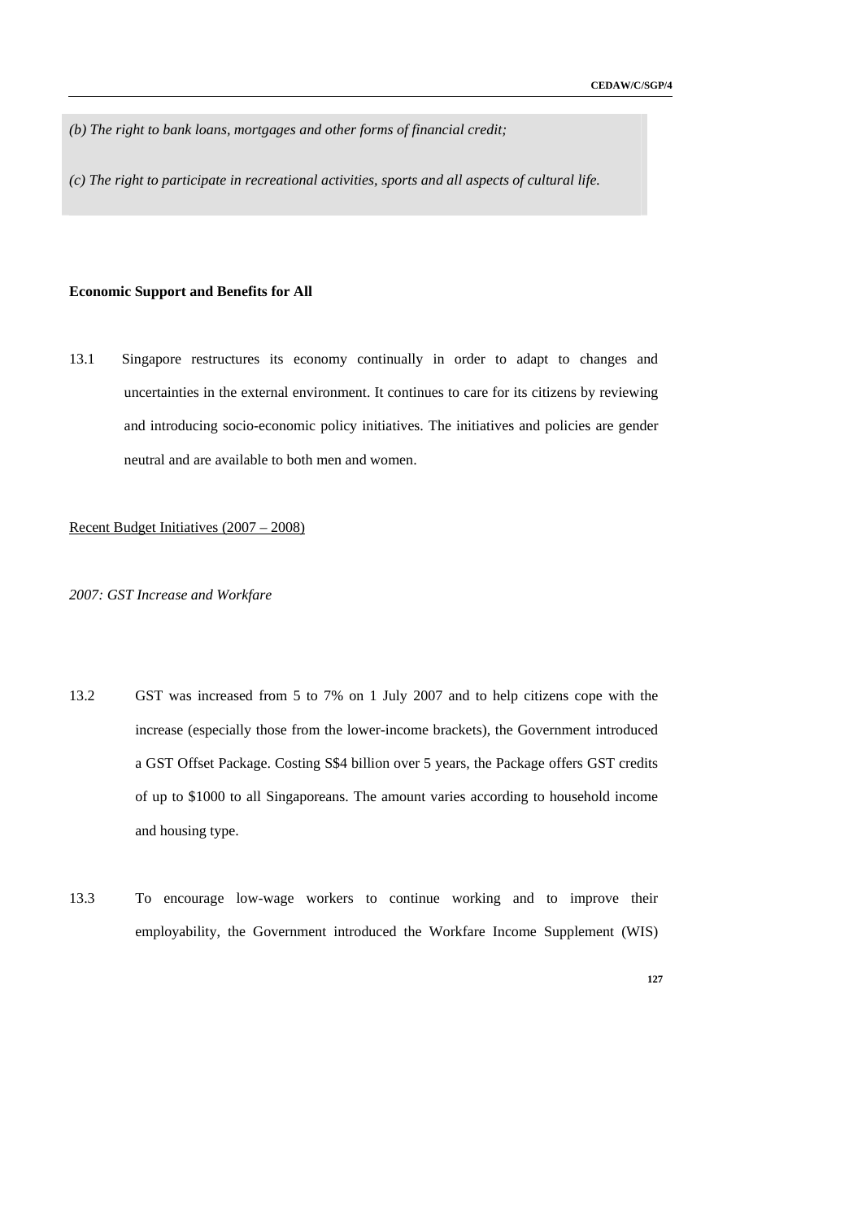*(b) The right to bank loans, mortgages and other forms of financial credit;*

*(c) The right to participate in recreational activities, sports and all aspects of cultural life.*

**Economic Support and Benefits for All**

13.1 Singapore restructures its economy continually in order to adapt to changes and uncertainties in the external environment. It continues to care for its citizens by reviewing and introducing socio-economic policy initiatives. The initiatives and policies are gender neutral and are available to both men and women.

<u>Recent Budget Initiatives (2007 – 2008)</u>

*2007: GST Increase and Workfare*

13.2 GST was increased from 5 to 7% on 1 July 2007 and to help citizens cope with the increase (especially those from the lower-income brackets), the Government introduced a GST Offset Package. Costing S$4 billion over 5 years, the Package offers GST credits of up to $1000 to all Singaporeans. The amount varies according to household income and housing type.

13.3 To encourage low-wage workers to continue working and to improve their employability, the Government introduced the Workfare Income Supplement (WIS)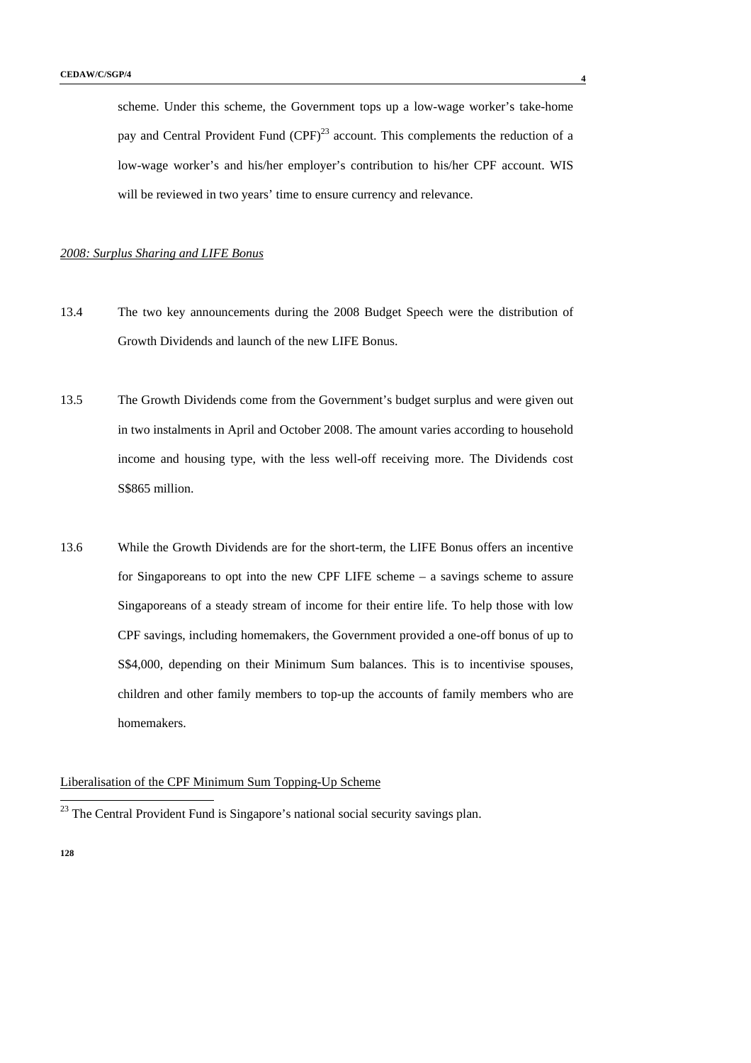scheme. Under this scheme, the Government tops up a low-wage worker's take-home pay and Central Provident Fund (CPF)[23] account. This complements the reduction of a low-wage worker's and his/her employer's contribution to his/her CPF account. WIS will be reviewed in two years' time to ensure currency and relevance.

*2008: Surplus Sharing and LIFE Bonus*

13.4 The two key announcements during the 2008 Budget Speech were the distribution of Growth Dividends and launch of the new LIFE Bonus.

13.5 The Growth Dividends come from the Government's budget surplus and were given out in two instalments in April and October 2008. The amount varies according to household income and housing type, with the less well-off receiving more. The Dividends cost S$865 million.

13.6 While the Growth Dividends are for the short-term, the LIFE Bonus offers an incentive for Singaporeans to opt into the new CPF LIFE scheme – a savings scheme to assure Singaporeans of a steady stream of income for their entire life. To help those with low CPF savings, including homemakers, the Government provided a one-off bonus of up to S$4,000, depending on their Minimum Sum balances. This is to incentivise spouses, children and other family members to top-up the accounts of family members who are homemakers.

Liberalisation of the CPF Minimum Sum Topping-Up Scheme

[23] The Central Provident Fund is Singapore's national social security savings plan.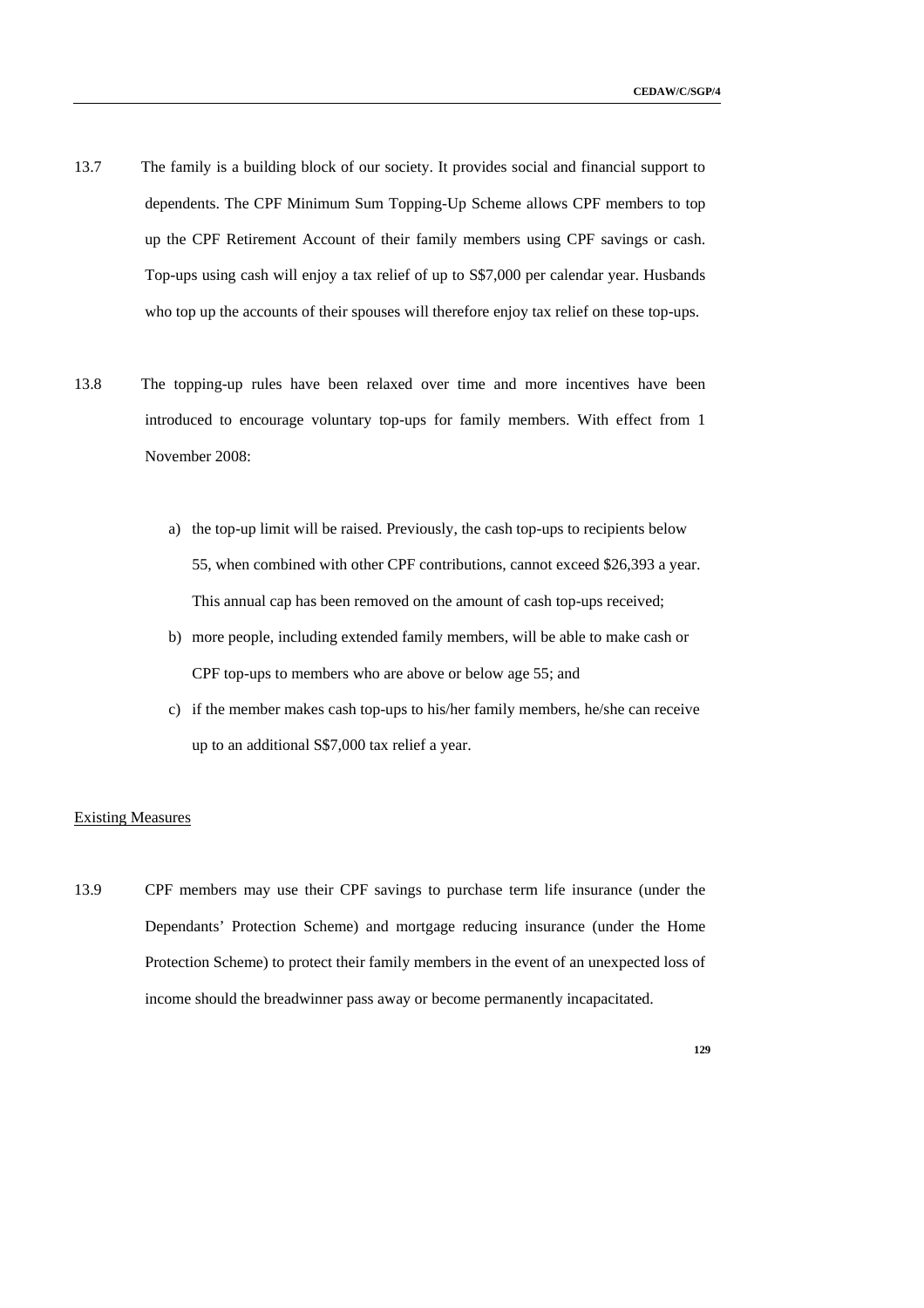13.7 The family is a building block of our society. It provides social and financial support to dependents. The CPF Minimum Sum Topping-Up Scheme allows CPF members to top up the CPF Retirement Account of their family members using CPF savings or cash. Top-ups using cash will enjoy a tax relief of up to S$7,000 per calendar year. Husbands who top up the accounts of their spouses will therefore enjoy tax relief on these top-ups.

13.8 The topping-up rules have been relaxed over time and more incentives have been introduced to encourage voluntary top-ups for family members. With effect from 1 November 2008:

a) the top-up limit will be raised. Previously, the cash top-ups to recipients below 55, when combined with other CPF contributions, cannot exceed $26,393 a year. This annual cap has been removed on the amount of cash top-ups received;
b) more people, including extended family members, will be able to make cash or CPF top-ups to members who are above or below age 55; and
c) if the member makes cash top-ups to his/her family members, he/she can receive up to an additional S$7,000 tax relief a year.

<u>Existing Measures</u>

13.9 CPF members may use their CPF savings to purchase term life insurance (under the Dependants' Protection Scheme) and mortgage reducing insurance (under the Home Protection Scheme) to protect their family members in the event of an unexpected loss of income should the breadwinner pass away or become permanently incapacitated.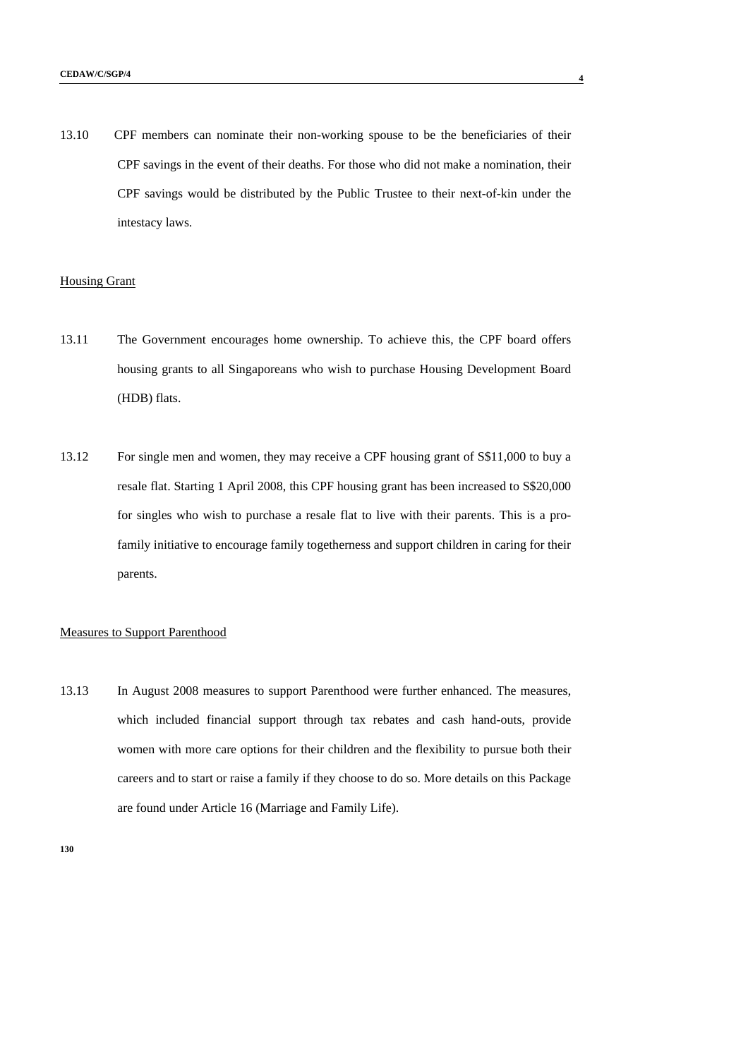13.10 CPF members can nominate their non-working spouse to be the beneficiaries of their CPF savings in the event of their deaths. For those who did not make a nomination, their CPF savings would be distributed by the Public Trustee to their next-of-kin under the intestacy laws.

Housing Grant

13.11 The Government encourages home ownership. To achieve this, the CPF board offers housing grants to all Singaporeans who wish to purchase Housing Development Board (HDB) flats.

13.12 For single men and women, they may receive a CPF housing grant of S$11,000 to buy a resale flat. Starting 1 April 2008, this CPF housing grant has been increased to S$20,000 for singles who wish to purchase a resale flat to live with their parents. This is a pro-family initiative to encourage family togetherness and support children in caring for their parents.

Measures to Support Parenthood

13.13 In August 2008 measures to support Parenthood were further enhanced. The measures, which included financial support through tax rebates and cash hand-outs, provide women with more care options for their children and the flexibility to pursue both their careers and to start or raise a family if they choose to do so. More details on this Package are found under Article 16 (Marriage and Family Life).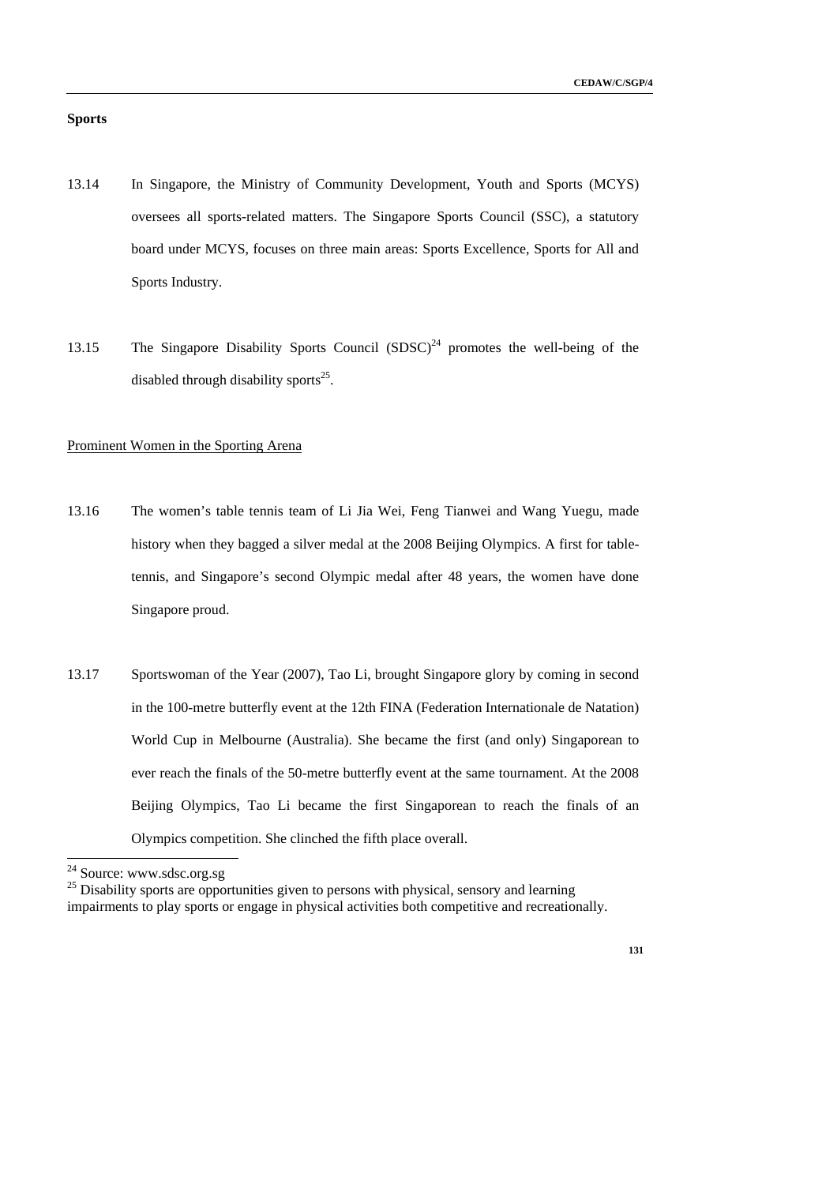**Sports**

13.14 In Singapore, the Ministry of Community Development, Youth and Sports (MCYS) oversees all sports-related matters. The Singapore Sports Council (SSC), a statutory board under MCYS, focuses on three main areas: Sports Excellence, Sports for All and Sports Industry.

13.15 The Singapore Disability Sports Council (SDSC)[24] promotes the well-being of the disabled through disability sports[25].

Prominent Women in the Sporting Arena

13.16 The women's table tennis team of Li Jia Wei, Feng Tianwei and Wang Yuegu, made history when they bagged a silver medal at the 2008 Beijing Olympics. A first for table-tennis, and Singapore's second Olympic medal after 48 years, the women have done Singapore proud.

13.17 Sportswoman of the Year (2007), Tao Li, brought Singapore glory by coming in second in the 100-metre butterfly event at the 12th FINA (Federation Internationale de Natation) World Cup in Melbourne (Australia). She became the first (and only) Singaporean to ever reach the finals of the 50-metre butterfly event at the same tournament. At the 2008 Beijing Olympics, Tao Li became the first Singaporean to reach the finals of an Olympics competition. She clinched the fifth place overall.

---

[24] Source: www.sdsc.org.sg

[25] Disability sports are opportunities given to persons with physical, sensory and learning impairments to play sports or engage in physical activities both competitive and recreationally.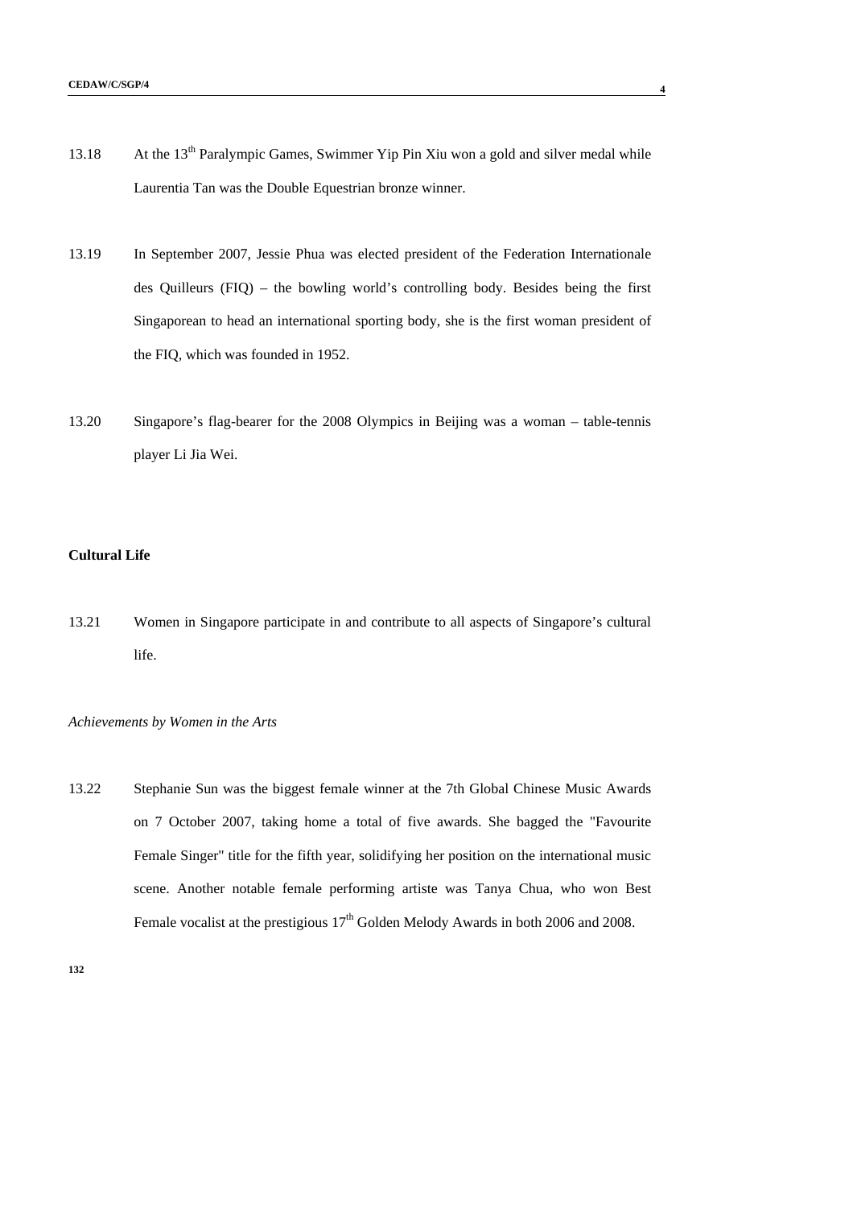13.18 At the 13th Paralympic Games, Swimmer Yip Pin Xiu won a gold and silver medal while Laurentia Tan was the Double Equestrian bronze winner.

13.19 In September 2007, Jessie Phua was elected president of the Federation Internationale des Quilleurs (FIQ) – the bowling world's controlling body. Besides being the first Singaporean to head an international sporting body, she is the first woman president of the FIQ, which was founded in 1952.

13.20 Singapore's flag-bearer for the 2008 Olympics in Beijing was a woman – table-tennis player Li Jia Wei.

**Cultural Life**

13.21 Women in Singapore participate in and contribute to all aspects of Singapore's cultural life.

*Achievements by Women in the Arts*

13.22 Stephanie Sun was the biggest female winner at the 7th Global Chinese Music Awards on 7 October 2007, taking home a total of five awards. She bagged the "Favourite Female Singer" title for the fifth year, solidifying her position on the international music scene. Another notable female performing artiste was Tanya Chua, who won Best Female vocalist at the prestigious 17th Golden Melody Awards in both 2006 and 2008.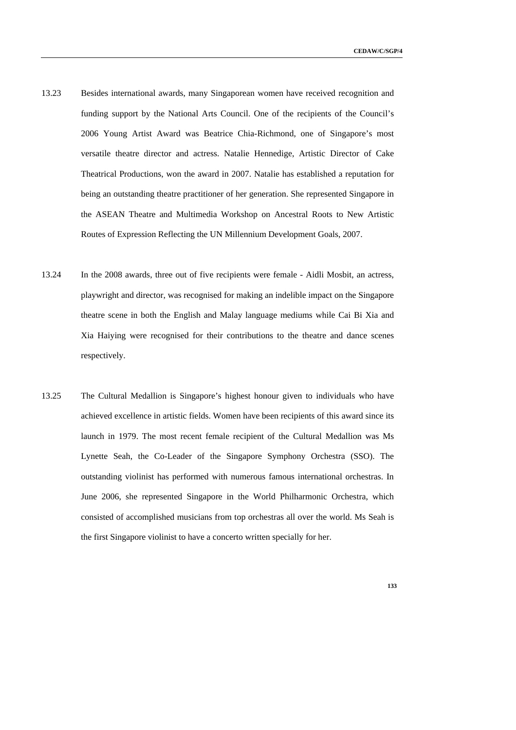13.23 Besides international awards, many Singaporean women have received recognition and funding support by the National Arts Council. One of the recipients of the Council's 2006 Young Artist Award was Beatrice Chia-Richmond, one of Singapore's most versatile theatre director and actress. Natalie Hennedige, Artistic Director of Cake Theatrical Productions, won the award in 2007. Natalie has established a reputation for being an outstanding theatre practitioner of her generation. She represented Singapore in the ASEAN Theatre and Multimedia Workshop on Ancestral Roots to New Artistic Routes of Expression Reflecting the UN Millennium Development Goals, 2007.

13.24 In the 2008 awards, three out of five recipients were female - Aidli Mosbit, an actress, playwright and director, was recognised for making an indelible impact on the Singapore theatre scene in both the English and Malay language mediums while Cai Bi Xia and Xia Haiying were recognised for their contributions to the theatre and dance scenes respectively.

13.25 The Cultural Medallion is Singapore's highest honour given to individuals who have achieved excellence in artistic fields. Women have been recipients of this award since its launch in 1979. The most recent female recipient of the Cultural Medallion was Ms Lynette Seah, the Co-Leader of the Singapore Symphony Orchestra (SSO). The outstanding violinist has performed with numerous famous international orchestras. In June 2006, she represented Singapore in the World Philharmonic Orchestra, which consisted of accomplished musicians from top orchestras all over the world. Ms Seah is the first Singapore violinist to have a concerto written specially for her.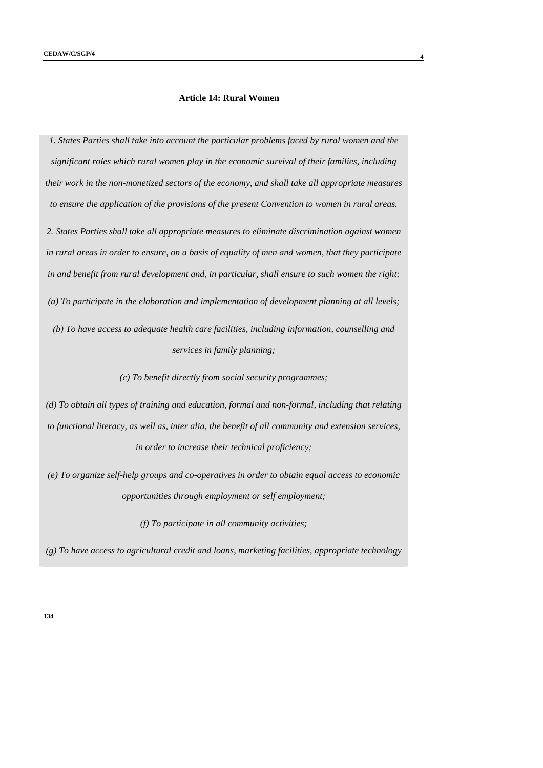### Article 14: Rural Women

*1. States Parties shall take into account the particular problems faced by rural women and the significant roles which rural women play in the economic survival of their families, including their work in the non-monetized sectors of the economy, and shall take all appropriate measures to ensure the application of the provisions of the present Convention to women in rural areas.*

*2. States Parties shall take all appropriate measures to eliminate discrimination against women in rural areas in order to ensure, on a basis of equality of men and women, that they participate in and benefit from rural development and, in particular, shall ensure to such women the right:*

*(a) To participate in the elaboration and implementation of development planning at all levels;*

*(b) To have access to adequate health care facilities, including information, counselling and services in family planning;*

*(c) To benefit directly from social security programmes;*

*(d) To obtain all types of training and education, formal and non-formal, including that relating to functional literacy, as well as, inter alia, the benefit of all community and extension services, in order to increase their technical proficiency;*

*(e) To organize self-help groups and co-operatives in order to obtain equal access to economic opportunities through employment or self employment;*

*(f) To participate in all community activities;*

*(g) To have access to agricultural credit and loans, marketing facilities, appropriate technology*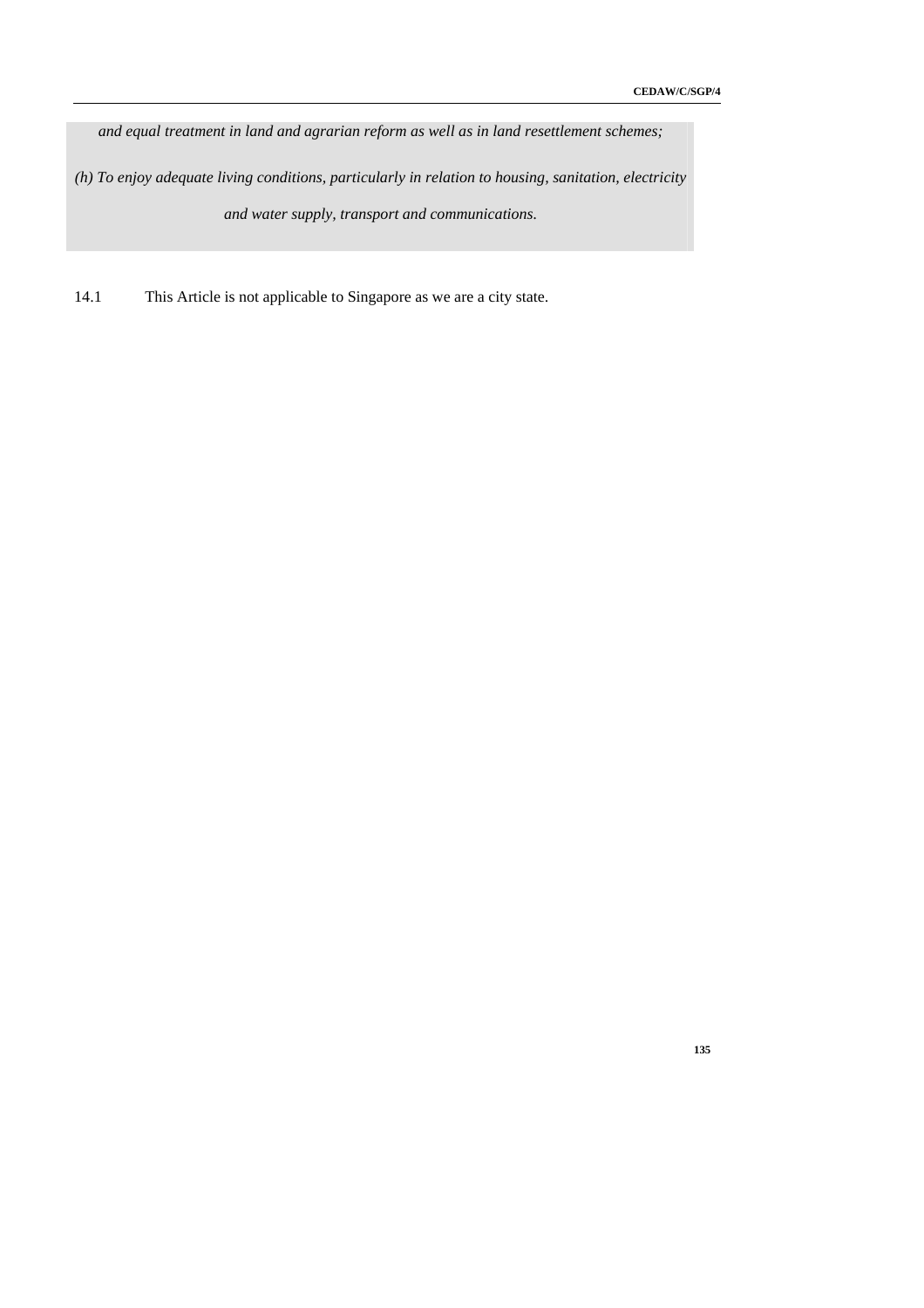*and equal treatment in land and agrarian reform as well as in land resettlement schemes;*

*(h) To enjoy adequate living conditions, particularly in relation to housing, sanitation, electricity and water supply, transport and communications.*

14.1 This Article is not applicable to Singapore as we are a city state.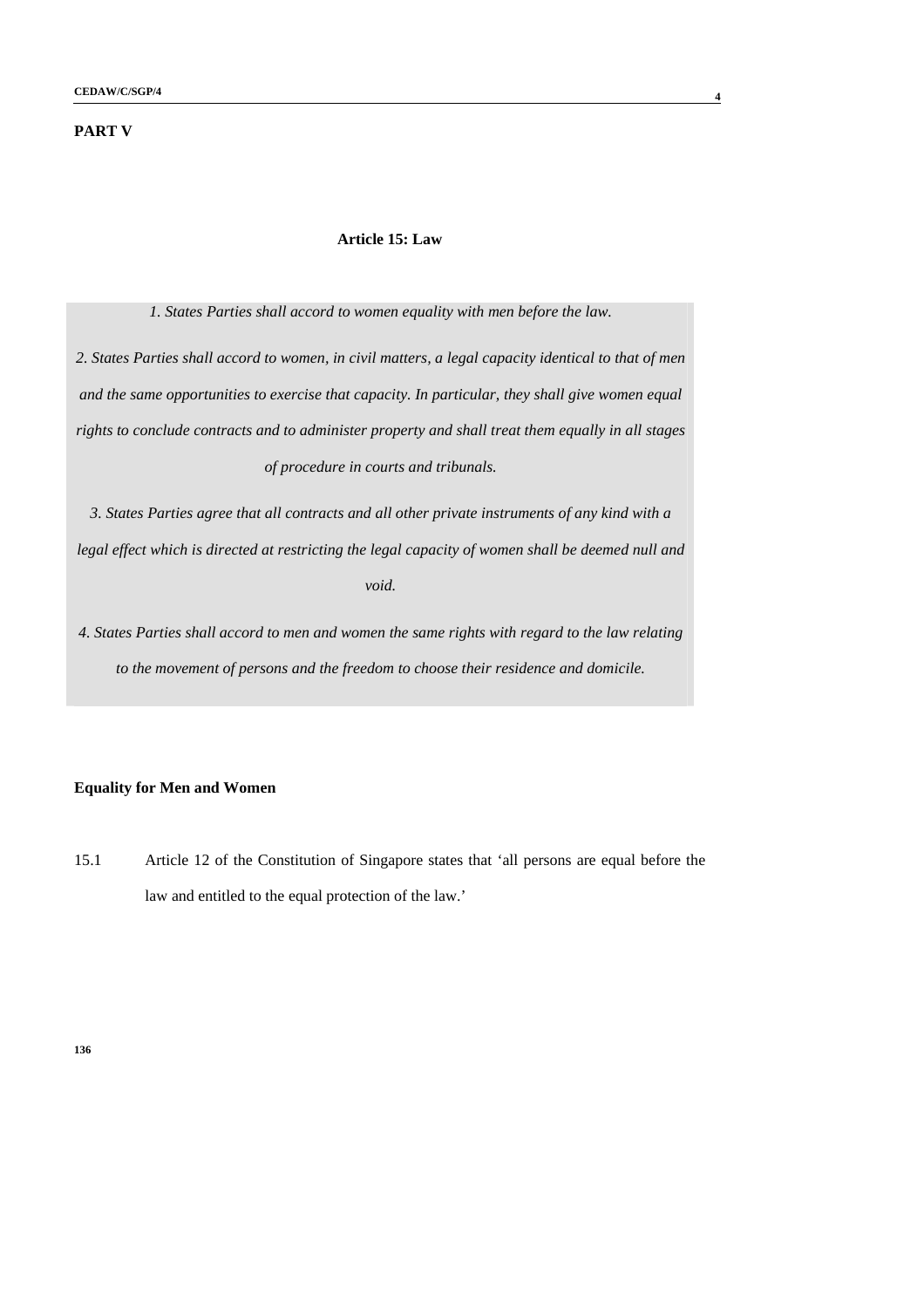**PART V**

## Article 15: Law

*1. States Parties shall accord to women equality with men before the law.*

*2. States Parties shall accord to women, in civil matters, a legal capacity identical to that of men and the same opportunities to exercise that capacity. In particular, they shall give women equal rights to conclude contracts and to administer property and shall treat them equally in all stages of procedure in courts and tribunals.*

*3. States Parties agree that all contracts and all other private instruments of any kind with a legal effect which is directed at restricting the legal capacity of women shall be deemed null and void.*

*4. States Parties shall accord to men and women the same rights with regard to the law relating to the movement of persons and the freedom to choose their residence and domicile.*

### Equality for Men and Women

15.1 Article 12 of the Constitution of Singapore states that 'all persons are equal before the law and entitled to the equal protection of the law.'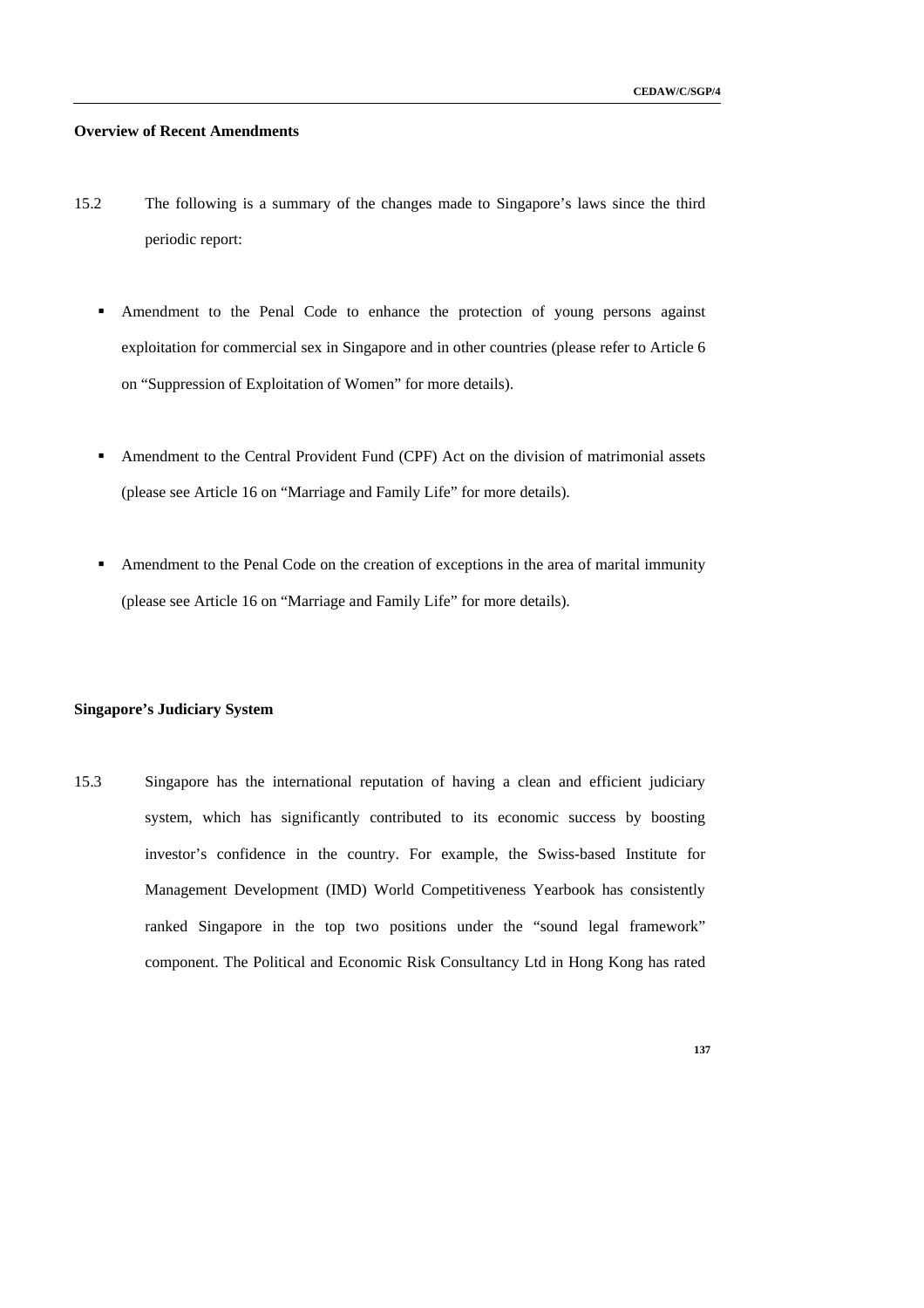**Overview of Recent Amendments**

15.2 The following is a summary of the changes made to Singapore's laws since the third periodic report:

- Amendment to the Penal Code to enhance the protection of young persons against exploitation for commercial sex in Singapore and in other countries (please refer to Article 6 on "Suppression of Exploitation of Women" for more details).

- Amendment to the Central Provident Fund (CPF) Act on the division of matrimonial assets (please see Article 16 on "Marriage and Family Life" for more details).

- Amendment to the Penal Code on the creation of exceptions in the area of marital immunity (please see Article 16 on "Marriage and Family Life" for more details).

**Singapore's Judiciary System**

15.3 Singapore has the international reputation of having a clean and efficient judiciary system, which has significantly contributed to its economic success by boosting investor's confidence in the country. For example, the Swiss-based Institute for Management Development (IMD) World Competitiveness Yearbook has consistently ranked Singapore in the top two positions under the "sound legal framework" component. The Political and Economic Risk Consultancy Ltd in Hong Kong has rated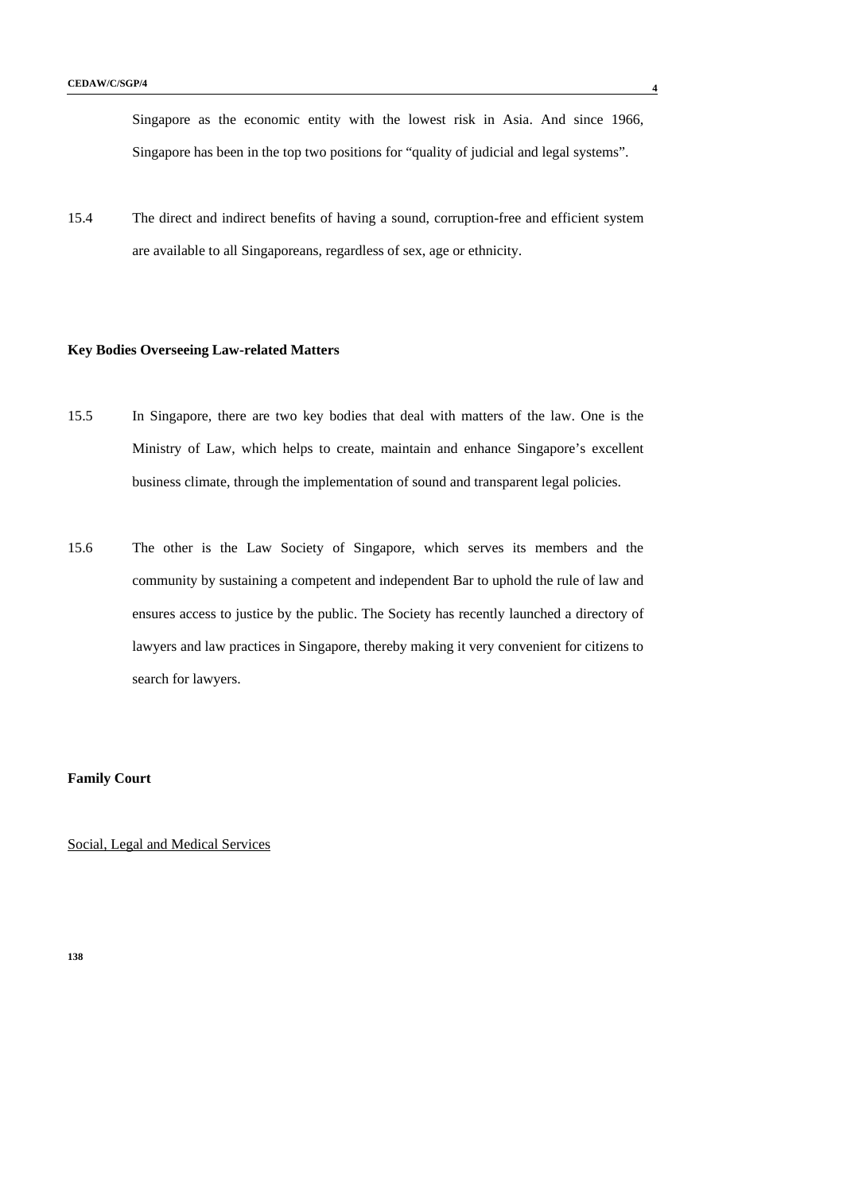Singapore as the economic entity with the lowest risk in Asia. And since 1966, Singapore has been in the top two positions for "quality of judicial and legal systems".

15.4 The direct and indirect benefits of having a sound, corruption-free and efficient system are available to all Singaporeans, regardless of sex, age or ethnicity.

**Key Bodies Overseeing Law-related Matters**

15.5 In Singapore, there are two key bodies that deal with matters of the law. One is the Ministry of Law, which helps to create, maintain and enhance Singapore's excellent business climate, through the implementation of sound and transparent legal policies.

15.6 The other is the Law Society of Singapore, which serves its members and the community by sustaining a competent and independent Bar to uphold the rule of law and ensures access to justice by the public. The Society has recently launched a directory of lawyers and law practices in Singapore, thereby making it very convenient for citizens to search for lawyers.

**Family Court**

Social, Legal and Medical Services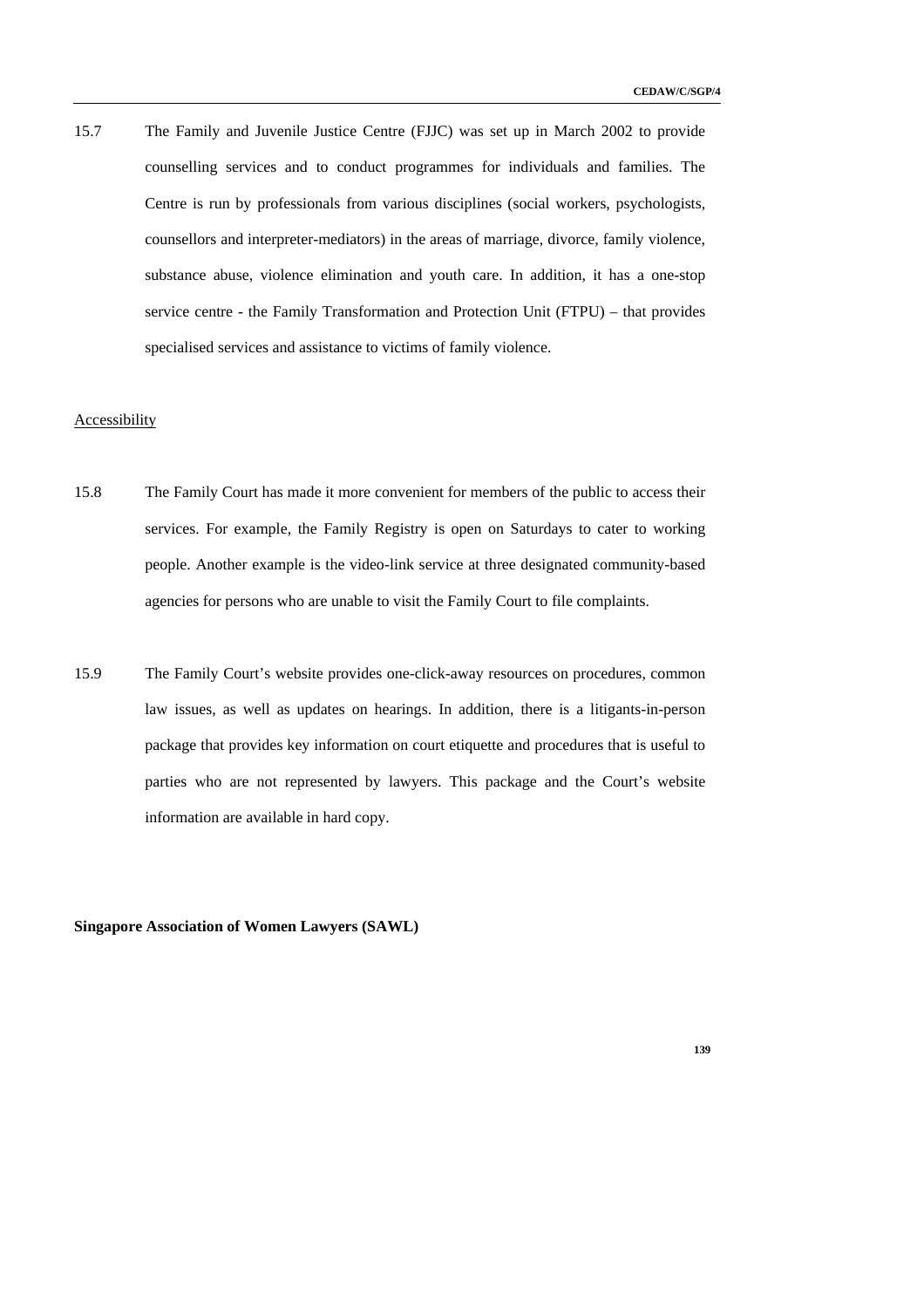15.7 The Family and Juvenile Justice Centre (FJJC) was set up in March 2002 to provide counselling services and to conduct programmes for individuals and families. The Centre is run by professionals from various disciplines (social workers, psychologists, counsellors and interpreter-mediators) in the areas of marriage, divorce, family violence, substance abuse, violence elimination and youth care. In addition, it has a one-stop service centre - the Family Transformation and Protection Unit (FTPU) – that provides specialised services and assistance to victims of family violence.

<u>Accessibility</u>

15.8 The Family Court has made it more convenient for members of the public to access their services. For example, the Family Registry is open on Saturdays to cater to working people. Another example is the video-link service at three designated community-based agencies for persons who are unable to visit the Family Court to file complaints.

15.9 The Family Court's website provides one-click-away resources on procedures, common law issues, as well as updates on hearings. In addition, there is a litigants-in-person package that provides key information on court etiquette and procedures that is useful to parties who are not represented by lawyers. This package and the Court's website information are available in hard copy.

**Singapore Association of Women Lawyers (SAWL)**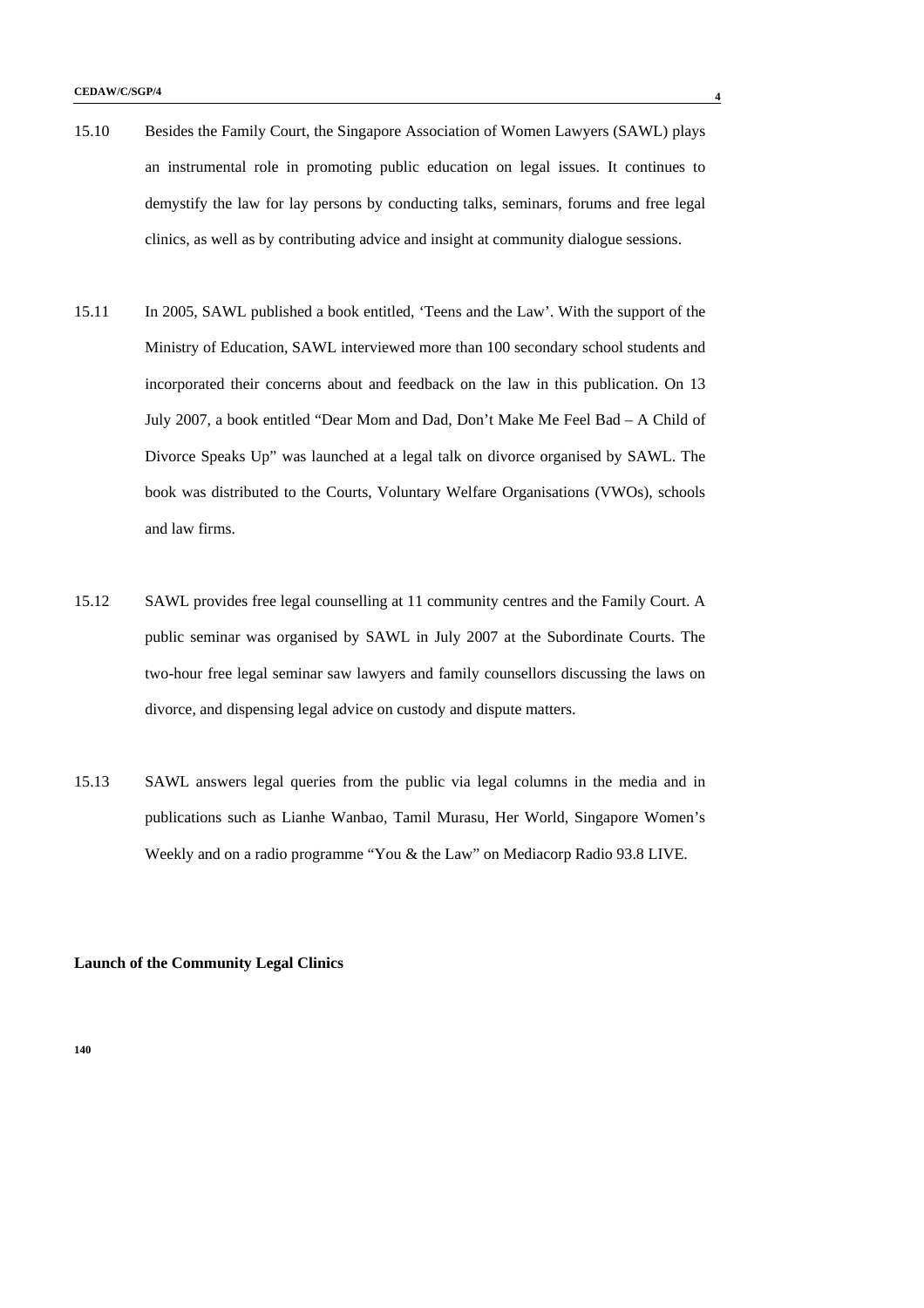15.10 Besides the Family Court, the Singapore Association of Women Lawyers (SAWL) plays an instrumental role in promoting public education on legal issues. It continues to demystify the law for lay persons by conducting talks, seminars, forums and free legal clinics, as well as by contributing advice and insight at community dialogue sessions.

15.11 In 2005, SAWL published a book entitled, 'Teens and the Law'. With the support of the Ministry of Education, SAWL interviewed more than 100 secondary school students and incorporated their concerns about and feedback on the law in this publication. On 13 July 2007, a book entitled "Dear Mom and Dad, Don't Make Me Feel Bad – A Child of Divorce Speaks Up" was launched at a legal talk on divorce organised by SAWL. The book was distributed to the Courts, Voluntary Welfare Organisations (VWOs), schools and law firms.

15.12 SAWL provides free legal counselling at 11 community centres and the Family Court. A public seminar was organised by SAWL in July 2007 at the Subordinate Courts. The two-hour free legal seminar saw lawyers and family counsellors discussing the laws on divorce, and dispensing legal advice on custody and dispute matters.

15.13 SAWL answers legal queries from the public via legal columns in the media and in publications such as Lianhe Wanbao, Tamil Murasu, Her World, Singapore Women's Weekly and on a radio programme "You & the Law" on Mediacorp Radio 93.8 LIVE.

**Launch of the Community Legal Clinics**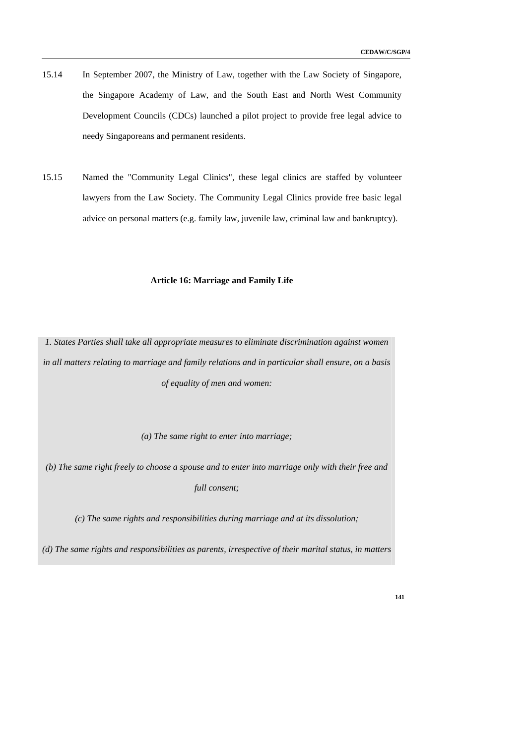15.14 In September 2007, the Ministry of Law, together with the Law Society of Singapore, the Singapore Academy of Law, and the South East and North West Community Development Councils (CDCs) launched a pilot project to provide free legal advice to needy Singaporeans and permanent residents.

15.15 Named the "Community Legal Clinics", these legal clinics are staffed by volunteer lawyers from the Law Society. The Community Legal Clinics provide free basic legal advice on personal matters (e.g. family law, juvenile law, criminal law and bankruptcy).

## Article 16: Marriage and Family Life

*1. States Parties shall take all appropriate measures to eliminate discrimination against women in all matters relating to marriage and family relations and in particular shall ensure, on a basis of equality of men and women:*

*(a) The same right to enter into marriage;*

*(b) The same right freely to choose a spouse and to enter into marriage only with their free and full consent;*

*(c) The same rights and responsibilities during marriage and at its dissolution;*

*(d) The same rights and responsibilities as parents, irrespective of their marital status, in matters*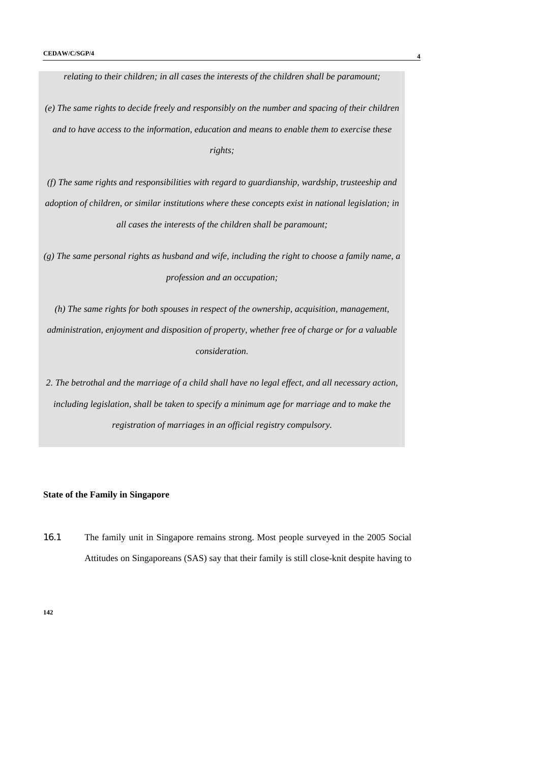*relating to their children; in all cases the interests of the children shall be paramount;*

*(e) The same rights to decide freely and responsibly on the number and spacing of their children and to have access to the information, education and means to enable them to exercise these rights;*

*(f) The same rights and responsibilities with regard to guardianship, wardship, trusteeship and adoption of children, or similar institutions where these concepts exist in national legislation; in all cases the interests of the children shall be paramount;*

*(g) The same personal rights as husband and wife, including the right to choose a family name, a profession and an occupation;*

*(h) The same rights for both spouses in respect of the ownership, acquisition, management, administration, enjoyment and disposition of property, whether free of charge or for a valuable consideration.*

*2. The betrothal and the marriage of a child shall have no legal effect, and all necessary action, including legislation, shall be taken to specify a minimum age for marriage and to make the registration of marriages in an official registry compulsory.*

**State of the Family in Singapore**

16.1 The family unit in Singapore remains strong. Most people surveyed in the 2005 Social Attitudes on Singaporeans (SAS) say that their family is still close-knit despite having to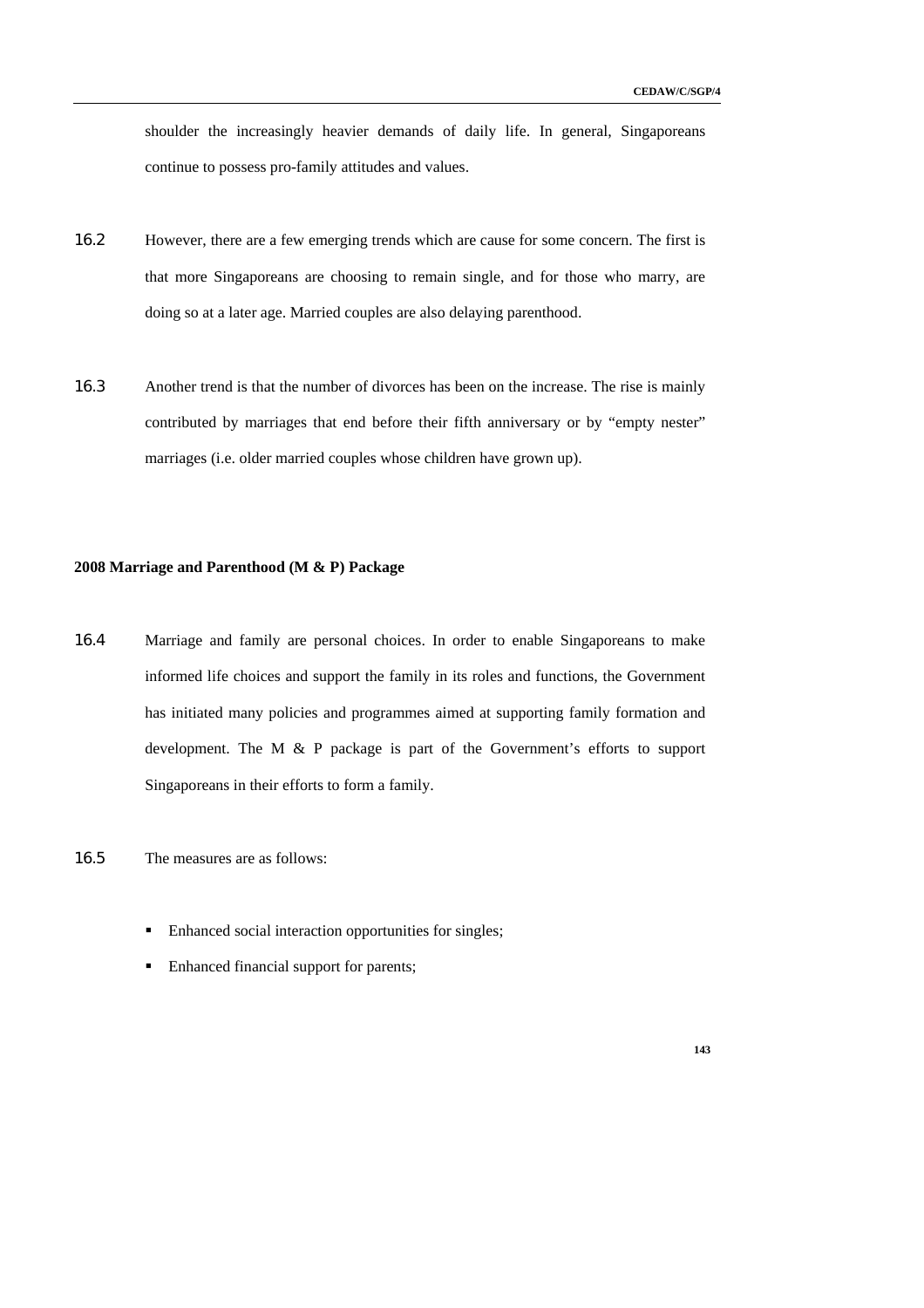shoulder the increasingly heavier demands of daily life. In general, Singaporeans continue to possess pro-family attitudes and values.

16.2 However, there are a few emerging trends which are cause for some concern. The first is that more Singaporeans are choosing to remain single, and for those who marry, are doing so at a later age. Married couples are also delaying parenthood.

16.3 Another trend is that the number of divorces has been on the increase. The rise is mainly contributed by marriages that end before their fifth anniversary or by "empty nester" marriages (i.e. older married couples whose children have grown up).

**2008 Marriage and Parenthood (M & P) Package**

16.4 Marriage and family are personal choices. In order to enable Singaporeans to make informed life choices and support the family in its roles and functions, the Government has initiated many policies and programmes aimed at supporting family formation and development. The M & P package is part of the Government's efforts to support Singaporeans in their efforts to form a family.

16.5 The measures are as follows:

- Enhanced social interaction opportunities for singles;
- Enhanced financial support for parents;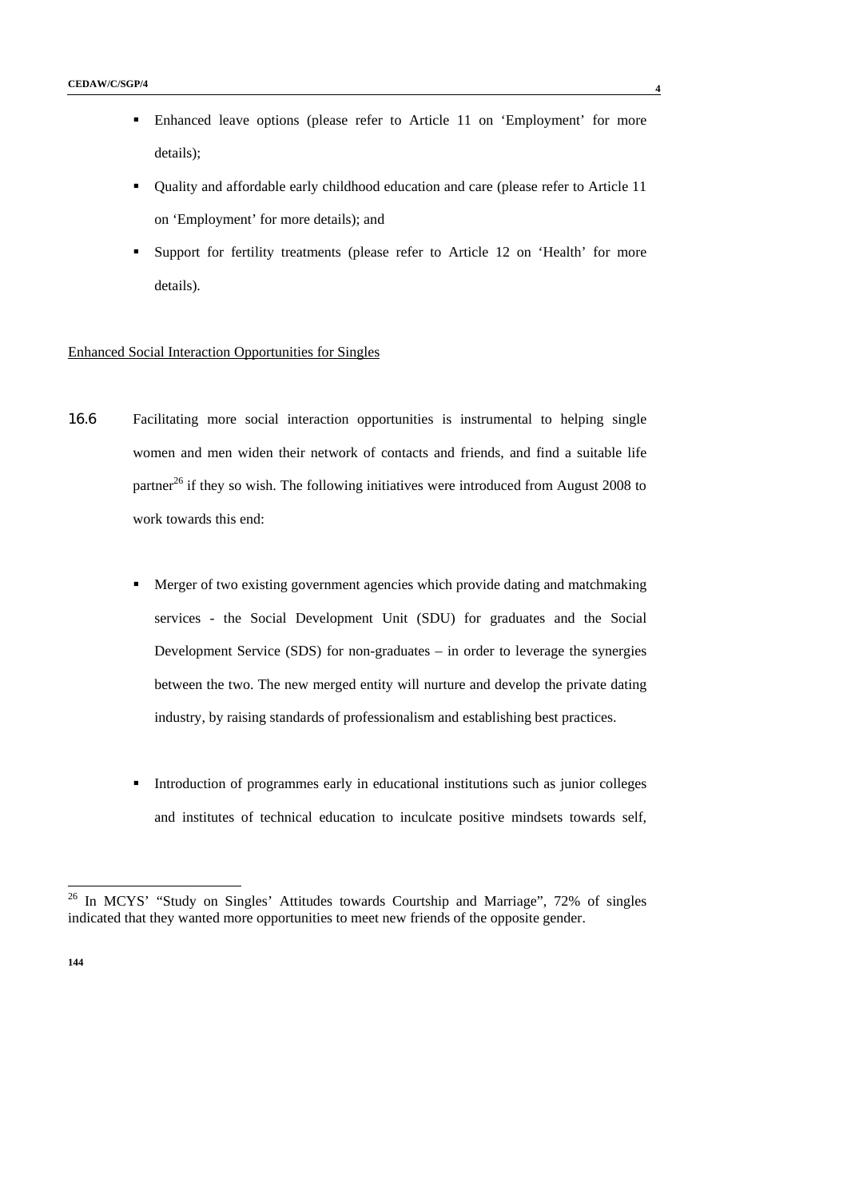- Enhanced leave options (please refer to Article 11 on 'Employment' for more details);
- Quality and affordable early childhood education and care (please refer to Article 11 on 'Employment' for more details); and
- Support for fertility treatments (please refer to Article 12 on 'Health' for more details).

Enhanced Social Interaction Opportunities for Singles

16.6 Facilitating more social interaction opportunities is instrumental to helping single women and men widen their network of contacts and friends, and find a suitable life partner[26] if they so wish. The following initiatives were introduced from August 2008 to work towards this end:

- Merger of two existing government agencies which provide dating and matchmaking services - the Social Development Unit (SDU) for graduates and the Social Development Service (SDS) for non-graduates – in order to leverage the synergies between the two. The new merged entity will nurture and develop the private dating industry, by raising standards of professionalism and establishing best practices.

- Introduction of programmes early in educational institutions such as junior colleges and institutes of technical education to inculcate positive mindsets towards self,

[26] In MCYS' "Study on Singles' Attitudes towards Courtship and Marriage", 72% of singles indicated that they wanted more opportunities to meet new friends of the opposite gender.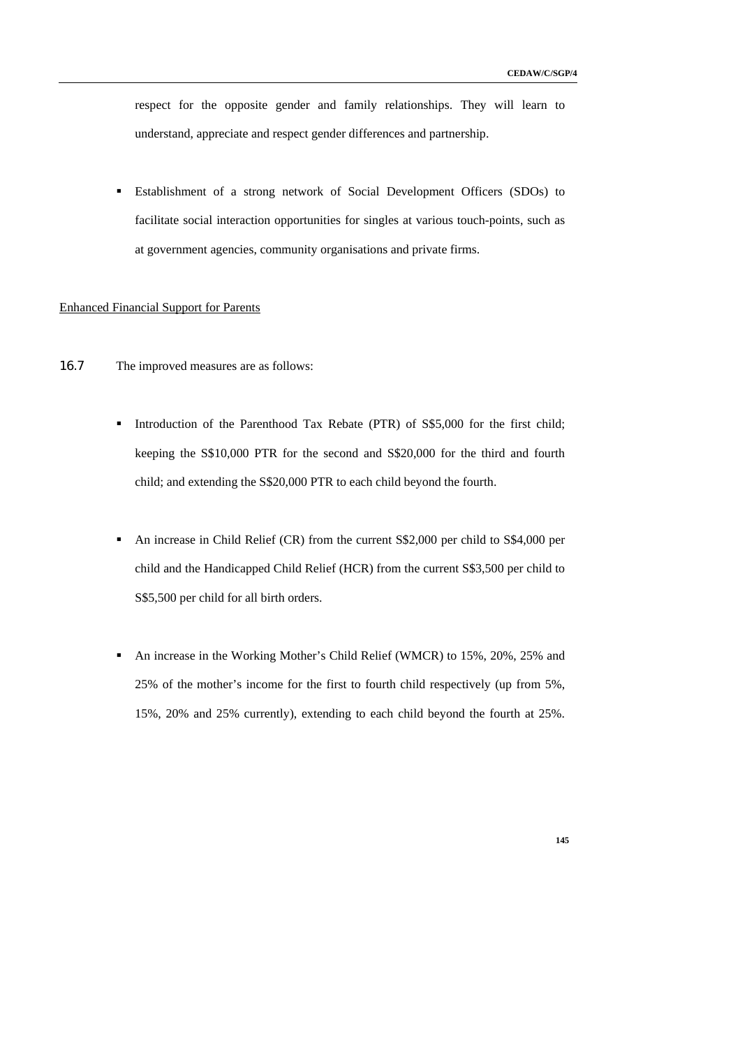respect for the opposite gender and family relationships. They will learn to understand, appreciate and respect gender differences and partnership.

- Establishment of a strong network of Social Development Officers (SDOs) to facilitate social interaction opportunities for singles at various touch-points, such as at government agencies, community organisations and private firms.

<u>Enhanced Financial Support for Parents</u>

16.7 The improved measures are as follows:

- Introduction of the Parenthood Tax Rebate (PTR) of S$5,000 for the first child; keeping the S$10,000 PTR for the second and S$20,000 for the third and fourth child; and extending the S$20,000 PTR to each child beyond the fourth.

- An increase in Child Relief (CR) from the current S$2,000 per child to S$4,000 per child and the Handicapped Child Relief (HCR) from the current S$3,500 per child to S$5,500 per child for all birth orders.

- An increase in the Working Mother's Child Relief (WMCR) to 15%, 20%, 25% and 25% of the mother's income for the first to fourth child respectively (up from 5%, 15%, 20% and 25% currently), extending to each child beyond the fourth at 25%.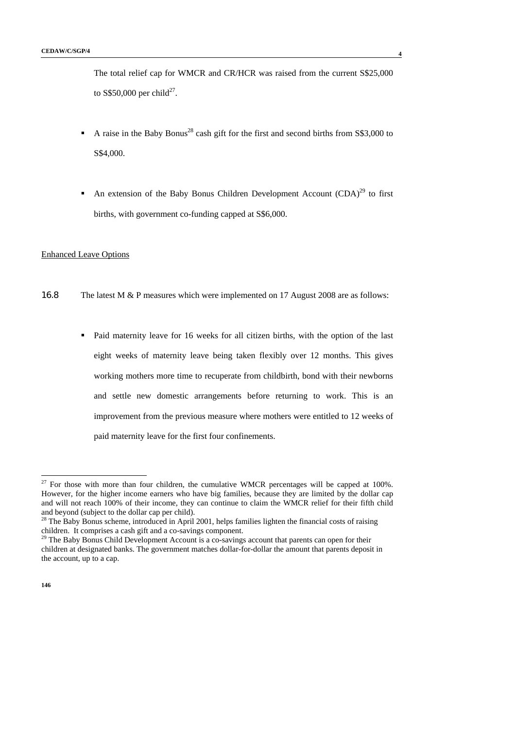The total relief cap for WMCR and CR/HCR was raised from the current S$25,000 to S$50,000 per child[27].

- A raise in the Baby Bonus[28] cash gift for the first and second births from S$3,000 to S$4,000.

- An extension of the Baby Bonus Children Development Account (CDA)[29] to first births, with government co-funding capped at S$6,000.

Enhanced Leave Options

16.8 The latest M & P measures which were implemented on 17 August 2008 are as follows:

- Paid maternity leave for 16 weeks for all citizen births, with the option of the last eight weeks of maternity leave being taken flexibly over 12 months. This gives working mothers more time to recuperate from childbirth, bond with their newborns and settle new domestic arrangements before returning to work. This is an improvement from the previous measure where mothers were entitled to 12 weeks of paid maternity leave for the first four confinements.

---

[27] For those with more than four children, the cumulative WMCR percentages will be capped at 100%. However, for the higher income earners who have big families, because they are limited by the dollar cap and will not reach 100% of their income, they can continue to claim the WMCR relief for their fifth child and beyond (subject to the dollar cap per child).

[28] The Baby Bonus scheme, introduced in April 2001, helps families lighten the financial costs of raising children. It comprises a cash gift and a co-savings component.

[29] The Baby Bonus Child Development Account is a co-savings account that parents can open for their children at designated banks. The government matches dollar-for-dollar the amount that parents deposit in the account, up to a cap.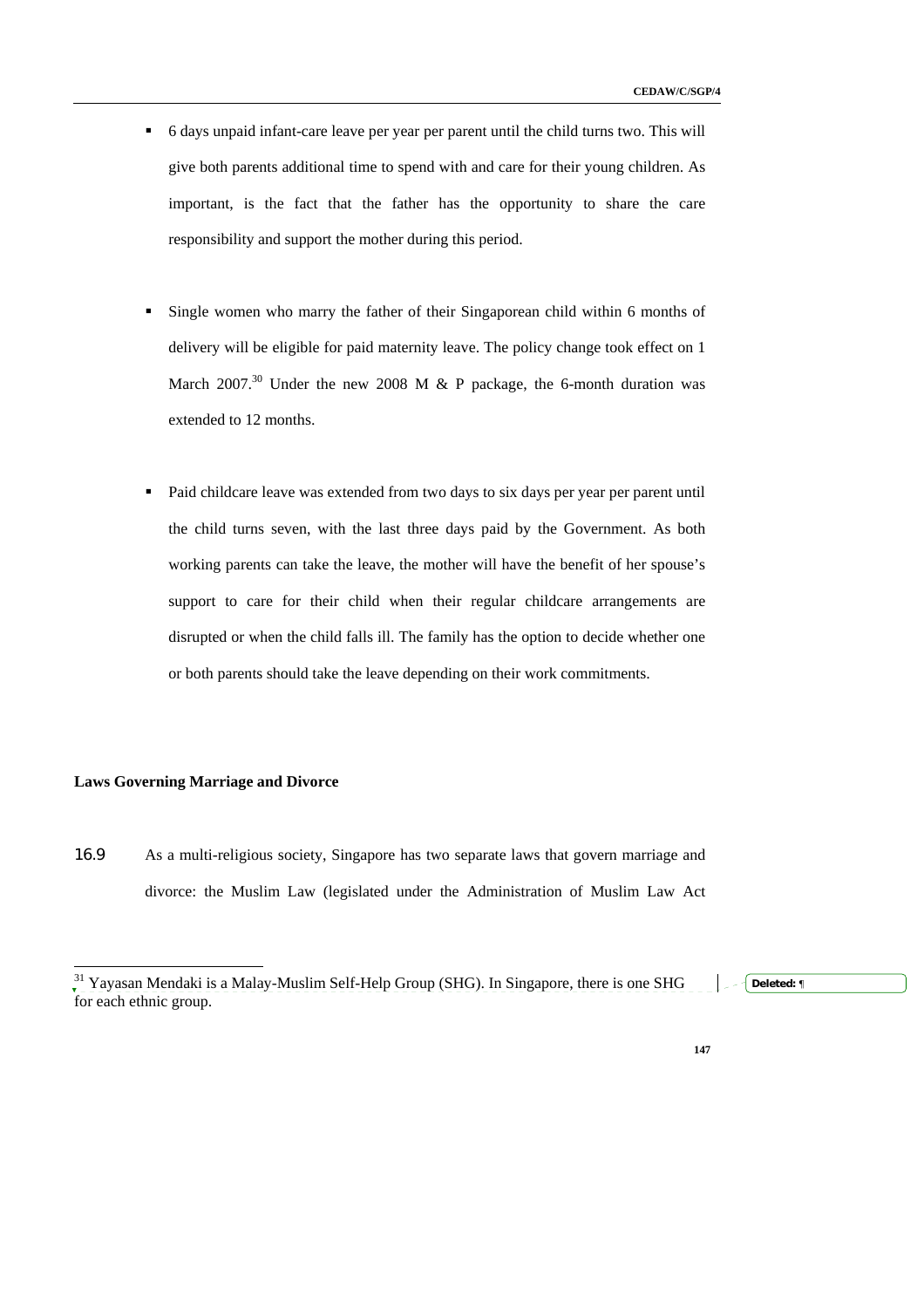- 6 days unpaid infant-care leave per year per parent until the child turns two. This will give both parents additional time to spend with and care for their young children. As important, is the fact that the father has the opportunity to share the care responsibility and support the mother during this period.

- Single women who marry the father of their Singaporean child within 6 months of delivery will be eligible for paid maternity leave. The policy change took effect on 1 March 2007.[30] Under the new 2008 M & P package, the 6-month duration was extended to 12 months.

- Paid childcare leave was extended from two days to six days per year per parent until the child turns seven, with the last three days paid by the Government. As both working parents can take the leave, the mother will have the benefit of her spouse's support to care for their child when their regular childcare arrangements are disrupted or when the child falls ill. The family has the option to decide whether one or both parents should take the leave depending on their work commitments.

**Laws Governing Marriage and Divorce**

16.9 As a multi-religious society, Singapore has two separate laws that govern marriage and divorce: the Muslim Law (legislated under the Administration of Muslim Law Act

---

[31] Yayasan Mendaki is a Malay-Muslim Self-Help Group (SHG). In Singapore, there is one SHG for each ethnic group.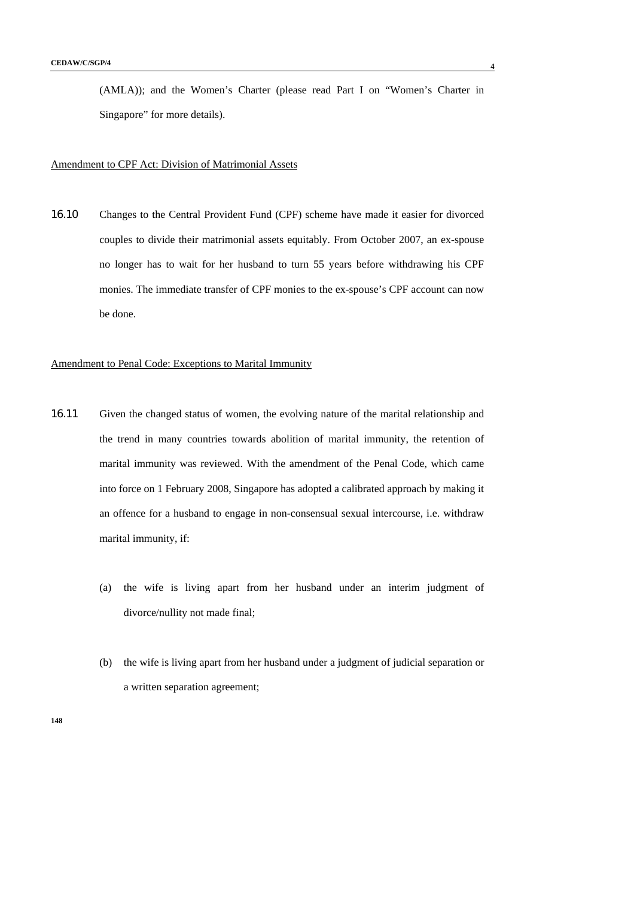(AMLA)); and the Women's Charter (please read Part I on "Women's Charter in Singapore" for more details).

Amendment to CPF Act: Division of Matrimonial Assets

16.10 Changes to the Central Provident Fund (CPF) scheme have made it easier for divorced couples to divide their matrimonial assets equitably. From October 2007, an ex-spouse no longer has to wait for her husband to turn 55 years before withdrawing his CPF monies. The immediate transfer of CPF monies to the ex-spouse's CPF account can now be done.

Amendment to Penal Code: Exceptions to Marital Immunity

16.11 Given the changed status of women, the evolving nature of the marital relationship and the trend in many countries towards abolition of marital immunity, the retention of marital immunity was reviewed. With the amendment of the Penal Code, which came into force on 1 February 2008, Singapore has adopted a calibrated approach by making it an offence for a husband to engage in non-consensual sexual intercourse, i.e. withdraw marital immunity, if:

(a) the wife is living apart from her husband under an interim judgment of divorce/nullity not made final;

(b) the wife is living apart from her husband under a judgment of judicial separation or a written separation agreement;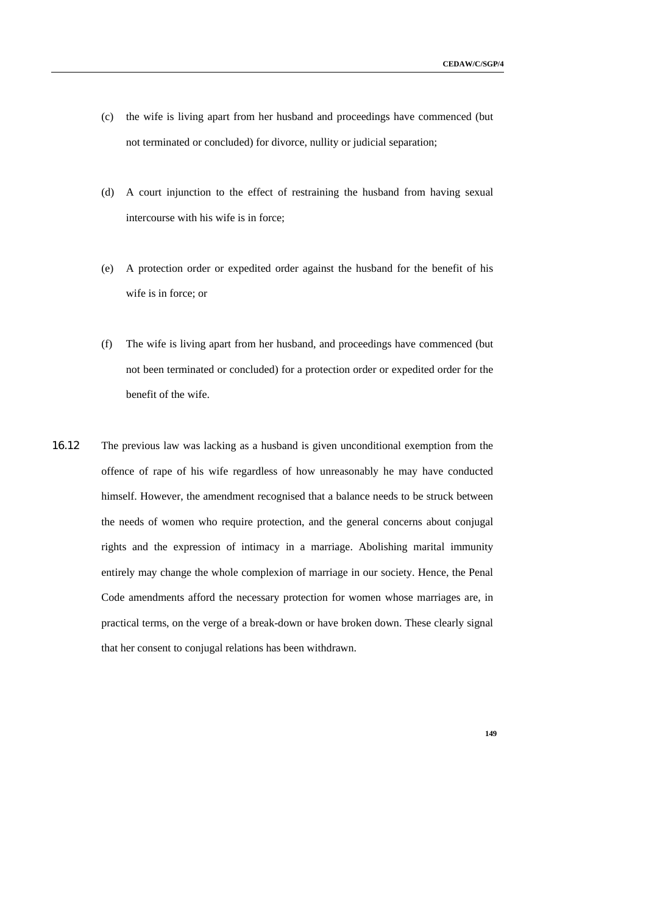(c) the wife is living apart from her husband and proceedings have commenced (but not terminated or concluded) for divorce, nullity or judicial separation;

(d) A court injunction to the effect of restraining the husband from having sexual intercourse with his wife is in force;

(e) A protection order or expedited order against the husband for the benefit of his wife is in force; or

(f) The wife is living apart from her husband, and proceedings have commenced (but not been terminated or concluded) for a protection order or expedited order for the benefit of the wife.

16.12 The previous law was lacking as a husband is given unconditional exemption from the offence of rape of his wife regardless of how unreasonably he may have conducted himself. However, the amendment recognised that a balance needs to be struck between the needs of women who require protection, and the general concerns about conjugal rights and the expression of intimacy in a marriage. Abolishing marital immunity entirely may change the whole complexion of marriage in our society. Hence, the Penal Code amendments afford the necessary protection for women whose marriages are, in practical terms, on the verge of a break-down or have broken down. These clearly signal that her consent to conjugal relations has been withdrawn.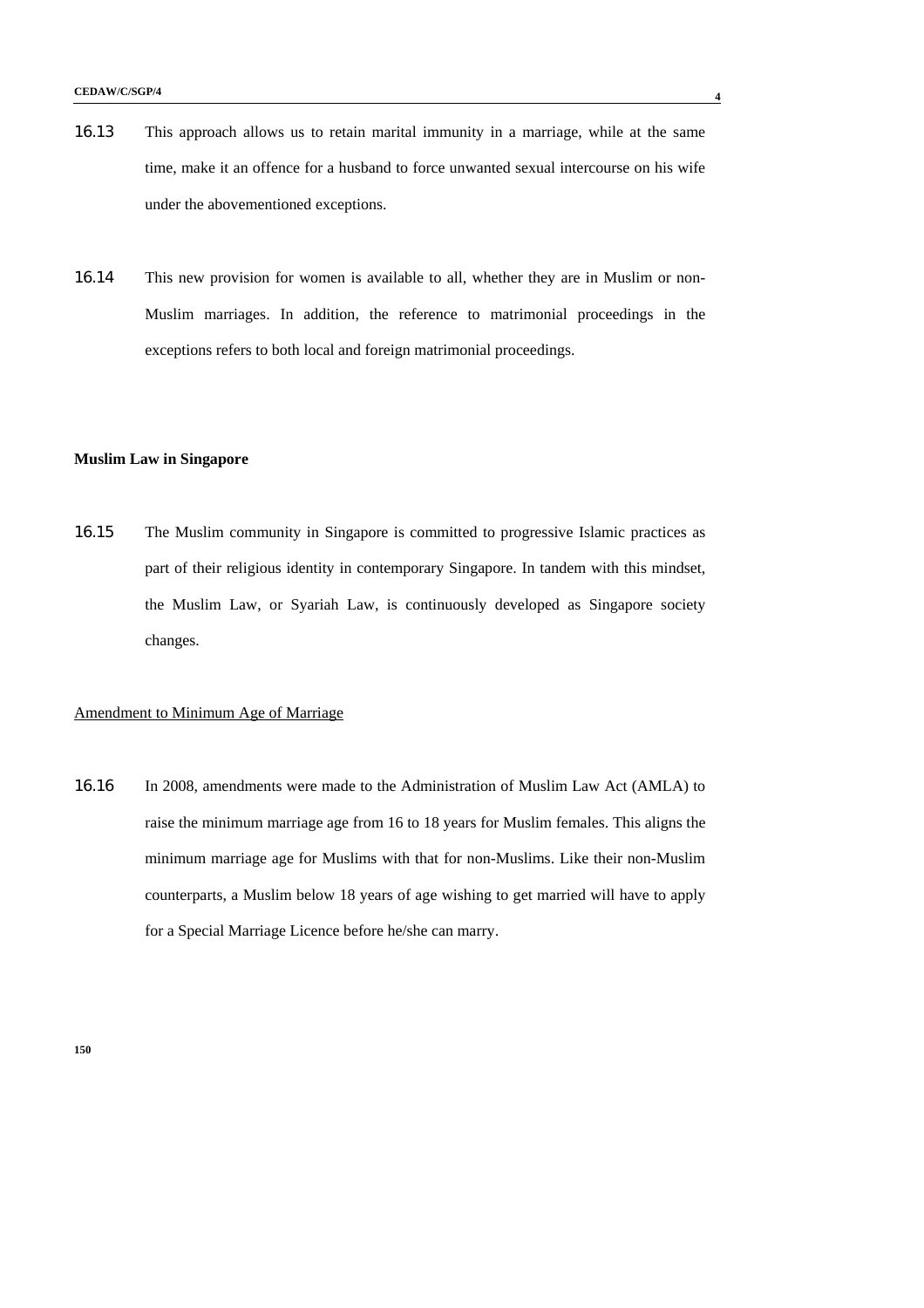16.13 This approach allows us to retain marital immunity in a marriage, while at the same time, make it an offence for a husband to force unwanted sexual intercourse on his wife under the abovementioned exceptions.

16.14 This new provision for women is available to all, whether they are in Muslim or non-Muslim marriages. In addition, the reference to matrimonial proceedings in the exceptions refers to both local and foreign matrimonial proceedings.

**Muslim Law in Singapore**

16.15 The Muslim community in Singapore is committed to progressive Islamic practices as part of their religious identity in contemporary Singapore. In tandem with this mindset, the Muslim Law, or Syariah Law, is continuously developed as Singapore society changes.

Amendment to Minimum Age of Marriage

16.16 In 2008, amendments were made to the Administration of Muslim Law Act (AMLA) to raise the minimum marriage age from 16 to 18 years for Muslim females. This aligns the minimum marriage age for Muslims with that for non-Muslims. Like their non-Muslim counterparts, a Muslim below 18 years of age wishing to get married will have to apply for a Special Marriage Licence before he/she can marry.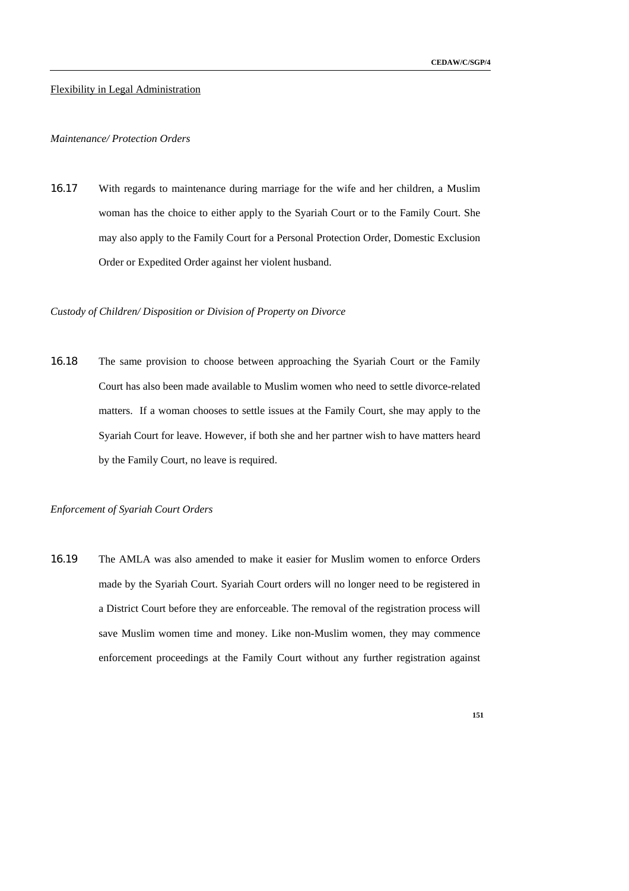Flexibility in Legal Administration

*Maintenance/ Protection Orders*

16.17 With regards to maintenance during marriage for the wife and her children, a Muslim woman has the choice to either apply to the Syariah Court or to the Family Court. She may also apply to the Family Court for a Personal Protection Order, Domestic Exclusion Order or Expedited Order against her violent husband.

*Custody of Children/ Disposition or Division of Property on Divorce*

16.18 The same provision to choose between approaching the Syariah Court or the Family Court has also been made available to Muslim women who need to settle divorce-related matters. If a woman chooses to settle issues at the Family Court, she may apply to the Syariah Court for leave. However, if both she and her partner wish to have matters heard by the Family Court, no leave is required.

*Enforcement of Syariah Court Orders*

16.19 The AMLA was also amended to make it easier for Muslim women to enforce Orders made by the Syariah Court. Syariah Court orders will no longer need to be registered in a District Court before they are enforceable. The removal of the registration process will save Muslim women time and money. Like non-Muslim women, they may commence enforcement proceedings at the Family Court without any further registration against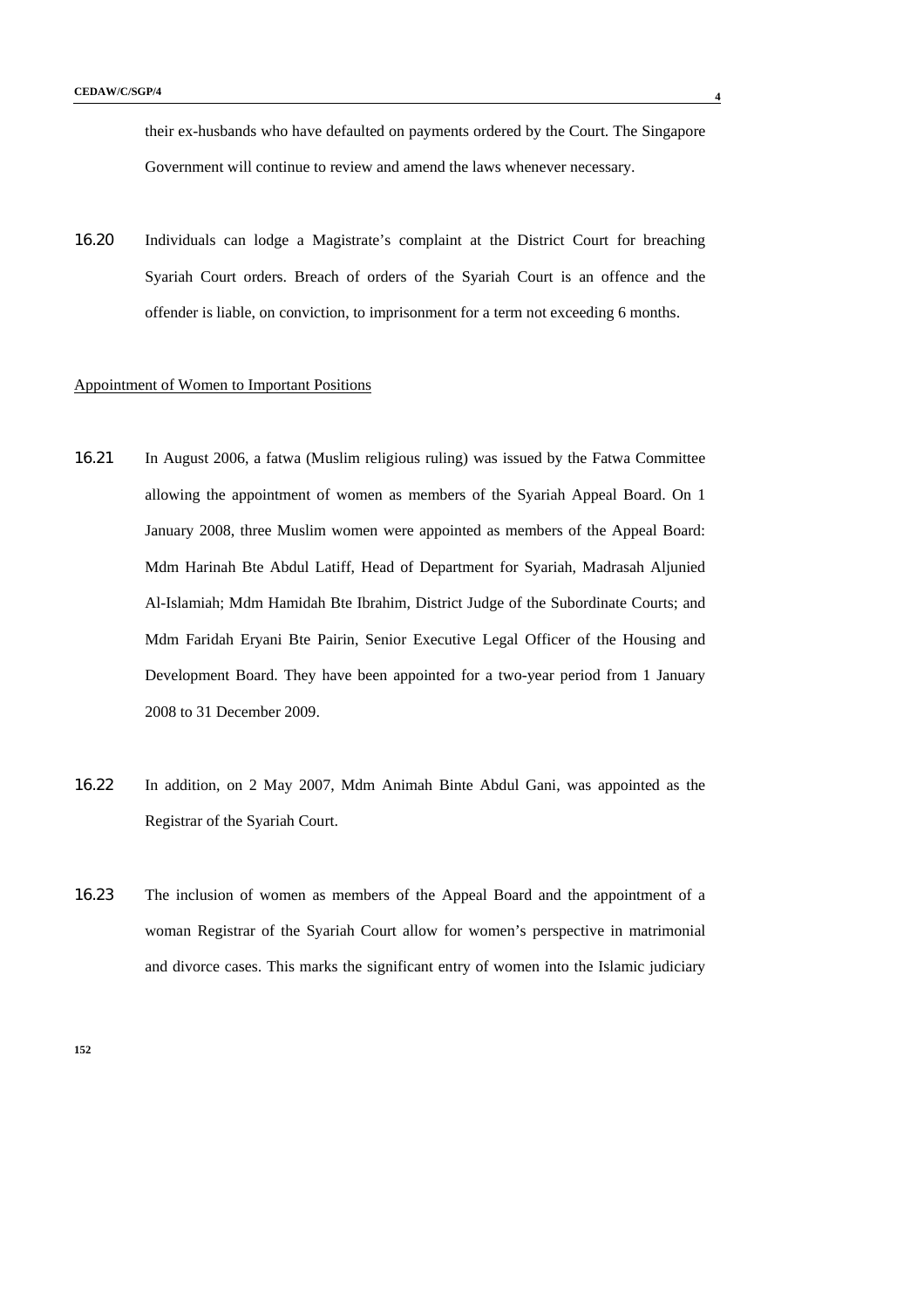their ex-husbands who have defaulted on payments ordered by the Court. The Singapore Government will continue to review and amend the laws whenever necessary.

16.20 Individuals can lodge a Magistrate's complaint at the District Court for breaching Syariah Court orders. Breach of orders of the Syariah Court is an offence and the offender is liable, on conviction, to imprisonment for a term not exceeding 6 months.

Appointment of Women to Important Positions

16.21 In August 2006, a fatwa (Muslim religious ruling) was issued by the Fatwa Committee allowing the appointment of women as members of the Syariah Appeal Board. On 1 January 2008, three Muslim women were appointed as members of the Appeal Board: Mdm Harinah Bte Abdul Latiff, Head of Department for Syariah, Madrasah Aljunied Al-Islamiah; Mdm Hamidah Bte Ibrahim, District Judge of the Subordinate Courts; and Mdm Faridah Eryani Bte Pairin, Senior Executive Legal Officer of the Housing and Development Board. They have been appointed for a two-year period from 1 January 2008 to 31 December 2009.

16.22 In addition, on 2 May 2007, Mdm Animah Binte Abdul Gani, was appointed as the Registrar of the Syariah Court.

16.23 The inclusion of women as members of the Appeal Board and the appointment of a woman Registrar of the Syariah Court allow for women's perspective in matrimonial and divorce cases. This marks the significant entry of women into the Islamic judiciary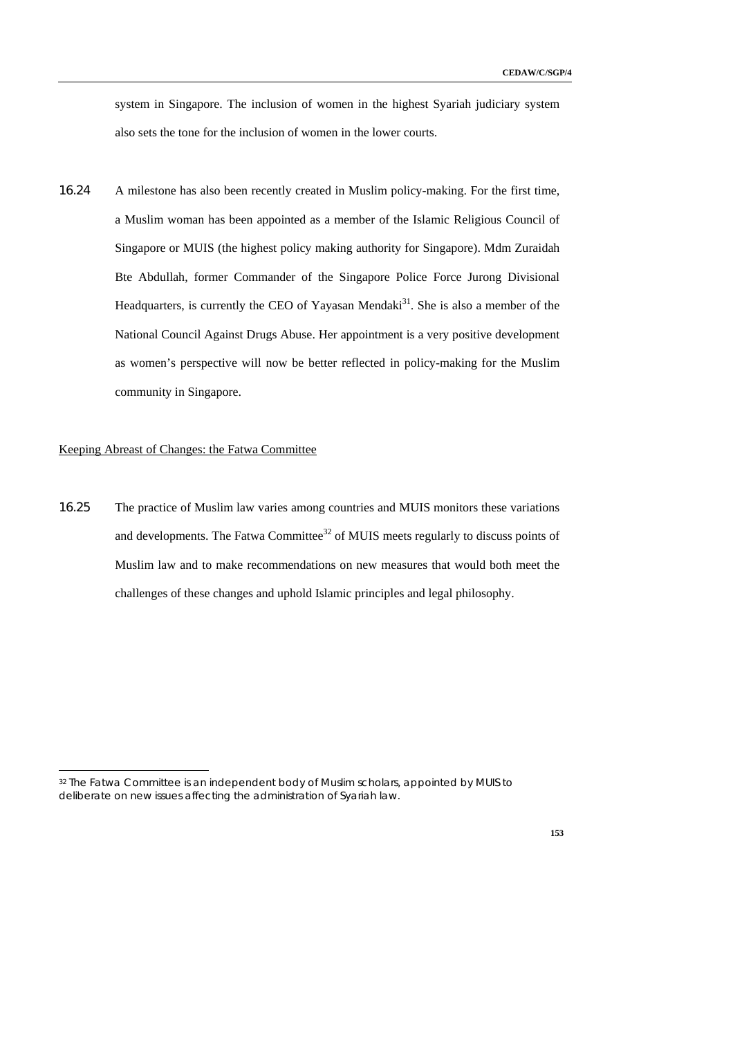system in Singapore. The inclusion of women in the highest Syariah judiciary system also sets the tone for the inclusion of women in the lower courts.

16.24 A milestone has also been recently created in Muslim policy-making. For the first time, a Muslim woman has been appointed as a member of the Islamic Religious Council of Singapore or MUIS (the highest policy making authority for Singapore). Mdm Zuraidah Bte Abdullah, former Commander of the Singapore Police Force Jurong Divisional Headquarters, is currently the CEO of Yayasan Mendaki[31]. She is also a member of the National Council Against Drugs Abuse. Her appointment is a very positive development as women's perspective will now be better reflected in policy-making for the Muslim community in Singapore.

<u>Keeping Abreast of Changes: the Fatwa Committee</u>

16.25 The practice of Muslim law varies among countries and MUIS monitors these variations and developments. The Fatwa Committee[32] of MUIS meets regularly to discuss points of Muslim law and to make recommendations on new measures that would both meet the challenges of these changes and uphold Islamic principles and legal philosophy.

---

[32] The Fatwa Committee is an independent body of Muslim scholars, appointed by MUIS to deliberate on new issues affecting the administration of Syariah law.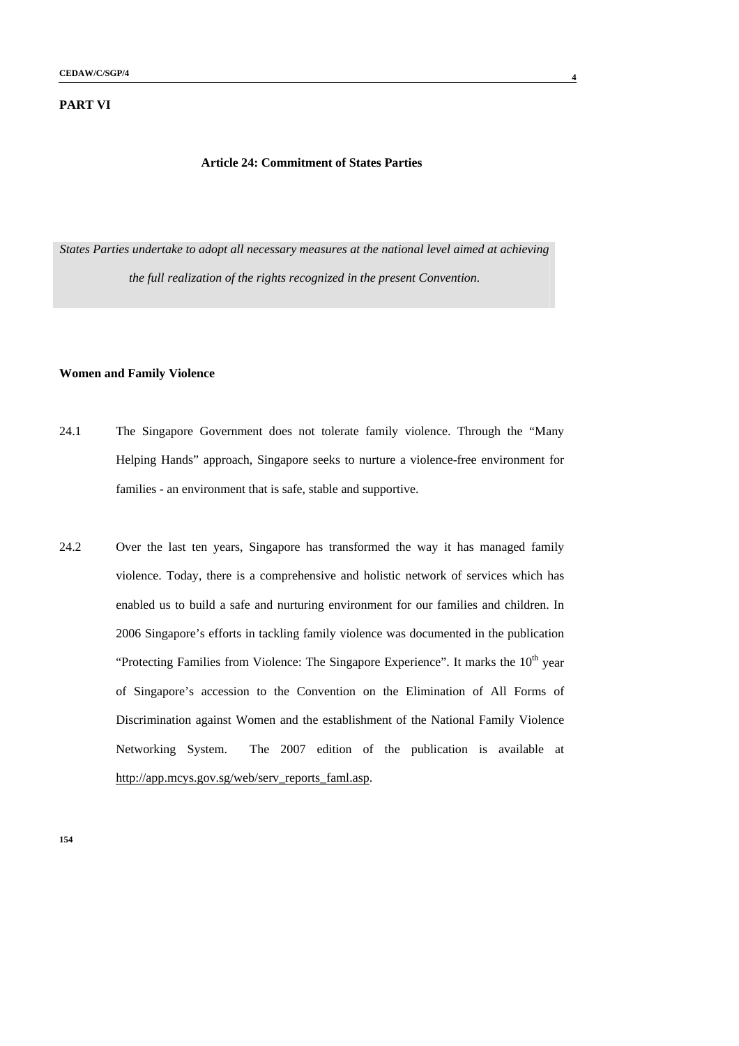**PART VI**

### Article 24: Commitment of States Parties

*States Parties undertake to adopt all necessary measures at the national level aimed at achieving the full realization of the rights recognized in the present Convention.*

**Women and Family Violence**

24.1 The Singapore Government does not tolerate family violence. Through the "Many Helping Hands" approach, Singapore seeks to nurture a violence-free environment for families - an environment that is safe, stable and supportive.

24.2 Over the last ten years, Singapore has transformed the way it has managed family violence. Today, there is a comprehensive and holistic network of services which has enabled us to build a safe and nurturing environment for our families and children. In 2006 Singapore's efforts in tackling family violence was documented in the publication "Protecting Families from Violence: The Singapore Experience". It marks the 10th year of Singapore's accession to the Convention on the Elimination of All Forms of Discrimination against Women and the establishment of the National Family Violence Networking System. The 2007 edition of the publication is available at http://app.mcys.gov.sg/web/serv_reports_faml.asp.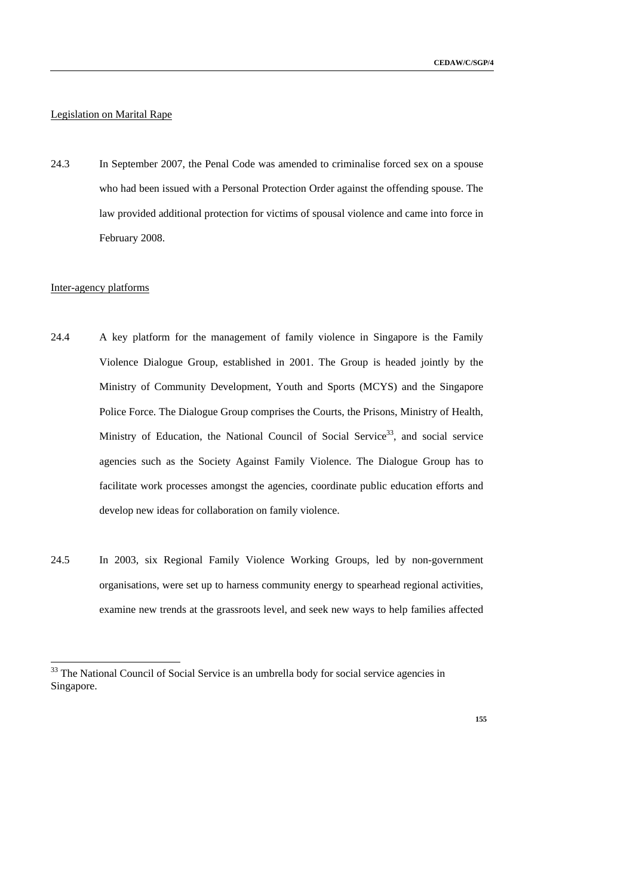Legislation on Marital Rape

24.3 In September 2007, the Penal Code was amended to criminalise forced sex on a spouse who had been issued with a Personal Protection Order against the offending spouse. The law provided additional protection for victims of spousal violence and came into force in February 2008.

Inter-agency platforms

24.4 A key platform for the management of family violence in Singapore is the Family Violence Dialogue Group, established in 2001. The Group is headed jointly by the Ministry of Community Development, Youth and Sports (MCYS) and the Singapore Police Force. The Dialogue Group comprises the Courts, the Prisons, Ministry of Health, Ministry of Education, the National Council of Social Service[33], and social service agencies such as the Society Against Family Violence. The Dialogue Group has to facilitate work processes amongst the agencies, coordinate public education efforts and develop new ideas for collaboration on family violence.

24.5 In 2003, six Regional Family Violence Working Groups, led by non-government organisations, were set up to harness community energy to spearhead regional activities, examine new trends at the grassroots level, and seek new ways to help families affected

[33] The National Council of Social Service is an umbrella body for social service agencies in Singapore.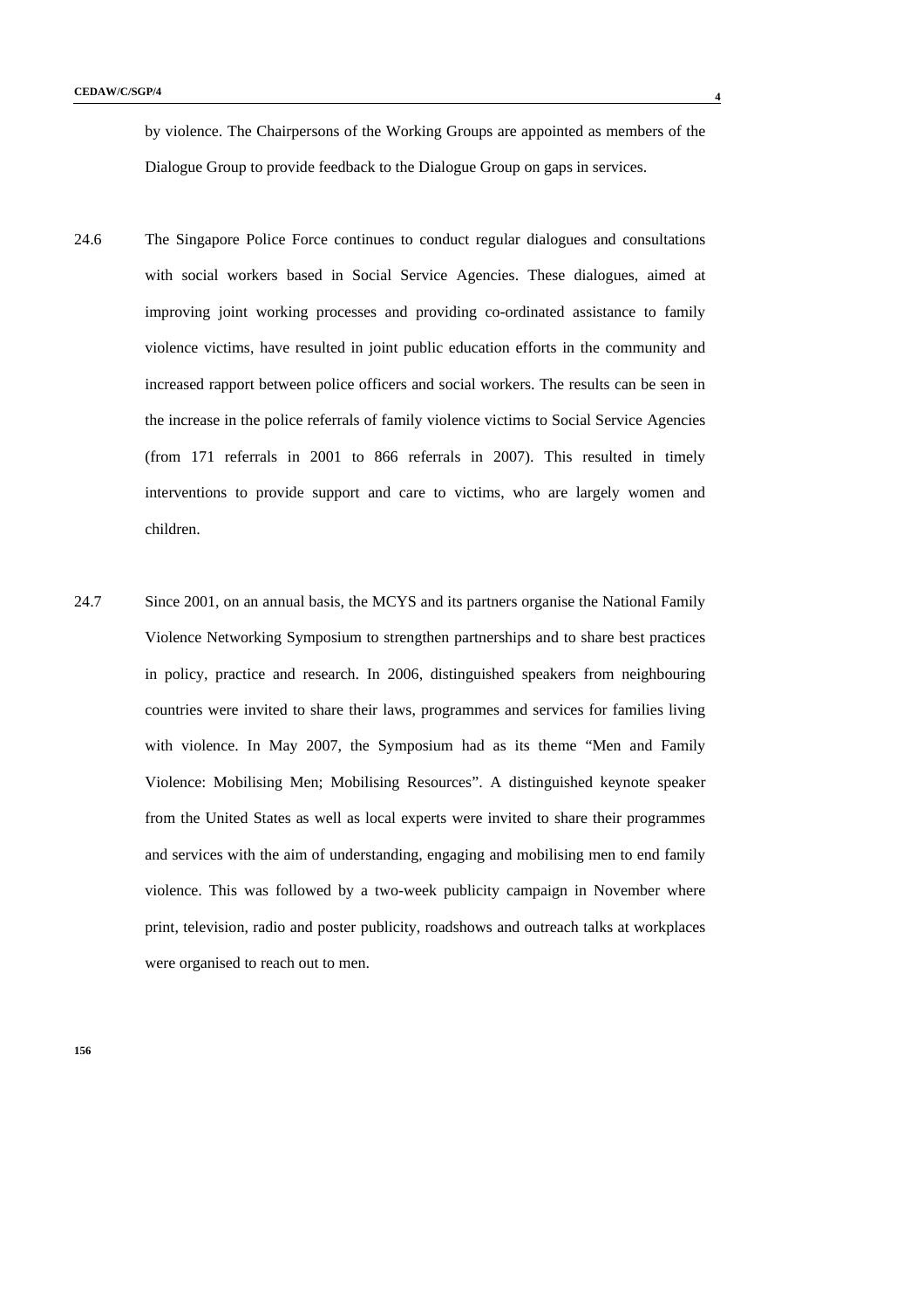by violence. The Chairpersons of the Working Groups are appointed as members of the Dialogue Group to provide feedback to the Dialogue Group on gaps in services.

24.6 The Singapore Police Force continues to conduct regular dialogues and consultations with social workers based in Social Service Agencies. These dialogues, aimed at improving joint working processes and providing co-ordinated assistance to family violence victims, have resulted in joint public education efforts in the community and increased rapport between police officers and social workers. The results can be seen in the increase in the police referrals of family violence victims to Social Service Agencies (from 171 referrals in 2001 to 866 referrals in 2007). This resulted in timely interventions to provide support and care to victims, who are largely women and children.

24.7 Since 2001, on an annual basis, the MCYS and its partners organise the National Family Violence Networking Symposium to strengthen partnerships and to share best practices in policy, practice and research. In 2006, distinguished speakers from neighbouring countries were invited to share their laws, programmes and services for families living with violence. In May 2007, the Symposium had as its theme "Men and Family Violence: Mobilising Men; Mobilising Resources". A distinguished keynote speaker from the United States as well as local experts were invited to share their programmes and services with the aim of understanding, engaging and mobilising men to end family violence. This was followed by a two-week publicity campaign in November where print, television, radio and poster publicity, roadshows and outreach talks at workplaces were organised to reach out to men.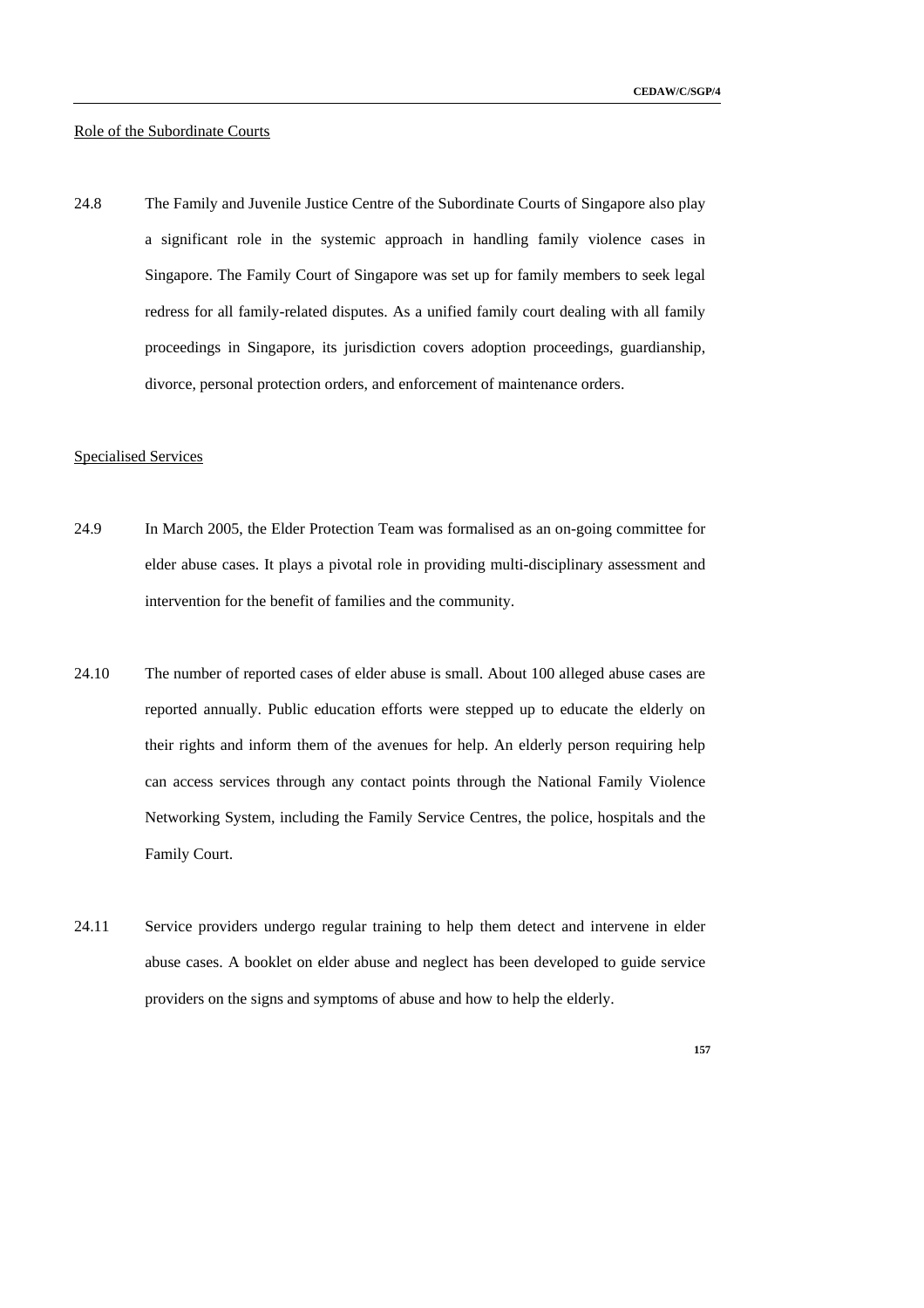Role of the Subordinate Courts

24.8 The Family and Juvenile Justice Centre of the Subordinate Courts of Singapore also play a significant role in the systemic approach in handling family violence cases in Singapore. The Family Court of Singapore was set up for family members to seek legal redress for all family-related disputes. As a unified family court dealing with all family proceedings in Singapore, its jurisdiction covers adoption proceedings, guardianship, divorce, personal protection orders, and enforcement of maintenance orders.

Specialised Services

24.9 In March 2005, the Elder Protection Team was formalised as an on-going committee for elder abuse cases. It plays a pivotal role in providing multi-disciplinary assessment and intervention for the benefit of families and the community.

24.10 The number of reported cases of elder abuse is small. About 100 alleged abuse cases are reported annually. Public education efforts were stepped up to educate the elderly on their rights and inform them of the avenues for help. An elderly person requiring help can access services through any contact points through the National Family Violence Networking System, including the Family Service Centres, the police, hospitals and the Family Court.

24.11 Service providers undergo regular training to help them detect and intervene in elder abuse cases. A booklet on elder abuse and neglect has been developed to guide service providers on the signs and symptoms of abuse and how to help the elderly.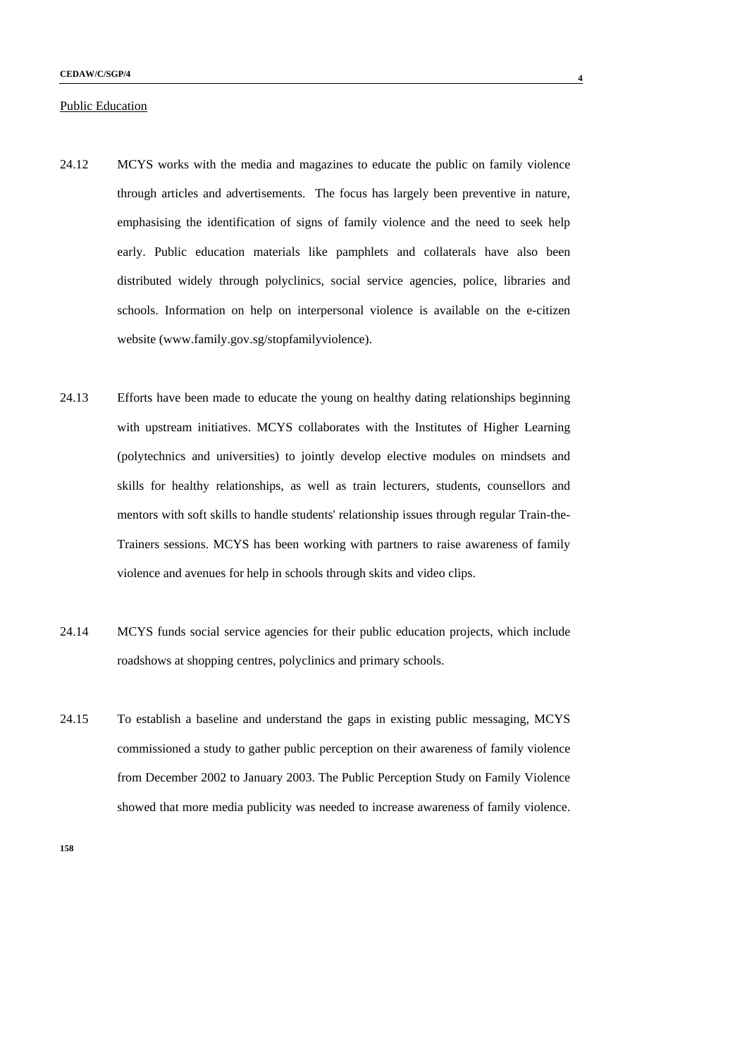Public Education

24.12 MCYS works with the media and magazines to educate the public on family violence through articles and advertisements. The focus has largely been preventive in nature, emphasising the identification of signs of family violence and the need to seek help early. Public education materials like pamphlets and collaterals have also been distributed widely through polyclinics, social service agencies, police, libraries and schools. Information on help on interpersonal violence is available on the e-citizen website (www.family.gov.sg/stopfamilyviolence).

24.13 Efforts have been made to educate the young on healthy dating relationships beginning with upstream initiatives. MCYS collaborates with the Institutes of Higher Learning (polytechnics and universities) to jointly develop elective modules on mindsets and skills for healthy relationships, as well as train lecturers, students, counsellors and mentors with soft skills to handle students' relationship issues through regular Train-the-Trainers sessions. MCYS has been working with partners to raise awareness of family violence and avenues for help in schools through skits and video clips.

24.14 MCYS funds social service agencies for their public education projects, which include roadshows at shopping centres, polyclinics and primary schools.

24.15 To establish a baseline and understand the gaps in existing public messaging, MCYS commissioned a study to gather public perception on their awareness of family violence from December 2002 to January 2003. The Public Perception Study on Family Violence showed that more media publicity was needed to increase awareness of family violence.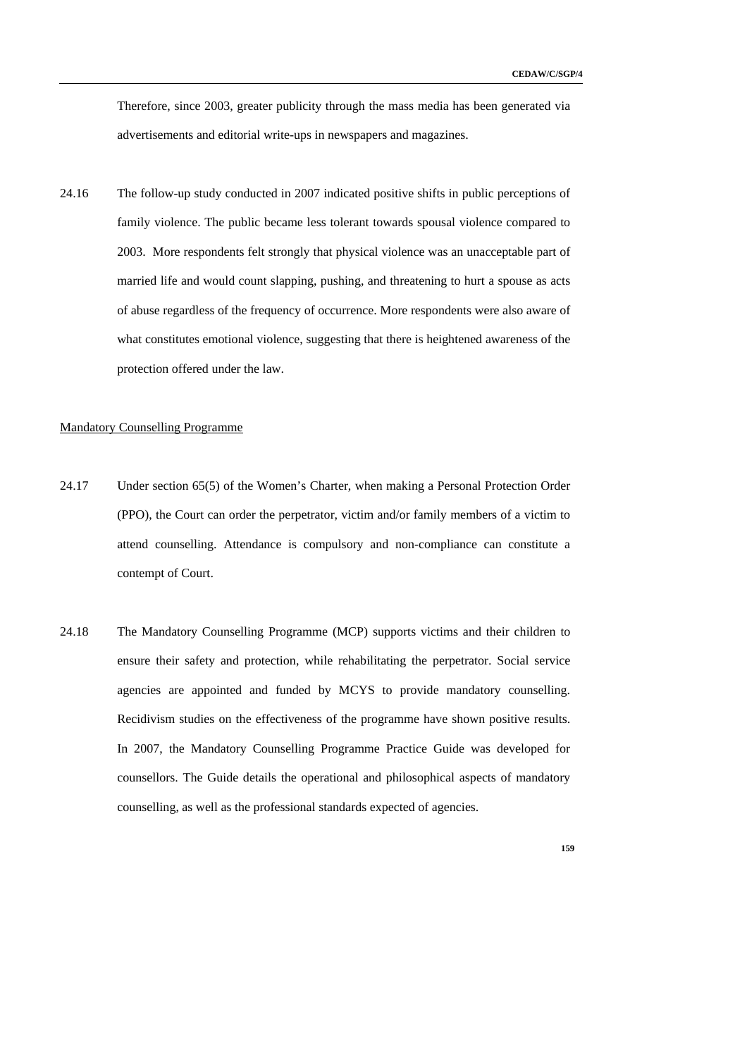Therefore, since 2003, greater publicity through the mass media has been generated via advertisements and editorial write-ups in newspapers and magazines.

24.16 The follow-up study conducted in 2007 indicated positive shifts in public perceptions of family violence. The public became less tolerant towards spousal violence compared to 2003. More respondents felt strongly that physical violence was an unacceptable part of married life and would count slapping, pushing, and threatening to hurt a spouse as acts of abuse regardless of the frequency of occurrence. More respondents were also aware of what constitutes emotional violence, suggesting that there is heightened awareness of the protection offered under the law.

<u>Mandatory Counselling Programme</u>

24.17 Under section 65(5) of the Women's Charter, when making a Personal Protection Order (PPO), the Court can order the perpetrator, victim and/or family members of a victim to attend counselling. Attendance is compulsory and non-compliance can constitute a contempt of Court.

24.18 The Mandatory Counselling Programme (MCP) supports victims and their children to ensure their safety and protection, while rehabilitating the perpetrator. Social service agencies are appointed and funded by MCYS to provide mandatory counselling. Recidivism studies on the effectiveness of the programme have shown positive results. In 2007, the Mandatory Counselling Programme Practice Guide was developed for counsellors. The Guide details the operational and philosophical aspects of mandatory counselling, as well as the professional standards expected of agencies.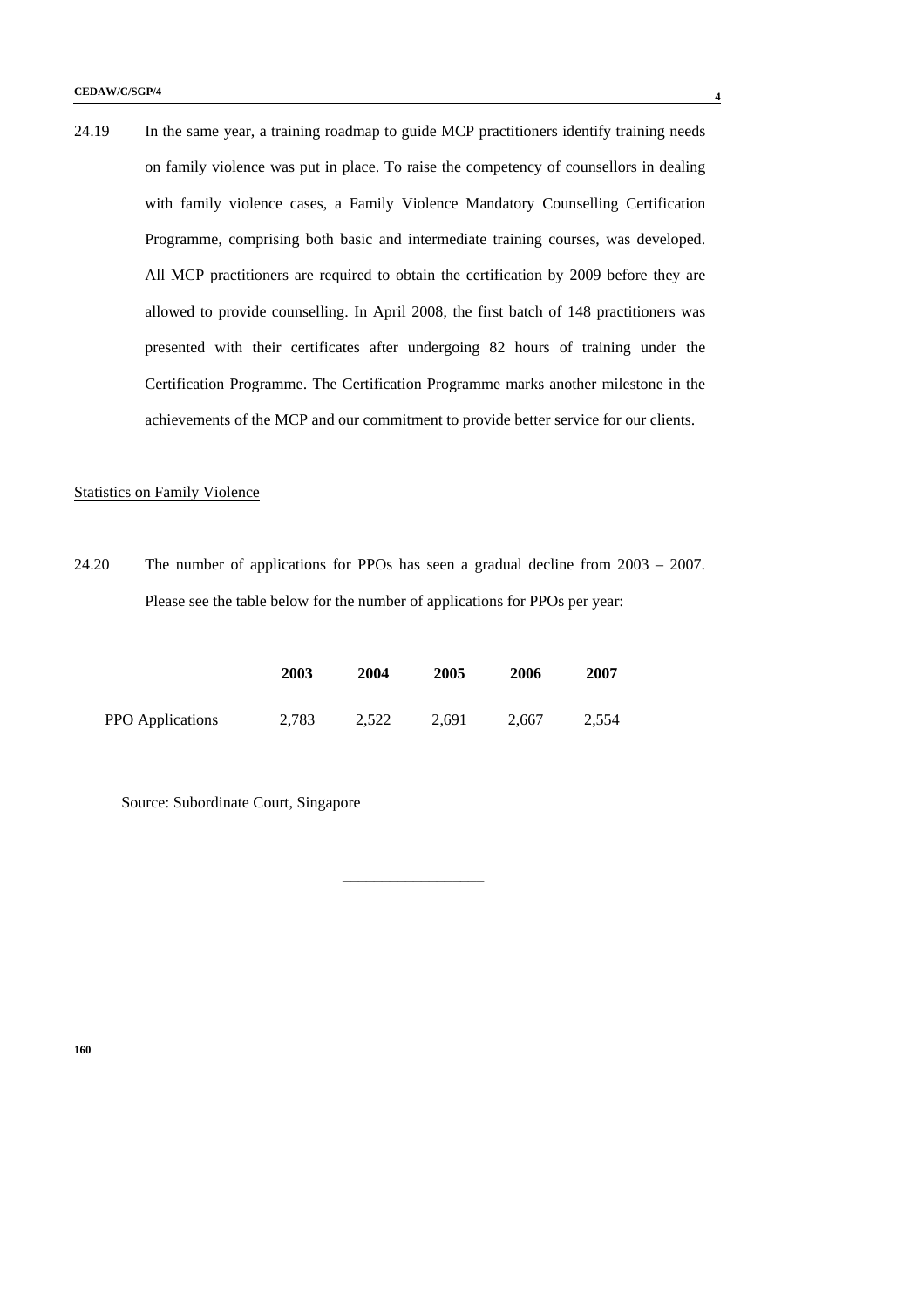24.19 In the same year, a training roadmap to guide MCP practitioners identify training needs on family violence was put in place. To raise the competency of counsellors in dealing with family violence cases, a Family Violence Mandatory Counselling Certification Programme, comprising both basic and intermediate training courses, was developed. All MCP practitioners are required to obtain the certification by 2009 before they are allowed to provide counselling. In April 2008, the first batch of 148 practitioners was presented with their certificates after undergoing 82 hours of training under the Certification Programme. The Certification Programme marks another milestone in the achievements of the MCP and our commitment to provide better service for our clients.

Statistics on Family Violence

24.20 The number of applications for PPOs has seen a gradual decline from 2003 – 2007. Please see the table below for the number of applications for PPOs per year:

| | 2003 | 2004 | 2005 | 2006 | 2007 |
|---|---|---|---|---|---|
| PPO Applications | 2,783 | 2,522 | 2,691 | 2,667 | 2,554 |

Source: Subordinate Court, Singapore

__________________